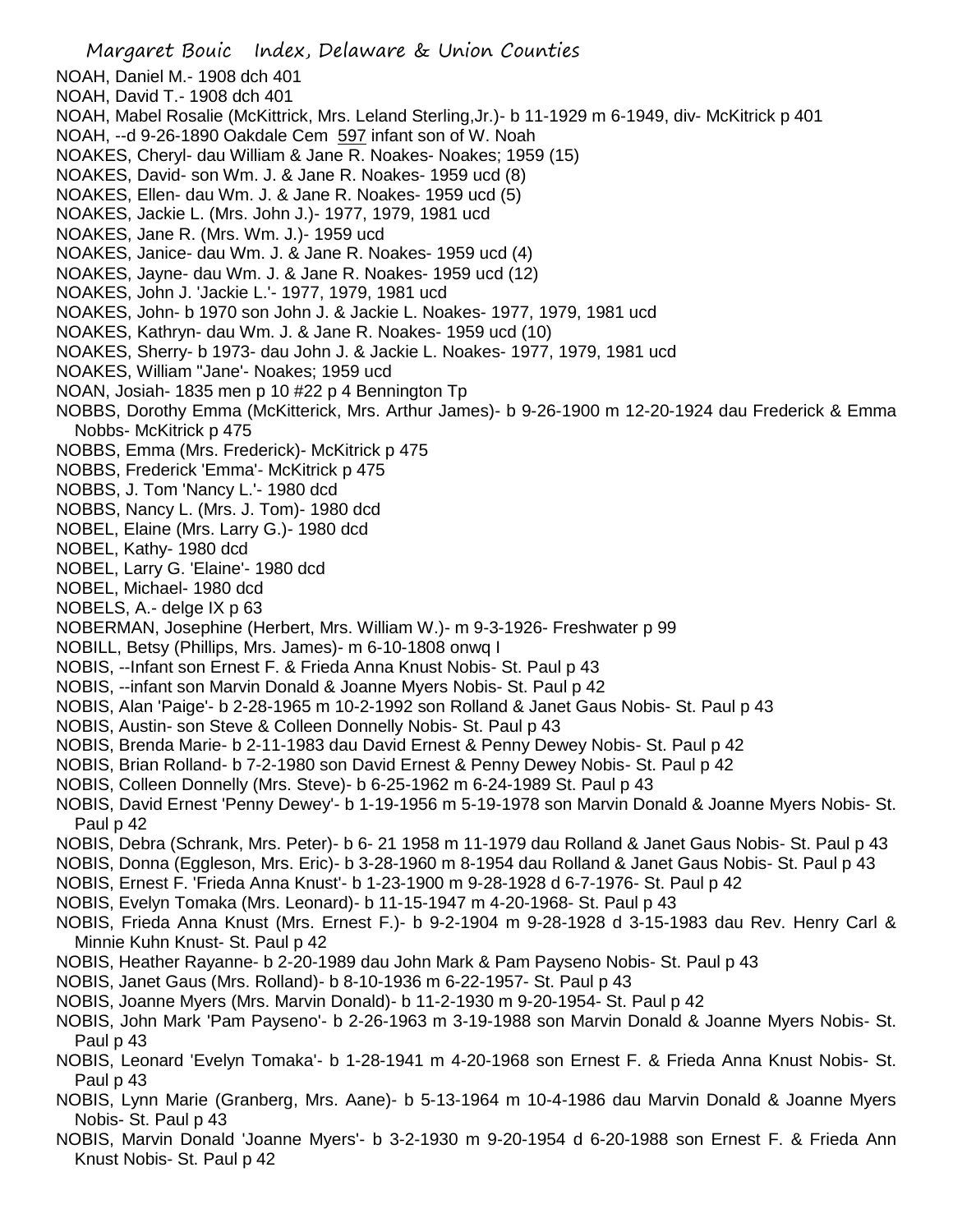# Margaret Bouic Index, Delaware & Union Counties

NOAH, Daniel M.- 1908 dch 401
NOAH, David T.- 1908 dch 401
NOAH, Mabel Rosalie (McKittrick, Mrs. Leland Sterling,Jr.)- b 11-1929 m 6-1949, div- McKitrick p 401
NOAH, --d 9-26-1890 Oakdale Cem 597 infant son of W. Noah
NOAKES, Cheryl- dau William & Jane R. Noakes- Noakes; 1959 (15)
NOAKES, David- son Wm. J. & Jane R. Noakes- 1959 ucd (8)
NOAKES, Ellen- dau Wm. J. & Jane R. Noakes- 1959 ucd (5)
NOAKES, Jackie L. (Mrs. John J.)- 1977, 1979, 1981 ucd
NOAKES, Jane R. (Mrs. Wm. J.)- 1959 ucd
NOAKES, Janice- dau Wm. J. & Jane R. Noakes- 1959 ucd (4)
NOAKES, Jayne- dau Wm. J. & Jane R. Noakes- 1959 ucd (12)
NOAKES, John J. 'Jackie L.'- 1977, 1979, 1981 ucd
NOAKES, John- b 1970 son John J. & Jackie L. Noakes- 1977, 1979, 1981 ucd
NOAKES, Kathryn- dau Wm. J. & Jane R. Noakes- 1959 ucd (10)
NOAKES, Sherry- b 1973- dau John J. & Jackie L. Noakes- 1977, 1979, 1981 ucd
NOAKES, William "Jane'- Noakes; 1959 ucd
NOAN, Josiah- 1835 men p 10 #22 p 4 Bennington Tp
NOBBS, Dorothy Emma (McKitterick, Mrs. Arthur James)- b 9-26-1900 m 12-20-1924 dau Frederick & Emma Nobbs- McKitrick p 475
NOBBS, Emma (Mrs. Frederick)- McKitrick p 475
NOBBS, Frederick 'Emma'- McKitrick p 475
NOBBS, J. Tom 'Nancy L.'- 1980 dcd
NOBBS, Nancy L. (Mrs. J. Tom)- 1980 dcd
NOBEL, Elaine (Mrs. Larry G.)- 1980 dcd
NOBEL, Kathy- 1980 dcd
NOBEL, Larry G. 'Elaine'- 1980 dcd
NOBEL, Michael- 1980 dcd
NOBELS, A.- delge IX p 63
NOBERMAN, Josephine (Herbert, Mrs. William W.)- m 9-3-1926- Freshwater p 99
NOBILL, Betsy (Phillips, Mrs. James)- m 6-10-1808 onwq I
NOBIS, --Infant son Ernest F. & Frieda Anna Knust Nobis- St. Paul p 43
NOBIS, --infant son Marvin Donald & Joanne Myers Nobis- St. Paul p 42
NOBIS, Alan 'Paige'- b 2-28-1965 m 10-2-1992 son Rolland & Janet Gaus Nobis- St. Paul p 43
NOBIS, Austin- son Steve & Colleen Donnelly Nobis- St. Paul p 43
NOBIS, Brenda Marie- b 2-11-1983 dau David Ernest & Penny Dewey Nobis- St. Paul p 42
NOBIS, Brian Rolland- b 7-2-1980 son David Ernest & Penny Dewey Nobis- St. Paul p 42
NOBIS, Colleen Donnelly (Mrs. Steve)- b 6-25-1962 m 6-24-1989 St. Paul p 43
NOBIS, David Ernest 'Penny Dewey'- b 1-19-1956 m 5-19-1978 son Marvin Donald & Joanne Myers Nobis- St. Paul p 42
NOBIS, Debra (Schrank, Mrs. Peter)- b 6- 21 1958 m 11-1979 dau Rolland & Janet Gaus Nobis- St. Paul p 43
NOBIS, Donna (Eggleson, Mrs. Eric)- b 3-28-1960 m 8-1954 dau Rolland & Janet Gaus Nobis- St. Paul p 43
NOBIS, Ernest F. 'Frieda Anna Knust'- b 1-23-1900 m 9-28-1928 d 6-7-1976- St. Paul p 42
NOBIS, Evelyn Tomaka (Mrs. Leonard)- b 11-15-1947 m 4-20-1968- St. Paul p 43
NOBIS, Frieda Anna Knust (Mrs. Ernest F.)- b 9-2-1904 m 9-28-1928 d 3-15-1983 dau Rev. Henry Carl & Minnie Kuhn Knust- St. Paul p 42
NOBIS, Heather Rayanne- b 2-20-1989 dau John Mark & Pam Payseno Nobis- St. Paul p 43
NOBIS, Janet Gaus (Mrs. Rolland)- b 8-10-1936 m 6-22-1957- St. Paul p 43
NOBIS, Joanne Myers (Mrs. Marvin Donald)- b 11-2-1930 m 9-20-1954- St. Paul p 42
NOBIS, John Mark 'Pam Payseno'- b 2-26-1963 m 3-19-1988 son Marvin Donald & Joanne Myers Nobis- St. Paul p 43
NOBIS, Leonard 'Evelyn Tomaka'- b 1-28-1941 m 4-20-1968 son Ernest F. & Frieda Anna Knust Nobis- St. Paul p 43
NOBIS, Lynn Marie (Granberg, Mrs. Aane)- b 5-13-1964 m 10-4-1986 dau Marvin Donald & Joanne Myers Nobis- St. Paul p 43
NOBIS, Marvin Donald 'Joanne Myers'- b 3-2-1930 m 9-20-1954 d 6-20-1988 son Ernest F. & Frieda Ann Knust Nobis- St. Paul p 42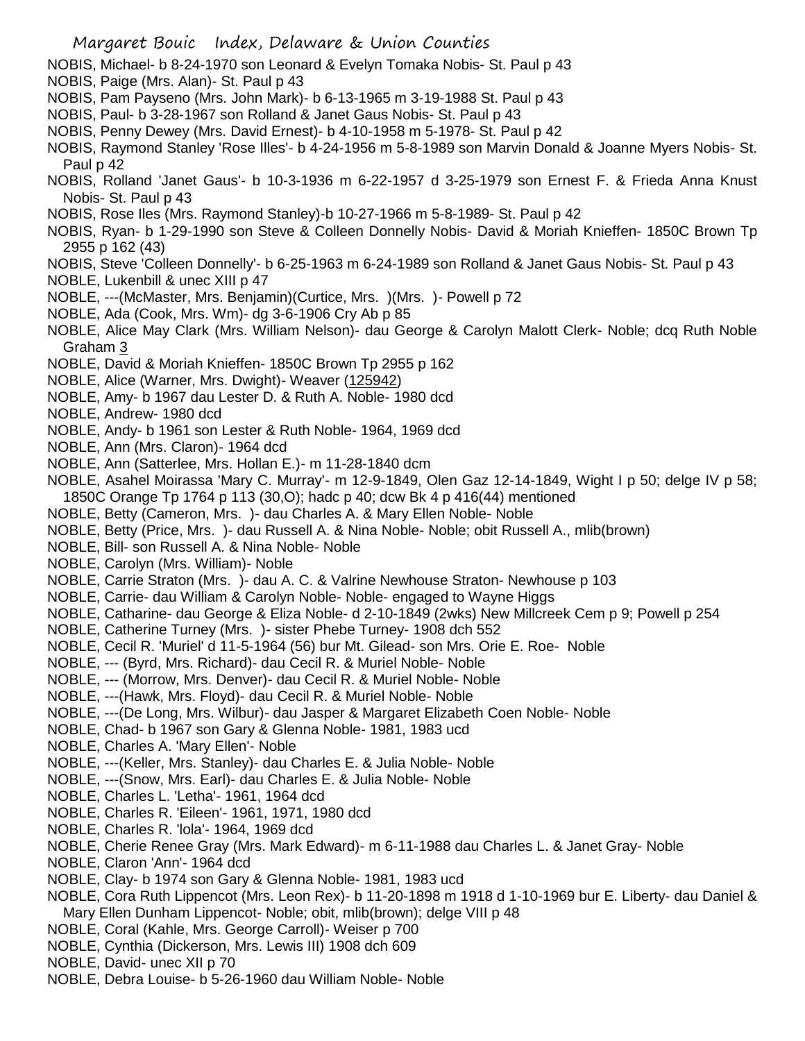NOBIS, Michael- b 8-24-1970 son Leonard & Evelyn Tomaka Nobis- St. Paul p 43
NOBIS, Paige (Mrs. Alan)- St. Paul p 43
NOBIS, Pam Payseno (Mrs. John Mark)- b 6-13-1965 m 3-19-1988 St. Paul p 43
NOBIS, Paul- b 3-28-1967 son Rolland & Janet Gaus Nobis- St. Paul p 43
NOBIS, Penny Dewey (Mrs. David Ernest)- b 4-10-1958 m 5-1978- St. Paul p 42
NOBIS, Raymond Stanley 'Rose Illes'- b 4-24-1956 m 5-8-1989 son Marvin Donald & Joanne Myers Nobis- St. Paul p 42
NOBIS, Rolland 'Janet Gaus'- b 10-3-1936 m 6-22-1957 d 3-25-1979 son Ernest F. & Frieda Anna Knust Nobis- St. Paul p 43
NOBIS, Rose Iles (Mrs. Raymond Stanley)-b 10-27-1966 m 5-8-1989- St. Paul p 42
NOBIS, Ryan- b 1-29-1990 son Steve & Colleen Donnelly Nobis- David & Moriah Knieffen- 1850C Brown Tp 2955 p 162 (43)
NOBIS, Steve 'Colleen Donnelly'- b 6-25-1963 m 6-24-1989 son Rolland & Janet Gaus Nobis- St. Paul p 43
NOBLE, Lukenbill & unec XIII p 47
NOBLE, ---(McMaster, Mrs. Benjamin)(Curtice, Mrs. )(Mrs. )- Powell p 72
NOBLE, Ada (Cook, Mrs. Wm)- dg 3-6-1906 Cry Ab p 85
NOBLE, Alice May Clark (Mrs. William Nelson)- dau George & Carolyn Malott Clerk- Noble; dcq Ruth Noble Graham 3
NOBLE, David & Moriah Knieffen- 1850C Brown Tp 2955 p 162
NOBLE, Alice (Warner, Mrs. Dwight)- Weaver (125942)
NOBLE, Amy- b 1967 dau Lester D. & Ruth A. Noble- 1980 dcd
NOBLE, Andrew- 1980 dcd
NOBLE, Andy- b 1961 son Lester & Ruth Noble- 1964, 1969 dcd
NOBLE, Ann (Mrs. Claron)- 1964 dcd
NOBLE, Ann (Satterlee, Mrs. Hollan E.)- m 11-28-1840 dcm
NOBLE, Asahel Moirassa 'Mary C. Murray'- m 12-9-1849, Olen Gaz 12-14-1849, Wight I p 50; delge IV p 58; 1850C Orange Tp 1764 p 113 (30,O); hadc p 40; dcw Bk 4 p 416(44) mentioned
NOBLE, Betty (Cameron, Mrs. )- dau Charles A. & Mary Ellen Noble- Noble
NOBLE, Betty (Price, Mrs. )- dau Russell A. & Nina Noble- Noble; obit Russell A., mlib(brown)
NOBLE, Bill- son Russell A. & Nina Noble- Noble
NOBLE, Carolyn (Mrs. William)- Noble
NOBLE, Carrie Straton (Mrs. )- dau A. C. & Valrine Newhouse Straton- Newhouse p 103
NOBLE, Carrie- dau William & Carolyn Noble- Noble- engaged to Wayne Higgs
NOBLE, Catharine- dau George & Eliza Noble- d 2-10-1849 (2wks) New Millcreek Cem p 9; Powell p 254
NOBLE, Catherine Turney (Mrs. )- sister Phebe Turney- 1908 dch 552
NOBLE, Cecil R. 'Muriel' d 11-5-1964 (56) bur Mt. Gilead- son Mrs. Orie E. Roe- Noble
NOBLE, --- (Byrd, Mrs. Richard)- dau Cecil R. & Muriel Noble- Noble
NOBLE, --- (Morrow, Mrs. Denver)- dau Cecil R. & Muriel Noble- Noble
NOBLE, ---(Hawk, Mrs. Floyd)- dau Cecil R. & Muriel Noble- Noble
NOBLE, ---(De Long, Mrs. Wilbur)- dau Jasper & Margaret Elizabeth Coen Noble- Noble
NOBLE, Chad- b 1967 son Gary & Glenna Noble- 1981, 1983 ucd
NOBLE, Charles A. 'Mary Ellen'- Noble
NOBLE, ---(Keller, Mrs. Stanley)- dau Charles E. & Julia Noble- Noble
NOBLE, ---(Snow, Mrs. Earl)- dau Charles E. & Julia Noble- Noble
NOBLE, Charles L. 'Letha'- 1961, 1964 dcd
NOBLE, Charles R. 'Eileen'- 1961, 1971, 1980 dcd
NOBLE, Charles R. 'lola'- 1964, 1969 dcd
NOBLE, Cherie Renee Gray (Mrs. Mark Edward)- m 6-11-1988 dau Charles L. & Janet Gray- Noble
NOBLE, Claron 'Ann'- 1964 dcd
NOBLE, Clay- b 1974 son Gary & Glenna Noble- 1981, 1983 ucd
NOBLE, Cora Ruth Lippencot (Mrs. Leon Rex)- b 11-20-1898 m 1918 d 1-10-1969 bur E. Liberty- dau Daniel & Mary Ellen Dunham Lippencot- Noble; obit, mlib(brown); delge VIII p 48
NOBLE, Coral (Kahle, Mrs. George Carroll)- Weiser p 700
NOBLE, Cynthia (Dickerson, Mrs. Lewis III) 1908 dch 609
NOBLE, David- unec XII p 70
NOBLE, Debra Louise- b 5-26-1960 dau William Noble- Noble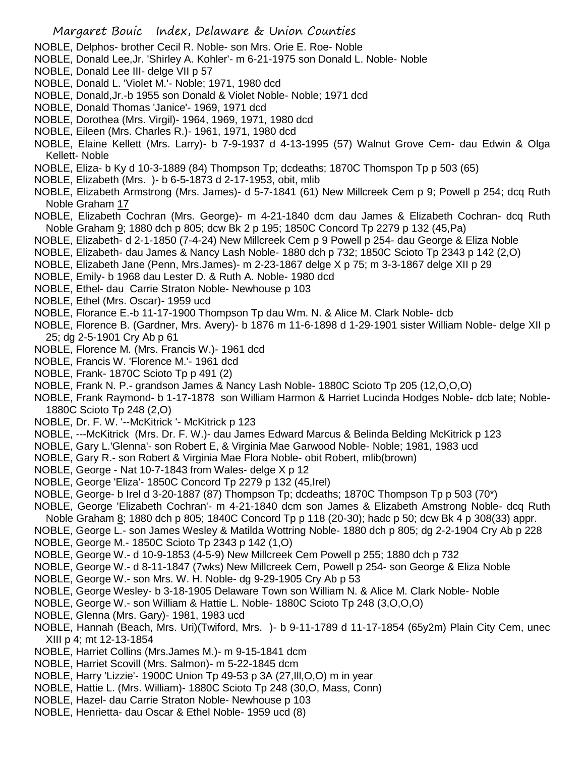NOBLE, Delphos- brother Cecil R. Noble- son Mrs. Orie E. Roe- Noble
NOBLE, Donald Lee,Jr. 'Shirley A. Kohler'- m 6-21-1975 son Donald L. Noble- Noble
NOBLE, Donald Lee III- delge VII p 57
NOBLE, Donald L. 'Violet M.'- Noble; 1971, 1980 dcd
NOBLE, Donald,Jr.-b 1955 son Donald & Violet Noble- Noble; 1971 dcd
NOBLE, Donald Thomas 'Janice'- 1969, 1971 dcd
NOBLE, Dorothea (Mrs. Virgil)- 1964, 1969, 1971, 1980 dcd
NOBLE, Eileen (Mrs. Charles R.)- 1961, 1971, 1980 dcd
NOBLE, Elaine Kellett (Mrs. Larry)- b 7-9-1937 d 4-13-1995 (57) Walnut Grove Cem- dau Edwin & Olga Kellett- Noble
NOBLE, Eliza- b Ky d 10-3-1889 (84) Thompson Tp; dcdeaths; 1870C Thomspon Tp p 503 (65)
NOBLE, Elizabeth (Mrs. )- b 6-5-1873 d 2-17-1953, obit, mlib
NOBLE, Elizabeth Armstrong (Mrs. James)- d 5-7-1841 (61) New Millcreek Cem p 9; Powell p 254; dcq Ruth Noble Graham 17
NOBLE, Elizabeth Cochran (Mrs. George)- m 4-21-1840 dcm dau James & Elizabeth Cochran- dcq Ruth Noble Graham 9; 1880 dch p 805; dcw Bk 2 p 195; 1850C Concord Tp 2279 p 132 (45,Pa)
NOBLE, Elizabeth- d 2-1-1850 (7-4-24) New Millcreek Cem p 9 Powell p 254- dau George & Eliza Noble
NOBLE, Elizabeth- dau James & Nancy Lash Noble- 1880 dch p 732; 1850C Scioto Tp 2343 p 142 (2,O)
NOBLE, Elizabeth Jane (Penn, Mrs.James)- m 2-23-1867 delge X p 75; m 3-3-1867 delge XII p 29
NOBLE, Emily- b 1968 dau Lester D. & Ruth A. Noble- 1980 dcd
NOBLE, Ethel- dau Carrie Straton Noble- Newhouse p 103
NOBLE, Ethel (Mrs. Oscar)- 1959 ucd
NOBLE, Florance E.-b 11-17-1900 Thompson Tp dau Wm. N. & Alice M. Clark Noble- dcb
NOBLE, Florence B. (Gardner, Mrs. Avery)- b 1876 m 11-6-1898 d 1-29-1901 sister William Noble- delge XII p 25; dg 2-5-1901 Cry Ab p 61
NOBLE, Florence M. (Mrs. Francis W.)- 1961 dcd
NOBLE, Francis W. 'Florence M.'- 1961 dcd
NOBLE, Frank- 1870C Scioto Tp p 491 (2)
NOBLE, Frank N. P.- grandson James & Nancy Lash Noble- 1880C Scioto Tp 205 (12,O,O,O)
NOBLE, Frank Raymond- b 1-17-1878 son William Harmon & Harriet Lucinda Hodges Noble- dcb late; Noble- 1880C Scioto Tp 248 (2,O)
NOBLE, Dr. F. W. '--McKitrick '- McKitrick p 123
NOBLE, ---McKitrick (Mrs. Dr. F. W.)- dau James Edward Marcus & Belinda Belding McKitrick p 123
NOBLE, Gary L.'Glenna'- son Robert E, & Virginia Mae Garwood Noble- Noble; 1981, 1983 ucd
NOBLE, Gary R.- son Robert & Virginia Mae Flora Noble- obit Robert, mlib(brown)
NOBLE, George - Nat 10-7-1843 from Wales- delge X p 12
NOBLE, George 'Eliza'- 1850C Concord Tp 2279 p 132 (45,Irel)
NOBLE, George- b Irel d 3-20-1887 (87) Thompson Tp; dcdeaths; 1870C Thompson Tp p 503 (70*)
NOBLE, George 'Elizabeth Cochran'- m 4-21-1840 dcm son James & Elizabeth Amstrong Noble- dcq Ruth Noble Graham 8; 1880 dch p 805; 1840C Concord Tp p 118 (20-30); hadc p 50; dcw Bk 4 p 308(33) appr.
NOBLE, George L.- son James Wesley & Matilda Wottring Noble- 1880 dch p 805; dg 2-2-1904 Cry Ab p 228
NOBLE, George M.- 1850C Scioto Tp 2343 p 142 (1,O)
NOBLE, George W.- d 10-9-1853 (4-5-9) New Millcreek Cem Powell p 255; 1880 dch p 732
NOBLE, George W.- d 8-11-1847 (7wks) New Millcreek Cem, Powell p 254- son George & Eliza Noble
NOBLE, George W.- son Mrs. W. H. Noble- dg 9-29-1905 Cry Ab p 53
NOBLE, George Wesley- b 3-18-1905 Delaware Town son William N. & Alice M. Clark Noble- Noble
NOBLE, George W.- son William & Hattie L. Noble- 1880C Scioto Tp 248 (3,O,O,O)
NOBLE, Glenna (Mrs. Gary)- 1981, 1983 ucd
NOBLE, Hannah (Beach, Mrs. Uri)(Twiford, Mrs. )- b 9-11-1789 d 11-17-1854 (65y2m) Plain City Cem, unec XIII p 4; mt 12-13-1854
NOBLE, Harriet Collins (Mrs.James M.)- m 9-15-1841 dcm
NOBLE, Harriet Scovill (Mrs. Salmon)- m 5-22-1845 dcm
NOBLE, Harry 'Lizzie'- 1900C Union Tp 49-53 p 3A (27,Ill,O,O) m in year
NOBLE, Hattie L. (Mrs. William)- 1880C Scioto Tp 248 (30,O, Mass, Conn)
NOBLE, Hazel- dau Carrie Straton Noble- Newhouse p 103
NOBLE, Henrietta- dau Oscar & Ethel Noble- 1959 ucd (8)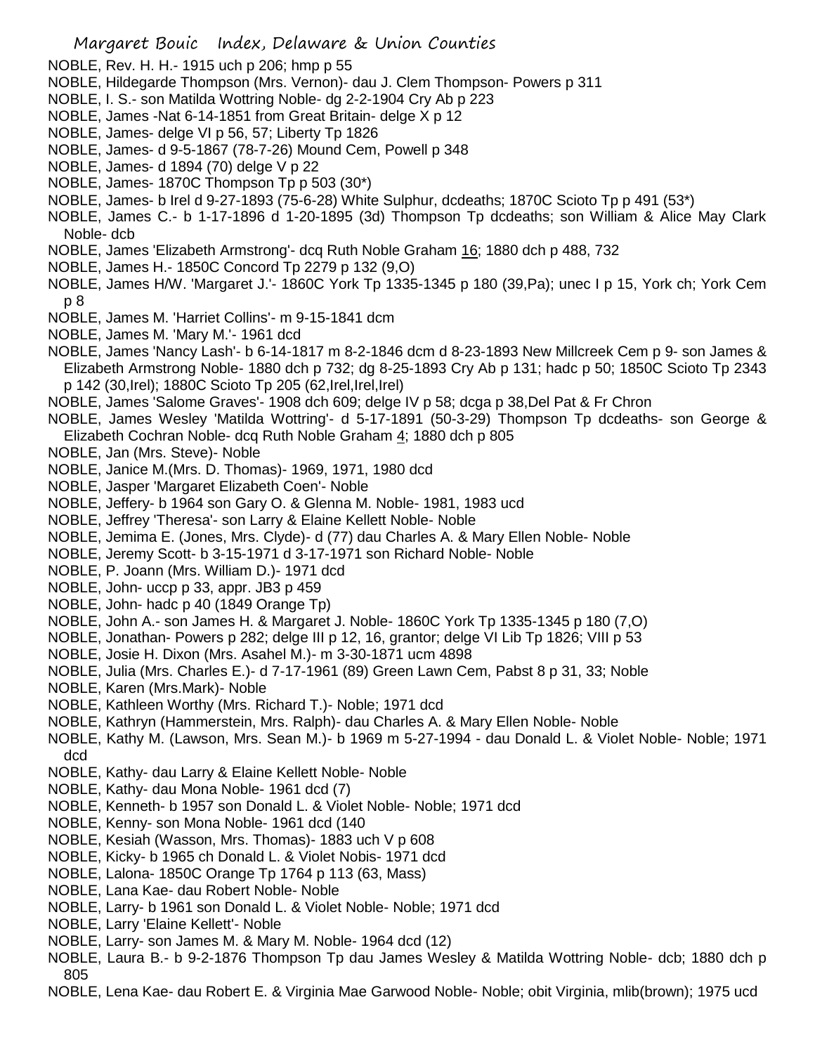NOBLE, Rev. H. H.- 1915 uch p 206; hmp p 55

NOBLE, Hildegarde Thompson (Mrs. Vernon)- dau J. Clem Thompson- Powers p 311

NOBLE, I. S.- son Matilda Wottring Noble- dg 2-2-1904 Cry Ab p 223

NOBLE, James -Nat 6-14-1851 from Great Britain- delge X p 12

NOBLE, James- delge VI p 56, 57; Liberty Tp 1826

NOBLE, James- d 9-5-1867 (78-7-26) Mound Cem, Powell p 348

NOBLE, James- d 1894 (70) delge V p 22

NOBLE, James- 1870C Thompson Tp p 503 (30*)

NOBLE, James- b Irel d 9-27-1893 (75-6-28) White Sulphur, dcdeaths; 1870C Scioto Tp p 491 (53*)

NOBLE, James C.- b 1-17-1896 d 1-20-1895 (3d) Thompson Tp dcdeaths; son William & Alice May Clark Noble- dcb

NOBLE, James 'Elizabeth Armstrong'- dcq Ruth Noble Graham 16; 1880 dch p 488, 732

NOBLE, James H.- 1850C Concord Tp 2279 p 132 (9,O)

NOBLE, James H/W. 'Margaret J.'- 1860C York Tp 1335-1345 p 180 (39,Pa); unec I p 15, York ch; York Cem p 8

NOBLE, James M. 'Harriet Collins'- m 9-15-1841 dcm

NOBLE, James M. 'Mary M.'- 1961 dcd

NOBLE, James 'Nancy Lash'- b 6-14-1817 m 8-2-1846 dcm d 8-23-1893 New Millcreek Cem p 9- son James & Elizabeth Armstrong Noble- 1880 dch p 732; dg 8-25-1893 Cry Ab p 131; hadc p 50; 1850C Scioto Tp 2343 p 142 (30,Irel); 1880C Scioto Tp 205 (62,Irel,Irel,Irel)

NOBLE, James 'Salome Graves'- 1908 dch 609; delge IV p 58; dcga p 38,Del Pat & Fr Chron

NOBLE, James Wesley 'Matilda Wottring'- d 5-17-1891 (50-3-29) Thompson Tp dcdeaths- son George & Elizabeth Cochran Noble- dcq Ruth Noble Graham 4; 1880 dch p 805

NOBLE, Jan (Mrs. Steve)- Noble

NOBLE, Janice M.(Mrs. D. Thomas)- 1969, 1971, 1980 dcd

NOBLE, Jasper 'Margaret Elizabeth Coen'- Noble

NOBLE, Jeffery- b 1964 son Gary O. & Glenna M. Noble- 1981, 1983 ucd

NOBLE, Jeffrey 'Theresa'- son Larry & Elaine Kellett Noble- Noble

NOBLE, Jemima E. (Jones, Mrs. Clyde)- d (77) dau Charles A. & Mary Ellen Noble- Noble

NOBLE, Jeremy Scott- b 3-15-1971 d 3-17-1971 son Richard Noble- Noble

NOBLE, P. Joann (Mrs. William D.)- 1971 dcd

NOBLE, John- uccp p 33, appr. JB3 p 459

NOBLE, John- hadc p 40 (1849 Orange Tp)

NOBLE, John A.- son James H. & Margaret J. Noble- 1860C York Tp 1335-1345 p 180 (7,O)

NOBLE, Jonathan- Powers p 282; delge III p 12, 16, grantor; delge VI Lib Tp 1826; VIII p 53

NOBLE, Josie H. Dixon (Mrs. Asahel M.)- m 3-30-1871 ucm 4898

NOBLE, Julia (Mrs. Charles E.)- d 7-17-1961 (89) Green Lawn Cem, Pabst 8 p 31, 33; Noble

NOBLE, Karen (Mrs.Mark)- Noble

NOBLE, Kathleen Worthy (Mrs. Richard T.)- Noble; 1971 dcd

NOBLE, Kathryn (Hammerstein, Mrs. Ralph)- dau Charles A. & Mary Ellen Noble- Noble

NOBLE, Kathy M. (Lawson, Mrs. Sean M.)- b 1969 m 5-27-1994 - dau Donald L. & Violet Noble- Noble; 1971 dcd

NOBLE, Kathy- dau Larry & Elaine Kellett Noble- Noble

NOBLE, Kathy- dau Mona Noble- 1961 dcd (7)

NOBLE, Kenneth- b 1957 son Donald L. & Violet Noble- Noble; 1971 dcd

NOBLE, Kenny- son Mona Noble- 1961 dcd (140

NOBLE, Kesiah (Wasson, Mrs. Thomas)- 1883 uch V p 608

NOBLE, Kicky- b 1965 ch Donald L. & Violet Nobis- 1971 dcd

NOBLE, Lalona- 1850C Orange Tp 1764 p 113 (63, Mass)

NOBLE, Lana Kae- dau Robert Noble- Noble

NOBLE, Larry- b 1961 son Donald L. & Violet Noble- Noble; 1971 dcd

NOBLE, Larry 'Elaine Kellett'- Noble

NOBLE, Larry- son James M. & Mary M. Noble- 1964 dcd (12)

NOBLE, Laura B.- b 9-2-1876 Thompson Tp dau James Wesley & Matilda Wottring Noble- dcb; 1880 dch p 805

NOBLE, Lena Kae- dau Robert E. & Virginia Mae Garwood Noble- Noble; obit Virginia, mlib(brown); 1975 ucd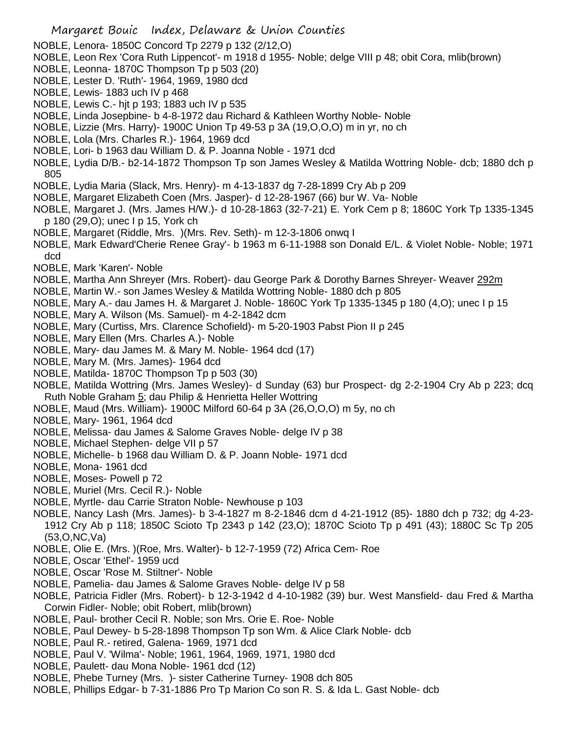NOBLE, Lenora- 1850C Concord Tp 2279 p 132 (2/12,O)

NOBLE, Leon Rex 'Cora Ruth Lippencot'- m 1918 d 1955- Noble; delge VIII p 48; obit Cora, mlib(brown)

NOBLE, Leonna- 1870C Thompson Tp p 503 (20)

NOBLE, Lester D. 'Ruth'- 1964, 1969, 1980 dcd

NOBLE, Lewis- 1883 uch IV p 468

NOBLE, Lewis C.- hjt p 193; 1883 uch IV p 535

NOBLE, Linda Josepbine- b 4-8-1972 dau Richard & Kathleen Worthy Noble- Noble

NOBLE, Lizzie (Mrs. Harry)- 1900C Union Tp 49-53 p 3A (19,O,O,O) m in yr, no ch

NOBLE, Lola (Mrs. Charles R.)- 1964, 1969 dcd

NOBLE, Lori- b 1963 dau William D. & P. Joanna Noble - 1971 dcd

NOBLE, Lydia D/B.- b2-14-1872 Thompson Tp son James Wesley & Matilda Wottring Noble- dcb; 1880 dch p 805

NOBLE, Lydia Maria (Slack, Mrs. Henry)- m 4-13-1837 dg 7-28-1899 Cry Ab p 209

NOBLE, Margaret Elizabeth Coen (Mrs. Jasper)- d 12-28-1967 (66) bur W. Va- Noble

NOBLE, Margaret J. (Mrs. James H/W.)- d 10-28-1863 (32-7-21) E. York Cem p 8; 1860C York Tp 1335-1345 p 180 (29,O); unec I p 15, York ch

NOBLE, Margaret (Riddle, Mrs. )(Mrs. Rev. Seth)- m 12-3-1806 onwq I

NOBLE, Mark Edward'Cherie Renee Gray'- b 1963 m 6-11-1988 son Donald E/L. & Violet Noble- Noble; 1971 dcd

NOBLE, Mark 'Karen'- Noble

NOBLE, Martha Ann Shreyer (Mrs. Robert)- dau George Park & Dorothy Barnes Shreyer- Weaver 292m

NOBLE, Martin W.- son James Wesley & Matilda Wottring Noble- 1880 dch p 805

NOBLE, Mary A.- dau James H. & Margaret J. Noble- 1860C York Tp 1335-1345 p 180 (4,O); unec I p 15

NOBLE, Mary A. Wilson (Ms. Samuel)- m 4-2-1842 dcm

NOBLE, Mary (Curtiss, Mrs. Clarence Schofield)- m 5-20-1903 Pabst Pion II p 245

NOBLE, Mary Ellen (Mrs. Charles A.)- Noble

NOBLE, Mary- dau James M. & Mary M. Noble- 1964 dcd (17)

NOBLE, Mary M. (Mrs. James)- 1964 dcd

NOBLE, Matilda- 1870C Thompson Tp p 503 (30)

NOBLE, Matilda Wottring (Mrs. James Wesley)- d Sunday (63) bur Prospect- dg 2-2-1904 Cry Ab p 223; dcq Ruth Noble Graham 5; dau Philip & Henrietta Heller Wottring

NOBLE, Maud (Mrs. William)- 1900C Milford 60-64 p 3A (26,O,O,O) m 5y, no ch

NOBLE, Mary- 1961, 1964 dcd

NOBLE, Melissa- dau James & Salome Graves Noble- delge IV p 38

NOBLE, Michael Stephen- delge VII p 57

NOBLE, Michelle- b 1968 dau William D. & P. Joann Noble- 1971 dcd

NOBLE, Mona- 1961 dcd

NOBLE, Moses- Powell p 72

NOBLE, Muriel (Mrs. Cecil R.)- Noble

NOBLE, Myrtle- dau Carrie Straton Noble- Newhouse p 103

NOBLE, Nancy Lash (Mrs. James)- b 3-4-1827 m 8-2-1846 dcm d 4-21-1912 (85)- 1880 dch p 732; dg 4-23-1912 Cry Ab p 118; 1850C Scioto Tp 2343 p 142 (23,O); 1870C Scioto Tp p 491 (43); 1880C Sc Tp 205 (53,O,NC,Va)

NOBLE, Olie E. (Mrs. )(Roe, Mrs. Walter)- b 12-7-1959 (72) Africa Cem- Roe

NOBLE, Oscar 'Ethel'- 1959 ucd

NOBLE, Oscar 'Rose M. Stiltner'- Noble

NOBLE, Pamelia- dau James & Salome Graves Noble- delge IV p 58

NOBLE, Patricia Fidler (Mrs. Robert)- b 12-3-1942 d 4-10-1982 (39) bur. West Mansfield- dau Fred & Martha Corwin Fidler- Noble; obit Robert, mlib(brown)

NOBLE, Paul- brother Cecil R. Noble; son Mrs. Orie E. Roe- Noble

NOBLE, Paul Dewey- b 5-28-1898 Thompson Tp son Wm. & Alice Clark Noble- dcb

NOBLE, Paul R.- retired, Galena- 1969, 1971 dcd

NOBLE, Paul V. 'Wilma'- Noble; 1961, 1964, 1969, 1971, 1980 dcd

NOBLE, Paulett- dau Mona Noble- 1961 dcd (12)

NOBLE, Phebe Turney (Mrs. )- sister Catherine Turney- 1908 dch 805

NOBLE, Phillips Edgar- b 7-31-1886 Pro Tp Marion Co son R. S. & Ida L. Gast Noble- dcb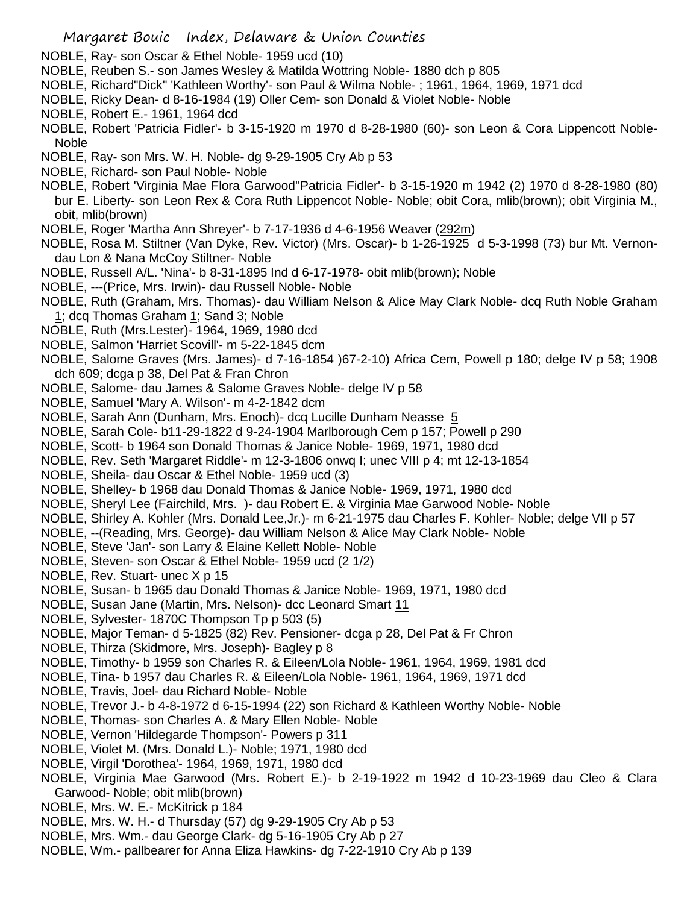NOBLE, Ray- son Oscar & Ethel Noble- 1959 ucd (10)
NOBLE, Reuben S.- son James Wesley & Matilda Wottring Noble- 1880 dch p 805
NOBLE, Richard"Dick" 'Kathleen Worthy'- son Paul & Wilma Noble- ; 1961, 1964, 1969, 1971 dcd
NOBLE, Ricky Dean- d 8-16-1984 (19) Oller Cem- son Donald & Violet Noble- Noble
NOBLE, Robert E.- 1961, 1964 dcd
NOBLE, Robert 'Patricia Fidler'- b 3-15-1920 m 1970 d 8-28-1980 (60)- son Leon & Cora Lippencott Noble- Noble
NOBLE, Ray- son Mrs. W. H. Noble- dg 9-29-1905 Cry Ab p 53
NOBLE, Richard- son Paul Noble- Noble
NOBLE, Robert 'Virginia Mae Flora Garwood''Patricia Fidler'- b 3-15-1920 m 1942 (2) 1970 d 8-28-1980 (80) bur E. Liberty- son Leon Rex & Cora Ruth Lippencot Noble- Noble; obit Cora, mlib(brown); obit Virginia M., obit, mlib(brown)
NOBLE, Roger 'Martha Ann Shreyer'- b 7-17-1936 d 4-6-1956 Weaver (292m)
NOBLE, Rosa M. Stiltner (Van Dyke, Rev. Victor) (Mrs. Oscar)- b 1-26-1925 d 5-3-1998 (73) bur Mt. Vernon- dau Lon & Nana McCoy Stiltner- Noble
NOBLE, Russell A/L. 'Nina'- b 8-31-1895 Ind d 6-17-1978- obit mlib(brown); Noble
NOBLE, ---(Price, Mrs. Irwin)- dau Russell Noble- Noble
NOBLE, Ruth (Graham, Mrs. Thomas)- dau William Nelson & Alice May Clark Noble- dcq Ruth Noble Graham 1; dcq Thomas Graham 1; Sand 3; Noble
NOBLE, Ruth (Mrs.Lester)- 1964, 1969, 1980 dcd
NOBLE, Salmon 'Harriet Scovill'- m 5-22-1845 dcm
NOBLE, Salome Graves (Mrs. James)- d 7-16-1854 )67-2-10) Africa Cem, Powell p 180; delge IV p 58; 1908 dch 609; dcga p 38, Del Pat & Fran Chron
NOBLE, Salome- dau James & Salome Graves Noble- delge IV p 58
NOBLE, Samuel 'Mary A. Wilson'- m 4-2-1842 dcm
NOBLE, Sarah Ann (Dunham, Mrs. Enoch)- dcq Lucille Dunham Neasse 5
NOBLE, Sarah Cole- b11-29-1822 d 9-24-1904 Marlborough Cem p 157; Powell p 290
NOBLE, Scott- b 1964 son Donald Thomas & Janice Noble- 1969, 1971, 1980 dcd
NOBLE, Rev. Seth 'Margaret Riddle'- m 12-3-1806 onwq I; unec VIII p 4; mt 12-13-1854
NOBLE, Sheila- dau Oscar & Ethel Noble- 1959 ucd (3)
NOBLE, Shelley- b 1968 dau Donald Thomas & Janice Noble- 1969, 1971, 1980 dcd
NOBLE, Sheryl Lee (Fairchild, Mrs. )- dau Robert E. & Virginia Mae Garwood Noble- Noble
NOBLE, Shirley A. Kohler (Mrs. Donald Lee,Jr.)- m 6-21-1975 dau Charles F. Kohler- Noble; delge VII p 57
NOBLE, --(Reading, Mrs. George)- dau William Nelson & Alice May Clark Noble- Noble
NOBLE, Steve 'Jan'- son Larry & Elaine Kellett Noble- Noble
NOBLE, Steven- son Oscar & Ethel Noble- 1959 ucd (2 1/2)
NOBLE, Rev. Stuart- unec X p 15
NOBLE, Susan- b 1965 dau Donald Thomas & Janice Noble- 1969, 1971, 1980 dcd
NOBLE, Susan Jane (Martin, Mrs. Nelson)- dcc Leonard Smart 11
NOBLE, Sylvester- 1870C Thompson Tp p 503 (5)
NOBLE, Major Teman- d 5-1825 (82) Rev. Pensioner- dcga p 28, Del Pat & Fr Chron
NOBLE, Thirza (Skidmore, Mrs. Joseph)- Bagley p 8
NOBLE, Timothy- b 1959 son Charles R. & Eileen/Lola Noble- 1961, 1964, 1969, 1981 dcd
NOBLE, Tina- b 1957 dau Charles R. & Eileen/Lola Noble- 1961, 1964, 1969, 1971 dcd
NOBLE, Travis, Joel- dau Richard Noble- Noble
NOBLE, Trevor J.- b 4-8-1972 d 6-15-1994 (22) son Richard & Kathleen Worthy Noble- Noble
NOBLE, Thomas- son Charles A. & Mary Ellen Noble- Noble
NOBLE, Vernon 'Hildegarde Thompson'- Powers p 311
NOBLE, Violet M. (Mrs. Donald L.)- Noble; 1971, 1980 dcd
NOBLE, Virgil 'Dorothea'- 1964, 1969, 1971, 1980 dcd
NOBLE, Virginia Mae Garwood (Mrs. Robert E.)- b 2-19-1922 m 1942 d 10-23-1969 dau Cleo & Clara Garwood- Noble; obit mlib(brown)
NOBLE, Mrs. W. E.- McKitrick p 184
NOBLE, Mrs. W. H.- d Thursday (57) dg 9-29-1905 Cry Ab p 53
NOBLE, Mrs. Wm.- dau George Clark- dg 5-16-1905 Cry Ab p 27
NOBLE, Wm.- pallbearer for Anna Eliza Hawkins- dg 7-22-1910 Cry Ab p 139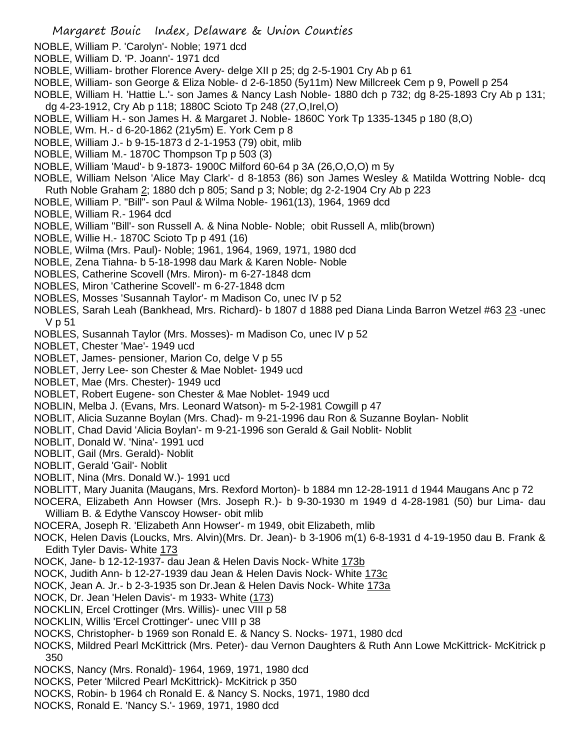NOBLE, William P. 'Carolyn'- Noble; 1971 dcd

NOBLE, William D. 'P. Joann'- 1971 dcd

NOBLE, William- brother Florence Avery- delge XII p 25; dg 2-5-1901 Cry Ab p 61

NOBLE, William- son George & Eliza Noble- d 2-6-1850 (5y11m) New Millcreek Cem p 9, Powell p 254

NOBLE, William H. 'Hattie L.'- son James & Nancy Lash Noble- 1880 dch p 732; dg 8-25-1893 Cry Ab p 131; dg 4-23-1912, Cry Ab p 118; 1880C Scioto Tp 248 (27,O,Irel,O)

NOBLE, William H.- son James H. & Margaret J. Noble- 1860C York Tp 1335-1345 p 180 (8,O)

NOBLE, Wm. H.- d 6-20-1862 (21y5m) E. York Cem p 8

NOBLE, William J.- b 9-15-1873 d 2-1-1953 (79) obit, mlib

NOBLE, William M.- 1870C Thompson Tp p 503 (3)

NOBLE, William 'Maud'- b 9-1873- 1900C Milford 60-64 p 3A (26,O,O,O) m 5y

NOBLE, William Nelson 'Alice May Clark'- d 8-1853 (86) son James Wesley & Matilda Wottring Noble- dcq Ruth Noble Graham 2; 1880 dch p 805; Sand p 3; Noble; dg 2-2-1904 Cry Ab p 223

NOBLE, William P. "Bill"- son Paul & Wilma Noble- 1961(13), 1964, 1969 dcd

NOBLE, William R.- 1964 dcd

NOBLE, William "Bill'- son Russell A. & Nina Noble- Noble; obit Russell A, mlib(brown)

NOBLE, Willie H.- 1870C Scioto Tp p 491 (16)

NOBLE, Wilma (Mrs. Paul)- Noble; 1961, 1964, 1969, 1971, 1980 dcd

NOBLE, Zena Tiahna- b 5-18-1998 dau Mark & Karen Noble- Noble

NOBLES, Catherine Scovell (Mrs. Miron)- m 6-27-1848 dcm

NOBLES, Miron 'Catherine Scovell'- m 6-27-1848 dcm

NOBLES, Mosses 'Susannah Taylor'- m Madison Co, unec IV p 52

NOBLES, Sarah Leah (Bankhead, Mrs. Richard)- b 1807 d 1888 ped Diana Linda Barron Wetzel #63 23 -unec V p 51

NOBLES, Susannah Taylor (Mrs. Mosses)- m Madison Co, unec IV p 52

NOBLET, Chester 'Mae'- 1949 ucd

NOBLET, James- pensioner, Marion Co, delge V p 55

NOBLET, Jerry Lee- son Chester & Mae Noblet- 1949 ucd

NOBLET, Mae (Mrs. Chester)- 1949 ucd

NOBLET, Robert Eugene- son Chester & Mae Noblet- 1949 ucd

NOBLIN, Melba J. (Evans, Mrs. Leonard Watson)- m 5-2-1981 Cowgill p 47

NOBLIT, Alicia Suzanne Boylan (Mrs. Chad)- m 9-21-1996 dau Ron & Suzanne Boylan- Noblit

NOBLIT, Chad David 'Alicia Boylan'- m 9-21-1996 son Gerald & Gail Noblit- Noblit

NOBLIT, Donald W. 'Nina'- 1991 ucd

NOBLIT, Gail (Mrs. Gerald)- Noblit

NOBLIT, Gerald 'Gail'- Noblit

NOBLIT, Nina (Mrs. Donald W.)- 1991 ucd

NOBLITT, Mary Juanita (Maugans, Mrs. Rexford Morton)- b 1884 mn 12-28-1911 d 1944 Maugans Anc p 72

NOCERA, Elizabeth Ann Howser (Mrs. Joseph R.)- b 9-30-1930 m 1949 d 4-28-1981 (50) bur Lima- dau William B. & Edythe Vanscoy Howser- obit mlib

NOCERA, Joseph R. 'Elizabeth Ann Howser'- m 1949, obit Elizabeth, mlib

NOCK, Helen Davis (Loucks, Mrs. Alvin)(Mrs. Dr. Jean)- b 3-1906 m(1) 6-8-1931 d 4-19-1950 dau B. Frank & Edith Tyler Davis- White 173

NOCK, Jane- b 12-12-1937- dau Jean & Helen Davis Nock- White 173b

NOCK, Judith Ann- b 12-27-1939 dau Jean & Helen Davis Nock- White 173c

NOCK, Jean A. Jr.- b 2-3-1935 son Dr.Jean & Helen Davis Nock- White 173a

NOCK, Dr. Jean 'Helen Davis'- m 1933- White (173)

NOCKLIN, Ercel Crottinger (Mrs. Willis)- unec VIII p 58

NOCKLIN, Willis 'Ercel Crottinger'- unec VIII p 38

NOCKS, Christopher- b 1969 son Ronald E. & Nancy S. Nocks- 1971, 1980 dcd

NOCKS, Mildred Pearl McKittrick (Mrs. Peter)- dau Vernon Daughters & Ruth Ann Lowe McKittrick- McKitrick p 350

NOCKS, Nancy (Mrs. Ronald)- 1964, 1969, 1971, 1980 dcd

NOCKS, Peter 'Milcred Pearl McKittrick)- McKitrick p 350

NOCKS, Robin- b 1964 ch Ronald E. & Nancy S. Nocks, 1971, 1980 dcd

NOCKS, Ronald E. 'Nancy S.'- 1969, 1971, 1980 dcd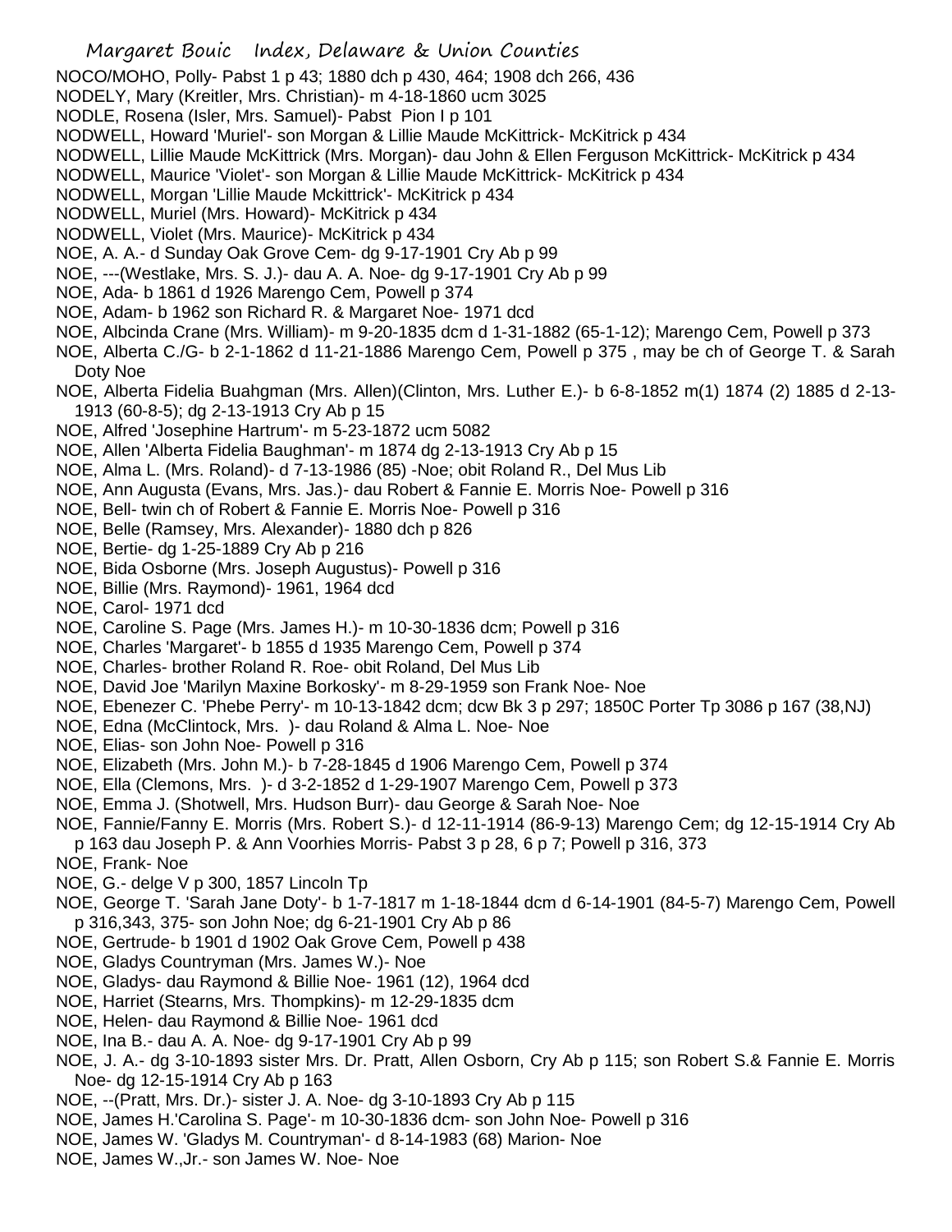NOCO/MOHO, Polly- Pabst 1 p 43; 1880 dch p 430, 464; 1908 dch 266, 436
NODELY, Mary (Kreitler, Mrs. Christian)- m 4-18-1860 ucm 3025
NODLE, Rosena (Isler, Mrs. Samuel)- Pabst Pion I p 101
NODWELL, Howard 'Muriel'- son Morgan & Lillie Maude McKittrick- McKitrick p 434
NODWELL, Lillie Maude McKittrick (Mrs. Morgan)- dau John & Ellen Ferguson McKittrick- McKitrick p 434
NODWELL, Maurice 'Violet'- son Morgan & Lillie Maude McKittrick- McKitrick p 434
NODWELL, Morgan 'Lillie Maude Mckittrick'- McKitrick p 434
NODWELL, Muriel (Mrs. Howard)- McKitrick p 434
NODWELL, Violet (Mrs. Maurice)- McKitrick p 434
NOE, A. A.- d Sunday Oak Grove Cem- dg 9-17-1901 Cry Ab p 99
NOE, ---(Westlake, Mrs. S. J.)- dau A. A. Noe- dg 9-17-1901 Cry Ab p 99
NOE, Ada- b 1861 d 1926 Marengo Cem, Powell p 374
NOE, Adam- b 1962 son Richard R. & Margaret Noe- 1971 dcd
NOE, Albcinda Crane (Mrs. William)- m 9-20-1835 dcm d 1-31-1882 (65-1-12); Marengo Cem, Powell p 373
NOE, Alberta C./G- b 2-1-1862 d 11-21-1886 Marengo Cem, Powell p 375 , may be ch of George T. & Sarah Doty Noe
NOE, Alberta Fidelia Buahgman (Mrs. Allen)(Clinton, Mrs. Luther E.)- b 6-8-1852 m(1) 1874 (2) 1885 d 2-13-1913 (60-8-5); dg 2-13-1913 Cry Ab p 15
NOE, Alfred 'Josephine Hartrum'- m 5-23-1872 ucm 5082
NOE, Allen 'Alberta Fidelia Baughman'- m 1874 dg 2-13-1913 Cry Ab p 15
NOE, Alma L. (Mrs. Roland)- d 7-13-1986 (85) -Noe; obit Roland R., Del Mus Lib
NOE, Ann Augusta (Evans, Mrs. Jas.)- dau Robert & Fannie E. Morris Noe- Powell p 316
NOE, Bell- twin ch of Robert & Fannie E. Morris Noe- Powell p 316
NOE, Belle (Ramsey, Mrs. Alexander)- 1880 dch p 826
NOE, Bertie- dg 1-25-1889 Cry Ab p 216
NOE, Bida Osborne (Mrs. Joseph Augustus)- Powell p 316
NOE, Billie (Mrs. Raymond)- 1961, 1964 dcd
NOE, Carol- 1971 dcd
NOE, Caroline S. Page (Mrs. James H.)- m 10-30-1836 dcm; Powell p 316
NOE, Charles 'Margaret'- b 1855 d 1935 Marengo Cem, Powell p 374
NOE, Charles- brother Roland R. Roe- obit Roland, Del Mus Lib
NOE, David Joe 'Marilyn Maxine Borkosky'- m 8-29-1959 son Frank Noe- Noe
NOE, Ebenezer C. 'Phebe Perry'- m 10-13-1842 dcm; dcw Bk 3 p 297; 1850C Porter Tp 3086 p 167 (38,NJ)
NOE, Edna (McClintock, Mrs. )- dau Roland & Alma L. Noe- Noe
NOE, Elias- son John Noe- Powell p 316
NOE, Elizabeth (Mrs. John M.)- b 7-28-1845 d 1906 Marengo Cem, Powell p 374
NOE, Ella (Clemons, Mrs. )- d 3-2-1852 d 1-29-1907 Marengo Cem, Powell p 373
NOE, Emma J. (Shotwell, Mrs. Hudson Burr)- dau George & Sarah Noe- Noe
NOE, Fannie/Fanny E. Morris (Mrs. Robert S.)- d 12-11-1914 (86-9-13) Marengo Cem; dg 12-15-1914 Cry Ab p 163 dau Joseph P. & Ann Voorhies Morris- Pabst 3 p 28, 6 p 7; Powell p 316, 373
NOE, Frank- Noe
NOE, G.- delge V p 300, 1857 Lincoln Tp
NOE, George T. 'Sarah Jane Doty'- b 1-7-1817 m 1-18-1844 dcm d 6-14-1901 (84-5-7) Marengo Cem, Powell p 316,343, 375- son John Noe; dg 6-21-1901 Cry Ab p 86
NOE, Gertrude- b 1901 d 1902 Oak Grove Cem, Powell p 438
NOE, Gladys Countryman (Mrs. James W.)- Noe
NOE, Gladys- dau Raymond & Billie Noe- 1961 (12), 1964 dcd
NOE, Harriet (Stearns, Mrs. Thompkins)- m 12-29-1835 dcm
NOE, Helen- dau Raymond & Billie Noe- 1961 dcd
NOE, Ina B.- dau A. A. Noe- dg 9-17-1901 Cry Ab p 99
NOE, J. A.- dg 3-10-1893 sister Mrs. Dr. Pratt, Allen Osborn, Cry Ab p 115; son Robert S.& Fannie E. Morris Noe- dg 12-15-1914 Cry Ab p 163
NOE, --(Pratt, Mrs. Dr.)- sister J. A. Noe- dg 3-10-1893 Cry Ab p 115
NOE, James H.'Carolina S. Page'- m 10-30-1836 dcm- son John Noe- Powell p 316
NOE, James W. 'Gladys M. Countryman'- d 8-14-1983 (68) Marion- Noe
NOE, James W.,Jr.- son James W. Noe- Noe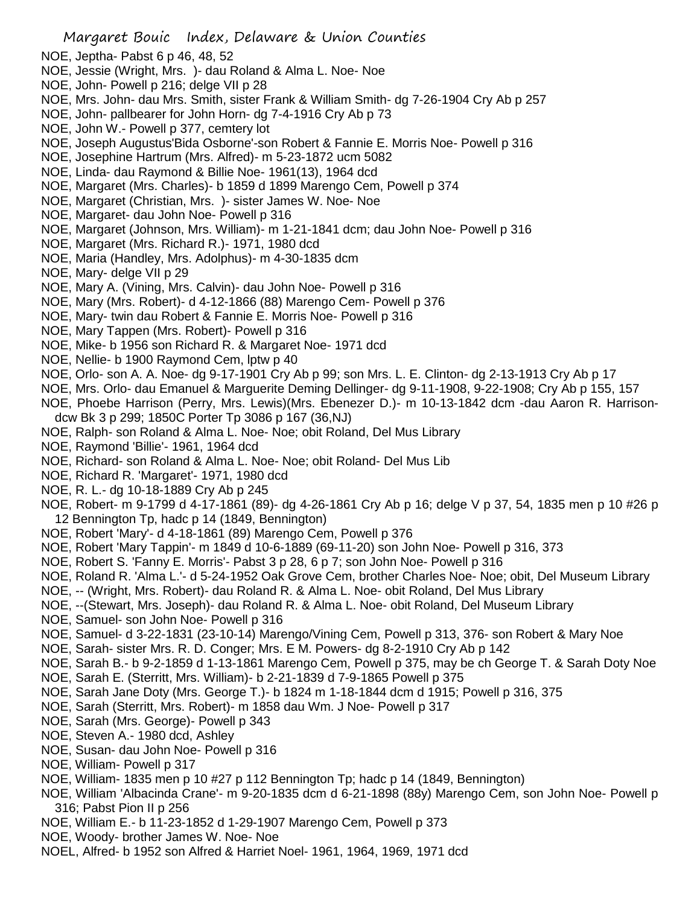NOE, Jeptha- Pabst 6 p 46, 48, 52
NOE, Jessie (Wright, Mrs. )- dau Roland & Alma L. Noe- Noe
NOE, John- Powell p 216; delge VII p 28
NOE, Mrs. John- dau Mrs. Smith, sister Frank & William Smith- dg 7-26-1904 Cry Ab p 257
NOE, John- pallbearer for John Horn- dg 7-4-1916 Cry Ab p 73
NOE, John W.- Powell p 377, cemtery lot
NOE, Joseph Augustus'Bida Osborne'-son Robert & Fannie E. Morris Noe- Powell p 316
NOE, Josephine Hartrum (Mrs. Alfred)- m 5-23-1872 ucm 5082
NOE, Linda- dau Raymond & Billie Noe- 1961(13), 1964 dcd
NOE, Margaret (Mrs. Charles)- b 1859 d 1899 Marengo Cem, Powell p 374
NOE, Margaret (Christian, Mrs. )- sister James W. Noe- Noe
NOE, Margaret- dau John Noe- Powell p 316
NOE, Margaret (Johnson, Mrs. William)- m 1-21-1841 dcm; dau John Noe- Powell p 316
NOE, Margaret (Mrs. Richard R.)- 1971, 1980 dcd
NOE, Maria (Handley, Mrs. Adolphus)- m 4-30-1835 dcm
NOE, Mary- delge VII p 29
NOE, Mary A. (Vining, Mrs. Calvin)- dau John Noe- Powell p 316
NOE, Mary (Mrs. Robert)- d 4-12-1866 (88) Marengo Cem- Powell p 376
NOE, Mary- twin dau Robert & Fannie E. Morris Noe- Powell p 316
NOE, Mary Tappen (Mrs. Robert)- Powell p 316
NOE, Mike- b 1956 son Richard R. & Margaret Noe- 1971 dcd
NOE, Nellie- b 1900 Raymond Cem, lptw p 40
NOE, Orlo- son A. A. Noe- dg 9-17-1901 Cry Ab p 99; son Mrs. L. E. Clinton- dg 2-13-1913 Cry Ab p 17
NOE, Mrs. Orlo- dau Emanuel & Marguerite Deming Dellinger- dg 9-11-1908, 9-22-1908; Cry Ab p 155, 157
NOE, Phoebe Harrison (Perry, Mrs. Lewis)(Mrs. Ebenezer D.)- m 10-13-1842 dcm -dau Aaron R. Harrison- dcw Bk 3 p 299; 1850C Porter Tp 3086 p 167 (36,NJ)
NOE, Ralph- son Roland & Alma L. Noe- Noe; obit Roland, Del Mus Library
NOE, Raymond 'Billie'- 1961, 1964 dcd
NOE, Richard- son Roland & Alma L. Noe- Noe; obit Roland- Del Mus Lib
NOE, Richard R. 'Margaret'- 1971, 1980 dcd
NOE, R. L.- dg 10-18-1889 Cry Ab p 245
NOE, Robert- m 9-1799 d 4-17-1861 (89)- dg 4-26-1861 Cry Ab p 16; delge V p 37, 54, 1835 men p 10 #26 p 12 Bennington Tp, hadc p 14 (1849, Bennington)
NOE, Robert 'Mary'- d 4-18-1861 (89) Marengo Cem, Powell p 376
NOE, Robert 'Mary Tappin'- m 1849 d 10-6-1889 (69-11-20) son John Noe- Powell p 316, 373
NOE, Robert S. 'Fanny E. Morris'- Pabst 3 p 28, 6 p 7; son John Noe- Powell p 316
NOE, Roland R. 'Alma L.'- d 5-24-1952 Oak Grove Cem, brother Charles Noe- Noe; obit, Del Museum Library
NOE, -- (Wright, Mrs. Robert)- dau Roland R. & Alma L. Noe- obit Roland, Del Mus Library
NOE, --(Stewart, Mrs. Joseph)- dau Roland R. & Alma L. Noe- obit Roland, Del Museum Library
NOE, Samuel- son John Noe- Powell p 316
NOE, Samuel- d 3-22-1831 (23-10-14) Marengo/Vining Cem, Powell p 313, 376- son Robert & Mary Noe
NOE, Sarah- sister Mrs. R. D. Conger; Mrs. E M. Powers- dg 8-2-1910 Cry Ab p 142
NOE, Sarah B.- b 9-2-1859 d 1-13-1861 Marengo Cem, Powell p 375, may be ch George T. & Sarah Doty Noe
NOE, Sarah E. (Sterritt, Mrs. William)- b 2-21-1839 d 7-9-1865 Powell p 375
NOE, Sarah Jane Doty (Mrs. George T.)- b 1824 m 1-18-1844 dcm d 1915; Powell p 316, 375
NOE, Sarah (Sterritt, Mrs. Robert)- m 1858 dau Wm. J Noe- Powell p 317
NOE, Sarah (Mrs. George)- Powell p 343
NOE, Steven A.- 1980 dcd, Ashley
NOE, Susan- dau John Noe- Powell p 316
NOE, William- Powell p 317
NOE, William- 1835 men p 10 #27 p 112 Bennington Tp; hadc p 14 (1849, Bennington)
NOE, William 'Albacinda Crane'- m 9-20-1835 dcm d 6-21-1898 (88y) Marengo Cem, son John Noe- Powell p 316; Pabst Pion II p 256
NOE, William E.- b 11-23-1852 d 1-29-1907 Marengo Cem, Powell p 373
NOE, Woody- brother James W. Noe- Noe
NOEL, Alfred- b 1952 son Alfred & Harriet Noel- 1961, 1964, 1969, 1971 dcd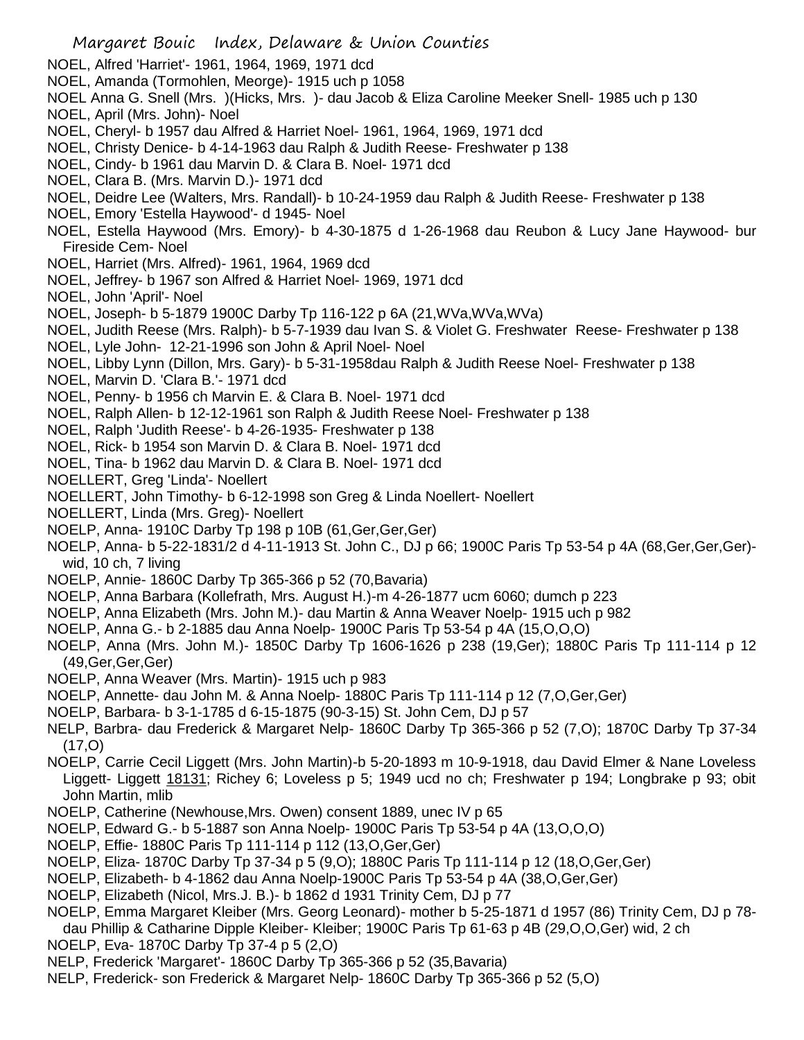NOEL, Alfred 'Harriet'- 1961, 1964, 1969, 1971 dcd

NOEL, Amanda (Tormohlen, Meorge)- 1915 uch p 1058

NOEL Anna G. Snell (Mrs. )(Hicks, Mrs. )- dau Jacob & Eliza Caroline Meeker Snell- 1985 uch p 130

NOEL, April (Mrs. John)- Noel

NOEL, Cheryl- b 1957 dau Alfred & Harriet Noel- 1961, 1964, 1969, 1971 dcd

NOEL, Christy Denice- b 4-14-1963 dau Ralph & Judith Reese- Freshwater p 138

NOEL, Cindy- b 1961 dau Marvin D. & Clara B. Noel- 1971 dcd

NOEL, Clara B. (Mrs. Marvin D.)- 1971 dcd

NOEL, Deidre Lee (Walters, Mrs. Randall)- b 10-24-1959 dau Ralph & Judith Reese- Freshwater p 138

NOEL, Emory 'Estella Haywood'- d 1945- Noel

NOEL, Estella Haywood (Mrs. Emory)- b 4-30-1875 d 1-26-1968 dau Reubon & Lucy Jane Haywood- bur Fireside Cem- Noel

NOEL, Harriet (Mrs. Alfred)- 1961, 1964, 1969 dcd

NOEL, Jeffrey- b 1967 son Alfred & Harriet Noel- 1969, 1971 dcd

NOEL, John 'April'- Noel

NOEL, Joseph- b 5-1879 1900C Darby Tp 116-122 p 6A (21,WVa,WVa,WVa)

NOEL, Judith Reese (Mrs. Ralph)- b 5-7-1939 dau Ivan S. & Violet G. Freshwater Reese- Freshwater p 138

NOEL, Lyle John- 12-21-1996 son John & April Noel- Noel

NOEL, Libby Lynn (Dillon, Mrs. Gary)- b 5-31-1958dau Ralph & Judith Reese Noel- Freshwater p 138

NOEL, Marvin D. 'Clara B.'- 1971 dcd

NOEL, Penny- b 1956 ch Marvin E. & Clara B. Noel- 1971 dcd

NOEL, Ralph Allen- b 12-12-1961 son Ralph & Judith Reese Noel- Freshwater p 138

NOEL, Ralph 'Judith Reese'- b 4-26-1935- Freshwater p 138

NOEL, Rick- b 1954 son Marvin D. & Clara B. Noel- 1971 dcd

NOEL, Tina- b 1962 dau Marvin D. & Clara B. Noel- 1971 dcd

NOELLERT, Greg 'Linda'- Noellert

NOELLERT, John Timothy- b 6-12-1998 son Greg & Linda Noellert- Noellert

NOELLERT, Linda (Mrs. Greg)- Noellert

NOELP, Anna- 1910C Darby Tp 198 p 10B (61,Ger,Ger,Ger)

NOELP, Anna- b 5-22-1831/2 d 4-11-1913 St. John C., DJ p 66; 1900C Paris Tp 53-54 p 4A (68,Ger,Ger,Ger)- wid, 10 ch, 7 living

NOELP, Annie- 1860C Darby Tp 365-366 p 52 (70,Bavaria)

NOELP, Anna Barbara (Kollefrath, Mrs. August H.)-m 4-26-1877 ucm 6060; dumch p 223

NOELP, Anna Elizabeth (Mrs. John M.)- dau Martin & Anna Weaver Noelp- 1915 uch p 982

NOELP, Anna G.- b 2-1885 dau Anna Noelp- 1900C Paris Tp 53-54 p 4A (15,O,O,O)

NOELP, Anna (Mrs. John M.)- 1850C Darby Tp 1606-1626 p 238 (19,Ger); 1880C Paris Tp 111-114 p 12 (49,Ger,Ger,Ger)

NOELP, Anna Weaver (Mrs. Martin)- 1915 uch p 983

NOELP, Annette- dau John M. & Anna Noelp- 1880C Paris Tp 111-114 p 12 (7,O,Ger,Ger)

NOELP, Barbara- b 3-1-1785 d 6-15-1875 (90-3-15) St. John Cem, DJ p 57

NELP, Barbra- dau Frederick & Margaret Nelp- 1860C Darby Tp 365-366 p 52 (7,O); 1870C Darby Tp 37-34 (17,O)

NOELP, Carrie Cecil Liggett (Mrs. John Martin)-b 5-20-1893 m 10-9-1918, dau David Elmer & Nane Loveless Liggett- Liggett 18131; Richey 6; Loveless p 5; 1949 ucd no ch; Freshwater p 194; Longbrake p 93; obit John Martin, mlib

NOELP, Catherine (Newhouse,Mrs. Owen) consent 1889, unec IV p 65

NOELP, Edward G.- b 5-1887 son Anna Noelp- 1900C Paris Tp 53-54 p 4A (13,O,O,O)

NOELP, Effie- 1880C Paris Tp 111-114 p 112 (13,O,Ger,Ger)

NOELP, Eliza- 1870C Darby Tp 37-34 p 5 (9,O); 1880C Paris Tp 111-114 p 12 (18,O,Ger,Ger)

NOELP, Elizabeth- b 4-1862 dau Anna Noelp-1900C Paris Tp 53-54 p 4A (38,O,Ger,Ger)

NOELP, Elizabeth (Nicol, Mrs.J. B.)- b 1862 d 1931 Trinity Cem, DJ p 77

NOELP, Emma Margaret Kleiber (Mrs. Georg Leonard)- mother b 5-25-1871 d 1957 (86) Trinity Cem, DJ p 78- dau Phillip & Catharine Dipple Kleiber- Kleiber; 1900C Paris Tp 61-63 p 4B (29,O,O,Ger) wid, 2 ch

NOELP, Eva- 1870C Darby Tp 37-4 p 5 (2,O)

NELP, Frederick 'Margaret'- 1860C Darby Tp 365-366 p 52 (35,Bavaria)

NELP, Frederick- son Frederick & Margaret Nelp- 1860C Darby Tp 365-366 p 52 (5,O)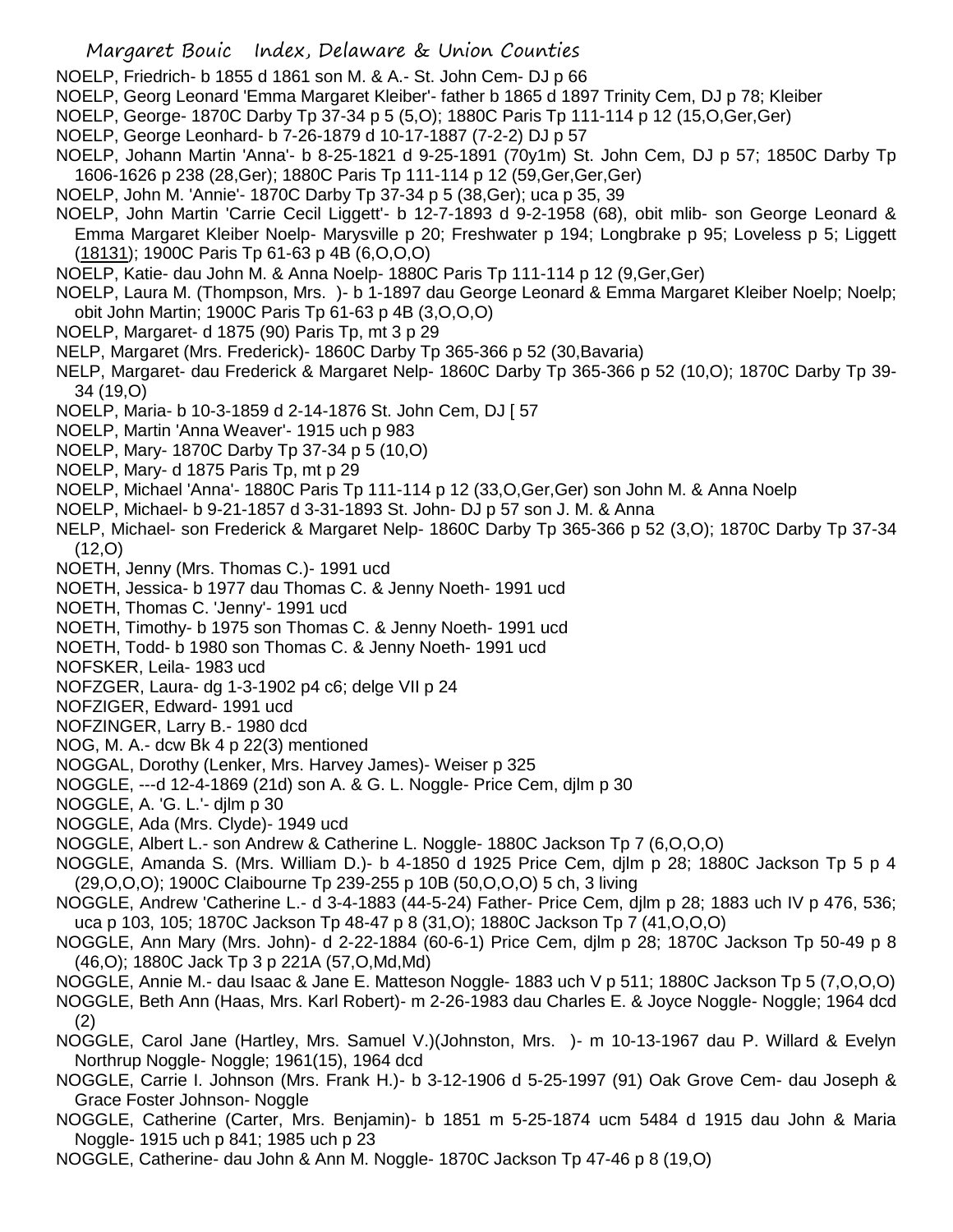NOELP, Friedrich- b 1855 d 1861 son M. & A.- St. John Cem- DJ p 66

NOELP, Georg Leonard 'Emma Margaret Kleiber'- father b 1865 d 1897 Trinity Cem, DJ p 78; Kleiber

NOELP, George- 1870C Darby Tp 37-34 p 5 (5,O); 1880C Paris Tp 111-114 p 12 (15,O,Ger,Ger)

NOELP, George Leonhard- b 7-26-1879 d 10-17-1887 (7-2-2) DJ p 57

NOELP, Johann Martin 'Anna'- b 8-25-1821 d 9-25-1891 (70y1m) St. John Cem, DJ p 57; 1850C Darby Tp 1606-1626 p 238 (28,Ger); 1880C Paris Tp 111-114 p 12 (59,Ger,Ger,Ger)

NOELP, John M. 'Annie'- 1870C Darby Tp 37-34 p 5 (38,Ger); uca p 35, 39

NOELP, John Martin 'Carrie Cecil Liggett'- b 12-7-1893 d 9-2-1958 (68), obit mlib- son George Leonard & Emma Margaret Kleiber Noelp- Marysville p 20; Freshwater p 194; Longbrake p 95; Loveless p 5; Liggett (18131); 1900C Paris Tp 61-63 p 4B (6,O,O,O)

NOELP, Katie- dau John M. & Anna Noelp- 1880C Paris Tp 111-114 p 12 (9,Ger,Ger)

NOELP, Laura M. (Thompson, Mrs. )- b 1-1897 dau George Leonard & Emma Margaret Kleiber Noelp; Noelp; obit John Martin; 1900C Paris Tp 61-63 p 4B (3,O,O,O)

NOELP, Margaret- d 1875 (90) Paris Tp, mt 3 p 29

NELP, Margaret (Mrs. Frederick)- 1860C Darby Tp 365-366 p 52 (30,Bavaria)

NELP, Margaret- dau Frederick & Margaret Nelp- 1860C Darby Tp 365-366 p 52 (10,O); 1870C Darby Tp 39-34 (19,O)

NOELP, Maria- b 10-3-1859 d 2-14-1876 St. John Cem, DJ [ 57

NOELP, Martin 'Anna Weaver'- 1915 uch p 983

NOELP, Mary- 1870C Darby Tp 37-34 p 5 (10,O)

NOELP, Mary- d 1875 Paris Tp, mt p 29

NOELP, Michael 'Anna'- 1880C Paris Tp 111-114 p 12 (33,O,Ger,Ger) son John M. & Anna Noelp

NOELP, Michael- b 9-21-1857 d 3-31-1893 St. John- DJ p 57 son J. M. & Anna

NELP, Michael- son Frederick & Margaret Nelp- 1860C Darby Tp 365-366 p 52 (3,O); 1870C Darby Tp 37-34 (12,O)

NOETH, Jenny (Mrs. Thomas C.)- 1991 ucd

NOETH, Jessica- b 1977 dau Thomas C. & Jenny Noeth- 1991 ucd

NOETH, Thomas C. 'Jenny'- 1991 ucd

NOETH, Timothy- b 1975 son Thomas C. & Jenny Noeth- 1991 ucd

NOETH, Todd- b 1980 son Thomas C. & Jenny Noeth- 1991 ucd

NOFSKER, Leila- 1983 ucd

NOFZGER, Laura- dg 1-3-1902 p4 c6; delge VII p 24

NOFZIGER, Edward- 1991 ucd

NOFZINGER, Larry B.- 1980 dcd

NOG, M. A.- dcw Bk 4 p 22(3) mentioned

NOGGAL, Dorothy (Lenker, Mrs. Harvey James)- Weiser p 325

NOGGLE, ---d 12-4-1869 (21d) son A. & G. L. Noggle- Price Cem, djlm p 30

NOGGLE, A. 'G. L.'- djlm p 30

NOGGLE, Ada (Mrs. Clyde)- 1949 ucd

NOGGLE, Albert L.- son Andrew & Catherine L. Noggle- 1880C Jackson Tp 7 (6,O,O,O)

NOGGLE, Amanda S. (Mrs. William D.)- b 4-1850 d 1925 Price Cem, djlm p 28; 1880C Jackson Tp 5 p 4 (29,O,O,O); 1900C Claibourne Tp 239-255 p 10B (50,O,O,O) 5 ch, 3 living

NOGGLE, Andrew 'Catherine L.- d 3-4-1883 (44-5-24) Father- Price Cem, djlm p 28; 1883 uch IV p 476, 536; uca p 103, 105; 1870C Jackson Tp 48-47 p 8 (31,O); 1880C Jackson Tp 7 (41,O,O,O)

NOGGLE, Ann Mary (Mrs. John)- d 2-22-1884 (60-6-1) Price Cem, djlm p 28; 1870C Jackson Tp 50-49 p 8 (46,O); 1880C Jack Tp 3 p 221A (57,O,Md,Md)

NOGGLE, Annie M.- dau Isaac & Jane E. Matteson Noggle- 1883 uch V p 511; 1880C Jackson Tp 5 (7,O,O,O)

NOGGLE, Beth Ann (Haas, Mrs. Karl Robert)- m 2-26-1983 dau Charles E. & Joyce Noggle- Noggle; 1964 dcd (2)

NOGGLE, Carol Jane (Hartley, Mrs. Samuel V.)(Johnston, Mrs. )- m 10-13-1967 dau P. Willard & Evelyn Northrup Noggle- Noggle; 1961(15), 1964 dcd

NOGGLE, Carrie I. Johnson (Mrs. Frank H.)- b 3-12-1906 d 5-25-1997 (91) Oak Grove Cem- dau Joseph & Grace Foster Johnson- Noggle

NOGGLE, Catherine (Carter, Mrs. Benjamin)- b 1851 m 5-25-1874 ucm 5484 d 1915 dau John & Maria Noggle- 1915 uch p 841; 1985 uch p 23

NOGGLE, Catherine- dau John & Ann M. Noggle- 1870C Jackson Tp 47-46 p 8 (19,O)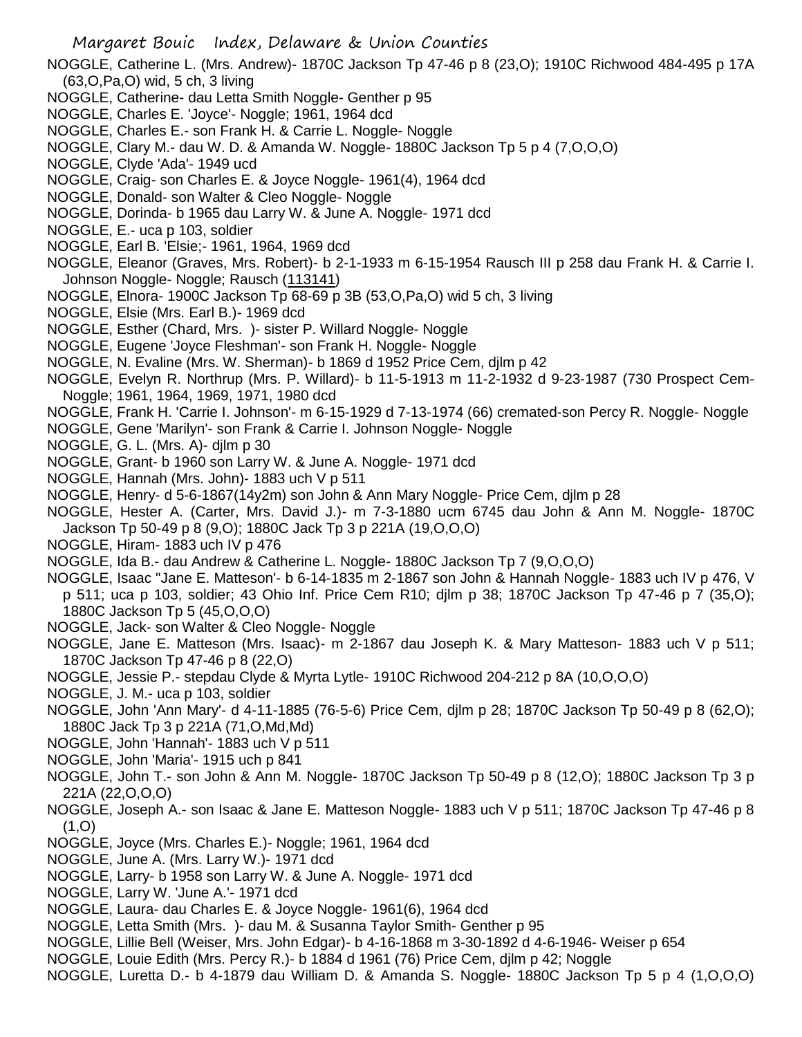NOGGLE, Catherine L. (Mrs. Andrew)- 1870C Jackson Tp 47-46 p 8 (23,O); 1910C Richwood 484-495 p 17A (63,O,Pa,O) wid, 5 ch, 3 living

NOGGLE, Catherine- dau Letta Smith Noggle- Genther p 95

NOGGLE, Charles E. 'Joyce'- Noggle; 1961, 1964 dcd

NOGGLE, Charles E.- son Frank H. & Carrie L. Noggle- Noggle

NOGGLE, Clary M.- dau W. D. & Amanda W. Noggle- 1880C Jackson Tp 5 p 4 (7,O,O,O)

NOGGLE, Clyde 'Ada'- 1949 ucd

NOGGLE, Craig- son Charles E. & Joyce Noggle- 1961(4), 1964 dcd

NOGGLE, Donald- son Walter & Cleo Noggle- Noggle

NOGGLE, Dorinda- b 1965 dau Larry W. & June A. Noggle- 1971 dcd

NOGGLE, E.- uca p 103, soldier

NOGGLE, Earl B. 'Elsie;- 1961, 1964, 1969 dcd

NOGGLE, Eleanor (Graves, Mrs. Robert)- b 2-1-1933 m 6-15-1954 Rausch III p 258 dau Frank H. & Carrie I. Johnson Noggle- Noggle; Rausch (113141)

NOGGLE, Elnora- 1900C Jackson Tp 68-69 p 3B (53,O,Pa,O) wid 5 ch, 3 living

NOGGLE, Elsie (Mrs. Earl B.)- 1969 dcd

NOGGLE, Esther (Chard, Mrs. )- sister P. Willard Noggle- Noggle

NOGGLE, Eugene 'Joyce Fleshman'- son Frank H. Noggle- Noggle

NOGGLE, N. Evaline (Mrs. W. Sherman)- b 1869 d 1952 Price Cem, djlm p 42

NOGGLE, Evelyn R. Northrup (Mrs. P. Willard)- b 11-5-1913 m 11-2-1932 d 9-23-1987 (730 Prospect Cem- Noggle; 1961, 1964, 1969, 1971, 1980 dcd

NOGGLE, Frank H. 'Carrie I. Johnson'- m 6-15-1929 d 7-13-1974 (66) cremated-son Percy R. Noggle- Noggle

NOGGLE, Gene 'Marilyn'- son Frank & Carrie I. Johnson Noggle- Noggle

NOGGLE, G. L. (Mrs. A)- djlm p 30

NOGGLE, Grant- b 1960 son Larry W. & June A. Noggle- 1971 dcd

NOGGLE, Hannah (Mrs. John)- 1883 uch V p 511

NOGGLE, Henry- d 5-6-1867(14y2m) son John & Ann Mary Noggle- Price Cem, djlm p 28

NOGGLE, Hester A. (Carter, Mrs. David J.)- m 7-3-1880 ucm 6745 dau John & Ann M. Noggle- 1870C Jackson Tp 50-49 p 8 (9,O); 1880C Jack Tp 3 p 221A (19,O,O,O)

NOGGLE, Hiram- 1883 uch IV p 476

NOGGLE, Ida B.- dau Andrew & Catherine L. Noggle- 1880C Jackson Tp 7 (9,O,O,O)

NOGGLE, Isaac "Jane E. Matteson'- b 6-14-1835 m 2-1867 son John & Hannah Noggle- 1883 uch IV p 476, V p 511; uca p 103, soldier; 43 Ohio Inf. Price Cem R10; djlm p 38; 1870C Jackson Tp 47-46 p 7 (35,O); 1880C Jackson Tp 5 (45,O,O,O)

NOGGLE, Jack- son Walter & Cleo Noggle- Noggle

NOGGLE, Jane E. Matteson (Mrs. Isaac)- m 2-1867 dau Joseph K. & Mary Matteson- 1883 uch V p 511; 1870C Jackson Tp 47-46 p 8 (22,O)

NOGGLE, Jessie P.- stepdau Clyde & Myrta Lytle- 1910C Richwood 204-212 p 8A (10,O,O,O)

NOGGLE, J. M.- uca p 103, soldier

NOGGLE, John 'Ann Mary'- d 4-11-1885 (76-5-6) Price Cem, djlm p 28; 1870C Jackson Tp 50-49 p 8 (62,O); 1880C Jack Tp 3 p 221A (71,O,Md,Md)

NOGGLE, John 'Hannah'- 1883 uch V p 511

NOGGLE, John 'Maria'- 1915 uch p 841

NOGGLE, John T.- son John & Ann M. Noggle- 1870C Jackson Tp 50-49 p 8 (12,O); 1880C Jackson Tp 3 p 221A (22,O,O,O)

NOGGLE, Joseph A.- son Isaac & Jane E. Matteson Noggle- 1883 uch V p 511; 1870C Jackson Tp 47-46 p 8 (1,O)

NOGGLE, Joyce (Mrs. Charles E.)- Noggle; 1961, 1964 dcd

NOGGLE, June A. (Mrs. Larry W.)- 1971 dcd

NOGGLE, Larry- b 1958 son Larry W. & June A. Noggle- 1971 dcd

NOGGLE, Larry W. 'June A.'- 1971 dcd

NOGGLE, Laura- dau Charles E. & Joyce Noggle- 1961(6), 1964 dcd

NOGGLE, Letta Smith (Mrs. )- dau M. & Susanna Taylor Smith- Genther p 95

NOGGLE, Lillie Bell (Weiser, Mrs. John Edgar)- b 4-16-1868 m 3-30-1892 d 4-6-1946- Weiser p 654

NOGGLE, Louie Edith (Mrs. Percy R.)- b 1884 d 1961 (76) Price Cem, djlm p 42; Noggle

NOGGLE, Luretta D.- b 4-1879 dau William D. & Amanda S. Noggle- 1880C Jackson Tp 5 p 4 (1,O,O,O)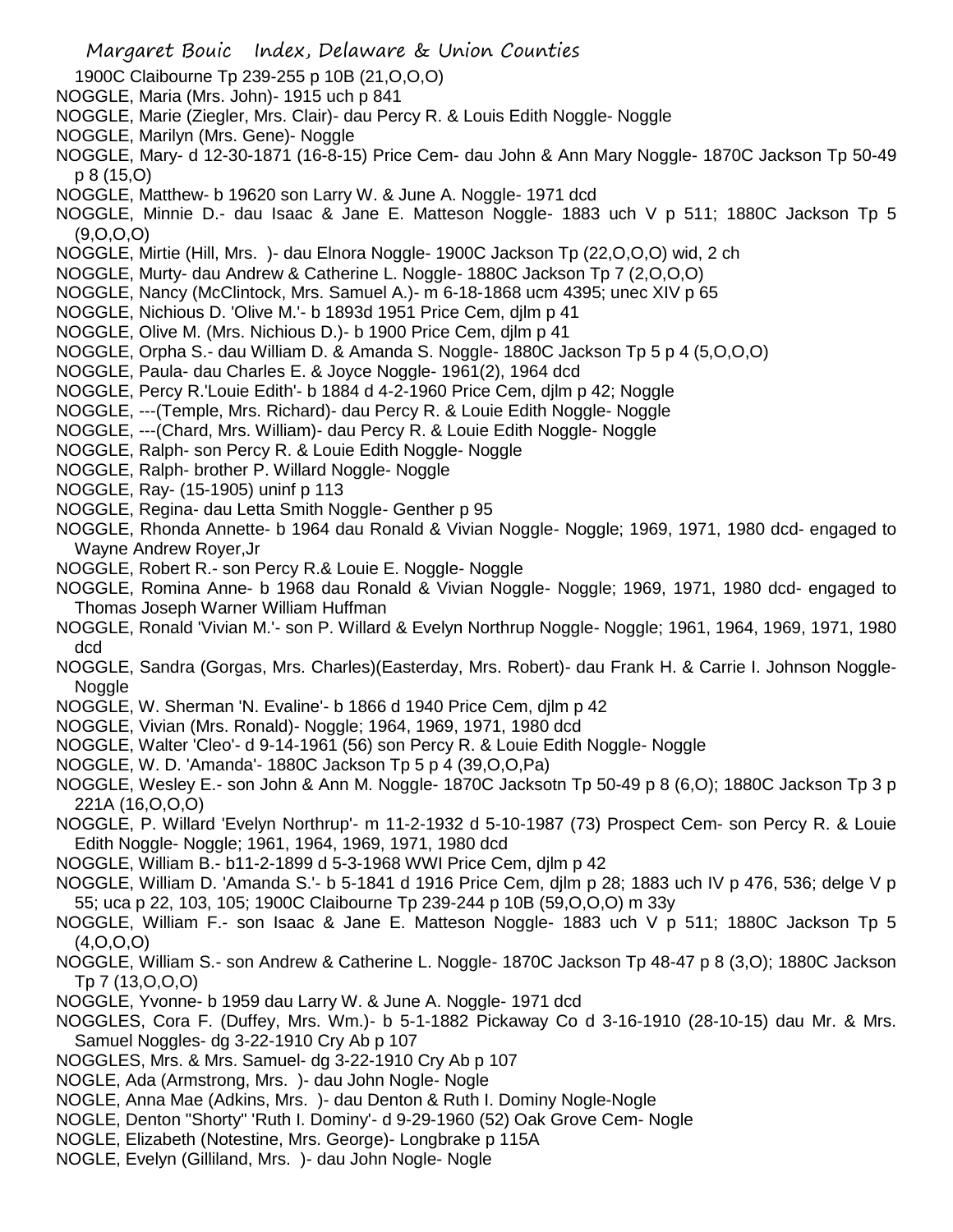1900C Claibourne Tp 239-255 p 10B (21,O,O,O)

NOGGLE, Maria (Mrs. John)- 1915 uch p 841

NOGGLE, Marie (Ziegler, Mrs. Clair)- dau Percy R. & Louis Edith Noggle- Noggle

NOGGLE, Marilyn (Mrs. Gene)- Noggle

NOGGLE, Mary- d 12-30-1871 (16-8-15) Price Cem- dau John & Ann Mary Noggle- 1870C Jackson Tp 50-49 p 8 (15,O)

NOGGLE, Matthew- b 19620 son Larry W. & June A. Noggle- 1971 dcd

NOGGLE, Minnie D.- dau Isaac & Jane E. Matteson Noggle- 1883 uch V p 511; 1880C Jackson Tp 5 (9,O,O,O)

NOGGLE, Mirtie (Hill, Mrs. )- dau Elnora Noggle- 1900C Jackson Tp (22,O,O,O) wid, 2 ch

NOGGLE, Murty- dau Andrew & Catherine L. Noggle- 1880C Jackson Tp 7 (2,O,O,O)

NOGGLE, Nancy (McClintock, Mrs. Samuel A.)- m 6-18-1868 ucm 4395; unec XIV p 65

NOGGLE, Nichious D. 'Olive M.'- b 1893d 1951 Price Cem, djlm p 41

NOGGLE, Olive M. (Mrs. Nichious D.)- b 1900 Price Cem, djlm p 41

NOGGLE, Orpha S.- dau William D. & Amanda S. Noggle- 1880C Jackson Tp 5 p 4 (5,O,O,O)

NOGGLE, Paula- dau Charles E. & Joyce Noggle- 1961(2), 1964 dcd

NOGGLE, Percy R.'Louie Edith'- b 1884 d 4-2-1960 Price Cem, djlm p 42; Noggle

NOGGLE, ---(Temple, Mrs. Richard)- dau Percy R. & Louie Edith Noggle- Noggle

NOGGLE, ---(Chard, Mrs. William)- dau Percy R. & Louie Edith Noggle- Noggle

NOGGLE, Ralph- son Percy R. & Louie Edith Noggle- Noggle

NOGGLE, Ralph- brother P. Willard Noggle- Noggle

NOGGLE, Ray- (15-1905) uninf p 113

NOGGLE, Regina- dau Letta Smith Noggle- Genther p 95

NOGGLE, Rhonda Annette- b 1964 dau Ronald & Vivian Noggle- Noggle; 1969, 1971, 1980 dcd- engaged to Wayne Andrew Royer,Jr

NOGGLE, Robert R.- son Percy R.& Louie E. Noggle- Noggle

NOGGLE, Romina Anne- b 1968 dau Ronald & Vivian Noggle- Noggle; 1969, 1971, 1980 dcd- engaged to Thomas Joseph Warner William Huffman

NOGGLE, Ronald 'Vivian M.'- son P. Willard & Evelyn Northrup Noggle- Noggle; 1961, 1964, 1969, 1971, 1980 dcd

NOGGLE, Sandra (Gorgas, Mrs. Charles)(Easterday, Mrs. Robert)- dau Frank H. & Carrie I. Johnson Noggle- Noggle

NOGGLE, W. Sherman 'N. Evaline'- b 1866 d 1940 Price Cem, djlm p 42

NOGGLE, Vivian (Mrs. Ronald)- Noggle; 1964, 1969, 1971, 1980 dcd

NOGGLE, Walter 'Cleo'- d 9-14-1961 (56) son Percy R. & Louie Edith Noggle- Noggle

NOGGLE, W. D. 'Amanda'- 1880C Jackson Tp 5 p 4 (39,O,O,Pa)

NOGGLE, Wesley E.- son John & Ann M. Noggle- 1870C Jacksotn Tp 50-49 p 8 (6,O); 1880C Jackson Tp 3 p 221A (16,O,O,O)

NOGGLE, P. Willard 'Evelyn Northrup'- m 11-2-1932 d 5-10-1987 (73) Prospect Cem- son Percy R. & Louie Edith Noggle- Noggle; 1961, 1964, 1969, 1971, 1980 dcd

NOGGLE, William B.- b11-2-1899 d 5-3-1968 WWI Price Cem, djlm p 42

NOGGLE, William D. 'Amanda S.'- b 5-1841 d 1916 Price Cem, djlm p 28; 1883 uch IV p 476, 536; delge V p 55; uca p 22, 103, 105; 1900C Claibourne Tp 239-244 p 10B (59,O,O,O) m 33y

NOGGLE, William F.- son Isaac & Jane E. Matteson Noggle- 1883 uch V p 511; 1880C Jackson Tp 5 (4,O,O,O)

NOGGLE, William S.- son Andrew & Catherine L. Noggle- 1870C Jackson Tp 48-47 p 8 (3,O); 1880C Jackson Tp 7 (13,O,O,O)

NOGGLE, Yvonne- b 1959 dau Larry W. & June A. Noggle- 1971 dcd

NOGGLES, Cora F. (Duffey, Mrs. Wm.)- b 5-1-1882 Pickaway Co d 3-16-1910 (28-10-15) dau Mr. & Mrs. Samuel Noggles- dg 3-22-1910 Cry Ab p 107

NOGGLES, Mrs. & Mrs. Samuel- dg 3-22-1910 Cry Ab p 107

NOGLE, Ada (Armstrong, Mrs. )- dau John Nogle- Nogle

NOGLE, Anna Mae (Adkins, Mrs. )- dau Denton & Ruth I. Dominy Nogle-Nogle

NOGLE, Denton "Shorty" 'Ruth I. Dominy'- d 9-29-1960 (52) Oak Grove Cem- Nogle

NOGLE, Elizabeth (Notestine, Mrs. George)- Longbrake p 115A

NOGLE, Evelyn (Gilliland, Mrs. )- dau John Nogle- Nogle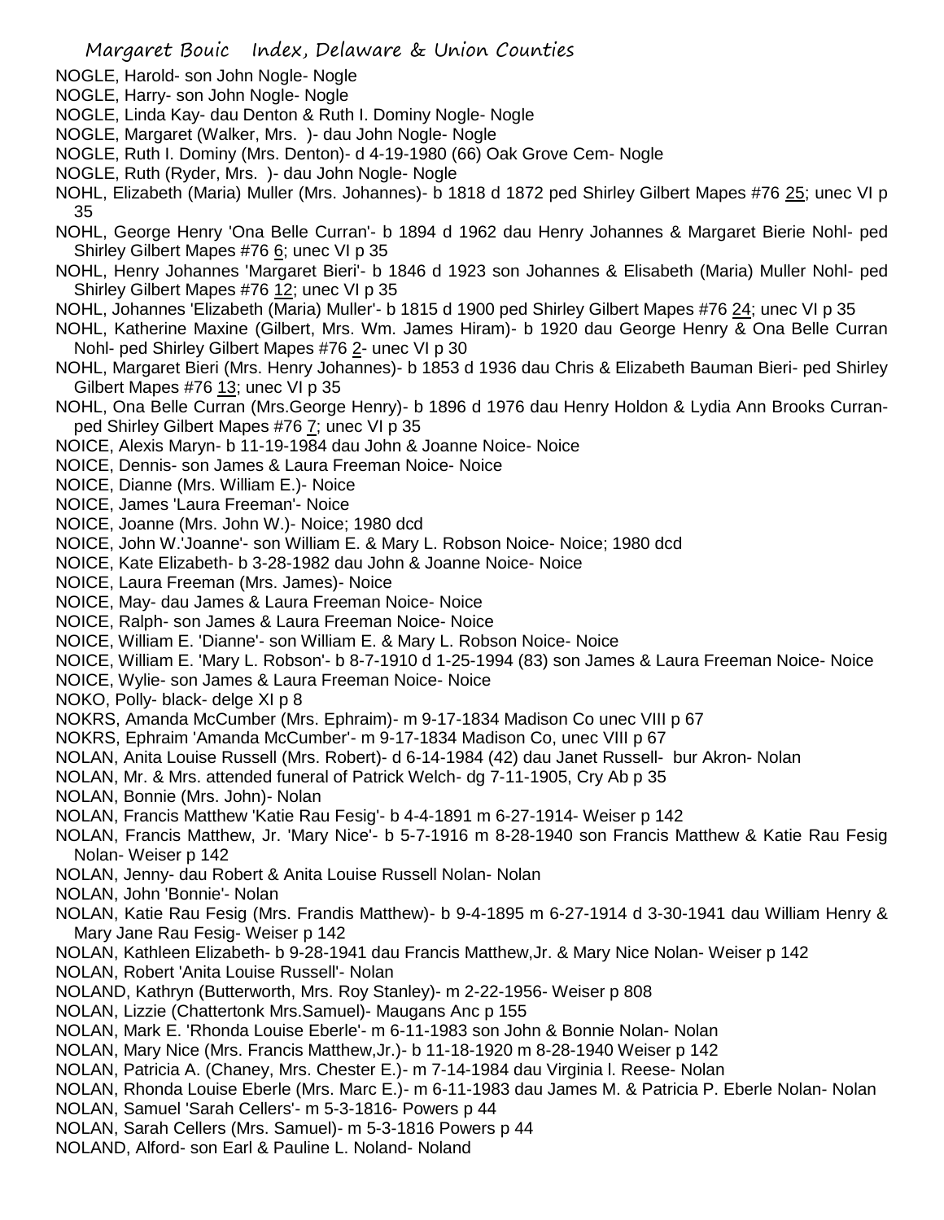NOGLE, Harold- son John Nogle- Nogle
NOGLE, Harry- son John Nogle- Nogle
NOGLE, Linda Kay- dau Denton & Ruth I. Dominy Nogle- Nogle
NOGLE, Margaret (Walker, Mrs. )- dau John Nogle- Nogle
NOGLE, Ruth I. Dominy (Mrs. Denton)- d 4-19-1980 (66) Oak Grove Cem- Nogle
NOGLE, Ruth (Ryder, Mrs. )- dau John Nogle- Nogle
NOHL, Elizabeth (Maria) Muller (Mrs. Johannes)- b 1818 d 1872 ped Shirley Gilbert Mapes #76 25; unec VI p 35
NOHL, George Henry 'Ona Belle Curran'- b 1894 d 1962 dau Henry Johannes & Margaret Bierie Nohl- ped Shirley Gilbert Mapes #76 6; unec VI p 35
NOHL, Henry Johannes 'Margaret Bieri'- b 1846 d 1923 son Johannes & Elisabeth (Maria) Muller Nohl- ped Shirley Gilbert Mapes #76 12; unec VI p 35
NOHL, Johannes 'Elizabeth (Maria) Muller'- b 1815 d 1900 ped Shirley Gilbert Mapes #76 24; unec VI p 35
NOHL, Katherine Maxine (Gilbert, Mrs. Wm. James Hiram)- b 1920 dau George Henry & Ona Belle Curran Nohl- ped Shirley Gilbert Mapes #76 2- unec VI p 30
NOHL, Margaret Bieri (Mrs. Henry Johannes)- b 1853 d 1936 dau Chris & Elizabeth Bauman Bieri- ped Shirley Gilbert Mapes #76 13; unec VI p 35
NOHL, Ona Belle Curran (Mrs.George Henry)- b 1896 d 1976 dau Henry Holdon & Lydia Ann Brooks Curran- ped Shirley Gilbert Mapes #76 7; unec VI p 35
NOICE, Alexis Maryn- b 11-19-1984 dau John & Joanne Noice- Noice
NOICE, Dennis- son James & Laura Freeman Noice- Noice
NOICE, Dianne (Mrs. William E.)- Noice
NOICE, James 'Laura Freeman'- Noice
NOICE, Joanne (Mrs. John W.)- Noice; 1980 dcd
NOICE, John W.'Joanne'- son William E. & Mary L. Robson Noice- Noice; 1980 dcd
NOICE, Kate Elizabeth- b 3-28-1982 dau John & Joanne Noice- Noice
NOICE, Laura Freeman (Mrs. James)- Noice
NOICE, May- dau James & Laura Freeman Noice- Noice
NOICE, Ralph- son James & Laura Freeman Noice- Noice
NOICE, William E. 'Dianne'- son William E. & Mary L. Robson Noice- Noice
NOICE, William E. 'Mary L. Robson'- b 8-7-1910 d 1-25-1994 (83) son James & Laura Freeman Noice- Noice
NOICE, Wylie- son James & Laura Freeman Noice- Noice
NOKO, Polly- black- delge XI p 8
NOKRS, Amanda McCumber (Mrs. Ephraim)- m 9-17-1834 Madison Co unec VIII p 67
NOKRS, Ephraim 'Amanda McCumber'- m 9-17-1834 Madison Co, unec VIII p 67
NOLAN, Anita Louise Russell (Mrs. Robert)- d 6-14-1984 (42) dau Janet Russell- bur Akron- Nolan
NOLAN, Mr. & Mrs. attended funeral of Patrick Welch- dg 7-11-1905, Cry Ab p 35
NOLAN, Bonnie (Mrs. John)- Nolan
NOLAN, Francis Matthew 'Katie Rau Fesig'- b 4-4-1891 m 6-27-1914- Weiser p 142
NOLAN, Francis Matthew, Jr. 'Mary Nice'- b 5-7-1916 m 8-28-1940 son Francis Matthew & Katie Rau Fesig Nolan- Weiser p 142
NOLAN, Jenny- dau Robert & Anita Louise Russell Nolan- Nolan
NOLAN, John 'Bonnie'- Nolan
NOLAN, Katie Rau Fesig (Mrs. Frandis Matthew)- b 9-4-1895 m 6-27-1914 d 3-30-1941 dau William Henry & Mary Jane Rau Fesig- Weiser p 142
NOLAN, Kathleen Elizabeth- b 9-28-1941 dau Francis Matthew,Jr. & Mary Nice Nolan- Weiser p 142
NOLAN, Robert 'Anita Louise Russell'- Nolan
NOLAND, Kathryn (Butterworth, Mrs. Roy Stanley)- m 2-22-1956- Weiser p 808
NOLAN, Lizzie (Chattertonk Mrs.Samuel)- Maugans Anc p 155
NOLAN, Mark E. 'Rhonda Louise Eberle'- m 6-11-1983 son John & Bonnie Nolan- Nolan
NOLAN, Mary Nice (Mrs. Francis Matthew,Jr.)- b 11-18-1920 m 8-28-1940 Weiser p 142
NOLAN, Patricia A. (Chaney, Mrs. Chester E.)- m 7-14-1984 dau Virginia l. Reese- Nolan
NOLAN, Rhonda Louise Eberle (Mrs. Marc E.)- m 6-11-1983 dau James M. & Patricia P. Eberle Nolan- Nolan
NOLAN, Samuel 'Sarah Cellers'- m 5-3-1816- Powers p 44
NOLAN, Sarah Cellers (Mrs. Samuel)- m 5-3-1816 Powers p 44
NOLAND, Alford- son Earl & Pauline L. Noland- Noland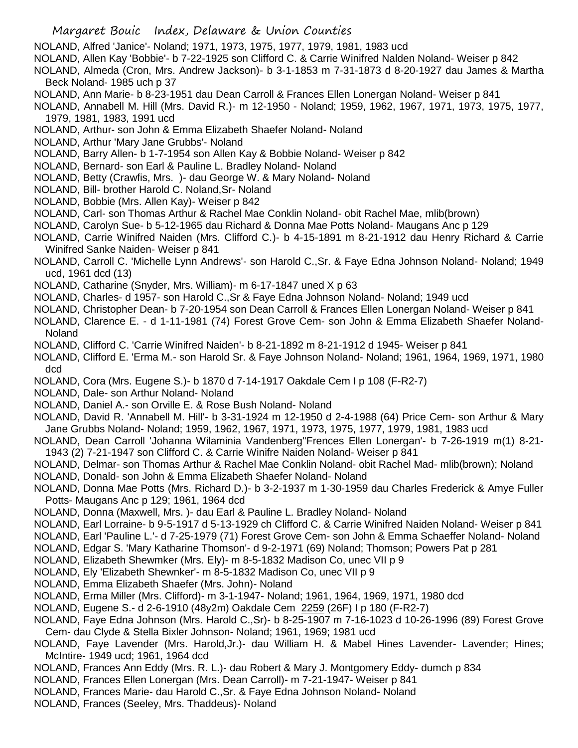NOLAND, Alfred 'Janice'- Noland; 1971, 1973, 1975, 1977, 1979, 1981, 1983 ucd

NOLAND, Allen Kay 'Bobbie'- b 7-22-1925 son Clifford C. & Carrie Winifred Nalden Noland- Weiser p 842

NOLAND, Almeda (Cron, Mrs. Andrew Jackson)- b 3-1-1853 m 7-31-1873 d 8-20-1927 dau James & Martha Beck Noland- 1985 uch p 37

NOLAND, Ann Marie- b 8-23-1951 dau Dean Carroll & Frances Ellen Lonergan Noland- Weiser p 841

NOLAND, Annabell M. Hill (Mrs. David R.)- m 12-1950 - Noland; 1959, 1962, 1967, 1971, 1973, 1975, 1977, 1979, 1981, 1983, 1991 ucd

NOLAND, Arthur- son John & Emma Elizabeth Shaefer Noland- Noland

NOLAND, Arthur 'Mary Jane Grubbs'- Noland

NOLAND, Barry Allen- b 1-7-1954 son Allen Kay & Bobbie Noland- Weiser p 842

NOLAND, Bernard- son Earl & Pauline L. Bradley Noland- Noland

NOLAND, Betty (Crawfis, Mrs. )- dau George W. & Mary Noland- Noland

NOLAND, Bill- brother Harold C. Noland,Sr- Noland

NOLAND, Bobbie (Mrs. Allen Kay)- Weiser p 842

NOLAND, Carl- son Thomas Arthur & Rachel Mae Conklin Noland- obit Rachel Mae, mlib(brown)

NOLAND, Carolyn Sue- b 5-12-1965 dau Richard & Donna Mae Potts Noland- Maugans Anc p 129

NOLAND, Carrie Winifred Naiden (Mrs. Clifford C.)- b 4-15-1891 m 8-21-1912 dau Henry Richard & Carrie Winifred Sanke Naiden- Weiser p 841

NOLAND, Carroll C. 'Michelle Lynn Andrews'- son Harold C.,Sr. & Faye Edna Johnson Noland- Noland; 1949 ucd, 1961 dcd (13)

NOLAND, Catharine (Snyder, Mrs. William)- m 6-17-1847 uned X p 63

NOLAND, Charles- d 1957- son Harold C.,Sr & Faye Edna Johnson Noland- Noland; 1949 ucd

NOLAND, Christopher Dean- b 7-20-1954 son Dean Carroll & Frances Ellen Lonergan Noland- Weiser p 841

NOLAND, Clarence E. - d 1-11-1981 (74) Forest Grove Cem- son John & Emma Elizabeth Shaefer Noland- Noland

NOLAND, Clifford C. 'Carrie Winifred Naiden'- b 8-21-1892 m 8-21-1912 d 1945- Weiser p 841

NOLAND, Clifford E. 'Erma M.- son Harold Sr. & Faye Johnson Noland- Noland; 1961, 1964, 1969, 1971, 1980 dcd

NOLAND, Cora (Mrs. Eugene S.)- b 1870 d 7-14-1917 Oakdale Cem I p 108 (F-R2-7)

NOLAND, Dale- son Arthur Noland- Noland

NOLAND, Daniel A.- son Orville E. & Rose Bush Noland- Noland

NOLAND, David R. 'Annabell M. Hill'- b 3-31-1924 m 12-1950 d 2-4-1988 (64) Price Cem- son Arthur & Mary Jane Grubbs Noland- Noland; 1959, 1962, 1967, 1971, 1973, 1975, 1977, 1979, 1981, 1983 ucd

NOLAND, Dean Carroll 'Johanna Wilaminia Vandenberg''Frences Ellen Lonergan'- b 7-26-1919 m(1) 8-21-1943 (2) 7-21-1947 son Clifford C. & Carrie Winifre Naiden Noland- Weiser p 841

NOLAND, Delmar- son Thomas Arthur & Rachel Mae Conklin Noland- obit Rachel Mad- mlib(brown); Noland

NOLAND, Donald- son John & Emma Elizabeth Shaefer Noland- Noland

NOLAND, Donna Mae Potts (Mrs. Richard D.)- b 3-2-1937 m 1-30-1959 dau Charles Frederick & Amye Fuller Potts- Maugans Anc p 129; 1961, 1964 dcd

NOLAND, Donna (Maxwell, Mrs. )- dau Earl & Pauline L. Bradley Noland- Noland

NOLAND, Earl Lorraine- b 9-5-1917 d 5-13-1929 ch Clifford C. & Carrie Winifred Naiden Noland- Weiser p 841

NOLAND, Earl 'Pauline L.'- d 7-25-1979 (71) Forest Grove Cem- son John & Emma Schaeffer Noland- Noland

NOLAND, Edgar S. 'Mary Katharine Thomson'- d 9-2-1971 (69) Noland; Thomson; Powers Pat p 281

NOLAND, Elizabeth Shewmker (Mrs. Ely)- m 8-5-1832 Madison Co, unec VII p 9

NOLAND, Ely 'Elizabeth Shewnker'- m 8-5-1832 Madison Co, unec VII p 9

NOLAND, Emma Elizabeth Shaefer (Mrs. John)- Noland

NOLAND, Erma Miller (Mrs. Clifford)- m 3-1-1947- Noland; 1961, 1964, 1969, 1971, 1980 dcd

NOLAND, Eugene S.- d 2-6-1910 (48y2m) Oakdale Cem 2259 (26F) I p 180 (F-R2-7)

NOLAND, Faye Edna Johnson (Mrs. Harold C.,Sr)- b 8-25-1907 m 7-16-1023 d 10-26-1996 (89) Forest Grove Cem- dau Clyde & Stella Bixler Johnson- Noland; 1961, 1969; 1981 ucd

NOLAND, Faye Lavender (Mrs. Harold,Jr.)- dau William H. & Mabel Hines Lavender- Lavender; Hines; McIntire- 1949 ucd; 1961, 1964 dcd

NOLAND, Frances Ann Eddy (Mrs. R. L.)- dau Robert & Mary J. Montgomery Eddy- dumch p 834

NOLAND, Frances Ellen Lonergan (Mrs. Dean Carroll)- m 7-21-1947- Weiser p 841

NOLAND, Frances Marie- dau Harold C.,Sr. & Faye Edna Johnson Noland- Noland

NOLAND, Frances (Seeley, Mrs. Thaddeus)- Noland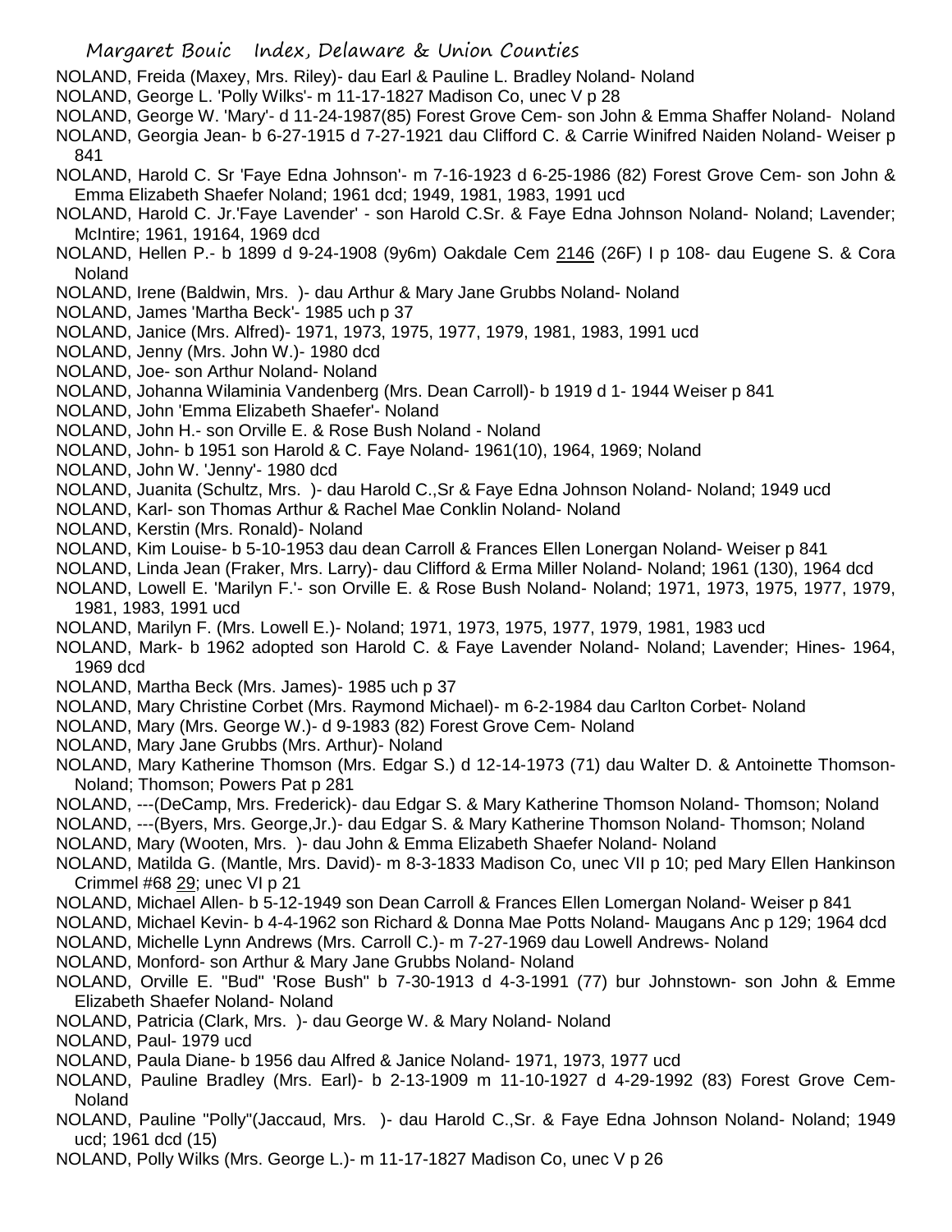NOLAND, Freida (Maxey, Mrs. Riley)- dau Earl & Pauline L. Bradley Noland- Noland

NOLAND, George L. 'Polly Wilks'- m 11-17-1827 Madison Co, unec V p 28

NOLAND, George W. 'Mary'- d 11-24-1987(85) Forest Grove Cem- son John & Emma Shaffer Noland- Noland

NOLAND, Georgia Jean- b 6-27-1915 d 7-27-1921 dau Clifford C. & Carrie Winifred Naiden Noland- Weiser p 841

NOLAND, Harold C. Sr 'Faye Edna Johnson'- m 7-16-1923 d 6-25-1986 (82) Forest Grove Cem- son John & Emma Elizabeth Shaefer Noland; 1961 dcd; 1949, 1981, 1983, 1991 ucd

NOLAND, Harold C. Jr.'Faye Lavender' - son Harold C.Sr. & Faye Edna Johnson Noland- Noland; Lavender; McIntire; 1961, 19164, 1969 dcd

NOLAND, Hellen P.- b 1899 d 9-24-1908 (9y6m) Oakdale Cem 2146 (26F) I p 108- dau Eugene S. & Cora Noland

NOLAND, Irene (Baldwin, Mrs. )- dau Arthur & Mary Jane Grubbs Noland- Noland

NOLAND, James 'Martha Beck'- 1985 uch p 37

NOLAND, Janice (Mrs. Alfred)- 1971, 1973, 1975, 1977, 1979, 1981, 1983, 1991 ucd

NOLAND, Jenny (Mrs. John W.)- 1980 dcd

NOLAND, Joe- son Arthur Noland- Noland

NOLAND, Johanna Wilaminia Vandenberg (Mrs. Dean Carroll)- b 1919 d 1- 1944 Weiser p 841

NOLAND, John 'Emma Elizabeth Shaefer'- Noland

NOLAND, John H.- son Orville E. & Rose Bush Noland - Noland

NOLAND, John- b 1951 son Harold & C. Faye Noland- 1961(10), 1964, 1969; Noland

NOLAND, John W. 'Jenny'- 1980 dcd

NOLAND, Juanita (Schultz, Mrs. )- dau Harold C.,Sr & Faye Edna Johnson Noland- Noland; 1949 ucd

NOLAND, Karl- son Thomas Arthur & Rachel Mae Conklin Noland- Noland

NOLAND, Kerstin (Mrs. Ronald)- Noland

NOLAND, Kim Louise- b 5-10-1953 dau dean Carroll & Frances Ellen Lonergan Noland- Weiser p 841

NOLAND, Linda Jean (Fraker, Mrs. Larry)- dau Clifford & Erma Miller Noland- Noland; 1961 (130), 1964 dcd

NOLAND, Lowell E. 'Marilyn F.'- son Orville E. & Rose Bush Noland- Noland; 1971, 1973, 1975, 1977, 1979, 1981, 1983, 1991 ucd

NOLAND, Marilyn F. (Mrs. Lowell E.)- Noland; 1971, 1973, 1975, 1977, 1979, 1981, 1983 ucd

NOLAND, Mark- b 1962 adopted son Harold C. & Faye Lavender Noland- Noland; Lavender; Hines- 1964, 1969 dcd

NOLAND, Martha Beck (Mrs. James)- 1985 uch p 37

NOLAND, Mary Christine Corbet (Mrs. Raymond Michael)- m 6-2-1984 dau Carlton Corbet- Noland

NOLAND, Mary (Mrs. George W.)- d 9-1983 (82) Forest Grove Cem- Noland

NOLAND, Mary Jane Grubbs (Mrs. Arthur)- Noland

NOLAND, Mary Katherine Thomson (Mrs. Edgar S.) d 12-14-1973 (71) dau Walter D. & Antoinette Thomson- Noland; Thomson; Powers Pat p 281

NOLAND, ---(DeCamp, Mrs. Frederick)- dau Edgar S. & Mary Katherine Thomson Noland- Thomson; Noland

NOLAND, ---(Byers, Mrs. George,Jr.)- dau Edgar S. & Mary Katherine Thomson Noland- Thomson; Noland

NOLAND, Mary (Wooten, Mrs. )- dau John & Emma Elizabeth Shaefer Noland- Noland

NOLAND, Matilda G. (Mantle, Mrs. David)- m 8-3-1833 Madison Co, unec VII p 10; ped Mary Ellen Hankinson Crimmel #68 29; unec VI p 21

NOLAND, Michael Allen- b 5-12-1949 son Dean Carroll & Frances Ellen Lomergan Noland- Weiser p 841

NOLAND, Michael Kevin- b 4-4-1962 son Richard & Donna Mae Potts Noland- Maugans Anc p 129; 1964 dcd

NOLAND, Michelle Lynn Andrews (Mrs. Carroll C.)- m 7-27-1969 dau Lowell Andrews- Noland

NOLAND, Monford- son Arthur & Mary Jane Grubbs Noland- Noland

NOLAND, Orville E. "Bud" 'Rose Bush" b 7-30-1913 d 4-3-1991 (77) bur Johnstown- son John & Emme Elizabeth Shaefer Noland- Noland

NOLAND, Patricia (Clark, Mrs. )- dau George W. & Mary Noland- Noland

NOLAND, Paul- 1979 ucd

NOLAND, Paula Diane- b 1956 dau Alfred & Janice Noland- 1971, 1973, 1977 ucd

NOLAND, Pauline Bradley (Mrs. Earl)- b 2-13-1909 m 11-10-1927 d 4-29-1992 (83) Forest Grove Cem- Noland

NOLAND, Pauline "Polly"(Jaccaud, Mrs. )- dau Harold C.,Sr. & Faye Edna Johnson Noland- Noland; 1949 ucd; 1961 dcd (15)

NOLAND, Polly Wilks (Mrs. George L.)- m 11-17-1827 Madison Co, unec V p 26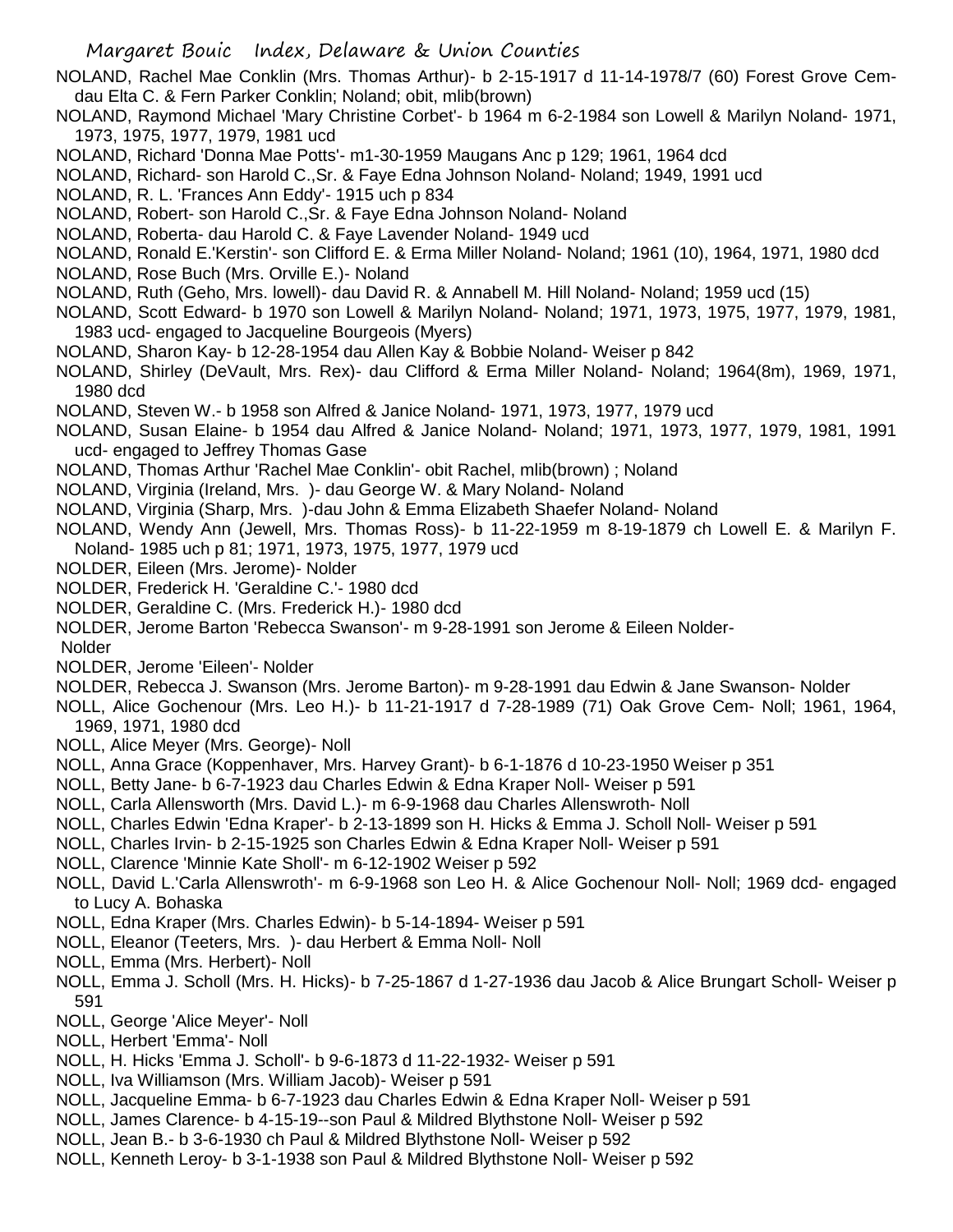NOLAND, Rachel Mae Conklin (Mrs. Thomas Arthur)- b 2-15-1917 d 11-14-1978/7 (60) Forest Grove Cem- dau Elta C. & Fern Parker Conklin; Noland; obit, mlib(brown)

NOLAND, Raymond Michael 'Mary Christine Corbet'- b 1964 m 6-2-1984 son Lowell & Marilyn Noland- 1971, 1973, 1975, 1977, 1979, 1981 ucd

NOLAND, Richard 'Donna Mae Potts'- m1-30-1959 Maugans Anc p 129; 1961, 1964 dcd

NOLAND, Richard- son Harold C.,Sr. & Faye Edna Johnson Noland- Noland; 1949, 1991 ucd

NOLAND, R. L. 'Frances Ann Eddy'- 1915 uch p 834

NOLAND, Robert- son Harold C.,Sr. & Faye Edna Johnson Noland- Noland

NOLAND, Roberta- dau Harold C. & Faye Lavender Noland- 1949 ucd

NOLAND, Ronald E.'Kerstin'- son Clifford E. & Erma Miller Noland- Noland; 1961 (10), 1964, 1971, 1980 dcd

NOLAND, Rose Buch (Mrs. Orville E.)- Noland

NOLAND, Ruth (Geho, Mrs. lowell)- dau David R. & Annabell M. Hill Noland- Noland; 1959 ucd (15)

NOLAND, Scott Edward- b 1970 son Lowell & Marilyn Noland- Noland; 1971, 1973, 1975, 1977, 1979, 1981, 1983 ucd- engaged to Jacqueline Bourgeois (Myers)

NOLAND, Sharon Kay- b 12-28-1954 dau Allen Kay & Bobbie Noland- Weiser p 842

NOLAND, Shirley (DeVault, Mrs. Rex)- dau Clifford & Erma Miller Noland- Noland; 1964(8m), 1969, 1971, 1980 dcd

NOLAND, Steven W.- b 1958 son Alfred & Janice Noland- 1971, 1973, 1977, 1979 ucd

NOLAND, Susan Elaine- b 1954 dau Alfred & Janice Noland- Noland; 1971, 1973, 1977, 1979, 1981, 1991 ucd- engaged to Jeffrey Thomas Gase

NOLAND, Thomas Arthur 'Rachel Mae Conklin'- obit Rachel, mlib(brown) ; Noland

NOLAND, Virginia (Ireland, Mrs. )- dau George W. & Mary Noland- Noland

NOLAND, Virginia (Sharp, Mrs. )-dau John & Emma Elizabeth Shaefer Noland- Noland

NOLAND, Wendy Ann (Jewell, Mrs. Thomas Ross)- b 11-22-1959 m 8-19-1879 ch Lowell E. & Marilyn F. Noland- 1985 uch p 81; 1971, 1973, 1975, 1977, 1979 ucd

NOLDER, Eileen (Mrs. Jerome)- Nolder

NOLDER, Frederick H. 'Geraldine C.'- 1980 dcd

NOLDER, Geraldine C. (Mrs. Frederick H.)- 1980 dcd

NOLDER, Jerome Barton 'Rebecca Swanson'- m 9-28-1991 son Jerome & Eileen Nolder- Nolder

NOLDER, Jerome 'Eileen'- Nolder

NOLDER, Rebecca J. Swanson (Mrs. Jerome Barton)- m 9-28-1991 dau Edwin & Jane Swanson- Nolder

NOLL, Alice Gochenour (Mrs. Leo H.)- b 11-21-1917 d 7-28-1989 (71) Oak Grove Cem- Noll; 1961, 1964, 1969, 1971, 1980 dcd

NOLL, Alice Meyer (Mrs. George)- Noll

NOLL, Anna Grace (Koppenhaver, Mrs. Harvey Grant)- b 6-1-1876 d 10-23-1950 Weiser p 351

NOLL, Betty Jane- b 6-7-1923 dau Charles Edwin & Edna Kraper Noll- Weiser p 591

NOLL, Carla Allensworth (Mrs. David L.)- m 6-9-1968 dau Charles Allenswroth- Noll

NOLL, Charles Edwin 'Edna Kraper'- b 2-13-1899 son H. Hicks & Emma J. Scholl Noll- Weiser p 591

NOLL, Charles Irvin- b 2-15-1925 son Charles Edwin & Edna Kraper Noll- Weiser p 591

NOLL, Clarence 'Minnie Kate Sholl'- m 6-12-1902 Weiser p 592

NOLL, David L.'Carla Allenswroth'- m 6-9-1968 son Leo H. & Alice Gochenour Noll- Noll; 1969 dcd- engaged to Lucy A. Bohaska

NOLL, Edna Kraper (Mrs. Charles Edwin)- b 5-14-1894- Weiser p 591

NOLL, Eleanor (Teeters, Mrs. )- dau Herbert & Emma Noll- Noll

NOLL, Emma (Mrs. Herbert)- Noll

NOLL, Emma J. Scholl (Mrs. H. Hicks)- b 7-25-1867 d 1-27-1936 dau Jacob & Alice Brungart Scholl- Weiser p 591

NOLL, George 'Alice Meyer'- Noll

NOLL, Herbert 'Emma'- Noll

NOLL, H. Hicks 'Emma J. Scholl'- b 9-6-1873 d 11-22-1932- Weiser p 591

NOLL, Iva Williamson (Mrs. William Jacob)- Weiser p 591

NOLL, Jacqueline Emma- b 6-7-1923 dau Charles Edwin & Edna Kraper Noll- Weiser p 591

NOLL, James Clarence- b 4-15-19--son Paul & Mildred Blythstone Noll- Weiser p 592

NOLL, Jean B.- b 3-6-1930 ch Paul & Mildred Blythstone Noll- Weiser p 592

NOLL, Kenneth Leroy- b 3-1-1938 son Paul & Mildred Blythstone Noll- Weiser p 592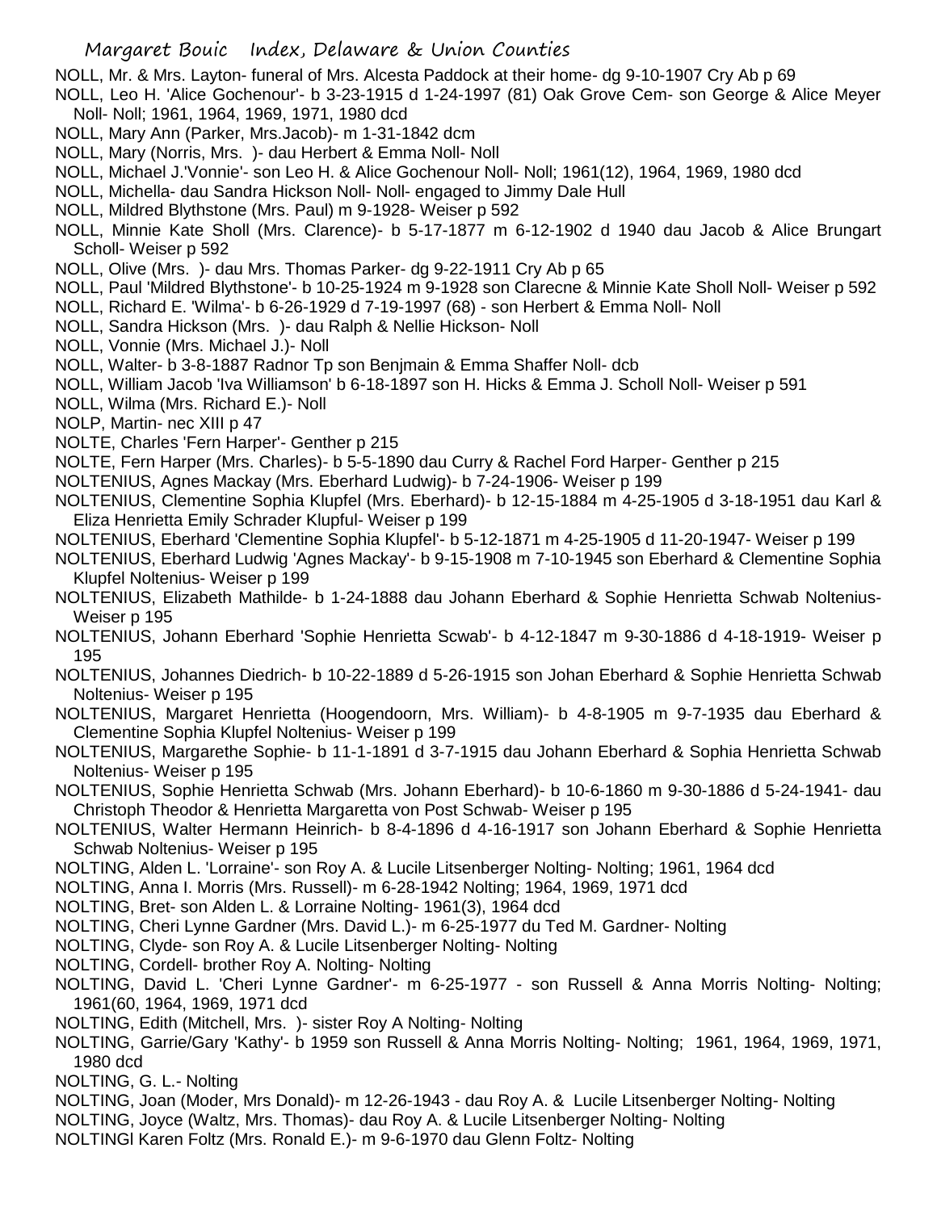NOLL, Mr. & Mrs. Layton- funeral of Mrs. Alcesta Paddock at their home- dg 9-10-1907 Cry Ab p 69

NOLL, Leo H. 'Alice Gochenour'- b 3-23-1915 d 1-24-1997 (81) Oak Grove Cem- son George & Alice Meyer Noll- Noll; 1961, 1964, 1969, 1971, 1980 dcd

NOLL, Mary Ann (Parker, Mrs.Jacob)- m 1-31-1842 dcm

NOLL, Mary (Norris, Mrs. )- dau Herbert & Emma Noll- Noll

NOLL, Michael J.'Vonnie'- son Leo H. & Alice Gochenour Noll- Noll; 1961(12), 1964, 1969, 1980 dcd

NOLL, Michella- dau Sandra Hickson Noll- Noll- engaged to Jimmy Dale Hull

NOLL, Mildred Blythstone (Mrs. Paul) m 9-1928- Weiser p 592

NOLL, Minnie Kate Sholl (Mrs. Clarence)- b 5-17-1877 m 6-12-1902 d 1940 dau Jacob & Alice Brungart Scholl- Weiser p 592

NOLL, Olive (Mrs. )- dau Mrs. Thomas Parker- dg 9-22-1911 Cry Ab p 65

NOLL, Paul 'Mildred Blythstone'- b 10-25-1924 m 9-1928 son Clarecne & Minnie Kate Sholl Noll- Weiser p 592

NOLL, Richard E. 'Wilma'- b 6-26-1929 d 7-19-1997 (68) - son Herbert & Emma Noll- Noll

NOLL, Sandra Hickson (Mrs. )- dau Ralph & Nellie Hickson- Noll

NOLL, Vonnie (Mrs. Michael J.)- Noll

NOLL, Walter- b 3-8-1887 Radnor Tp son Benjmain & Emma Shaffer Noll- dcb

NOLL, William Jacob 'Iva Williamson' b 6-18-1897 son H. Hicks & Emma J. Scholl Noll- Weiser p 591

NOLL, Wilma (Mrs. Richard E.)- Noll

NOLP, Martin- nec XIII p 47

NOLTE, Charles 'Fern Harper'- Genther p 215

NOLTE, Fern Harper (Mrs. Charles)- b 5-5-1890 dau Curry & Rachel Ford Harper- Genther p 215

NOLTENIUS, Agnes Mackay (Mrs. Eberhard Ludwig)- b 7-24-1906- Weiser p 199

NOLTENIUS, Clementine Sophia Klupfel (Mrs. Eberhard)- b 12-15-1884 m 4-25-1905 d 3-18-1951 dau Karl & Eliza Henrietta Emily Schrader Klupful- Weiser p 199

NOLTENIUS, Eberhard 'Clementine Sophia Klupfel'- b 5-12-1871 m 4-25-1905 d 11-20-1947- Weiser p 199

NOLTENIUS, Eberhard Ludwig 'Agnes Mackay'- b 9-15-1908 m 7-10-1945 son Eberhard & Clementine Sophia Klupfel Noltenius- Weiser p 199

NOLTENIUS, Elizabeth Mathilde- b 1-24-1888 dau Johann Eberhard & Sophie Henrietta Schwab Noltenius- Weiser p 195

NOLTENIUS, Johann Eberhard 'Sophie Henrietta Scwab'- b 4-12-1847 m 9-30-1886 d 4-18-1919- Weiser p 195

NOLTENIUS, Johannes Diedrich- b 10-22-1889 d 5-26-1915 son Johan Eberhard & Sophie Henrietta Schwab Noltenius- Weiser p 195

NOLTENIUS, Margaret Henrietta (Hoogendoorn, Mrs. William)- b 4-8-1905 m 9-7-1935 dau Eberhard & Clementine Sophia Klupfel Noltenius- Weiser p 199

NOLTENIUS, Margarethe Sophie- b 11-1-1891 d 3-7-1915 dau Johann Eberhard & Sophia Henrietta Schwab Noltenius- Weiser p 195

NOLTENIUS, Sophie Henrietta Schwab (Mrs. Johann Eberhard)- b 10-6-1860 m 9-30-1886 d 5-24-1941- dau Christoph Theodor & Henrietta Margaretta von Post Schwab- Weiser p 195

NOLTENIUS, Walter Hermann Heinrich- b 8-4-1896 d 4-16-1917 son Johann Eberhard & Sophie Henrietta Schwab Noltenius- Weiser p 195

NOLTING, Alden L. 'Lorraine'- son Roy A. & Lucile Litsenberger Nolting- Nolting; 1961, 1964 dcd

NOLTING, Anna I. Morris (Mrs. Russell)- m 6-28-1942 Nolting; 1964, 1969, 1971 dcd

NOLTING, Bret- son Alden L. & Lorraine Nolting- 1961(3), 1964 dcd

NOLTING, Cheri Lynne Gardner (Mrs. David L.)- m 6-25-1977 du Ted M. Gardner- Nolting

NOLTING, Clyde- son Roy A. & Lucile Litsenberger Nolting- Nolting

NOLTING, Cordell- brother Roy A. Nolting- Nolting

NOLTING, David L. 'Cheri Lynne Gardner'- m 6-25-1977 - son Russell & Anna Morris Nolting- Nolting; 1961(60, 1964, 1969, 1971 dcd

NOLTING, Edith (Mitchell, Mrs. )- sister Roy A Nolting- Nolting

NOLTING, Garrie/Gary 'Kathy'- b 1959 son Russell & Anna Morris Nolting- Nolting; 1961, 1964, 1969, 1971, 1980 dcd

NOLTING, G. L.- Nolting

NOLTING, Joan (Moder, Mrs Donald)- m 12-26-1943 - dau Roy A. & Lucile Litsenberger Nolting- Nolting

NOLTING, Joyce (Waltz, Mrs. Thomas)- dau Roy A. & Lucile Litsenberger Nolting- Nolting

NOLTINGl Karen Foltz (Mrs. Ronald E.)- m 9-6-1970 dau Glenn Foltz- Nolting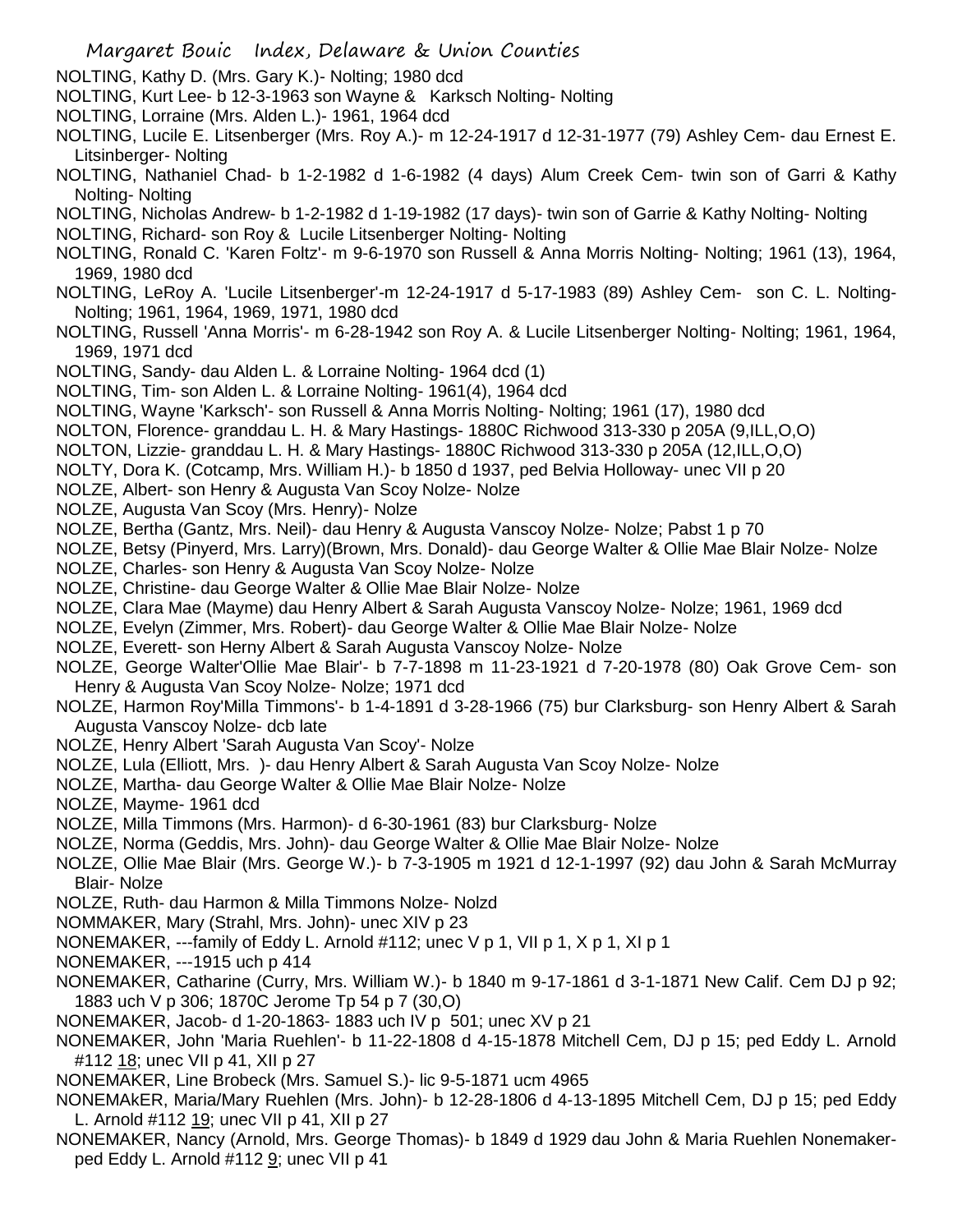NOLTING, Kathy D. (Mrs. Gary K.)- Nolting; 1980 dcd

NOLTING, Kurt Lee- b 12-3-1963 son Wayne & Karksch Nolting- Nolting

NOLTING, Lorraine (Mrs. Alden L.)- 1961, 1964 dcd

NOLTING, Lucile E. Litsenberger (Mrs. Roy A.)- m 12-24-1917 d 12-31-1977 (79) Ashley Cem- dau Ernest E. Litsinberger- Nolting

NOLTING, Nathaniel Chad- b 1-2-1982 d 1-6-1982 (4 days) Alum Creek Cem- twin son of Garri & Kathy Nolting- Nolting

NOLTING, Nicholas Andrew- b 1-2-1982 d 1-19-1982 (17 days)- twin son of Garrie & Kathy Nolting- Nolting

NOLTING, Richard- son Roy & Lucile Litsenberger Nolting- Nolting

NOLTING, Ronald C. 'Karen Foltz'- m 9-6-1970 son Russell & Anna Morris Nolting- Nolting; 1961 (13), 1964, 1969, 1980 dcd

NOLTING, LeRoy A. 'Lucile Litsenberger'-m 12-24-1917 d 5-17-1983 (89) Ashley Cem- son C. L. Nolting- Nolting; 1961, 1964, 1969, 1971, 1980 dcd

NOLTING, Russell 'Anna Morris'- m 6-28-1942 son Roy A. & Lucile Litsenberger Nolting- Nolting; 1961, 1964, 1969, 1971 dcd

NOLTING, Sandy- dau Alden L. & Lorraine Nolting- 1964 dcd (1)

NOLTING, Tim- son Alden L. & Lorraine Nolting- 1961(4), 1964 dcd

NOLTING, Wayne 'Karksch'- son Russell & Anna Morris Nolting- Nolting; 1961 (17), 1980 dcd

NOLTON, Florence- granddau L. H. & Mary Hastings- 1880C Richwood 313-330 p 205A (9,ILL,O,O)

NOLTON, Lizzie- granddau L. H. & Mary Hastings- 1880C Richwood 313-330 p 205A (12,ILL,O,O)

NOLTY, Dora K. (Cotcamp, Mrs. William H.)- b 1850 d 1937, ped Belvia Holloway- unec VII p 20

NOLZE, Albert- son Henry & Augusta Van Scoy Nolze- Nolze

NOLZE, Augusta Van Scoy (Mrs. Henry)- Nolze

NOLZE, Bertha (Gantz, Mrs. Neil)- dau Henry & Augusta Vanscoy Nolze- Nolze; Pabst 1 p 70

NOLZE, Betsy (Pinyerd, Mrs. Larry)(Brown, Mrs. Donald)- dau George Walter & Ollie Mae Blair Nolze- Nolze

NOLZE, Charles- son Henry & Augusta Van Scoy Nolze- Nolze

NOLZE, Christine- dau George Walter & Ollie Mae Blair Nolze- Nolze

NOLZE, Clara Mae (Mayme) dau Henry Albert & Sarah Augusta Vanscoy Nolze- Nolze; 1961, 1969 dcd

NOLZE, Evelyn (Zimmer, Mrs. Robert)- dau George Walter & Ollie Mae Blair Nolze- Nolze

NOLZE, Everett- son Herny Albert & Sarah Augusta Vanscoy Nolze- Nolze

NOLZE, George Walter'Ollie Mae Blair'- b 7-7-1898 m 11-23-1921 d 7-20-1978 (80) Oak Grove Cem- son Henry & Augusta Van Scoy Nolze- Nolze; 1971 dcd

NOLZE, Harmon Roy'Milla Timmons'- b 1-4-1891 d 3-28-1966 (75) bur Clarksburg- son Henry Albert & Sarah Augusta Vanscoy Nolze- dcb late

NOLZE, Henry Albert 'Sarah Augusta Van Scoy'- Nolze

NOLZE, Lula (Elliott, Mrs. )- dau Henry Albert & Sarah Augusta Van Scoy Nolze- Nolze

NOLZE, Martha- dau George Walter & Ollie Mae Blair Nolze- Nolze

NOLZE, Mayme- 1961 dcd

NOLZE, Milla Timmons (Mrs. Harmon)- d 6-30-1961 (83) bur Clarksburg- Nolze

NOLZE, Norma (Geddis, Mrs. John)- dau George Walter & Ollie Mae Blair Nolze- Nolze

NOLZE, Ollie Mae Blair (Mrs. George W.)- b 7-3-1905 m 1921 d 12-1-1997 (92) dau John & Sarah McMurray Blair- Nolze

NOLZE, Ruth- dau Harmon & Milla Timmons Nolze- Nolzd

NOMMAKER, Mary (Strahl, Mrs. John)- unec XIV p 23

NONEMAKER, ---family of Eddy L. Arnold #112; unec V p 1, VII p 1, X p 1, XI p 1

NONEMAKER, ---1915 uch p 414

NONEMAKER, Catharine (Curry, Mrs. William W.)- b 1840 m 9-17-1861 d 3-1-1871 New Calif. Cem DJ p 92; 1883 uch V p 306; 1870C Jerome Tp 54 p 7 (30,O)

NONEMAKER, Jacob- d 1-20-1863- 1883 uch IV p 501; unec XV p 21

NONEMAKER, John 'Maria Ruehlen'- b 11-22-1808 d 4-15-1878 Mitchell Cem, DJ p 15; ped Eddy L. Arnold #112 18; unec VII p 41, XII p 27

NONEMAKER, Line Brobeck (Mrs. Samuel S.)- lic 9-5-1871 ucm 4965

NONEMAkER, Maria/Mary Ruehlen (Mrs. John)- b 12-28-1806 d 4-13-1895 Mitchell Cem, DJ p 15; ped Eddy L. Arnold #112 19; unec VII p 41, XII p 27

NONEMAKER, Nancy (Arnold, Mrs. George Thomas)- b 1849 d 1929 dau John & Maria Ruehlen Nonemaker- ped Eddy L. Arnold #112 9; unec VII p 41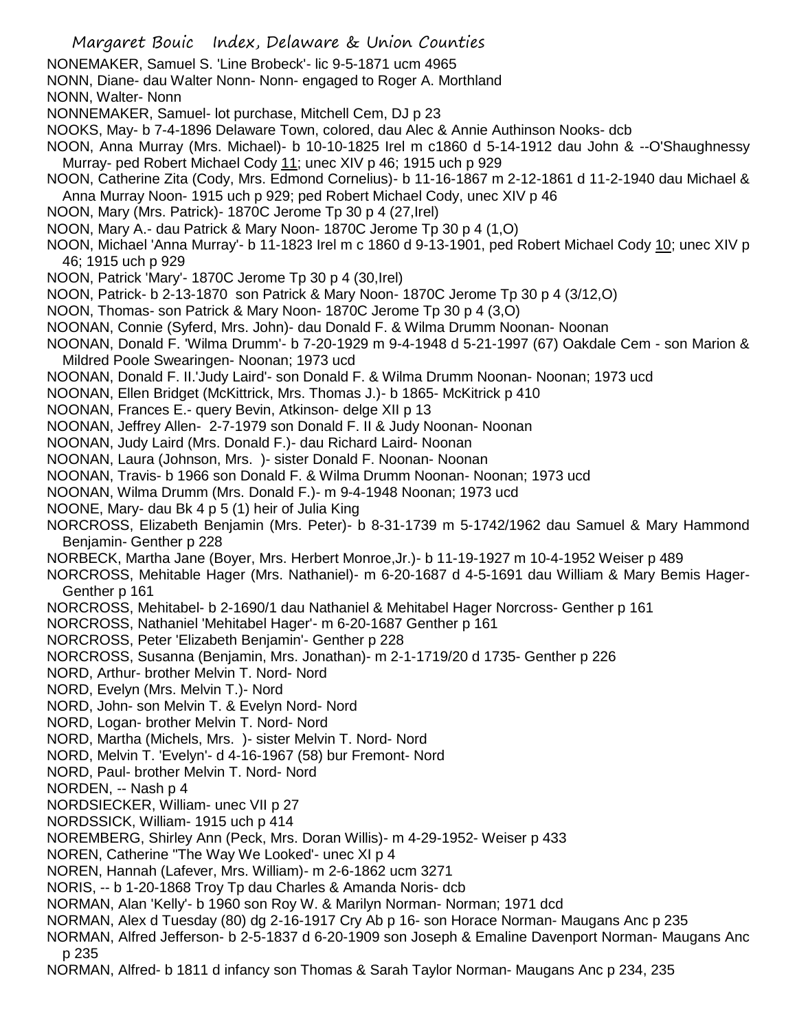NONEMAKER, Samuel S. 'Line Brobeck'- lic 9-5-1871 ucm 4965

NONN, Diane- dau Walter Nonn- Nonn- engaged to Roger A. Morthland

NONN, Walter- Nonn

NONNEMAKER, Samuel- lot purchase, Mitchell Cem, DJ p 23

NOOKS, May- b 7-4-1896 Delaware Town, colored, dau Alec & Annie Authinson Nooks- dcb

NOON, Anna Murray (Mrs. Michael)- b 10-10-1825 Irel m c1860 d 5-14-1912 dau John & --O'Shaughnessy Murray- ped Robert Michael Cody 11; unec XIV p 46; 1915 uch p 929

NOON, Catherine Zita (Cody, Mrs. Edmond Cornelius)- b 11-16-1867 m 2-12-1861 d 11-2-1940 dau Michael & Anna Murray Noon- 1915 uch p 929; ped Robert Michael Cody, unec XIV p 46

NOON, Mary (Mrs. Patrick)- 1870C Jerome Tp 30 p 4 (27,Irel)

NOON, Mary A.- dau Patrick & Mary Noon- 1870C Jerome Tp 30 p 4 (1,O)

NOON, Michael 'Anna Murray'- b 11-1823 Irel m c 1860 d 9-13-1901, ped Robert Michael Cody 10; unec XIV p 46; 1915 uch p 929

NOON, Patrick 'Mary'- 1870C Jerome Tp 30 p 4 (30,Irel)

NOON, Patrick- b 2-13-1870 son Patrick & Mary Noon- 1870C Jerome Tp 30 p 4 (3/12,O)

NOON, Thomas- son Patrick & Mary Noon- 1870C Jerome Tp 30 p 4 (3,O)

NOONAN, Connie (Syferd, Mrs. John)- dau Donald F. & Wilma Drumm Noonan- Noonan

NOONAN, Donald F. 'Wilma Drumm'- b 7-20-1929 m 9-4-1948 d 5-21-1997 (67) Oakdale Cem - son Marion & Mildred Poole Swearingen- Noonan; 1973 ucd

NOONAN, Donald F. II.'Judy Laird'- son Donald F. & Wilma Drumm Noonan- Noonan; 1973 ucd

NOONAN, Ellen Bridget (McKittrick, Mrs. Thomas J.)- b 1865- McKitrick p 410

NOONAN, Frances E.- query Bevin, Atkinson- delge XII p 13

NOONAN, Jeffrey Allen- 2-7-1979 son Donald F. II & Judy Noonan- Noonan

NOONAN, Judy Laird (Mrs. Donald F.)- dau Richard Laird- Noonan

NOONAN, Laura (Johnson, Mrs. )- sister Donald F. Noonan- Noonan

NOONAN, Travis- b 1966 son Donald F. & Wilma Drumm Noonan- Noonan; 1973 ucd

NOONAN, Wilma Drumm (Mrs. Donald F.)- m 9-4-1948 Noonan; 1973 ucd

NOONE, Mary- dau Bk 4 p 5 (1) heir of Julia King

NORCROSS, Elizabeth Benjamin (Mrs. Peter)- b 8-31-1739 m 5-1742/1962 dau Samuel & Mary Hammond Benjamin- Genther p 228

NORBECK, Martha Jane (Boyer, Mrs. Herbert Monroe,Jr.)- b 11-19-1927 m 10-4-1952 Weiser p 489

NORCROSS, Mehitable Hager (Mrs. Nathaniel)- m 6-20-1687 d 4-5-1691 dau William & Mary Bemis Hager- Genther p 161

NORCROSS, Mehitabel- b 2-1690/1 dau Nathaniel & Mehitabel Hager Norcross- Genther p 161

NORCROSS, Nathaniel 'Mehitabel Hager'- m 6-20-1687 Genther p 161

NORCROSS, Peter 'Elizabeth Benjamin'- Genther p 228

NORCROSS, Susanna (Benjamin, Mrs. Jonathan)- m 2-1-1719/20 d 1735- Genther p 226

NORD, Arthur- brother Melvin T. Nord- Nord

NORD, Evelyn (Mrs. Melvin T.)- Nord

NORD, John- son Melvin T. & Evelyn Nord- Nord

NORD, Logan- brother Melvin T. Nord- Nord

NORD, Martha (Michels, Mrs. )- sister Melvin T. Nord- Nord

NORD, Melvin T. 'Evelyn'- d 4-16-1967 (58) bur Fremont- Nord

NORD, Paul- brother Melvin T. Nord- Nord

NORDEN, -- Nash p 4

NORDSIECKER, William- unec VII p 27

NORDSSICK, William- 1915 uch p 414

NOREMBERG, Shirley Ann (Peck, Mrs. Doran Willis)- m 4-29-1952- Weiser p 433

NOREN, Catherine "The Way We Looked'- unec XI p 4

NOREN, Hannah (Lafever, Mrs. William)- m 2-6-1862 ucm 3271

NORIS, -- b 1-20-1868 Troy Tp dau Charles & Amanda Noris- dcb

NORMAN, Alan 'Kelly'- b 1960 son Roy W. & Marilyn Norman- Norman; 1971 dcd

NORMAN, Alex d Tuesday (80) dg 2-16-1917 Cry Ab p 16- son Horace Norman- Maugans Anc p 235

NORMAN, Alfred Jefferson- b 2-5-1837 d 6-20-1909 son Joseph & Emaline Davenport Norman- Maugans Anc p 235

NORMAN, Alfred- b 1811 d infancy son Thomas & Sarah Taylor Norman- Maugans Anc p 234, 235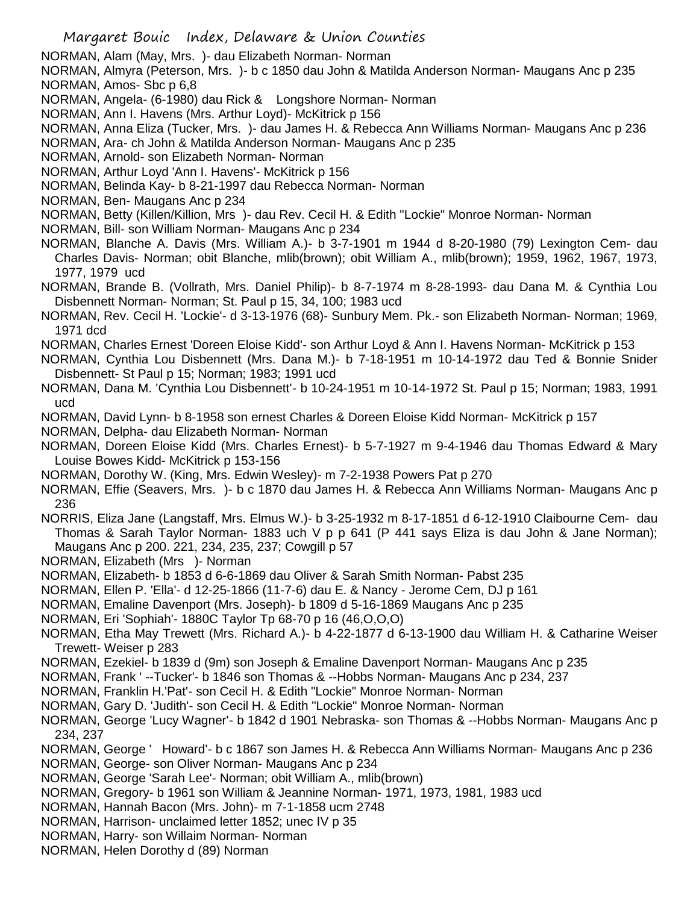NORMAN, Alam (May, Mrs. )- dau Elizabeth Norman- Norman

NORMAN, Almyra (Peterson, Mrs. )- b c 1850 dau John & Matilda Anderson Norman- Maugans Anc p 235

NORMAN, Amos- Sbc p 6,8

NORMAN, Angela- (6-1980) dau Rick & Longshore Norman- Norman

NORMAN, Ann I. Havens (Mrs. Arthur Loyd)- McKitrick p 156

NORMAN, Anna Eliza (Tucker, Mrs. )- dau James H. & Rebecca Ann Williams Norman- Maugans Anc p 236

NORMAN, Ara- ch John & Matilda Anderson Norman- Maugans Anc p 235

NORMAN, Arnold- son Elizabeth Norman- Norman

NORMAN, Arthur Loyd 'Ann I. Havens'- McKitrick p 156

NORMAN, Belinda Kay- b 8-21-1997 dau Rebecca Norman- Norman

NORMAN, Ben- Maugans Anc p 234

NORMAN, Betty (Killen/Killion, Mrs )- dau Rev. Cecil H. & Edith "Lockie" Monroe Norman- Norman

NORMAN, Bill- son William Norman- Maugans Anc p 234

NORMAN, Blanche A. Davis (Mrs. William A.)- b 3-7-1901 m 1944 d 8-20-1980 (79) Lexington Cem- dau Charles Davis- Norman; obit Blanche, mlib(brown); obit William A., mlib(brown); 1959, 1962, 1967, 1973, 1977, 1979 ucd

NORMAN, Brande B. (Vollrath, Mrs. Daniel Philip)- b 8-7-1974 m 8-28-1993- dau Dana M. & Cynthia Lou Disbennett Norman- Norman; St. Paul p 15, 34, 100; 1983 ucd

NORMAN, Rev. Cecil H. 'Lockie'- d 3-13-1976 (68)- Sunbury Mem. Pk.- son Elizabeth Norman- Norman; 1969, 1971 dcd

NORMAN, Charles Ernest 'Doreen Eloise Kidd'- son Arthur Loyd & Ann I. Havens Norman- McKitrick p 153

NORMAN, Cynthia Lou Disbennett (Mrs. Dana M.)- b 7-18-1951 m 10-14-1972 dau Ted & Bonnie Snider Disbennett- St Paul p 15; Norman; 1983; 1991 ucd

NORMAN, Dana M. 'Cynthia Lou Disbennett'- b 10-24-1951 m 10-14-1972 St. Paul p 15; Norman; 1983, 1991 ucd

NORMAN, David Lynn- b 8-1958 son ernest Charles & Doreen Eloise Kidd Norman- McKitrick p 157

NORMAN, Delpha- dau Elizabeth Norman- Norman

NORMAN, Doreen Eloise Kidd (Mrs. Charles Ernest)- b 5-7-1927 m 9-4-1946 dau Thomas Edward & Mary Louise Bowes Kidd- McKitrick p 153-156

NORMAN, Dorothy W. (King, Mrs. Edwin Wesley)- m 7-2-1938 Powers Pat p 270

NORMAN, Effie (Seavers, Mrs. )- b c 1870 dau James H. & Rebecca Ann Williams Norman- Maugans Anc p 236

NORRIS, Eliza Jane (Langstaff, Mrs. Elmus W.)- b 3-25-1932 m 8-17-1851 d 6-12-1910 Claibourne Cem- dau Thomas & Sarah Taylor Norman- 1883 uch V p p 641 (P 441 says Eliza is dau John & Jane Norman); Maugans Anc p 200. 221, 234, 235, 237; Cowgill p 57

NORMAN, Elizabeth (Mrs )- Norman

NORMAN, Elizabeth- b 1853 d 6-6-1869 dau Oliver & Sarah Smith Norman- Pabst 235

NORMAN, Ellen P. 'Ella'- d 12-25-1866 (11-7-6) dau E. & Nancy - Jerome Cem, DJ p 161

NORMAN, Emaline Davenport (Mrs. Joseph)- b 1809 d 5-16-1869 Maugans Anc p 235

NORMAN, Eri 'Sophiah'- 1880C Taylor Tp 68-70 p 16 (46,O,O,O)

NORMAN, Etha May Trewett (Mrs. Richard A.)- b 4-22-1877 d 6-13-1900 dau William H. & Catharine Weiser Trewett- Weiser p 283

NORMAN, Ezekiel- b 1839 d (9m) son Joseph & Emaline Davenport Norman- Maugans Anc p 235

NORMAN, Frank ' --Tucker'- b 1846 son Thomas & --Hobbs Norman- Maugans Anc p 234, 237

NORMAN, Franklin H.'Pat'- son Cecil H. & Edith "Lockie" Monroe Norman- Norman

NORMAN, Gary D. 'Judith'- son Cecil H. & Edith "Lockie" Monroe Norman- Norman

NORMAN, George 'Lucy Wagner'- b 1842 d 1901 Nebraska- son Thomas & --Hobbs Norman- Maugans Anc p 234, 237

NORMAN, George ' Howard'- b c 1867 son James H. & Rebecca Ann Williams Norman- Maugans Anc p 236

NORMAN, George- son Oliver Norman- Maugans Anc p 234

NORMAN, George 'Sarah Lee'- Norman; obit William A., mlib(brown)

NORMAN, Gregory- b 1961 son William & Jeannine Norman- 1971, 1973, 1981, 1983 ucd

NORMAN, Hannah Bacon (Mrs. John)- m 7-1-1858 ucm 2748

NORMAN, Harrison- unclaimed letter 1852; unec IV p 35

NORMAN, Harry- son Willaim Norman- Norman

NORMAN, Helen Dorothy d (89) Norman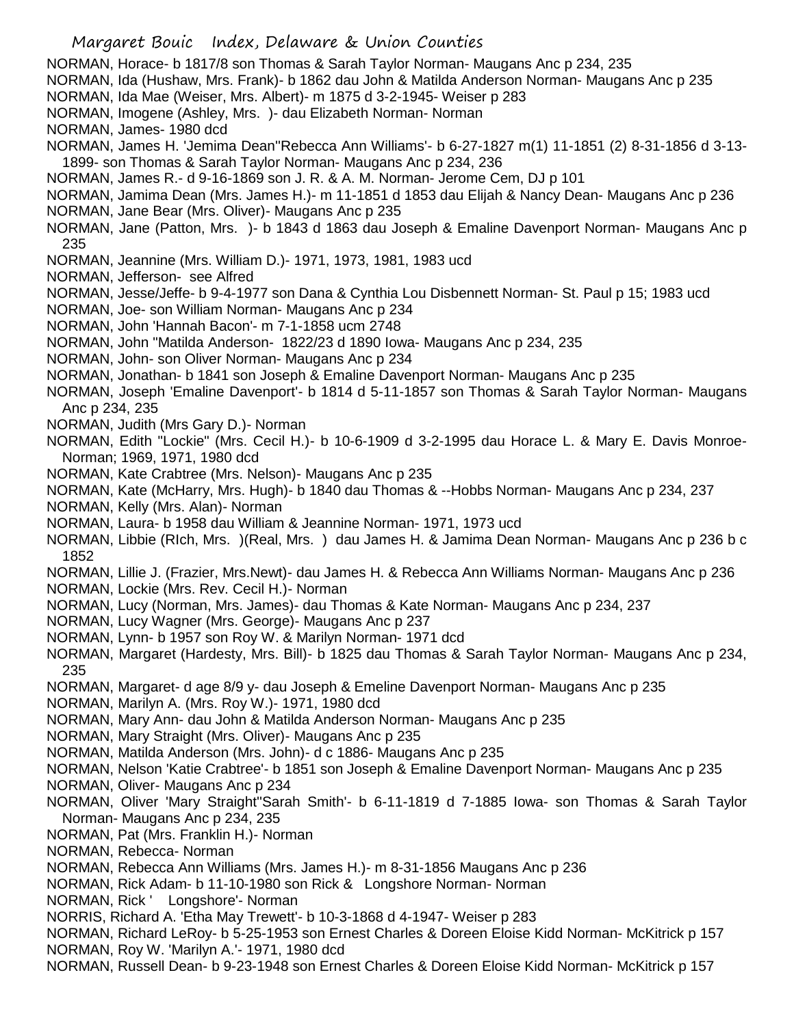NORMAN, Horace- b 1817/8 son Thomas & Sarah Taylor Norman- Maugans Anc p 234, 235
NORMAN, Ida (Hushaw, Mrs. Frank)- b 1862 dau John & Matilda Anderson Norman- Maugans Anc p 235
NORMAN, Ida Mae (Weiser, Mrs. Albert)- m 1875 d 3-2-1945- Weiser p 283
NORMAN, Imogene (Ashley, Mrs. )- dau Elizabeth Norman- Norman
NORMAN, James- 1980 dcd
NORMAN, James H. 'Jemima Dean''Rebecca Ann Williams'- b 6-27-1827 m(1) 11-1851 (2) 8-31-1856 d 3-13-1899- son Thomas & Sarah Taylor Norman- Maugans Anc p 234, 236
NORMAN, James R.- d 9-16-1869 son J. R. & A. M. Norman- Jerome Cem, DJ p 101
NORMAN, Jamima Dean (Mrs. James H.)- m 11-1851 d 1853 dau Elijah & Nancy Dean- Maugans Anc p 236
NORMAN, Jane Bear (Mrs. Oliver)- Maugans Anc p 235
NORMAN, Jane (Patton, Mrs. )- b 1843 d 1863 dau Joseph & Emaline Davenport Norman- Maugans Anc p 235
NORMAN, Jeannine (Mrs. William D.)- 1971, 1973, 1981, 1983 ucd
NORMAN, Jefferson- see Alfred
NORMAN, Jesse/Jeffe- b 9-4-1977 son Dana & Cynthia Lou Disbennett Norman- St. Paul p 15; 1983 ucd
NORMAN, Joe- son William Norman- Maugans Anc p 234
NORMAN, John 'Hannah Bacon'- m 7-1-1858 ucm 2748
NORMAN, John ''Matilda Anderson- 1822/23 d 1890 Iowa- Maugans Anc p 234, 235
NORMAN, John- son Oliver Norman- Maugans Anc p 234
NORMAN, Jonathan- b 1841 son Joseph & Emaline Davenport Norman- Maugans Anc p 235
NORMAN, Joseph 'Emaline Davenport'- b 1814 d 5-11-1857 son Thomas & Sarah Taylor Norman- Maugans Anc p 234, 235
NORMAN, Judith (Mrs Gary D.)- Norman
NORMAN, Edith "Lockie" (Mrs. Cecil H.)- b 10-6-1909 d 3-2-1995 dau Horace L. & Mary E. Davis Monroe- Norman; 1969, 1971, 1980 dcd
NORMAN, Kate Crabtree (Mrs. Nelson)- Maugans Anc p 235
NORMAN, Kate (McHarry, Mrs. Hugh)- b 1840 dau Thomas & --Hobbs Norman- Maugans Anc p 234, 237
NORMAN, Kelly (Mrs. Alan)- Norman
NORMAN, Laura- b 1958 dau William & Jeannine Norman- 1971, 1973 ucd
NORMAN, Libbie (RIch, Mrs. )(Real, Mrs. ) dau James H. & Jamima Dean Norman- Maugans Anc p 236 b c 1852
NORMAN, Lillie J. (Frazier, Mrs.Newt)- dau James H. & Rebecca Ann Williams Norman- Maugans Anc p 236
NORMAN, Lockie (Mrs. Rev. Cecil H.)- Norman
NORMAN, Lucy (Norman, Mrs. James)- dau Thomas & Kate Norman- Maugans Anc p 234, 237
NORMAN, Lucy Wagner (Mrs. George)- Maugans Anc p 237
NORMAN, Lynn- b 1957 son Roy W. & Marilyn Norman- 1971 dcd
NORMAN, Margaret (Hardesty, Mrs. Bill)- b 1825 dau Thomas & Sarah Taylor Norman- Maugans Anc p 234, 235
NORMAN, Margaret- d age 8/9 y- dau Joseph & Emeline Davenport Norman- Maugans Anc p 235
NORMAN, Marilyn A. (Mrs. Roy W.)- 1971, 1980 dcd
NORMAN, Mary Ann- dau John & Matilda Anderson Norman- Maugans Anc p 235
NORMAN, Mary Straight (Mrs. Oliver)- Maugans Anc p 235
NORMAN, Matilda Anderson (Mrs. John)- d c 1886- Maugans Anc p 235
NORMAN, Nelson 'Katie Crabtree'- b 1851 son Joseph & Emaline Davenport Norman- Maugans Anc p 235
NORMAN, Oliver- Maugans Anc p 234
NORMAN, Oliver 'Mary Straight''Sarah Smith'- b 6-11-1819 d 7-1885 Iowa- son Thomas & Sarah Taylor Norman- Maugans Anc p 234, 235
NORMAN, Pat (Mrs. Franklin H.)- Norman
NORMAN, Rebecca- Norman
NORMAN, Rebecca Ann Williams (Mrs. James H.)- m 8-31-1856 Maugans Anc p 236
NORMAN, Rick Adam- b 11-10-1980 son Rick & Longshore Norman- Norman
NORMAN, Rick ' Longshore'- Norman
NORRIS, Richard A. 'Etha May Trewett'- b 10-3-1868 d 4-1947- Weiser p 283
NORMAN, Richard LeRoy- b 5-25-1953 son Ernest Charles & Doreen Eloise Kidd Norman- McKitrick p 157
NORMAN, Roy W. 'Marilyn A.'- 1971, 1980 dcd
NORMAN, Russell Dean- b 9-23-1948 son Ernest Charles & Doreen Eloise Kidd Norman- McKitrick p 157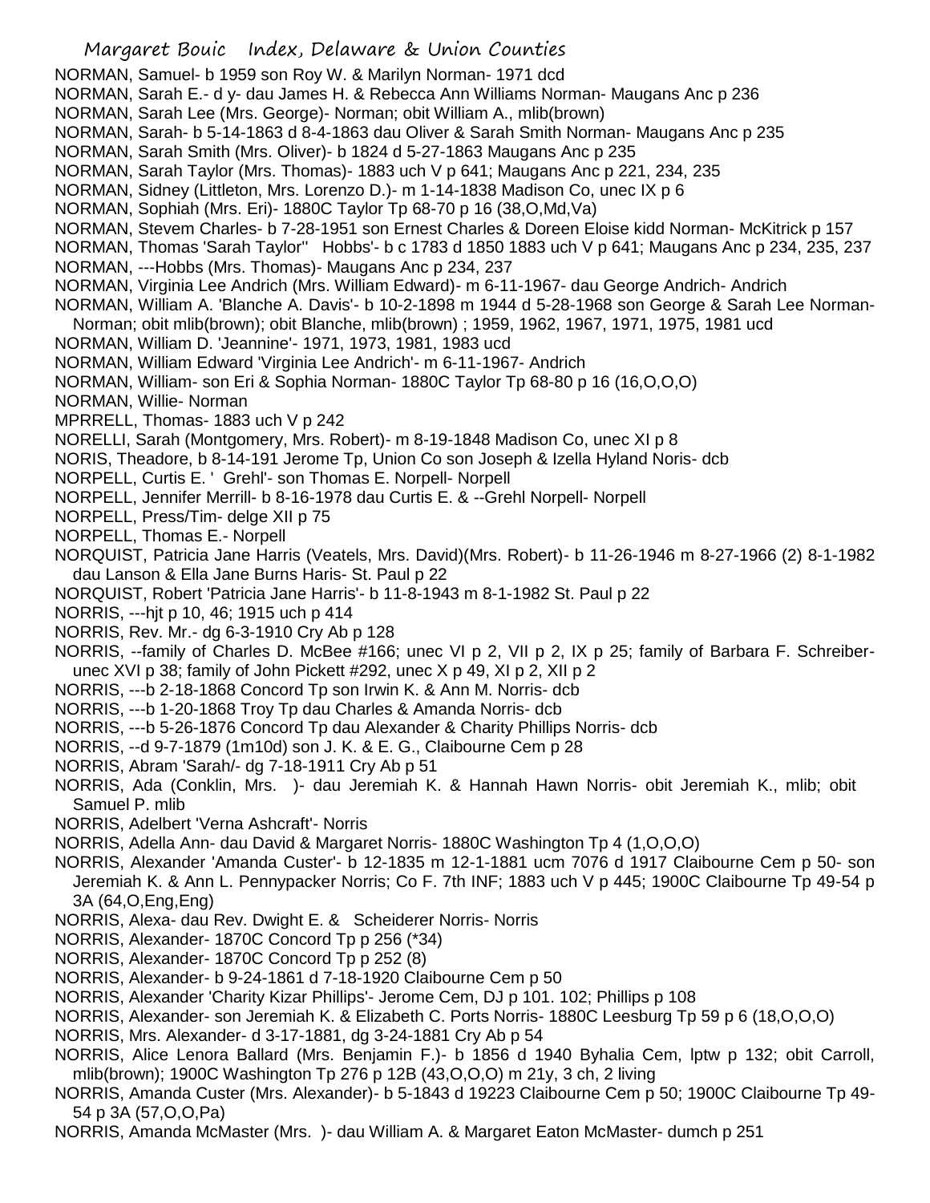NORMAN, Samuel- b 1959 son Roy W. & Marilyn Norman- 1971 dcd
NORMAN, Sarah E.- d y- dau James H. & Rebecca Ann Williams Norman- Maugans Anc p 236
NORMAN, Sarah Lee (Mrs. George)- Norman; obit William A., mlib(brown)
NORMAN, Sarah- b 5-14-1863 d 8-4-1863 dau Oliver & Sarah Smith Norman- Maugans Anc p 235
NORMAN, Sarah Smith (Mrs. Oliver)- b 1824 d 5-27-1863 Maugans Anc p 235
NORMAN, Sarah Taylor (Mrs. Thomas)- 1883 uch V p 641; Maugans Anc p 221, 234, 235
NORMAN, Sidney (Littleton, Mrs. Lorenzo D.)- m 1-14-1838 Madison Co, unec IX p 6
NORMAN, Sophiah (Mrs. Eri)- 1880C Taylor Tp 68-70 p 16 (38,O,Md,Va)
NORMAN, Stevem Charles- b 7-28-1951 son Ernest Charles & Doreen Eloise kidd Norman- McKitrick p 157
NORMAN, Thomas 'Sarah Taylor'' Hobbs'- b c 1783 d 1850 1883 uch V p 641; Maugans Anc p 234, 235, 237
NORMAN, ---Hobbs (Mrs. Thomas)- Maugans Anc p 234, 237
NORMAN, Virginia Lee Andrich (Mrs. William Edward)- m 6-11-1967- dau George Andrich- Andrich
NORMAN, William A. 'Blanche A. Davis'- b 10-2-1898 m 1944 d 5-28-1968 son George & Sarah Lee Norman- Norman; obit mlib(brown); obit Blanche, mlib(brown) ; 1959, 1962, 1967, 1971, 1975, 1981 ucd
NORMAN, William D. 'Jeannine'- 1971, 1973, 1981, 1983 ucd
NORMAN, William Edward 'Virginia Lee Andrich'- m 6-11-1967- Andrich
NORMAN, William- son Eri & Sophia Norman- 1880C Taylor Tp 68-80 p 16 (16,O,O,O)
NORMAN, Willie- Norman
MPRRELL, Thomas- 1883 uch V p 242
NORELLI, Sarah (Montgomery, Mrs. Robert)- m 8-19-1848 Madison Co, unec XI p 8
NORIS, Theadore, b 8-14-191 Jerome Tp, Union Co son Joseph & Izella Hyland Noris- dcb
NORPELL, Curtis E. ' Grehl'- son Thomas E. Norpell- Norpell
NORPELL, Jennifer Merrill- b 8-16-1978 dau Curtis E. & --Grehl Norpell- Norpell
NORPELL, Press/Tim- delge XII p 75
NORPELL, Thomas E.- Norpell
NORQUIST, Patricia Jane Harris (Veatels, Mrs. David)(Mrs. Robert)- b 11-26-1946 m 8-27-1966 (2) 8-1-1982 dau Lanson & Ella Jane Burns Haris- St. Paul p 22
NORQUIST, Robert 'Patricia Jane Harris'- b 11-8-1943 m 8-1-1982 St. Paul p 22
NORRIS, ---hjt p 10, 46; 1915 uch p 414
NORRIS, Rev. Mr.- dg 6-3-1910 Cry Ab p 128
NORRIS, --family of Charles D. McBee #166; unec VI p 2, VII p 2, IX p 25; family of Barbara F. Schreiber- unec XVI p 38; family of John Pickett #292, unec X p 49, XI p 2, XII p 2
NORRIS, ---b 2-18-1868 Concord Tp son Irwin K. & Ann M. Norris- dcb
NORRIS, ---b 1-20-1868 Troy Tp dau Charles & Amanda Norris- dcb
NORRIS, ---b 5-26-1876 Concord Tp dau Alexander & Charity Phillips Norris- dcb
NORRIS, --d 9-7-1879 (1m10d) son J. K. & E. G., Claibourne Cem p 28
NORRIS, Abram 'Sarah/- dg 7-18-1911 Cry Ab p 51
NORRIS, Ada (Conklin, Mrs. )- dau Jeremiah K. & Hannah Hawn Norris- obit Jeremiah K., mlib; obit Samuel P. mlib
NORRIS, Adelbert 'Verna Ashcraft'- Norris
NORRIS, Adella Ann- dau David & Margaret Norris- 1880C Washington Tp 4 (1,O,O,O)
NORRIS, Alexander 'Amanda Custer'- b 12-1835 m 12-1-1881 ucm 7076 d 1917 Claibourne Cem p 50- son Jeremiah K. & Ann L. Pennypacker Norris; Co F. 7th INF; 1883 uch V p 445; 1900C Claibourne Tp 49-54 p 3A (64,O,Eng,Eng)
NORRIS, Alexa- dau Rev. Dwight E. & Scheiderer Norris- Norris
NORRIS, Alexander- 1870C Concord Tp p 256 (*34)
NORRIS, Alexander- 1870C Concord Tp p 252 (8)
NORRIS, Alexander- b 9-24-1861 d 7-18-1920 Claibourne Cem p 50
NORRIS, Alexander 'Charity Kizar Phillips'- Jerome Cem, DJ p 101. 102; Phillips p 108
NORRIS, Alexander- son Jeremiah K. & Elizabeth C. Ports Norris- 1880C Leesburg Tp 59 p 6 (18,O,O,O)
NORRIS, Mrs. Alexander- d 3-17-1881, dg 3-24-1881 Cry Ab p 54
NORRIS, Alice Lenora Ballard (Mrs. Benjamin F.)- b 1856 d 1940 Byhalia Cem, lptw p 132; obit Carroll, mlib(brown); 1900C Washington Tp 276 p 12B (43,O,O,O) m 21y, 3 ch, 2 living
NORRIS, Amanda Custer (Mrs. Alexander)- b 5-1843 d 19223 Claibourne Cem p 50; 1900C Claibourne Tp 49-54 p 3A (57,O,O,Pa)
NORRIS, Amanda McMaster (Mrs. )- dau William A. & Margaret Eaton McMaster- dumch p 251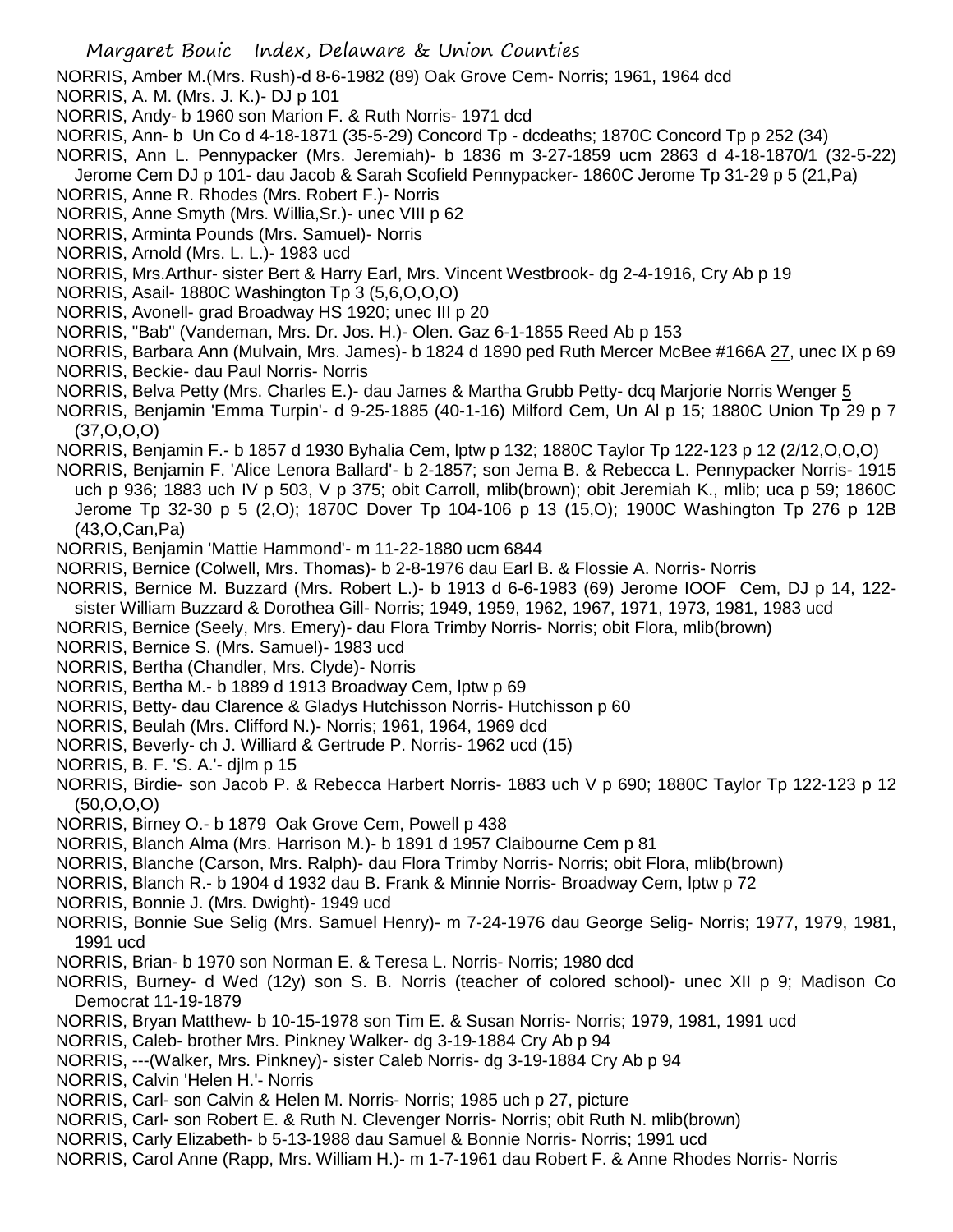NORRIS, Amber M.(Mrs. Rush)-d 8-6-1982 (89) Oak Grove Cem- Norris; 1961, 1964 dcd

NORRIS, A. M. (Mrs. J. K.)- DJ p 101

NORRIS, Andy- b 1960 son Marion F. & Ruth Norris- 1971 dcd

NORRIS, Ann- b Un Co d 4-18-1871 (35-5-29) Concord Tp - dcdeaths; 1870C Concord Tp p 252 (34)

NORRIS, Ann L. Pennypacker (Mrs. Jeremiah)- b 1836 m 3-27-1859 ucm 2863 d 4-18-1870/1 (32-5-22) Jerome Cem DJ p 101- dau Jacob & Sarah Scofield Pennypacker- 1860C Jerome Tp 31-29 p 5 (21,Pa)

NORRIS, Anne R. Rhodes (Mrs. Robert F.)- Norris

NORRIS, Anne Smyth (Mrs. Willia,Sr.)- unec VIII p 62

NORRIS, Arminta Pounds (Mrs. Samuel)- Norris

NORRIS, Arnold (Mrs. L. L.)- 1983 ucd

NORRIS, Mrs.Arthur- sister Bert & Harry Earl, Mrs. Vincent Westbrook- dg 2-4-1916, Cry Ab p 19

NORRIS, Asail- 1880C Washington Tp 3 (5,6,O,O,O)

NORRIS, Avonell- grad Broadway HS 1920; unec III p 20

NORRIS, "Bab" (Vandeman, Mrs. Dr. Jos. H.)- Olen. Gaz 6-1-1855 Reed Ab p 153

NORRIS, Barbara Ann (Mulvain, Mrs. James)- b 1824 d 1890 ped Ruth Mercer McBee #166A 27, unec IX p 69

NORRIS, Beckie- dau Paul Norris- Norris

NORRIS, Belva Petty (Mrs. Charles E.)- dau James & Martha Grubb Petty- dcq Marjorie Norris Wenger 5

NORRIS, Benjamin 'Emma Turpin'- d 9-25-1885 (40-1-16) Milford Cem, Un Al p 15; 1880C Union Tp 29 p 7 (37,O,O,O)

NORRIS, Benjamin F.- b 1857 d 1930 Byhalia Cem, lptw p 132; 1880C Taylor Tp 122-123 p 12 (2/12,O,O,O)

NORRIS, Benjamin F. 'Alice Lenora Ballard'- b 2-1857; son Jema B. & Rebecca L. Pennypacker Norris- 1915 uch p 936; 1883 uch IV p 503, V p 375; obit Carroll, mlib(brown); obit Jeremiah K., mlib; uca p 59; 1860C Jerome Tp 32-30 p 5 (2,O); 1870C Dover Tp 104-106 p 13 (15,O); 1900C Washington Tp 276 p 12B (43,O,Can,Pa)

NORRIS, Benjamin 'Mattie Hammond'- m 11-22-1880 ucm 6844

NORRIS, Bernice (Colwell, Mrs. Thomas)- b 2-8-1976 dau Earl B. & Flossie A. Norris- Norris

NORRIS, Bernice M. Buzzard (Mrs. Robert L.)- b 1913 d 6-6-1983 (69) Jerome IOOF Cem, DJ p 14, 122- sister William Buzzard & Dorothea Gill- Norris; 1949, 1959, 1962, 1967, 1971, 1973, 1981, 1983 ucd

NORRIS, Bernice (Seely, Mrs. Emery)- dau Flora Trimby Norris- Norris; obit Flora, mlib(brown)

NORRIS, Bernice S. (Mrs. Samuel)- 1983 ucd

NORRIS, Bertha (Chandler, Mrs. Clyde)- Norris

NORRIS, Bertha M.- b 1889 d 1913 Broadway Cem, lptw p 69

NORRIS, Betty- dau Clarence & Gladys Hutchisson Norris- Hutchisson p 60

NORRIS, Beulah (Mrs. Clifford N.)- Norris; 1961, 1964, 1969 dcd

NORRIS, Beverly- ch J. Williard & Gertrude P. Norris- 1962 ucd (15)

NORRIS, B. F. 'S. A.'- djlm p 15

NORRIS, Birdie- son Jacob P. & Rebecca Harbert Norris- 1883 uch V p 690; 1880C Taylor Tp 122-123 p 12 (50,O,O,O)

NORRIS, Birney O.- b 1879 Oak Grove Cem, Powell p 438

NORRIS, Blanch Alma (Mrs. Harrison M.)- b 1891 d 1957 Claibourne Cem p 81

NORRIS, Blanche (Carson, Mrs. Ralph)- dau Flora Trimby Norris- Norris; obit Flora, mlib(brown)

NORRIS, Blanch R.- b 1904 d 1932 dau B. Frank & Minnie Norris- Broadway Cem, lptw p 72

NORRIS, Bonnie J. (Mrs. Dwight)- 1949 ucd

NORRIS, Bonnie Sue Selig (Mrs. Samuel Henry)- m 7-24-1976 dau George Selig- Norris; 1977, 1979, 1981, 1991 ucd

NORRIS, Brian- b 1970 son Norman E. & Teresa L. Norris- Norris; 1980 dcd

NORRIS, Burney- d Wed (12y) son S. B. Norris (teacher of colored school)- unec XII p 9; Madison Co Democrat 11-19-1879

NORRIS, Bryan Matthew- b 10-15-1978 son Tim E. & Susan Norris- Norris; 1979, 1981, 1991 ucd

NORRIS, Caleb- brother Mrs. Pinkney Walker- dg 3-19-1884 Cry Ab p 94

NORRIS, ---(Walker, Mrs. Pinkney)- sister Caleb Norris- dg 3-19-1884 Cry Ab p 94

NORRIS, Calvin 'Helen H.'- Norris

NORRIS, Carl- son Calvin & Helen M. Norris- Norris; 1985 uch p 27, picture

NORRIS, Carl- son Robert E. & Ruth N. Clevenger Norris- Norris; obit Ruth N. mlib(brown)

NORRIS, Carly Elizabeth- b 5-13-1988 dau Samuel & Bonnie Norris- Norris; 1991 ucd

NORRIS, Carol Anne (Rapp, Mrs. William H.)- m 1-7-1961 dau Robert F. & Anne Rhodes Norris- Norris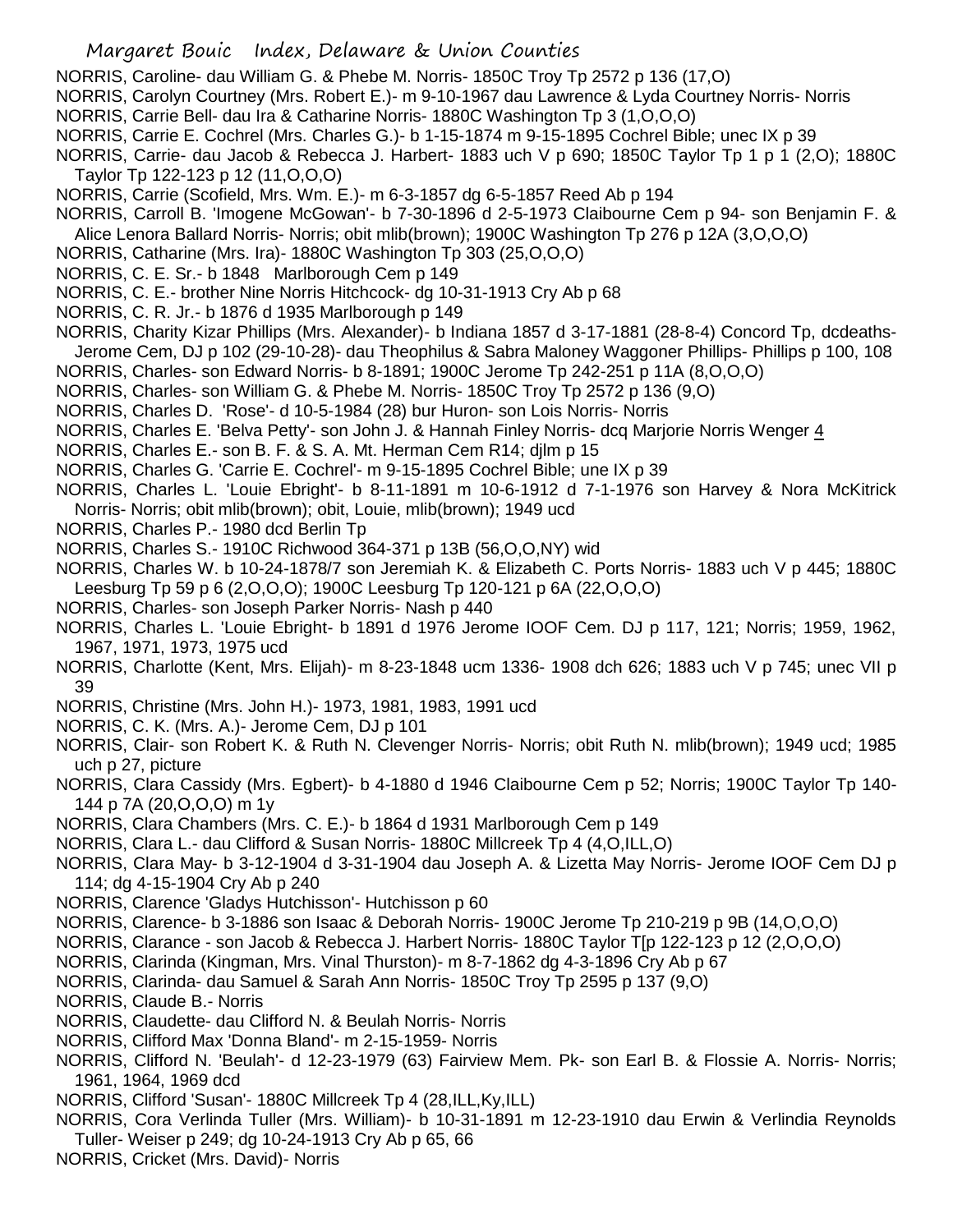NORRIS, Caroline- dau William G. & Phebe M. Norris- 1850C Troy Tp 2572 p 136 (17,O)

NORRIS, Carolyn Courtney (Mrs. Robert E.)- m 9-10-1967 dau Lawrence & Lyda Courtney Norris- Norris

NORRIS, Carrie Bell- dau Ira & Catharine Norris- 1880C Washington Tp 3 (1,O,O,O)

NORRIS, Carrie E. Cochrel (Mrs. Charles G.)- b 1-15-1874 m 9-15-1895 Cochrel Bible; unec IX p 39

NORRIS, Carrie- dau Jacob & Rebecca J. Harbert- 1883 uch V p 690; 1850C Taylor Tp 1 p 1 (2,O); 1880C Taylor Tp 122-123 p 12 (11,O,O,O)

NORRIS, Carrie (Scofield, Mrs. Wm. E.)- m 6-3-1857 dg 6-5-1857 Reed Ab p 194

NORRIS, Carroll B. 'Imogene McGowan'- b 7-30-1896 d 2-5-1973 Claibourne Cem p 94- son Benjamin F. & Alice Lenora Ballard Norris- Norris; obit mlib(brown); 1900C Washington Tp 276 p 12A (3,O,O,O)

NORRIS, Catharine (Mrs. Ira)- 1880C Washington Tp 303 (25,O,O,O)

NORRIS, C. E. Sr.- b 1848 Marlborough Cem p 149

NORRIS, C. E.- brother Nine Norris Hitchcock- dg 10-31-1913 Cry Ab p 68

NORRIS, C. R. Jr.- b 1876 d 1935 Marlborough p 149

NORRIS, Charity Kizar Phillips (Mrs. Alexander)- b Indiana 1857 d 3-17-1881 (28-8-4) Concord Tp, dcdeaths- Jerome Cem, DJ p 102 (29-10-28)- dau Theophilus & Sabra Maloney Waggoner Phillips- Phillips p 100, 108

NORRIS, Charles- son Edward Norris- b 8-1891; 1900C Jerome Tp 242-251 p 11A (8,O,O,O)

NORRIS, Charles- son William G. & Phebe M. Norris- 1850C Troy Tp 2572 p 136 (9,O)

NORRIS, Charles D. 'Rose'- d 10-5-1984 (28) bur Huron- son Lois Norris- Norris

NORRIS, Charles E. 'Belva Petty'- son John J. & Hannah Finley Norris- dcq Marjorie Norris Wenger 4

NORRIS, Charles E.- son B. F. & S. A. Mt. Herman Cem R14; djlm p 15

NORRIS, Charles G. 'Carrie E. Cochrel'- m 9-15-1895 Cochrel Bible; une IX p 39

NORRIS, Charles L. 'Louie Ebright'- b 8-11-1891 m 10-6-1912 d 7-1-1976 son Harvey & Nora McKitrick Norris- Norris; obit mlib(brown); obit, Louie, mlib(brown); 1949 ucd

NORRIS, Charles P.- 1980 dcd Berlin Tp

NORRIS, Charles S.- 1910C Richwood 364-371 p 13B (56,O,O,NY) wid

NORRIS, Charles W. b 10-24-1878/7 son Jeremiah K. & Elizabeth C. Ports Norris- 1883 uch V p 445; 1880C Leesburg Tp 59 p 6 (2,O,O,O); 1900C Leesburg Tp 120-121 p 6A (22,O,O,O)

NORRIS, Charles- son Joseph Parker Norris- Nash p 440

NORRIS, Charles L. 'Louie Ebright- b 1891 d 1976 Jerome IOOF Cem. DJ p 117, 121; Norris; 1959, 1962, 1967, 1971, 1973, 1975 ucd

NORRIS, Charlotte (Kent, Mrs. Elijah)- m 8-23-1848 ucm 1336- 1908 dch 626; 1883 uch V p 745; unec VII p 39

NORRIS, Christine (Mrs. John H.)- 1973, 1981, 1983, 1991 ucd

NORRIS, C. K. (Mrs. A.)- Jerome Cem, DJ p 101

NORRIS, Clair- son Robert K. & Ruth N. Clevenger Norris- Norris; obit Ruth N. mlib(brown); 1949 ucd; 1985 uch p 27, picture

NORRIS, Clara Cassidy (Mrs. Egbert)- b 4-1880 d 1946 Claibourne Cem p 52; Norris; 1900C Taylor Tp 140-144 p 7A (20,O,O,O) m 1y

NORRIS, Clara Chambers (Mrs. C. E.)- b 1864 d 1931 Marlborough Cem p 149

NORRIS, Clara L.- dau Clifford & Susan Norris- 1880C Millcreek Tp 4 (4,O,ILL,O)

NORRIS, Clara May- b 3-12-1904 d 3-31-1904 dau Joseph A. & Lizetta May Norris- Jerome IOOF Cem DJ p 114; dg 4-15-1904 Cry Ab p 240

NORRIS, Clarence 'Gladys Hutchisson'- Hutchisson p 60

NORRIS, Clarence- b 3-1886 son Isaac & Deborah Norris- 1900C Jerome Tp 210-219 p 9B (14,O,O,O)

NORRIS, Clarance - son Jacob & Rebecca J. Harbert Norris- 1880C Taylor T[p 122-123 p 12 (2,O,O,O)

NORRIS, Clarinda (Kingman, Mrs. Vinal Thurston)- m 8-7-1862 dg 4-3-1896 Cry Ab p 67

NORRIS, Clarinda- dau Samuel & Sarah Ann Norris- 1850C Troy Tp 2595 p 137 (9,O)

NORRIS, Claude B.- Norris

NORRIS, Claudette- dau Clifford N. & Beulah Norris- Norris

NORRIS, Clifford Max 'Donna Bland'- m 2-15-1959- Norris

NORRIS, Clifford N. 'Beulah'- d 12-23-1979 (63) Fairview Mem. Pk- son Earl B. & Flossie A. Norris- Norris; 1961, 1964, 1969 dcd

NORRIS, Clifford 'Susan'- 1880C Millcreek Tp 4 (28,ILL,Ky,ILL)

NORRIS, Cora Verlinda Tuller (Mrs. William)- b 10-31-1891 m 12-23-1910 dau Erwin & Verlindia Reynolds Tuller- Weiser p 249; dg 10-24-1913 Cry Ab p 65, 66

NORRIS, Cricket (Mrs. David)- Norris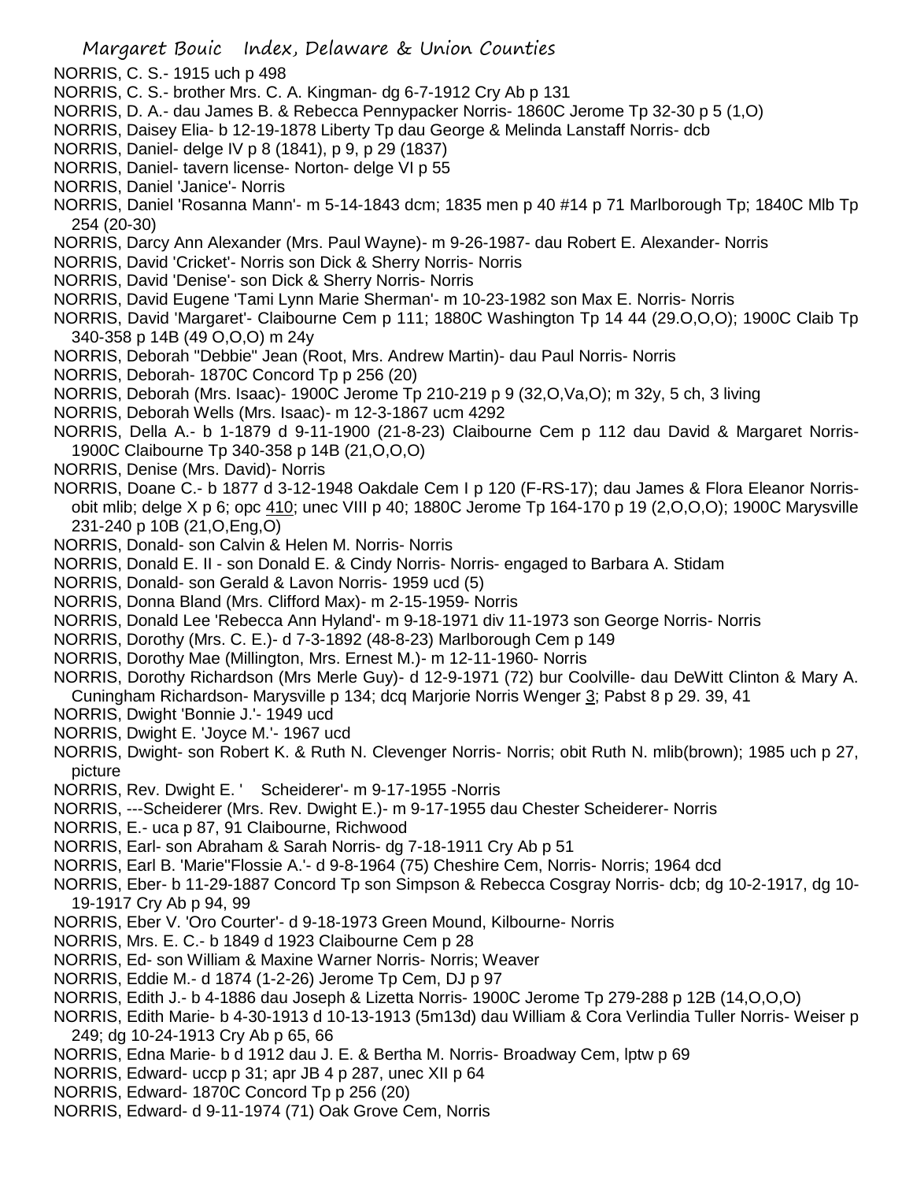NORRIS, C. S.- 1915 uch p 498

NORRIS, C. S.- brother Mrs. C. A. Kingman- dg 6-7-1912 Cry Ab p 131

NORRIS, D. A.- dau James B. & Rebecca Pennypacker Norris- 1860C Jerome Tp 32-30 p 5 (1,O)

NORRIS, Daisey Elia- b 12-19-1878 Liberty Tp dau George & Melinda Lanstaff Norris- dcb

NORRIS, Daniel- delge IV p 8 (1841), p 9, p 29 (1837)

NORRIS, Daniel- tavern license- Norton- delge VI p 55

NORRIS, Daniel 'Janice'- Norris

NORRIS, Daniel 'Rosanna Mann'- m 5-14-1843 dcm; 1835 men p 40 #14 p 71 Marlborough Tp; 1840C Mlb Tp 254 (20-30)

NORRIS, Darcy Ann Alexander (Mrs. Paul Wayne)- m 9-26-1987- dau Robert E. Alexander- Norris

NORRIS, David 'Cricket'- Norris son Dick & Sherry Norris- Norris

NORRIS, David 'Denise'- son Dick & Sherry Norris- Norris

NORRIS, David Eugene 'Tami Lynn Marie Sherman'- m 10-23-1982 son Max E. Norris- Norris

NORRIS, David 'Margaret'- Claibourne Cem p 111; 1880C Washington Tp 14 44 (29.O,O,O); 1900C Claib Tp 340-358 p 14B (49 O,O,O) m 24y

NORRIS, Deborah "Debbie" Jean (Root, Mrs. Andrew Martin)- dau Paul Norris- Norris

NORRIS, Deborah- 1870C Concord Tp p 256 (20)

NORRIS, Deborah (Mrs. Isaac)- 1900C Jerome Tp 210-219 p 9 (32,O,Va,O); m 32y, 5 ch, 3 living

NORRIS, Deborah Wells (Mrs. Isaac)- m 12-3-1867 ucm 4292

NORRIS, Della A.- b 1-1879 d 9-11-1900 (21-8-23) Claibourne Cem p 112 dau David & Margaret Norris- 1900C Claibourne Tp 340-358 p 14B (21,O,O,O)

NORRIS, Denise (Mrs. David)- Norris

NORRIS, Doane C.- b 1877 d 3-12-1948 Oakdale Cem I p 120 (F-RS-17); dau James & Flora Eleanor Norris- obit mlib; delge X p 6; opc 410; unec VIII p 40; 1880C Jerome Tp 164-170 p 19 (2,O,O,O); 1900C Marysville 231-240 p 10B (21,O,Eng,O)

NORRIS, Donald- son Calvin & Helen M. Norris- Norris

NORRIS, Donald E. II - son Donald E. & Cindy Norris- Norris- engaged to Barbara A. Stidam

NORRIS, Donald- son Gerald & Lavon Norris- 1959 ucd (5)

NORRIS, Donna Bland (Mrs. Clifford Max)- m 2-15-1959- Norris

NORRIS, Donald Lee 'Rebecca Ann Hyland'- m 9-18-1971 div 11-1973 son George Norris- Norris

NORRIS, Dorothy (Mrs. C. E.)- d 7-3-1892 (48-8-23) Marlborough Cem p 149

NORRIS, Dorothy Mae (Millington, Mrs. Ernest M.)- m 12-11-1960- Norris

NORRIS, Dorothy Richardson (Mrs Merle Guy)- d 12-9-1971 (72) bur Coolville- dau DeWitt Clinton & Mary A. Cuningham Richardson- Marysville p 134; dcq Marjorie Norris Wenger 3; Pabst 8 p 29. 39, 41

NORRIS, Dwight 'Bonnie J.'- 1949 ucd

NORRIS, Dwight E. 'Joyce M.'- 1967 ucd

NORRIS, Dwight- son Robert K. & Ruth N. Clevenger Norris- Norris; obit Ruth N. mlib(brown); 1985 uch p 27, picture

NORRIS, Rev. Dwight E. ' Scheiderer'- m 9-17-1955 -Norris

NORRIS, ---Scheiderer (Mrs. Rev. Dwight E.)- m 9-17-1955 dau Chester Scheiderer- Norris

NORRIS, E.- uca p 87, 91 Claibourne, Richwood

NORRIS, Earl- son Abraham & Sarah Norris- dg 7-18-1911 Cry Ab p 51

NORRIS, Earl B. 'Marie''Flossie A.'- d 9-8-1964 (75) Cheshire Cem, Norris- Norris; 1964 dcd

NORRIS, Eber- b 11-29-1887 Concord Tp son Simpson & Rebecca Cosgray Norris- dcb; dg 10-2-1917, dg 10-19-1917 Cry Ab p 94, 99

NORRIS, Eber V. 'Oro Courter'- d 9-18-1973 Green Mound, Kilbourne- Norris

NORRIS, Mrs. E. C.- b 1849 d 1923 Claibourne Cem p 28

NORRIS, Ed- son William & Maxine Warner Norris- Norris; Weaver

NORRIS, Eddie M.- d 1874 (1-2-26) Jerome Tp Cem, DJ p 97

NORRIS, Edith J.- b 4-1886 dau Joseph & Lizetta Norris- 1900C Jerome Tp 279-288 p 12B (14,O,O,O)

NORRIS, Edith Marie- b 4-30-1913 d 10-13-1913 (5m13d) dau William & Cora Verlindia Tuller Norris- Weiser p 249; dg 10-24-1913 Cry Ab p 65, 66

NORRIS, Edna Marie- b d 1912 dau J. E. & Bertha M. Norris- Broadway Cem, lptw p 69

NORRIS, Edward- uccp p 31; apr JB 4 p 287, unec XII p 64

NORRIS, Edward- 1870C Concord Tp p 256 (20)

NORRIS, Edward- d 9-11-1974 (71) Oak Grove Cem, Norris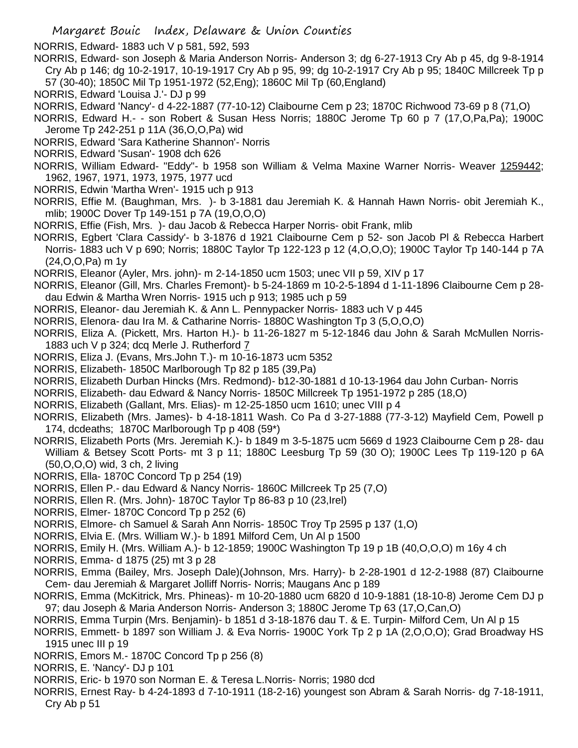NORRIS, Edward- 1883 uch V p 581, 592, 593

NORRIS, Edward- son Joseph & Maria Anderson Norris- Anderson 3; dg 6-27-1913 Cry Ab p 45, dg 9-8-1914 Cry Ab p 146; dg 10-2-1917, 10-19-1917 Cry Ab p 95, 99; dg 10-2-1917 Cry Ab p 95; 1840C Millcreek Tp p 57 (30-40); 1850C Mil Tp 1951-1972 (52,Eng); 1860C Mil Tp (60,England)

NORRIS, Edward 'Louisa J.'- DJ p 99

NORRIS, Edward 'Nancy'- d 4-22-1887 (77-10-12) Claibourne Cem p 23; 1870C Richwood 73-69 p 8 (71,O)

NORRIS, Edward H.- - son Robert & Susan Hess Norris; 1880C Jerome Tp 60 p 7 (17,O,Pa,Pa); 1900C Jerome Tp 242-251 p 11A (36,O,O,Pa) wid

NORRIS, Edward 'Sara Katherine Shannon'- Norris

NORRIS, Edward 'Susan'- 1908 dch 626

NORRIS, William Edward- "Eddy"- b 1958 son William & Velma Maxine Warner Norris- Weaver 1259442; 1962, 1967, 1971, 1973, 1975, 1977 ucd

NORRIS, Edwin 'Martha Wren'- 1915 uch p 913

NORRIS, Effie M. (Baughman, Mrs. )- b 3-1881 dau Jeremiah K. & Hannah Hawn Norris- obit Jeremiah K., mlib; 1900C Dover Tp 149-151 p 7A (19,O,O,O)

NORRIS, Effie (Fish, Mrs. )- dau Jacob & Rebecca Harper Norris- obit Frank, mlib

NORRIS, Egbert 'Clara Cassidy'- b 3-1876 d 1921 Claibourne Cem p 52- son Jacob Pl & Rebecca Harbert Norris- 1883 uch V p 690; Norris; 1880C Taylor Tp 122-123 p 12 (4,O,O,O); 1900C Taylor Tp 140-144 p 7A (24,O,O,Pa) m 1y

NORRIS, Eleanor (Ayler, Mrs. john)- m 2-14-1850 ucm 1503; unec VII p 59, XIV p 17

NORRIS, Eleanor (Gill, Mrs. Charles Fremont)- b 5-24-1869 m 10-2-5-1894 d 1-11-1896 Claibourne Cem p 28- dau Edwin & Martha Wren Norris- 1915 uch p 913; 1985 uch p 59

NORRIS, Eleanor- dau Jeremiah K. & Ann L. Pennypacker Norris- 1883 uch V p 445

NORRIS, Elenora- dau Ira M. & Catharine Norris- 1880C Washington Tp 3 (5,O,O,O)

NORRIS, Eliza A. (Pickett, Mrs. Harton H.)- b 11-26-1827 m 5-12-1846 dau John & Sarah McMullen Norris- 1883 uch V p 324; dcq Merle J. Rutherford 7

NORRIS, Eliza J. (Evans, Mrs.John T.)- m 10-16-1873 ucm 5352

NORRIS, Elizabeth- 1850C Marlborough Tp 82 p 185 (39,Pa)

NORRIS, Elizabeth Durban Hincks (Mrs. Redmond)- b12-30-1881 d 10-13-1964 dau John Curban- Norris

NORRIS, Elizabeth- dau Edward & Nancy Norris- 1850C Millcreek Tp 1951-1972 p 285 (18,O)

NORRIS, Elizabeth (Gallant, Mrs. Elias)- m 12-25-1850 ucm 1610; unec VIII p 4

NORRIS, Elizabeth (Mrs. James)- b 4-18-1811 Wash. Co Pa d 3-27-1888 (77-3-12) Mayfield Cem, Powell p 174, dcdeaths; 1870C Marlborough Tp p 408 (59*)

NORRIS, Elizabeth Ports (Mrs. Jeremiah K.)- b 1849 m 3-5-1875 ucm 5669 d 1923 Claibourne Cem p 28- dau William & Betsey Scott Ports- mt 3 p 11; 1880C Leesburg Tp 59 (30 O); 1900C Lees Tp 119-120 p 6A (50,O,O,O) wid, 3 ch, 2 living

NORRIS, Ella- 1870C Concord Tp p 254 (19)

NORRIS, Ellen P.- dau Edward & Nancy Norris- 1860C Millcreek Tp 25 (7,O)

NORRIS, Ellen R. (Mrs. John)- 1870C Taylor Tp 86-83 p 10 (23,Irel)

NORRIS, Elmer- 1870C Concord Tp p 252 (6)

NORRIS, Elmore- ch Samuel & Sarah Ann Norris- 1850C Troy Tp 2595 p 137 (1,O)

NORRIS, Elvia E. (Mrs. William W.)- b 1891 Milford Cem, Un Al p 1500

NORRIS, Emily H. (Mrs. William A.)- b 12-1859; 1900C Washington Tp 19 p 1B (40,O,O,O) m 16y 4 ch

NORRIS, Emma- d 1875 (25) mt 3 p 28

NORRIS, Emma (Bailey, Mrs. Joseph Dale)(Johnson, Mrs. Harry)- b 2-28-1901 d 12-2-1988 (87) Claibourne Cem- dau Jeremiah & Margaret Jolliff Norris- Norris; Maugans Anc p 189

NORRIS, Emma (McKitrick, Mrs. Phineas)- m 10-20-1880 ucm 6820 d 10-9-1881 (18-10-8) Jerome Cem DJ p 97; dau Joseph & Maria Anderson Norris- Anderson 3; 1880C Jerome Tp 63 (17,O,Can,O)

NORRIS, Emma Turpin (Mrs. Benjamin)- b 1851 d 3-18-1876 dau T. & E. Turpin- Milford Cem, Un Al p 15

NORRIS, Emmett- b 1897 son William J. & Eva Norris- 1900C York Tp 2 p 1A (2,O,O,O); Grad Broadway HS 1915 unec III p 19

NORRIS, Emors M.- 1870C Concord Tp p 256 (8)

NORRIS, E. 'Nancy'- DJ p 101

NORRIS, Eric- b 1970 son Norman E. & Teresa L.Norris- Norris; 1980 dcd

NORRIS, Ernest Ray- b 4-24-1893 d 7-10-1911 (18-2-16) youngest son Abram & Sarah Norris- dg 7-18-1911, Cry Ab p 51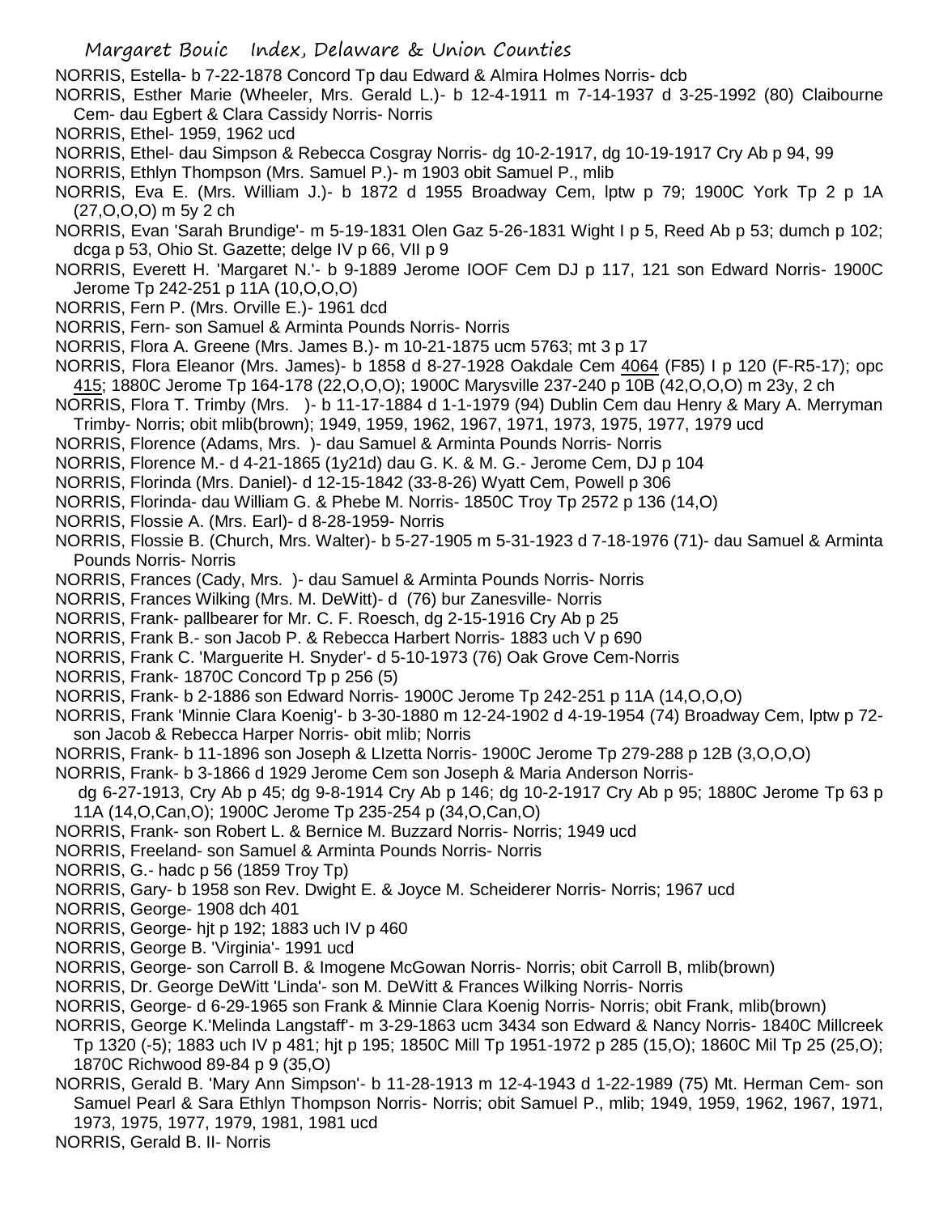NORRIS, Estella- b 7-22-1878 Concord Tp dau Edward & Almira Holmes Norris- dcb

NORRIS, Esther Marie (Wheeler, Mrs. Gerald L.)- b 12-4-1911 m 7-14-1937 d 3-25-1992 (80) Claibourne Cem- dau Egbert & Clara Cassidy Norris- Norris

NORRIS, Ethel- 1959, 1962 ucd

NORRIS, Ethel- dau Simpson & Rebecca Cosgray Norris- dg 10-2-1917, dg 10-19-1917 Cry Ab p 94, 99

NORRIS, Ethlyn Thompson (Mrs. Samuel P.)- m 1903 obit Samuel P., mlib

NORRIS, Eva E. (Mrs. William J.)- b 1872 d 1955 Broadway Cem, lptw p 79; 1900C York Tp 2 p 1A (27,O,O,O) m 5y 2 ch

NORRIS, Evan 'Sarah Brundige'- m 5-19-1831 Olen Gaz 5-26-1831 Wight I p 5, Reed Ab p 53; dumch p 102; dcga p 53, Ohio St. Gazette; delge IV p 66, VII p 9

NORRIS, Everett H. 'Margaret N.'- b 9-1889 Jerome IOOF Cem DJ p 117, 121 son Edward Norris- 1900C Jerome Tp 242-251 p 11A (10,O,O,O)

NORRIS, Fern P. (Mrs. Orville E.)- 1961 dcd

NORRIS, Fern- son Samuel & Arminta Pounds Norris- Norris

NORRIS, Flora A. Greene (Mrs. James B.)- m 10-21-1875 ucm 5763; mt 3 p 17

NORRIS, Flora Eleanor (Mrs. James)- b 1858 d 8-27-1928 Oakdale Cem 4064 (F85) I p 120 (F-R5-17); opc 415; 1880C Jerome Tp 164-178 (22,O,O,O); 1900C Marysville 237-240 p 10B (42,O,O,O) m 23y, 2 ch

NORRIS, Flora T. Trimby (Mrs. )- b 11-17-1884 d 1-1-1979 (94) Dublin Cem dau Henry & Mary A. Merryman Trimby- Norris; obit mlib(brown); 1949, 1959, 1962, 1967, 1971, 1973, 1975, 1977, 1979 ucd

NORRIS, Florence (Adams, Mrs. )- dau Samuel & Arminta Pounds Norris- Norris

NORRIS, Florence M.- d 4-21-1865 (1y21d) dau G. K. & M. G.- Jerome Cem, DJ p 104

NORRIS, Florinda (Mrs. Daniel)- d 12-15-1842 (33-8-26) Wyatt Cem, Powell p 306

NORRIS, Florinda- dau William G. & Phebe M. Norris- 1850C Troy Tp 2572 p 136 (14,O)

NORRIS, Flossie A. (Mrs. Earl)- d 8-28-1959- Norris

NORRIS, Flossie B. (Church, Mrs. Walter)- b 5-27-1905 m 5-31-1923 d 7-18-1976 (71)- dau Samuel & Arminta Pounds Norris- Norris

NORRIS, Frances (Cady, Mrs. )- dau Samuel & Arminta Pounds Norris- Norris

NORRIS, Frances Wilking (Mrs. M. DeWitt)- d (76) bur Zanesville- Norris

NORRIS, Frank- pallbearer for Mr. C. F. Roesch, dg 2-15-1916 Cry Ab p 25

NORRIS, Frank B.- son Jacob P. & Rebecca Harbert Norris- 1883 uch V p 690

NORRIS, Frank C. 'Marguerite H. Snyder'- d 5-10-1973 (76) Oak Grove Cem-Norris

NORRIS, Frank- 1870C Concord Tp p 256 (5)

NORRIS, Frank- b 2-1886 son Edward Norris- 1900C Jerome Tp 242-251 p 11A (14,O,O,O)

NORRIS, Frank 'Minnie Clara Koenig'- b 3-30-1880 m 12-24-1902 d 4-19-1954 (74) Broadway Cem, lptw p 72- son Jacob & Rebecca Harper Norris- obit mlib; Norris

NORRIS, Frank- b 11-1896 son Joseph & LIzetta Norris- 1900C Jerome Tp 279-288 p 12B (3,O,O,O)

NORRIS, Frank- b 3-1866 d 1929 Jerome Cem son Joseph & Maria Anderson Norris- dg 6-27-1913, Cry Ab p 45; dg 9-8-1914 Cry Ab p 146; dg 10-2-1917 Cry Ab p 95; 1880C Jerome Tp 63 p 11A (14,O,Can,O); 1900C Jerome Tp 235-254 p (34,O,Can,O)

NORRIS, Frank- son Robert L. & Bernice M. Buzzard Norris- Norris; 1949 ucd

NORRIS, Freeland- son Samuel & Arminta Pounds Norris- Norris

NORRIS, G.- hadc p 56 (1859 Troy Tp)

NORRIS, Gary- b 1958 son Rev. Dwight E. & Joyce M. Scheiderer Norris- Norris; 1967 ucd

NORRIS, George- 1908 dch 401

NORRIS, George- hjt p 192; 1883 uch IV p 460

NORRIS, George B. 'Virginia'- 1991 ucd

NORRIS, George- son Carroll B. & Imogene McGowan Norris- Norris; obit Carroll B, mlib(brown)

NORRIS, Dr. George DeWitt 'Linda'- son M. DeWitt & Frances Wilking Norris- Norris

NORRIS, George- d 6-29-1965 son Frank & Minnie Clara Koenig Norris- Norris; obit Frank, mlib(brown)

NORRIS, George K.'Melinda Langstaff'- m 3-29-1863 ucm 3434 son Edward & Nancy Norris- 1840C Millcreek Tp 1320 (-5); 1883 uch IV p 481; hjt p 195; 1850C Mill Tp 1951-1972 p 285 (15,O); 1860C Mil Tp 25 (25,O); 1870C Richwood 89-84 p 9 (35,O)

NORRIS, Gerald B. 'Mary Ann Simpson'- b 11-28-1913 m 12-4-1943 d 1-22-1989 (75) Mt. Herman Cem- son Samuel Pearl & Sara Ethlyn Thompson Norris- Norris; obit Samuel P., mlib; 1949, 1959, 1962, 1967, 1971, 1973, 1975, 1977, 1979, 1981, 1981 ucd

NORRIS, Gerald B. II- Norris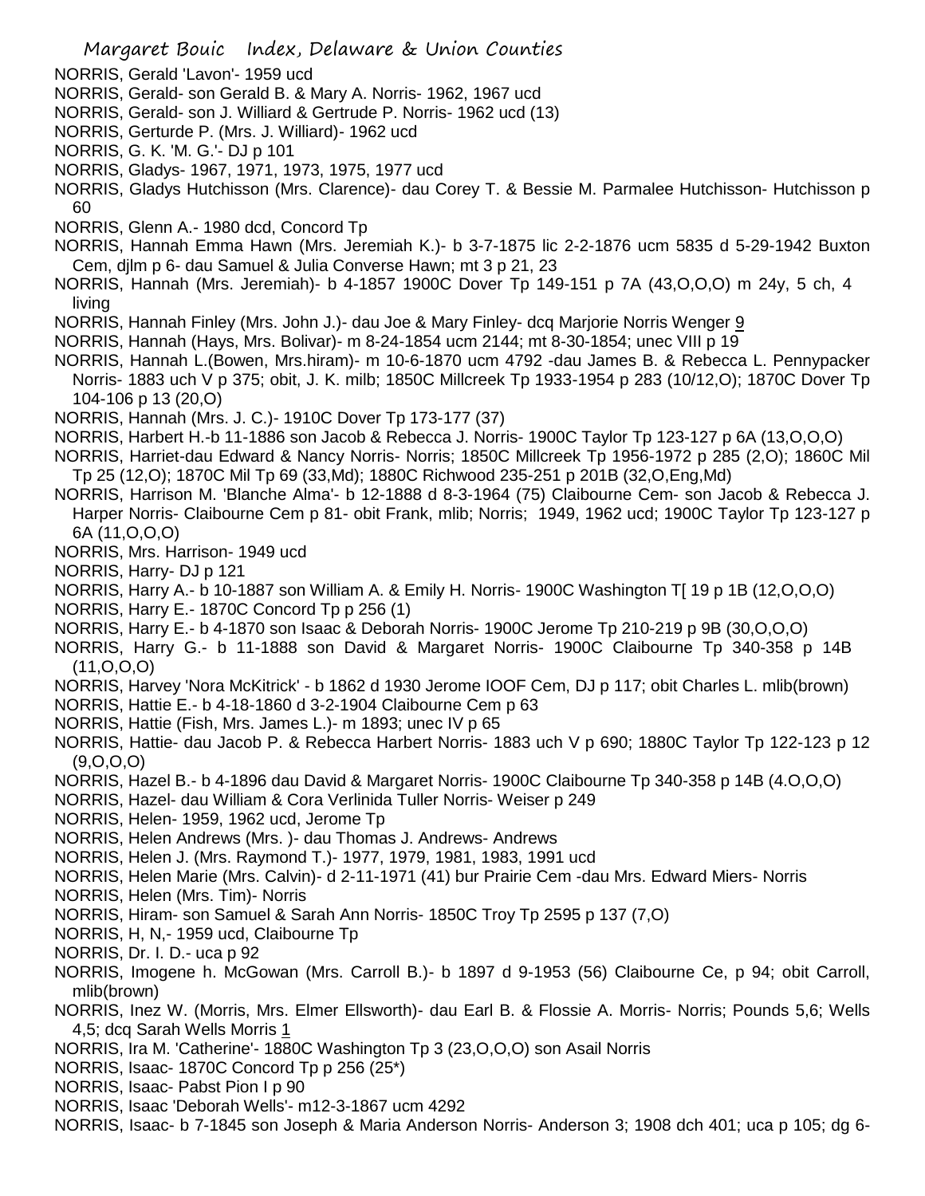NORRIS, Gerald 'Lavon'- 1959 ucd

NORRIS, Gerald- son Gerald B. & Mary A. Norris- 1962, 1967 ucd

NORRIS, Gerald- son J. Williard & Gertrude P. Norris- 1962 ucd (13)

NORRIS, Gerturde P. (Mrs. J. Williard)- 1962 ucd

NORRIS, G. K. 'M. G.'- DJ p 101

NORRIS, Gladys- 1967, 1971, 1973, 1975, 1977 ucd

NORRIS, Gladys Hutchisson (Mrs. Clarence)- dau Corey T. & Bessie M. Parmalee Hutchisson- Hutchisson p 60

NORRIS, Glenn A.- 1980 dcd, Concord Tp

NORRIS, Hannah Emma Hawn (Mrs. Jeremiah K.)- b 3-7-1875 lic 2-2-1876 ucm 5835 d 5-29-1942 Buxton Cem, djlm p 6- dau Samuel & Julia Converse Hawn; mt 3 p 21, 23

NORRIS, Hannah (Mrs. Jeremiah)- b 4-1857 1900C Dover Tp 149-151 p 7A (43,O,O,O) m 24y, 5 ch, 4 living

NORRIS, Hannah Finley (Mrs. John J.)- dau Joe & Mary Finley- dcq Marjorie Norris Wenger 9

NORRIS, Hannah (Hays, Mrs. Bolivar)- m 8-24-1854 ucm 2144; mt 8-30-1854; unec VIII p 19

NORRIS, Hannah L.(Bowen, Mrs.hiram)- m 10-6-1870 ucm 4792 -dau James B. & Rebecca L. Pennypacker Norris- 1883 uch V p 375; obit, J. K. milb; 1850C Millcreek Tp 1933-1954 p 283 (10/12,O); 1870C Dover Tp 104-106 p 13 (20,O)

NORRIS, Hannah (Mrs. J. C.)- 1910C Dover Tp 173-177 (37)

NORRIS, Harbert H.-b 11-1886 son Jacob & Rebecca J. Norris- 1900C Taylor Tp 123-127 p 6A (13,O,O,O)

NORRIS, Harriet-dau Edward & Nancy Norris- Norris; 1850C Millcreek Tp 1956-1972 p 285 (2,O); 1860C Mil Tp 25 (12,O); 1870C Mil Tp 69 (33,Md); 1880C Richwood 235-251 p 201B (32,O,Eng,Md)

NORRIS, Harrison M. 'Blanche Alma'- b 12-1888 d 8-3-1964 (75) Claibourne Cem- son Jacob & Rebecca J. Harper Norris- Claibourne Cem p 81- obit Frank, mlib; Norris; 1949, 1962 ucd; 1900C Taylor Tp 123-127 p 6A (11,O,O,O)

NORRIS, Mrs. Harrison- 1949 ucd

NORRIS, Harry- DJ p 121

NORRIS, Harry A.- b 10-1887 son William A. & Emily H. Norris- 1900C Washington T[ 19 p 1B (12,O,O,O)

NORRIS, Harry E.- 1870C Concord Tp p 256 (1)

NORRIS, Harry E.- b 4-1870 son Isaac & Deborah Norris- 1900C Jerome Tp 210-219 p 9B (30,O,O,O)

NORRIS, Harry G.- b 11-1888 son David & Margaret Norris- 1900C Claibourne Tp 340-358 p 14B (11,O,O,O)

NORRIS, Harvey 'Nora McKitrick' - b 1862 d 1930 Jerome IOOF Cem, DJ p 117; obit Charles L. mlib(brown)

NORRIS, Hattie E.- b 4-18-1860 d 3-2-1904 Claibourne Cem p 63

NORRIS, Hattie (Fish, Mrs. James L.)- m 1893; unec IV p 65

NORRIS, Hattie- dau Jacob P. & Rebecca Harbert Norris- 1883 uch V p 690; 1880C Taylor Tp 122-123 p 12 (9,O,O,O)

NORRIS, Hazel B.- b 4-1896 dau David & Margaret Norris- 1900C Claibourne Tp 340-358 p 14B (4.O,O,O)

NORRIS, Hazel- dau William & Cora Verlinida Tuller Norris- Weiser p 249

NORRIS, Helen- 1959, 1962 ucd, Jerome Tp

NORRIS, Helen Andrews (Mrs. )- dau Thomas J. Andrews- Andrews

NORRIS, Helen J. (Mrs. Raymond T.)- 1977, 1979, 1981, 1983, 1991 ucd

NORRIS, Helen Marie (Mrs. Calvin)- d 2-11-1971 (41) bur Prairie Cem -dau Mrs. Edward Miers- Norris

NORRIS, Helen (Mrs. Tim)- Norris

NORRIS, Hiram- son Samuel & Sarah Ann Norris- 1850C Troy Tp 2595 p 137 (7,O)

NORRIS, H, N,- 1959 ucd, Claibourne Tp

NORRIS, Dr. I. D.- uca p 92

NORRIS, Imogene h. McGowan (Mrs. Carroll B.)- b 1897 d 9-1953 (56) Claibourne Ce, p 94; obit Carroll, mlib(brown)

NORRIS, Inez W. (Morris, Mrs. Elmer Ellsworth)- dau Earl B. & Flossie A. Morris- Norris; Pounds 5,6; Wells 4,5; dcq Sarah Wells Morris 1

NORRIS, Ira M. 'Catherine'- 1880C Washington Tp 3 (23,O,O,O) son Asail Norris

NORRIS, Isaac- 1870C Concord Tp p 256 (25*)

NORRIS, Isaac- Pabst Pion I p 90

NORRIS, Isaac 'Deborah Wells'- m12-3-1867 ucm 4292

NORRIS, Isaac- b 7-1845 son Joseph & Maria Anderson Norris- Anderson 3; 1908 dch 401; uca p 105; dg 6-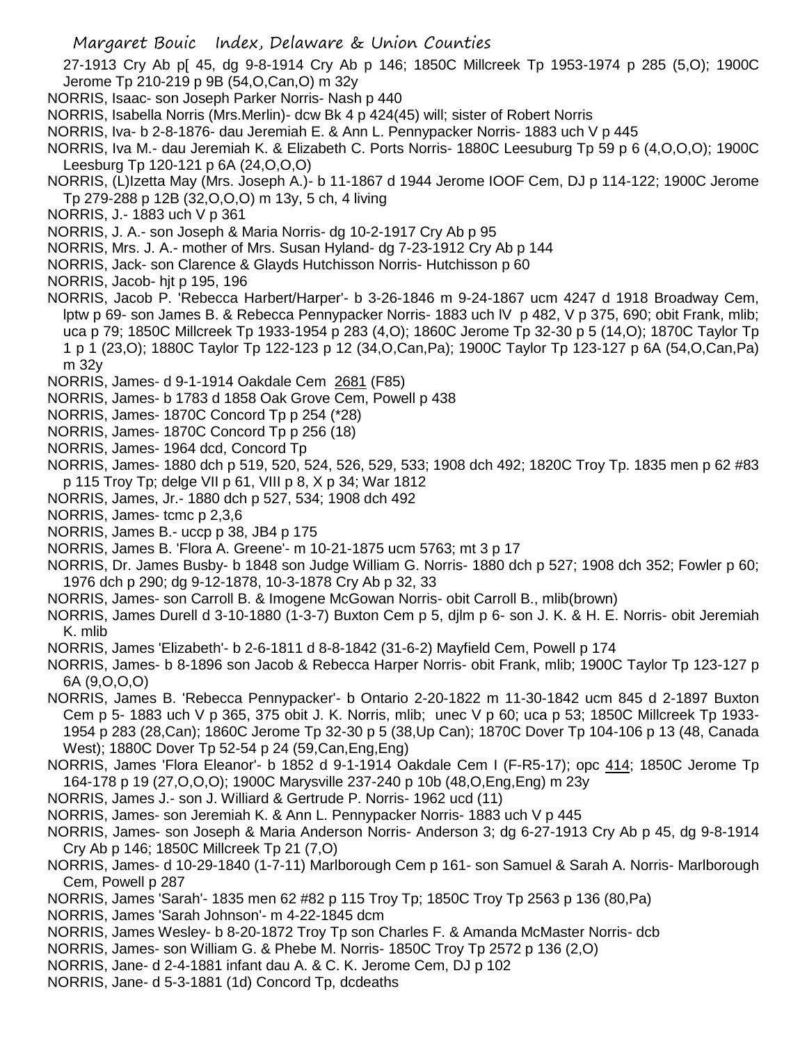27-1913 Cry Ab p[ 45, dg 9-8-1914 Cry Ab p 146; 1850C Millcreek Tp 1953-1974 p 285 (5,O); 1900C Jerome Tp 210-219 p 9B (54,O,Can,O) m 32y

NORRIS, Isaac- son Joseph Parker Norris- Nash p 440

NORRIS, Isabella Norris (Mrs.Merlin)- dcw Bk 4 p 424(45) will; sister of Robert Norris

NORRIS, Iva- b 2-8-1876- dau Jeremiah E. & Ann L. Pennypacker Norris- 1883 uch V p 445

NORRIS, Iva M.- dau Jeremiah K. & Elizabeth C. Ports Norris- 1880C Leesuburg Tp 59 p 6 (4,O,O,O); 1900C Leesburg Tp 120-121 p 6A (24,O,O,O)

NORRIS, (L)Izetta May (Mrs. Joseph A.)- b 11-1867 d 1944 Jerome IOOF Cem, DJ p 114-122; 1900C Jerome Tp 279-288 p 12B (32,O,O,O) m 13y, 5 ch, 4 living

NORRIS, J.- 1883 uch V p 361

NORRIS, J. A.- son Joseph & Maria Norris- dg 10-2-1917 Cry Ab p 95

NORRIS, Mrs. J. A.- mother of Mrs. Susan Hyland- dg 7-23-1912 Cry Ab p 144

NORRIS, Jack- son Clarence & Glayds Hutchisson Norris- Hutchisson p 60

NORRIS, Jacob- hjt p 195, 196

NORRIS, Jacob P. 'Rebecca Harbert/Harper'- b 3-26-1846 m 9-24-1867 ucm 4247 d 1918 Broadway Cem, lptw p 69- son James B. & Rebecca Pennypacker Norris- 1883 uch lV p 482, V p 375, 690; obit Frank, mlib; uca p 79; 1850C Millcreek Tp 1933-1954 p 283 (4,O); 1860C Jerome Tp 32-30 p 5 (14,O); 1870C Taylor Tp 1 p 1 (23,O); 1880C Taylor Tp 122-123 p 12 (34,O,Can,Pa); 1900C Taylor Tp 123-127 p 6A (54,O,Can,Pa) m 32y

NORRIS, James- d 9-1-1914 Oakdale Cem 2681 (F85)

NORRIS, James- b 1783 d 1858 Oak Grove Cem, Powell p 438

NORRIS, James- 1870C Concord Tp p 254 (*28)

NORRIS, James- 1870C Concord Tp p 256 (18)

NORRIS, James- 1964 dcd, Concord Tp

NORRIS, James- 1880 dch p 519, 520, 524, 526, 529, 533; 1908 dch 492; 1820C Troy Tp. 1835 men p 62 #83 p 115 Troy Tp; delge VII p 61, VIII p 8, X p 34; War 1812

NORRIS, James, Jr.- 1880 dch p 527, 534; 1908 dch 492

NORRIS, James- tcmc p 2,3,6

NORRIS, James B.- uccp p 38, JB4 p 175

NORRIS, James B. 'Flora A. Greene'- m 10-21-1875 ucm 5763; mt 3 p 17

NORRIS, Dr. James Busby- b 1848 son Judge William G. Norris- 1880 dch p 527; 1908 dch 352; Fowler p 60; 1976 dch p 290; dg 9-12-1878, 10-3-1878 Cry Ab p 32, 33

NORRIS, James- son Carroll B. & Imogene McGowan Norris- obit Carroll B., mlib(brown)

NORRIS, James Durell d 3-10-1880 (1-3-7) Buxton Cem p 5, djlm p 6- son J. K. & H. E. Norris- obit Jeremiah K. mlib

NORRIS, James 'Elizabeth'- b 2-6-1811 d 8-8-1842 (31-6-2) Mayfield Cem, Powell p 174

NORRIS, James- b 8-1896 son Jacob & Rebecca Harper Norris- obit Frank, mlib; 1900C Taylor Tp 123-127 p 6A (9,O,O,O)

NORRIS, James B. 'Rebecca Pennypacker'- b Ontario 2-20-1822 m 11-30-1842 ucm 845 d 2-1897 Buxton Cem p 5- 1883 uch V p 365, 375 obit J. K. Norris, mlib; unec V p 60; uca p 53; 1850C Millcreek Tp 1933-1954 p 283 (28,Can); 1860C Jerome Tp 32-30 p 5 (38,Up Can); 1870C Dover Tp 104-106 p 13 (48, Canada West); 1880C Dover Tp 52-54 p 24 (59,Can,Eng,Eng)

NORRIS, James 'Flora Eleanor'- b 1852 d 9-1-1914 Oakdale Cem I (F-R5-17); opc 414; 1850C Jerome Tp 164-178 p 19 (27,O,O,O); 1900C Marysville 237-240 p 10b (48,O,Eng,Eng) m 23y

NORRIS, James J.- son J. Williard & Gertrude P. Norris- 1962 ucd (11)

NORRIS, James- son Jeremiah K. & Ann L. Pennypacker Norris- 1883 uch V p 445

NORRIS, James- son Joseph & Maria Anderson Norris- Anderson 3; dg 6-27-1913 Cry Ab p 45, dg 9-8-1914 Cry Ab p 146; 1850C Millcreek Tp 21 (7,O)

NORRIS, James- d 10-29-1840 (1-7-11) Marlborough Cem p 161- son Samuel & Sarah A. Norris- Marlborough Cem, Powell p 287

NORRIS, James 'Sarah'- 1835 men 62 #82 p 115 Troy Tp; 1850C Troy Tp 2563 p 136 (80,Pa)

NORRIS, James 'Sarah Johnson'- m 4-22-1845 dcm

NORRIS, James Wesley- b 8-20-1872 Troy Tp son Charles F. & Amanda McMaster Norris- dcb

NORRIS, James- son William G. & Phebe M. Norris- 1850C Troy Tp 2572 p 136 (2,O)

NORRIS, Jane- d 2-4-1881 infant dau A. & C. K. Jerome Cem, DJ p 102

NORRIS, Jane- d 5-3-1881 (1d) Concord Tp, dcdeaths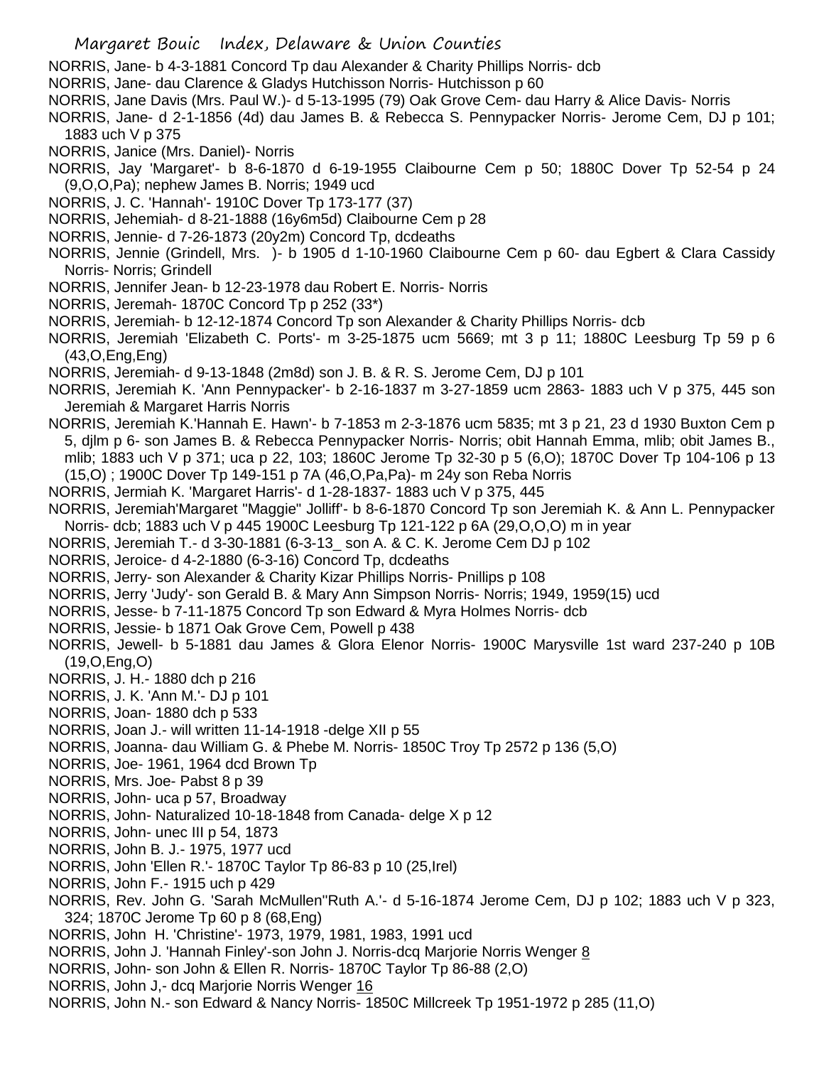NORRIS, Jane- b 4-3-1881 Concord Tp dau Alexander & Charity Phillips Norris- dcb

NORRIS, Jane- dau Clarence & Gladys Hutchisson Norris- Hutchisson p 60

NORRIS, Jane Davis (Mrs. Paul W.)- d 5-13-1995 (79) Oak Grove Cem- dau Harry & Alice Davis- Norris

NORRIS, Jane- d 2-1-1856 (4d) dau James B. & Rebecca S. Pennypacker Norris- Jerome Cem, DJ p 101; 1883 uch V p 375

NORRIS, Janice (Mrs. Daniel)- Norris

NORRIS, Jay 'Margaret'- b 8-6-1870 d 6-19-1955 Claibourne Cem p 50; 1880C Dover Tp 52-54 p 24 (9,O,O,Pa); nephew James B. Norris; 1949 ucd

NORRIS, J. C. 'Hannah'- 1910C Dover Tp 173-177 (37)

NORRIS, Jehemiah- d 8-21-1888 (16y6m5d) Claibourne Cem p 28

NORRIS, Jennie- d 7-26-1873 (20y2m) Concord Tp, dcdeaths

NORRIS, Jennie (Grindell, Mrs. )- b 1905 d 1-10-1960 Claibourne Cem p 60- dau Egbert & Clara Cassidy Norris- Norris; Grindell

NORRIS, Jennifer Jean- b 12-23-1978 dau Robert E. Norris- Norris

NORRIS, Jeremah- 1870C Concord Tp p 252 (33*)

NORRIS, Jeremiah- b 12-12-1874 Concord Tp son Alexander & Charity Phillips Norris- dcb

NORRIS, Jeremiah 'Elizabeth C. Ports'- m 3-25-1875 ucm 5669; mt 3 p 11; 1880C Leesburg Tp 59 p 6 (43,O,Eng,Eng)

NORRIS, Jeremiah- d 9-13-1848 (2m8d) son J. B. & R. S. Jerome Cem, DJ p 101

NORRIS, Jeremiah K. 'Ann Pennypacker'- b 2-16-1837 m 3-27-1859 ucm 2863- 1883 uch V p 375, 445 son Jeremiah & Margaret Harris Norris

NORRIS, Jeremiah K.'Hannah E. Hawn'- b 7-1853 m 2-3-1876 ucm 5835; mt 3 p 21, 23 d 1930 Buxton Cem p 5, djlm p 6- son James B. & Rebecca Pennypacker Norris- Norris; obit Hannah Emma, mlib; obit James B., mlib; 1883 uch V p 371; uca p 22, 103; 1860C Jerome Tp 32-30 p 5 (6,O); 1870C Dover Tp 104-106 p 13 (15,O) ; 1900C Dover Tp 149-151 p 7A (46,O,Pa,Pa)- m 24y son Reba Norris

NORRIS, Jermiah K. 'Margaret Harris'- d 1-28-1837- 1883 uch V p 375, 445

NORRIS, Jeremiah'Margaret "Maggie" Jolliff'- b 8-6-1870 Concord Tp son Jeremiah K. & Ann L. Pennypacker Norris- dcb; 1883 uch V p 445 1900C Leesburg Tp 121-122 p 6A (29,O,O,O) m in year

NORRIS, Jeremiah T.- d 3-30-1881 (6-3-13_ son A. & C. K. Jerome Cem DJ p 102

NORRIS, Jeroice- d 4-2-1880 (6-3-16) Concord Tp, dcdeaths

NORRIS, Jerry- son Alexander & Charity Kizar Phillips Norris- Pnillips p 108

NORRIS, Jerry 'Judy'- son Gerald B. & Mary Ann Simpson Norris- Norris; 1949, 1959(15) ucd

NORRIS, Jesse- b 7-11-1875 Concord Tp son Edward & Myra Holmes Norris- dcb

NORRIS, Jessie- b 1871 Oak Grove Cem, Powell p 438

NORRIS, Jewell- b 5-1881 dau James & Glora Elenor Norris- 1900C Marysville 1st ward 237-240 p 10B (19,O,Eng,O)

NORRIS, J. H.- 1880 dch p 216

NORRIS, J. K. 'Ann M.'- DJ p 101

NORRIS, Joan- 1880 dch p 533

NORRIS, Joan J.- will written 11-14-1918 -delge XII p 55

NORRIS, Joanna- dau William G. & Phebe M. Norris- 1850C Troy Tp 2572 p 136 (5,O)

NORRIS, Joe- 1961, 1964 dcd Brown Tp

NORRIS, Mrs. Joe- Pabst 8 p 39

NORRIS, John- uca p 57, Broadway

NORRIS, John- Naturalized 10-18-1848 from Canada- delge X p 12

NORRIS, John- unec III p 54, 1873

NORRIS, John B. J.- 1975, 1977 ucd

NORRIS, John 'Ellen R.'- 1870C Taylor Tp 86-83 p 10 (25,Irel)

NORRIS, John F.- 1915 uch p 429

NORRIS, Rev. John G. 'Sarah McMullen''Ruth A.'- d 5-16-1874 Jerome Cem, DJ p 102; 1883 uch V p 323, 324; 1870C Jerome Tp 60 p 8 (68,Eng)

NORRIS, John H. 'Christine'- 1973, 1979, 1981, 1983, 1991 ucd

NORRIS, John J. 'Hannah Finley'-son John J. Norris-dcq Marjorie Norris Wenger 8

NORRIS, John- son John & Ellen R. Norris- 1870C Taylor Tp 86-88 (2,O)

NORRIS, John J,- dcq Marjorie Norris Wenger 16

NORRIS, John N.- son Edward & Nancy Norris- 1850C Millcreek Tp 1951-1972 p 285 (11,O)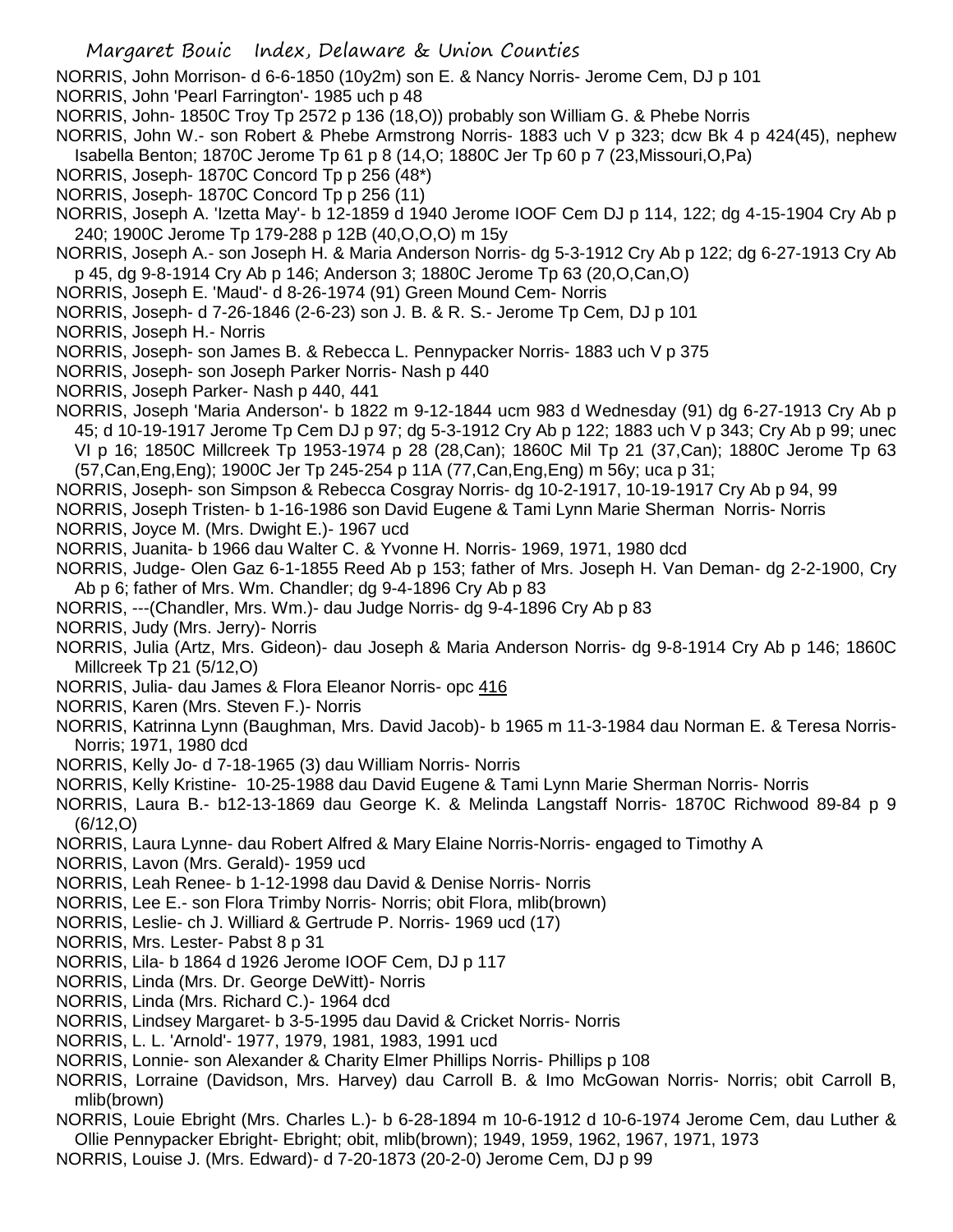NORRIS, John Morrison- d 6-6-1850 (10y2m) son E. & Nancy Norris- Jerome Cem, DJ p 101

NORRIS, John 'Pearl Farrington'- 1985 uch p 48

NORRIS, John- 1850C Troy Tp 2572 p 136 (18,O)) probably son William G. & Phebe Norris

NORRIS, John W.- son Robert & Phebe Armstrong Norris- 1883 uch V p 323; dcw Bk 4 p 424(45), nephew Isabella Benton; 1870C Jerome Tp 61 p 8 (14,O; 1880C Jer Tp 60 p 7 (23,Missouri,O,Pa)

NORRIS, Joseph- 1870C Concord Tp p 256 (48*)

NORRIS, Joseph- 1870C Concord Tp p 256 (11)

NORRIS, Joseph A. 'Izetta May'- b 12-1859 d 1940 Jerome IOOF Cem DJ p 114, 122; dg 4-15-1904 Cry Ab p 240; 1900C Jerome Tp 179-288 p 12B (40,O,O,O) m 15y

NORRIS, Joseph A.- son Joseph H. & Maria Anderson Norris- dg 5-3-1912 Cry Ab p 122; dg 6-27-1913 Cry Ab p 45, dg 9-8-1914 Cry Ab p 146; Anderson 3; 1880C Jerome Tp 63 (20,O,Can,O)

NORRIS, Joseph E. 'Maud'- d 8-26-1974 (91) Green Mound Cem- Norris

NORRIS, Joseph- d 7-26-1846 (2-6-23) son J. B. & R. S.- Jerome Tp Cem, DJ p 101

NORRIS, Joseph H.- Norris

NORRIS, Joseph- son James B. & Rebecca L. Pennypacker Norris- 1883 uch V p 375

NORRIS, Joseph- son Joseph Parker Norris- Nash p 440

NORRIS, Joseph Parker- Nash p 440, 441

NORRIS, Joseph 'Maria Anderson'- b 1822 m 9-12-1844 ucm 983 d Wednesday (91) dg 6-27-1913 Cry Ab p 45; d 10-19-1917 Jerome Tp Cem DJ p 97; dg 5-3-1912 Cry Ab p 122; 1883 uch V p 343; Cry Ab p 99; unec VI p 16; 1850C Millcreek Tp 1953-1974 p 28 (28,Can); 1860C Mil Tp 21 (37,Can); 1880C Jerome Tp 63 (57,Can,Eng,Eng); 1900C Jer Tp 245-254 p 11A (77,Can,Eng,Eng) m 56y; uca p 31;

NORRIS, Joseph- son Simpson & Rebecca Cosgray Norris- dg 10-2-1917, 10-19-1917 Cry Ab p 94, 99

NORRIS, Joseph Tristen- b 1-16-1986 son David Eugene & Tami Lynn Marie Sherman Norris- Norris

NORRIS, Joyce M. (Mrs. Dwight E.)- 1967 ucd

NORRIS, Juanita- b 1966 dau Walter C. & Yvonne H. Norris- 1969, 1971, 1980 dcd

NORRIS, Judge- Olen Gaz 6-1-1855 Reed Ab p 153; father of Mrs. Joseph H. Van Deman- dg 2-2-1900, Cry Ab p 6; father of Mrs. Wm. Chandler; dg 9-4-1896 Cry Ab p 83

NORRIS, ---(Chandler, Mrs. Wm.)- dau Judge Norris- dg 9-4-1896 Cry Ab p 83

NORRIS, Judy (Mrs. Jerry)- Norris

NORRIS, Julia (Artz, Mrs. Gideon)- dau Joseph & Maria Anderson Norris- dg 9-8-1914 Cry Ab p 146; 1860C Millcreek Tp 21 (5/12,O)

NORRIS, Julia- dau James & Flora Eleanor Norris- opc 416

NORRIS, Karen (Mrs. Steven F.)- Norris

NORRIS, Katrinna Lynn (Baughman, Mrs. David Jacob)- b 1965 m 11-3-1984 dau Norman E. & Teresa Norris- Norris; 1971, 1980 dcd

NORRIS, Kelly Jo- d 7-18-1965 (3) dau William Norris- Norris

NORRIS, Kelly Kristine- 10-25-1988 dau David Eugene & Tami Lynn Marie Sherman Norris- Norris

NORRIS, Laura B.- b12-13-1869 dau George K. & Melinda Langstaff Norris- 1870C Richwood 89-84 p 9 (6/12,O)

NORRIS, Laura Lynne- dau Robert Alfred & Mary Elaine Norris-Norris- engaged to Timothy A

NORRIS, Lavon (Mrs. Gerald)- 1959 ucd

NORRIS, Leah Renee- b 1-12-1998 dau David & Denise Norris- Norris

NORRIS, Lee E.- son Flora Trimby Norris- Norris; obit Flora, mlib(brown)

NORRIS, Leslie- ch J. Williard & Gertrude P. Norris- 1969 ucd (17)

NORRIS, Mrs. Lester- Pabst 8 p 31

NORRIS, Lila- b 1864 d 1926 Jerome IOOF Cem, DJ p 117

NORRIS, Linda (Mrs. Dr. George DeWitt)- Norris

NORRIS, Linda (Mrs. Richard C.)- 1964 dcd

NORRIS, Lindsey Margaret- b 3-5-1995 dau David & Cricket Norris- Norris

NORRIS, L. L. 'Arnold'- 1977, 1979, 1981, 1983, 1991 ucd

NORRIS, Lonnie- son Alexander & Charity Elmer Phillips Norris- Phillips p 108

NORRIS, Lorraine (Davidson, Mrs. Harvey) dau Carroll B. & Imo McGowan Norris- Norris; obit Carroll B, mlib(brown)

NORRIS, Louie Ebright (Mrs. Charles L.)- b 6-28-1894 m 10-6-1912 d 10-6-1974 Jerome Cem, dau Luther & Ollie Pennypacker Ebright- Ebright; obit, mlib(brown); 1949, 1959, 1962, 1967, 1971, 1973

NORRIS, Louise J. (Mrs. Edward)- d 7-20-1873 (20-2-0) Jerome Cem, DJ p 99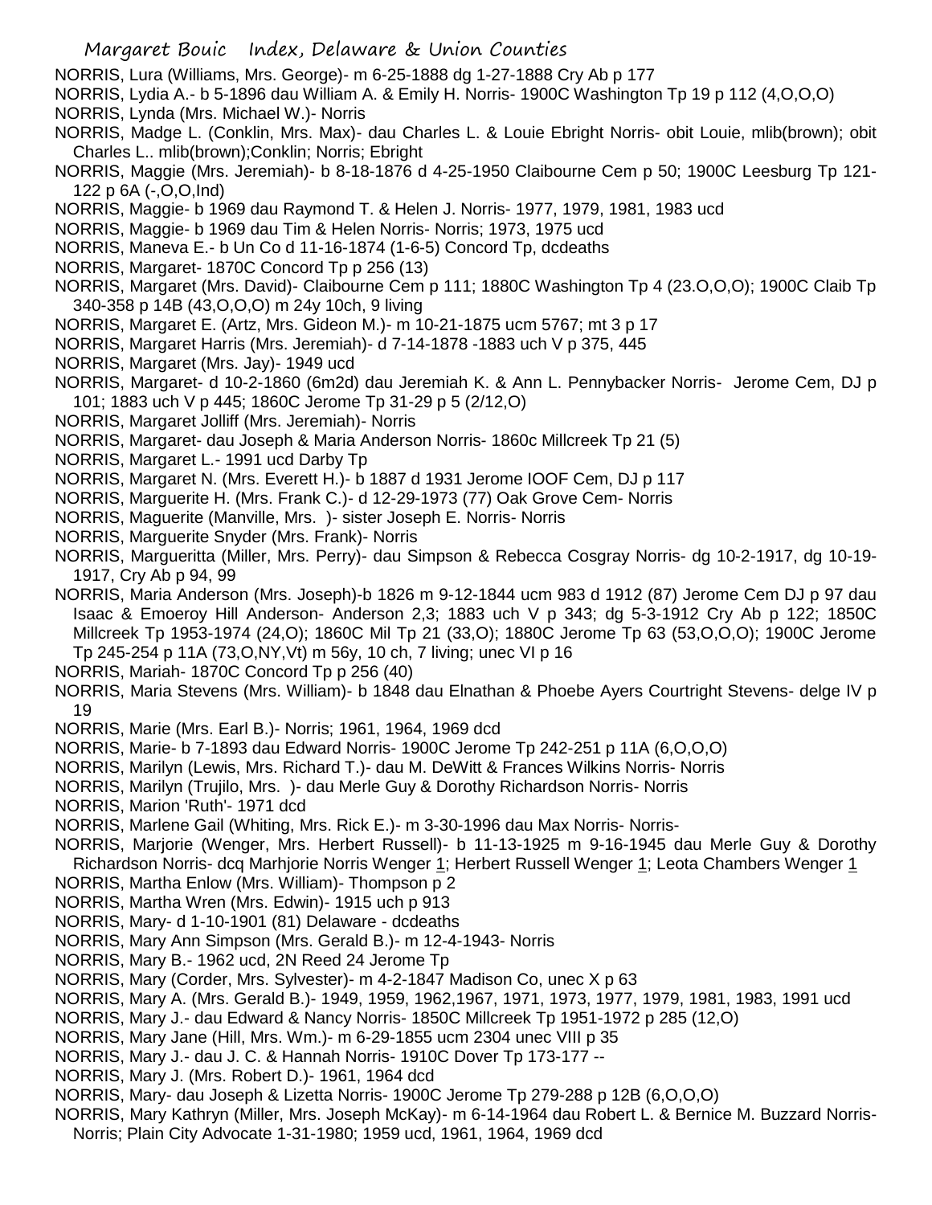NORRIS, Lura (Williams, Mrs. George)- m 6-25-1888 dg 1-27-1888 Cry Ab p 177

NORRIS, Lydia A.- b 5-1896 dau William A. & Emily H. Norris- 1900C Washington Tp 19 p 112 (4,O,O,O)

NORRIS, Lynda (Mrs. Michael W.)- Norris

NORRIS, Madge L. (Conklin, Mrs. Max)- dau Charles L. & Louie Ebright Norris- obit Louie, mlib(brown); obit Charles L.. mlib(brown);Conklin; Norris; Ebright

NORRIS, Maggie (Mrs. Jeremiah)- b 8-18-1876 d 4-25-1950 Claibourne Cem p 50; 1900C Leesburg Tp 121-122 p 6A (-,O,O,Ind)

NORRIS, Maggie- b 1969 dau Raymond T. & Helen J. Norris- 1977, 1979, 1981, 1983 ucd

NORRIS, Maggie- b 1969 dau Tim & Helen Norris- Norris; 1973, 1975 ucd

NORRIS, Maneva E.- b Un Co d 11-16-1874 (1-6-5) Concord Tp, dcdeaths

NORRIS, Margaret- 1870C Concord Tp p 256 (13)

NORRIS, Margaret (Mrs. David)- Claibourne Cem p 111; 1880C Washington Tp 4 (23.O,O,O); 1900C Claib Tp 340-358 p 14B (43,O,O,O) m 24y 10ch, 9 living

NORRIS, Margaret E. (Artz, Mrs. Gideon M.)- m 10-21-1875 ucm 5767; mt 3 p 17

NORRIS, Margaret Harris (Mrs. Jeremiah)- d 7-14-1878 -1883 uch V p 375, 445

NORRIS, Margaret (Mrs. Jay)- 1949 ucd

NORRIS, Margaret- d 10-2-1860 (6m2d) dau Jeremiah K. & Ann L. Pennybacker Norris- Jerome Cem, DJ p 101; 1883 uch V p 445; 1860C Jerome Tp 31-29 p 5 (2/12,O)

NORRIS, Margaret Jolliff (Mrs. Jeremiah)- Norris

NORRIS, Margaret- dau Joseph & Maria Anderson Norris- 1860c Millcreek Tp 21 (5)

NORRIS, Margaret L.- 1991 ucd Darby Tp

NORRIS, Margaret N. (Mrs. Everett H.)- b 1887 d 1931 Jerome IOOF Cem, DJ p 117

NORRIS, Marguerite H. (Mrs. Frank C.)- d 12-29-1973 (77) Oak Grove Cem- Norris

NORRIS, Maguerite (Manville, Mrs. )- sister Joseph E. Norris- Norris

NORRIS, Marguerite Snyder (Mrs. Frank)- Norris

NORRIS, Margueritta (Miller, Mrs. Perry)- dau Simpson & Rebecca Cosgray Norris- dg 10-2-1917, dg 10-19-1917, Cry Ab p 94, 99

NORRIS, Maria Anderson (Mrs. Joseph)-b 1826 m 9-12-1844 ucm 983 d 1912 (87) Jerome Cem DJ p 97 dau Isaac & Emoeroy Hill Anderson- Anderson 2,3; 1883 uch V p 343; dg 5-3-1912 Cry Ab p 122; 1850C Millcreek Tp 1953-1974 (24,O); 1860C Mil Tp 21 (33,O); 1880C Jerome Tp 63 (53,O,O,O); 1900C Jerome Tp 245-254 p 11A (73,O,NY,Vt) m 56y, 10 ch, 7 living; unec VI p 16

NORRIS, Mariah- 1870C Concord Tp p 256 (40)

NORRIS, Maria Stevens (Mrs. William)- b 1848 dau Elnathan & Phoebe Ayers Courtright Stevens- delge IV p 19

NORRIS, Marie (Mrs. Earl B.)- Norris; 1961, 1964, 1969 dcd

NORRIS, Marie- b 7-1893 dau Edward Norris- 1900C Jerome Tp 242-251 p 11A (6,O,O,O)

NORRIS, Marilyn (Lewis, Mrs. Richard T.)- dau M. DeWitt & Frances Wilkins Norris- Norris

NORRIS, Marilyn (Trujilo, Mrs. )- dau Merle Guy & Dorothy Richardson Norris- Norris

NORRIS, Marion 'Ruth'- 1971 dcd

NORRIS, Marlene Gail (Whiting, Mrs. Rick E.)- m 3-30-1996 dau Max Norris- Norris-

NORRIS, Marjorie (Wenger, Mrs. Herbert Russell)- b 11-13-1925 m 9-16-1945 dau Merle Guy & Dorothy Richardson Norris- dcq Marhjorie Norris Wenger 1; Herbert Russell Wenger 1; Leota Chambers Wenger 1

NORRIS, Martha Enlow (Mrs. William)- Thompson p 2

NORRIS, Martha Wren (Mrs. Edwin)- 1915 uch p 913

NORRIS, Mary- d 1-10-1901 (81) Delaware - dcdeaths

NORRIS, Mary Ann Simpson (Mrs. Gerald B.)- m 12-4-1943- Norris

NORRIS, Mary B.- 1962 ucd, 2N Reed 24 Jerome Tp

NORRIS, Mary (Corder, Mrs. Sylvester)- m 4-2-1847 Madison Co, unec X p 63

NORRIS, Mary A. (Mrs. Gerald B.)- 1949, 1959, 1962,1967, 1971, 1973, 1977, 1979, 1981, 1983, 1991 ucd

NORRIS, Mary J.- dau Edward & Nancy Norris- 1850C Millcreek Tp 1951-1972 p 285 (12,O)

NORRIS, Mary Jane (Hill, Mrs. Wm.)- m 6-29-1855 ucm 2304 unec VIII p 35

NORRIS, Mary J.- dau J. C. & Hannah Norris- 1910C Dover Tp 173-177 --

NORRIS, Mary J. (Mrs. Robert D.)- 1961, 1964 dcd

NORRIS, Mary- dau Joseph & Lizetta Norris- 1900C Jerome Tp 279-288 p 12B (6,O,O,O)

NORRIS, Mary Kathryn (Miller, Mrs. Joseph McKay)- m 6-14-1964 dau Robert L. & Bernice M. Buzzard Norris- Norris; Plain City Advocate 1-31-1980; 1959 ucd, 1961, 1964, 1969 dcd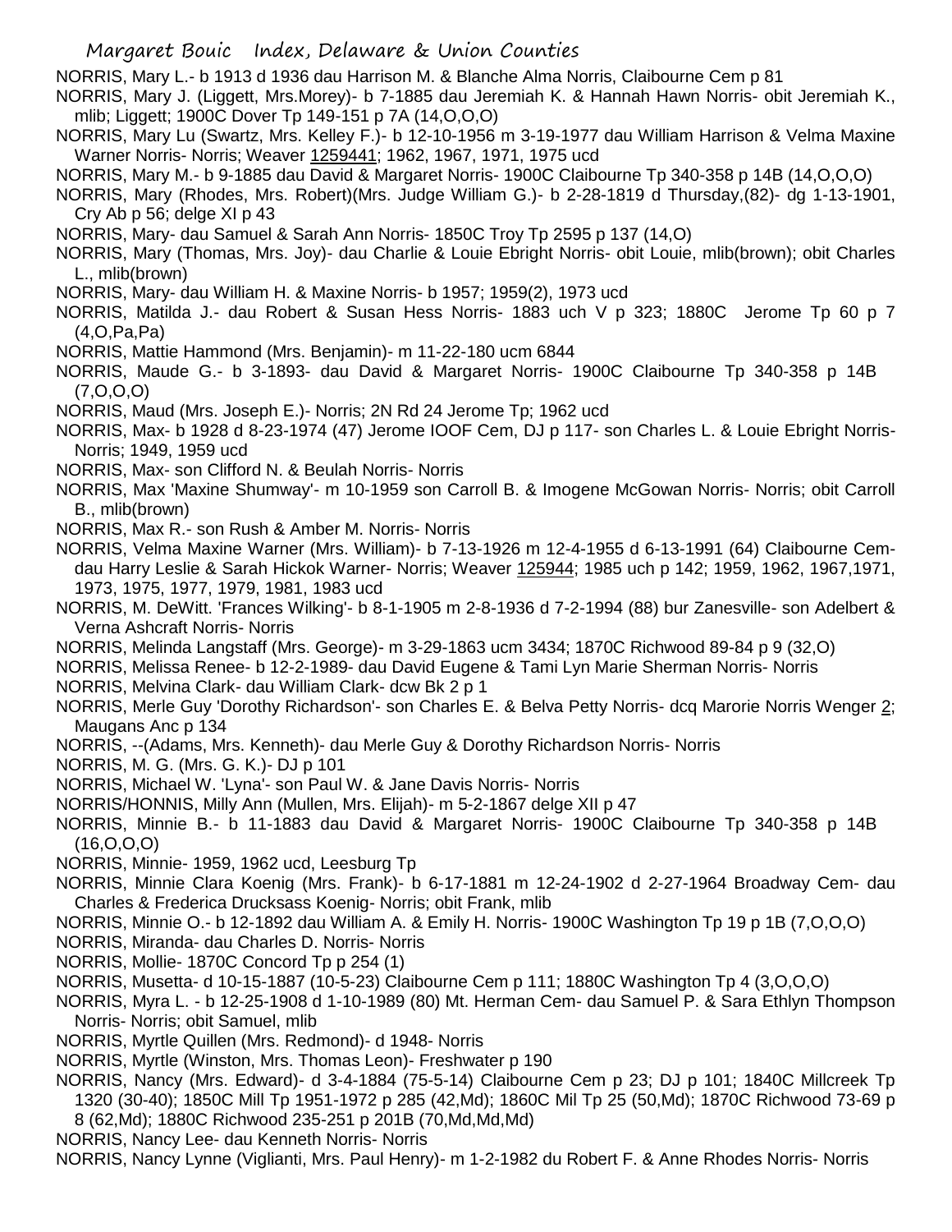NORRIS, Mary L.- b 1913 d 1936 dau Harrison M. & Blanche Alma Norris, Claibourne Cem p 81

NORRIS, Mary J. (Liggett, Mrs.Morey)- b 7-1885 dau Jeremiah K. & Hannah Hawn Norris- obit Jeremiah K., mlib; Liggett; 1900C Dover Tp 149-151 p 7A (14,O,O,O)

NORRIS, Mary Lu (Swartz, Mrs. Kelley F.)- b 12-10-1956 m 3-19-1977 dau William Harrison & Velma Maxine Warner Norris- Norris; Weaver 1259441; 1962, 1967, 1971, 1975 ucd

NORRIS, Mary M.- b 9-1885 dau David & Margaret Norris- 1900C Claibourne Tp 340-358 p 14B (14,O,O,O)

NORRIS, Mary (Rhodes, Mrs. Robert)(Mrs. Judge William G.)- b 2-28-1819 d Thursday,(82)- dg 1-13-1901, Cry Ab p 56; delge XI p 43

NORRIS, Mary- dau Samuel & Sarah Ann Norris- 1850C Troy Tp 2595 p 137 (14,O)

NORRIS, Mary (Thomas, Mrs. Joy)- dau Charlie & Louie Ebright Norris- obit Louie, mlib(brown); obit Charles L., mlib(brown)

NORRIS, Mary- dau William H. & Maxine Norris- b 1957; 1959(2), 1973 ucd

NORRIS, Matilda J.- dau Robert & Susan Hess Norris- 1883 uch V p 323; 1880C Jerome Tp 60 p 7 (4,O,Pa,Pa)

NORRIS, Mattie Hammond (Mrs. Benjamin)- m 11-22-180 ucm 6844

NORRIS, Maude G.- b 3-1893- dau David & Margaret Norris- 1900C Claibourne Tp 340-358 p 14B (7,O,O,O)

NORRIS, Maud (Mrs. Joseph E.)- Norris; 2N Rd 24 Jerome Tp; 1962 ucd

NORRIS, Max- b 1928 d 8-23-1974 (47) Jerome IOOF Cem, DJ p 117- son Charles L. & Louie Ebright Norris- Norris; 1949, 1959 ucd

NORRIS, Max- son Clifford N. & Beulah Norris- Norris

NORRIS, Max 'Maxine Shumway'- m 10-1959 son Carroll B. & Imogene McGowan Norris- Norris; obit Carroll B., mlib(brown)

NORRIS, Max R.- son Rush & Amber M. Norris- Norris

NORRIS, Velma Maxine Warner (Mrs. William)- b 7-13-1926 m 12-4-1955 d 6-13-1991 (64) Claibourne Cem- dau Harry Leslie & Sarah Hickok Warner- Norris; Weaver 125944; 1985 uch p 142; 1959, 1962, 1967,1971, 1973, 1975, 1977, 1979, 1981, 1983 ucd

NORRIS, M. DeWitt. 'Frances Wilking'- b 8-1-1905 m 2-8-1936 d 7-2-1994 (88) bur Zanesville- son Adelbert & Verna Ashcraft Norris- Norris

NORRIS, Melinda Langstaff (Mrs. George)- m 3-29-1863 ucm 3434; 1870C Richwood 89-84 p 9 (32,O)

NORRIS, Melissa Renee- b 12-2-1989- dau David Eugene & Tami Lyn Marie Sherman Norris- Norris

NORRIS, Melvina Clark- dau William Clark- dcw Bk 2 p 1

NORRIS, Merle Guy 'Dorothy Richardson'- son Charles E. & Belva Petty Norris- dcq Marorie Norris Wenger 2; Maugans Anc p 134

NORRIS, --(Adams, Mrs. Kenneth)- dau Merle Guy & Dorothy Richardson Norris- Norris

NORRIS, M. G. (Mrs. G. K.)- DJ p 101

NORRIS, Michael W. 'Lyna'- son Paul W. & Jane Davis Norris- Norris

NORRIS/HONNIS, Milly Ann (Mullen, Mrs. Elijah)- m 5-2-1867 delge XII p 47

NORRIS, Minnie B.- b 11-1883 dau David & Margaret Norris- 1900C Claibourne Tp 340-358 p 14B (16,O,O,O)

NORRIS, Minnie- 1959, 1962 ucd, Leesburg Tp

NORRIS, Minnie Clara Koenig (Mrs. Frank)- b 6-17-1881 m 12-24-1902 d 2-27-1964 Broadway Cem- dau Charles & Frederica Drucksass Koenig- Norris; obit Frank, mlib

NORRIS, Minnie O.- b 12-1892 dau William A. & Emily H. Norris- 1900C Washington Tp 19 p 1B (7,O,O,O)

NORRIS, Miranda- dau Charles D. Norris- Norris

NORRIS, Mollie- 1870C Concord Tp p 254 (1)

NORRIS, Musetta- d 10-15-1887 (10-5-23) Claibourne Cem p 111; 1880C Washington Tp 4 (3,O,O,O)

NORRIS, Myra L. - b 12-25-1908 d 1-10-1989 (80) Mt. Herman Cem- dau Samuel P. & Sara Ethlyn Thompson Norris- Norris; obit Samuel, mlib

NORRIS, Myrtle Quillen (Mrs. Redmond)- d 1948- Norris

NORRIS, Myrtle (Winston, Mrs. Thomas Leon)- Freshwater p 190

NORRIS, Nancy (Mrs. Edward)- d 3-4-1884 (75-5-14) Claibourne Cem p 23; DJ p 101; 1840C Millcreek Tp 1320 (30-40); 1850C Mill Tp 1951-1972 p 285 (42,Md); 1860C Mil Tp 25 (50,Md); 1870C Richwood 73-69 p 8 (62,Md); 1880C Richwood 235-251 p 201B (70,Md,Md,Md)

NORRIS, Nancy Lee- dau Kenneth Norris- Norris

NORRIS, Nancy Lynne (Viglianti, Mrs. Paul Henry)- m 1-2-1982 du Robert F. & Anne Rhodes Norris- Norris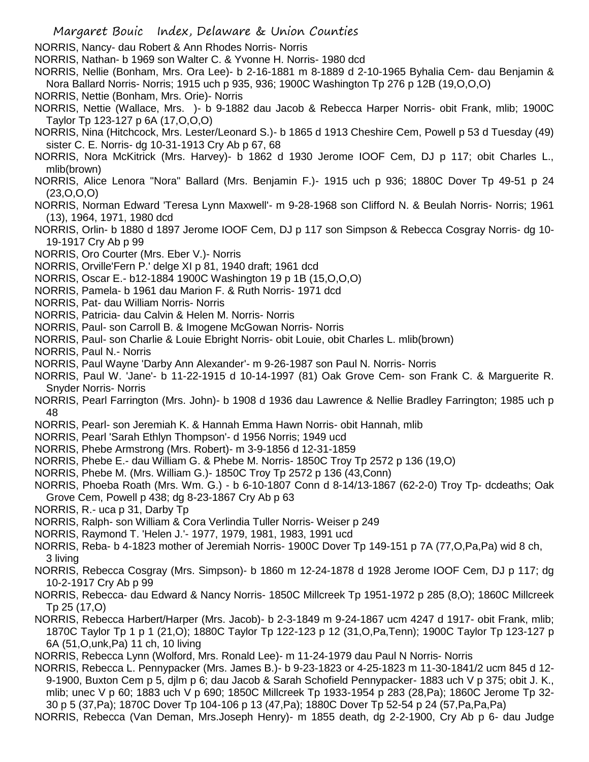NORRIS, Nancy- dau Robert & Ann Rhodes Norris- Norris

NORRIS, Nathan- b 1969 son Walter C. & Yvonne H. Norris- 1980 dcd

NORRIS, Nellie (Bonham, Mrs. Ora Lee)- b 2-16-1881 m 8-1889 d 2-10-1965 Byhalia Cem- dau Benjamin & Nora Ballard Norris- Norris; 1915 uch p 935, 936; 1900C Washington Tp 276 p 12B (19,O,O,O)

NORRIS, Nettie (Bonham, Mrs. Orie)- Norris

NORRIS, Nettie (Wallace, Mrs. )- b 9-1882 dau Jacob & Rebecca Harper Norris- obit Frank, mlib; 1900C Taylor Tp 123-127 p 6A (17,O,O,O)

NORRIS, Nina (Hitchcock, Mrs. Lester/Leonard S.)- b 1865 d 1913 Cheshire Cem, Powell p 53 d Tuesday (49) sister C. E. Norris- dg 10-31-1913 Cry Ab p 67, 68

NORRIS, Nora McKitrick (Mrs. Harvey)- b 1862 d 1930 Jerome IOOF Cem, DJ p 117; obit Charles L., mlib(brown)

NORRIS, Alice Lenora "Nora" Ballard (Mrs. Benjamin F.)- 1915 uch p 936; 1880C Dover Tp 49-51 p 24 (23,O,O,O)

NORRIS, Norman Edward 'Teresa Lynn Maxwell'- m 9-28-1968 son Clifford N. & Beulah Norris- Norris; 1961 (13), 1964, 1971, 1980 dcd

NORRIS, Orlin- b 1880 d 1897 Jerome IOOF Cem, DJ p 117 son Simpson & Rebecca Cosgray Norris- dg 10-19-1917 Cry Ab p 99

NORRIS, Oro Courter (Mrs. Eber V.)- Norris

NORRIS, Orville'Fern P.' delge XI p 81, 1940 draft; 1961 dcd

NORRIS, Oscar E.- b12-1884 1900C Washington 19 p 1B (15,O,O,O)

NORRIS, Pamela- b 1961 dau Marion F. & Ruth Norris- 1971 dcd

NORRIS, Pat- dau William Norris- Norris

NORRIS, Patricia- dau Calvin & Helen M. Norris- Norris

NORRIS, Paul- son Carroll B. & Imogene McGowan Norris- Norris

NORRIS, Paul- son Charlie & Louie Ebright Norris- obit Louie, obit Charles L. mlib(brown)

NORRIS, Paul N.- Norris

NORRIS, Paul Wayne 'Darby Ann Alexander'- m 9-26-1987 son Paul N. Norris- Norris

NORRIS, Paul W. 'Jane'- b 11-22-1915 d 10-14-1997 (81) Oak Grove Cem- son Frank C. & Marguerite R. Snyder Norris- Norris

NORRIS, Pearl Farrington (Mrs. John)- b 1908 d 1936 dau Lawrence & Nellie Bradley Farrington; 1985 uch p 48

NORRIS, Pearl- son Jeremiah K. & Hannah Emma Hawn Norris- obit Hannah, mlib

NORRIS, Pearl 'Sarah Ethlyn Thompson'- d 1956 Norris; 1949 ucd

NORRIS, Phebe Armstrong (Mrs. Robert)- m 3-9-1856 d 12-31-1859

NORRIS, Phebe E.- dau William G. & Phebe M. Norris- 1850C Troy Tp 2572 p 136 (19,O)

NORRIS, Phebe M. (Mrs. William G.)- 1850C Troy Tp 2572 p 136 (43,Conn)

NORRIS, Phoeba Roath (Mrs. Wm. G.) - b 6-10-1807 Conn d 8-14/13-1867 (62-2-0) Troy Tp- dcdeaths; Oak Grove Cem, Powell p 438; dg 8-23-1867 Cry Ab p 63

NORRIS, R.- uca p 31, Darby Tp

NORRIS, Ralph- son William & Cora Verlindia Tuller Norris- Weiser p 249

NORRIS, Raymond T. 'Helen J.'- 1977, 1979, 1981, 1983, 1991 ucd

NORRIS, Reba- b 4-1823 mother of Jeremiah Norris- 1900C Dover Tp 149-151 p 7A (77,O,Pa,Pa) wid 8 ch, 3 living

NORRIS, Rebecca Cosgray (Mrs. Simpson)- b 1860 m 12-24-1878 d 1928 Jerome IOOF Cem, DJ p 117; dg 10-2-1917 Cry Ab p 99

NORRIS, Rebecca- dau Edward & Nancy Norris- 1850C Millcreek Tp 1951-1972 p 285 (8,O); 1860C Millcreek Tp 25 (17,O)

NORRIS, Rebecca Harbert/Harper (Mrs. Jacob)- b 2-3-1849 m 9-24-1867 ucm 4247 d 1917- obit Frank, mlib; 1870C Taylor Tp 1 p 1 (21,O); 1880C Taylor Tp 122-123 p 12 (31,O,Pa,Tenn); 1900C Taylor Tp 123-127 p 6A (51,O,unk,Pa) 11 ch, 10 living

NORRIS, Rebecca Lynn (Wolford, Mrs. Ronald Lee)- m 11-24-1979 dau Paul N Norris- Norris

NORRIS, Rebecca L. Pennypacker (Mrs. James B.)- b 9-23-1823 or 4-25-1823 m 11-30-1841/2 ucm 845 d 12-9-1900, Buxton Cem p 5, djlm p 6; dau Jacob & Sarah Schofield Pennypacker- 1883 uch V p 375; obit J. K., mlib; unec V p 60; 1883 uch V p 690; 1850C Millcreek Tp 1933-1954 p 283 (28,Pa); 1860C Jerome Tp 32-30 p 5 (37,Pa); 1870C Dover Tp 104-106 p 13 (47,Pa); 1880C Dover Tp 52-54 p 24 (57,Pa,Pa,Pa)

NORRIS, Rebecca (Van Deman, Mrs.Joseph Henry)- m 1855 death, dg 2-2-1900, Cry Ab p 6- dau Judge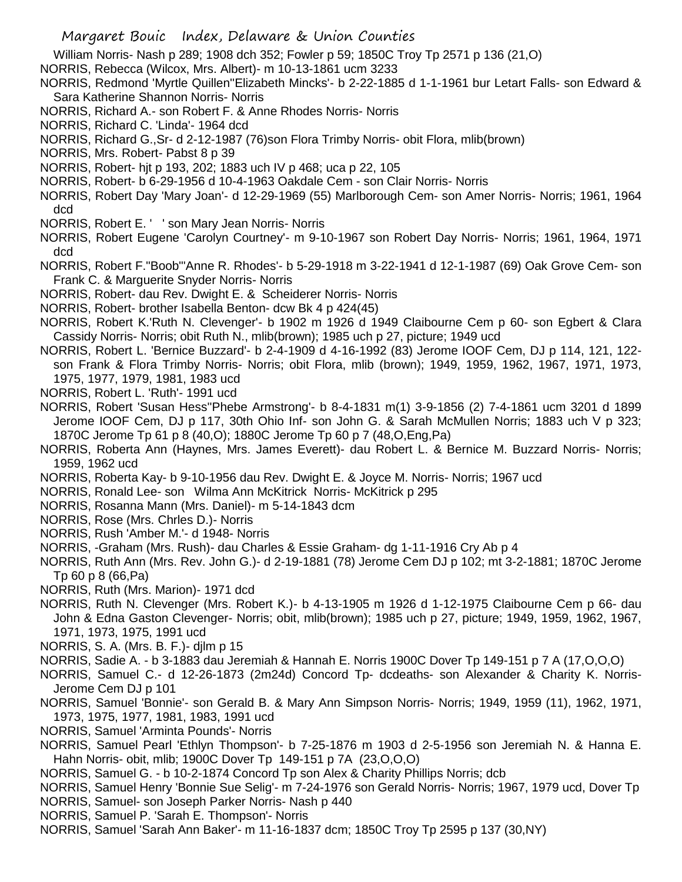William Norris- Nash p 289; 1908 dch 352; Fowler p 59; 1850C Troy Tp 2571 p 136 (21,O)

NORRIS, Rebecca (Wilcox, Mrs. Albert)- m 10-13-1861 ucm 3233

NORRIS, Redmond 'Myrtle Quillen''Elizabeth Mincks'- b 2-22-1885 d 1-1-1961 bur Letart Falls- son Edward & Sara Katherine Shannon Norris- Norris

NORRIS, Richard A.- son Robert F. & Anne Rhodes Norris- Norris

NORRIS, Richard C. 'Linda'- 1964 dcd

NORRIS, Richard G.,Sr- d 2-12-1987 (76)son Flora Trimby Norris- obit Flora, mlib(brown)

NORRIS, Mrs. Robert- Pabst 8 p 39

NORRIS, Robert- hjt p 193, 202; 1883 uch IV p 468; uca p 22, 105

NORRIS, Robert- b 6-29-1956 d 10-4-1963 Oakdale Cem - son Clair Norris- Norris

NORRIS, Robert Day 'Mary Joan'- d 12-29-1969 (55) Marlborough Cem- son Amer Norris- Norris; 1961, 1964 dcd

NORRIS, Robert E. ' ' son Mary Jean Norris- Norris

NORRIS, Robert Eugene 'Carolyn Courtney'- m 9-10-1967 son Robert Day Norris- Norris; 1961, 1964, 1971 dcd

NORRIS, Robert F.''Boob'''Anne R. Rhodes'- b 5-29-1918 m 3-22-1941 d 12-1-1987 (69) Oak Grove Cem- son Frank C. & Marguerite Snyder Norris- Norris

NORRIS, Robert- dau Rev. Dwight E. & Scheiderer Norris- Norris

NORRIS, Robert- brother Isabella Benton- dcw Bk 4 p 424(45)

NORRIS, Robert K.'Ruth N. Clevenger'- b 1902 m 1926 d 1949 Claibourne Cem p 60- son Egbert & Clara Cassidy Norris- Norris; obit Ruth N., mlib(brown); 1985 uch p 27, picture; 1949 ucd

NORRIS, Robert L. 'Bernice Buzzard'- b 2-4-1909 d 4-16-1992 (83) Jerome IOOF Cem, DJ p 114, 121, 122- son Frank & Flora Trimby Norris- Norris; obit Flora, mlib (brown); 1949, 1959, 1962, 1967, 1971, 1973, 1975, 1977, 1979, 1981, 1983 ucd

NORRIS, Robert L. 'Ruth'- 1991 ucd

NORRIS, Robert 'Susan Hess''Phebe Armstrong'- b 8-4-1831 m(1) 3-9-1856 (2) 7-4-1861 ucm 3201 d 1899 Jerome IOOF Cem, DJ p 117, 30th Ohio Inf- son John G. & Sarah McMullen Norris; 1883 uch V p 323; 1870C Jerome Tp 61 p 8 (40,O); 1880C Jerome Tp 60 p 7 (48,O,Eng,Pa)

NORRIS, Roberta Ann (Haynes, Mrs. James Everett)- dau Robert L. & Bernice M. Buzzard Norris- Norris; 1959, 1962 ucd

NORRIS, Roberta Kay- b 9-10-1956 dau Rev. Dwight E. & Joyce M. Norris- Norris; 1967 ucd

NORRIS, Ronald Lee- son Wilma Ann McKitrick Norris- McKitrick p 295

NORRIS, Rosanna Mann (Mrs. Daniel)- m 5-14-1843 dcm

NORRIS, Rose (Mrs. Chrles D.)- Norris

NORRIS, Rush 'Amber M.'- d 1948- Norris

NORRIS, -Graham (Mrs. Rush)- dau Charles & Essie Graham- dg 1-11-1916 Cry Ab p 4

NORRIS, Ruth Ann (Mrs. Rev. John G.)- d 2-19-1881 (78) Jerome Cem DJ p 102; mt 3-2-1881; 1870C Jerome Tp 60 p 8 (66,Pa)

NORRIS, Ruth (Mrs. Marion)- 1971 dcd

NORRIS, Ruth N. Clevenger (Mrs. Robert K.)- b 4-13-1905 m 1926 d 1-12-1975 Claibourne Cem p 66- dau John & Edna Gaston Clevenger- Norris; obit, mlib(brown); 1985 uch p 27, picture; 1949, 1959, 1962, 1967, 1971, 1973, 1975, 1991 ucd

NORRIS, S. A. (Mrs. B. F.)- djlm p 15

NORRIS, Sadie A. - b 3-1883 dau Jeremiah & Hannah E. Norris 1900C Dover Tp 149-151 p 7 A (17,O,O,O)

NORRIS, Samuel C.- d 12-26-1873 (2m24d) Concord Tp- dcdeaths- son Alexander & Charity K. Norris- Jerome Cem DJ p 101

NORRIS, Samuel 'Bonnie'- son Gerald B. & Mary Ann Simpson Norris- Norris; 1949, 1959 (11), 1962, 1971, 1973, 1975, 1977, 1981, 1983, 1991 ucd

NORRIS, Samuel 'Arminta Pounds'- Norris

NORRIS, Samuel Pearl 'Ethlyn Thompson'- b 7-25-1876 m 1903 d 2-5-1956 son Jeremiah N. & Hanna E. Hahn Norris- obit, mlib; 1900C Dover Tp 149-151 p 7A (23,O,O,O)

NORRIS, Samuel G. - b 10-2-1874 Concord Tp son Alex & Charity Phillips Norris; dcb

NORRIS, Samuel Henry 'Bonnie Sue Selig'- m 7-24-1976 son Gerald Norris- Norris; 1967, 1979 ucd, Dover Tp

NORRIS, Samuel- son Joseph Parker Norris- Nash p 440

NORRIS, Samuel P. 'Sarah E. Thompson'- Norris

NORRIS, Samuel 'Sarah Ann Baker'- m 11-16-1837 dcm; 1850C Troy Tp 2595 p 137 (30,NY)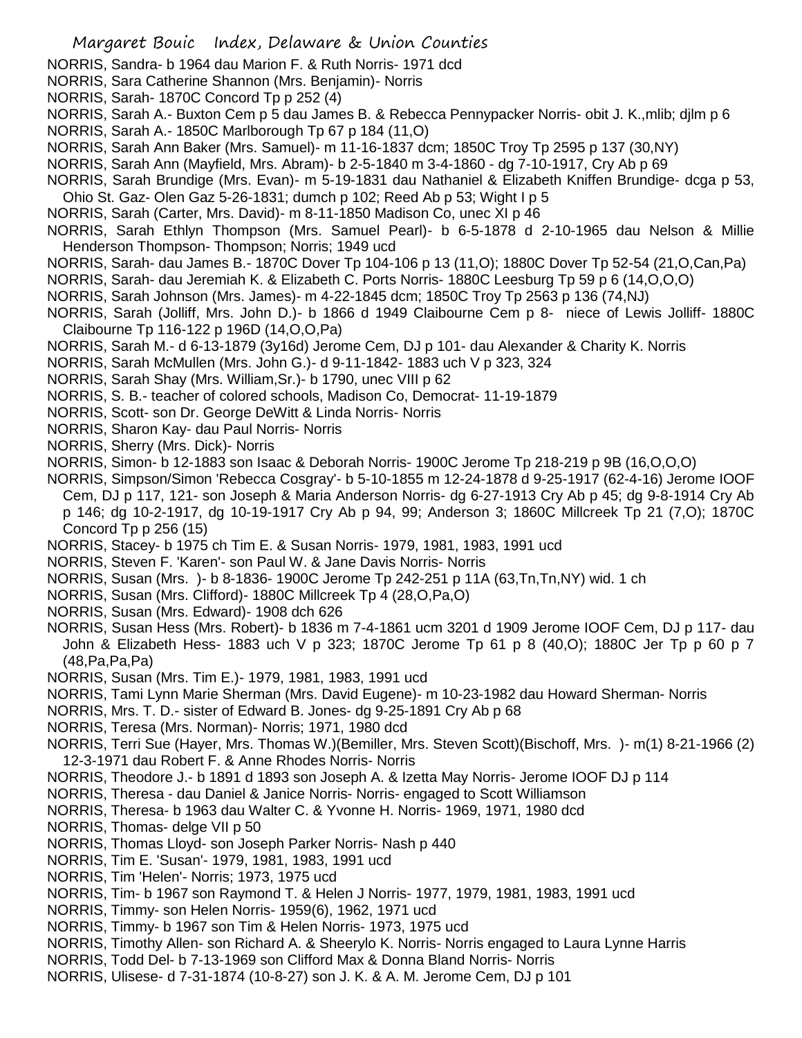NORRIS, Sandra- b 1964 dau Marion F. & Ruth Norris- 1971 dcd

NORRIS, Sara Catherine Shannon (Mrs. Benjamin)- Norris

NORRIS, Sarah- 1870C Concord Tp p 252 (4)

NORRIS, Sarah A.- Buxton Cem p 5 dau James B. & Rebecca Pennypacker Norris- obit J. K.,mlib; djlm p 6

NORRIS, Sarah A.- 1850C Marlborough Tp 67 p 184 (11,O)

NORRIS, Sarah Ann Baker (Mrs. Samuel)- m 11-16-1837 dcm; 1850C Troy Tp 2595 p 137 (30,NY)

NORRIS, Sarah Ann (Mayfield, Mrs. Abram)- b 2-5-1840 m 3-4-1860 - dg 7-10-1917, Cry Ab p 69

NORRIS, Sarah Brundige (Mrs. Evan)- m 5-19-1831 dau Nathaniel & Elizabeth Kniffen Brundige- dcga p 53, Ohio St. Gaz- Olen Gaz 5-26-1831; dumch p 102; Reed Ab p 53; Wight I p 5

NORRIS, Sarah (Carter, Mrs. David)- m 8-11-1850 Madison Co, unec XI p 46

NORRIS, Sarah Ethlyn Thompson (Mrs. Samuel Pearl)- b 6-5-1878 d 2-10-1965 dau Nelson & Millie Henderson Thompson- Thompson; Norris; 1949 ucd

NORRIS, Sarah- dau James B.- 1870C Dover Tp 104-106 p 13 (11,O); 1880C Dover Tp 52-54 (21,O,Can,Pa)

NORRIS, Sarah- dau Jeremiah K. & Elizabeth C. Ports Norris- 1880C Leesburg Tp 59 p 6 (14,O,O,O)

NORRIS, Sarah Johnson (Mrs. James)- m 4-22-1845 dcm; 1850C Troy Tp 2563 p 136 (74,NJ)

NORRIS, Sarah (Jolliff, Mrs. John D.)- b 1866 d 1949 Claibourne Cem p 8- niece of Lewis Jolliff- 1880C Claibourne Tp 116-122 p 196D (14,O,O,Pa)

NORRIS, Sarah M.- d 6-13-1879 (3y16d) Jerome Cem, DJ p 101- dau Alexander & Charity K. Norris

NORRIS, Sarah McMullen (Mrs. John G.)- d 9-11-1842- 1883 uch V p 323, 324

NORRIS, Sarah Shay (Mrs. William,Sr.)- b 1790, unec VIII p 62

NORRIS, S. B.- teacher of colored schools, Madison Co, Democrat- 11-19-1879

NORRIS, Scott- son Dr. George DeWitt & Linda Norris- Norris

NORRIS, Sharon Kay- dau Paul Norris- Norris

NORRIS, Sherry (Mrs. Dick)- Norris

NORRIS, Simon- b 12-1883 son Isaac & Deborah Norris- 1900C Jerome Tp 218-219 p 9B (16,O,O,O)

NORRIS, Simpson/Simon 'Rebecca Cosgray'- b 5-10-1855 m 12-24-1878 d 9-25-1917 (62-4-16) Jerome IOOF Cem, DJ p 117, 121- son Joseph & Maria Anderson Norris- dg 6-27-1913 Cry Ab p 45; dg 9-8-1914 Cry Ab p 146; dg 10-2-1917, dg 10-19-1917 Cry Ab p 94, 99; Anderson 3; 1860C Millcreek Tp 21 (7,O); 1870C Concord Tp p 256 (15)

NORRIS, Stacey- b 1975 ch Tim E. & Susan Norris- 1979, 1981, 1983, 1991 ucd

NORRIS, Steven F. 'Karen'- son Paul W. & Jane Davis Norris- Norris

NORRIS, Susan (Mrs. )- b 8-1836- 1900C Jerome Tp 242-251 p 11A (63,Tn,Tn,NY) wid. 1 ch

NORRIS, Susan (Mrs. Clifford)- 1880C Millcreek Tp 4 (28,O,Pa,O)

NORRIS, Susan (Mrs. Edward)- 1908 dch 626

NORRIS, Susan Hess (Mrs. Robert)- b 1836 m 7-4-1861 ucm 3201 d 1909 Jerome IOOF Cem, DJ p 117- dau John & Elizabeth Hess- 1883 uch V p 323; 1870C Jerome Tp 61 p 8 (40,O); 1880C Jer Tp p 60 p 7 (48,Pa,Pa,Pa)

NORRIS, Susan (Mrs. Tim E.)- 1979, 1981, 1983, 1991 ucd

NORRIS, Tami Lynn Marie Sherman (Mrs. David Eugene)- m 10-23-1982 dau Howard Sherman- Norris

NORRIS, Mrs. T. D.- sister of Edward B. Jones- dg 9-25-1891 Cry Ab p 68

NORRIS, Teresa (Mrs. Norman)- Norris; 1971, 1980 dcd

NORRIS, Terri Sue (Hayer, Mrs. Thomas W.)(Bemiller, Mrs. Steven Scott)(Bischoff, Mrs. )- m(1) 8-21-1966 (2) 12-3-1971 dau Robert F. & Anne Rhodes Norris- Norris

NORRIS, Theodore J.- b 1891 d 1893 son Joseph A. & Izetta May Norris- Jerome IOOF DJ p 114

NORRIS, Theresa - dau Daniel & Janice Norris- Norris- engaged to Scott Williamson

NORRIS, Theresa- b 1963 dau Walter C. & Yvonne H. Norris- 1969, 1971, 1980 dcd

NORRIS, Thomas- delge VII p 50

NORRIS, Thomas Lloyd- son Joseph Parker Norris- Nash p 440

NORRIS, Tim E. 'Susan'- 1979, 1981, 1983, 1991 ucd

NORRIS, Tim 'Helen'- Norris; 1973, 1975 ucd

NORRIS, Tim- b 1967 son Raymond T. & Helen J Norris- 1977, 1979, 1981, 1983, 1991 ucd

NORRIS, Timmy- son Helen Norris- 1959(6), 1962, 1971 ucd

NORRIS, Timmy- b 1967 son Tim & Helen Norris- 1973, 1975 ucd

NORRIS, Timothy Allen- son Richard A. & Sheerylo K. Norris- Norris engaged to Laura Lynne Harris

NORRIS, Todd Del- b 7-13-1969 son Clifford Max & Donna Bland Norris- Norris

NORRIS, Ulisese- d 7-31-1874 (10-8-27) son J. K. & A. M. Jerome Cem, DJ p 101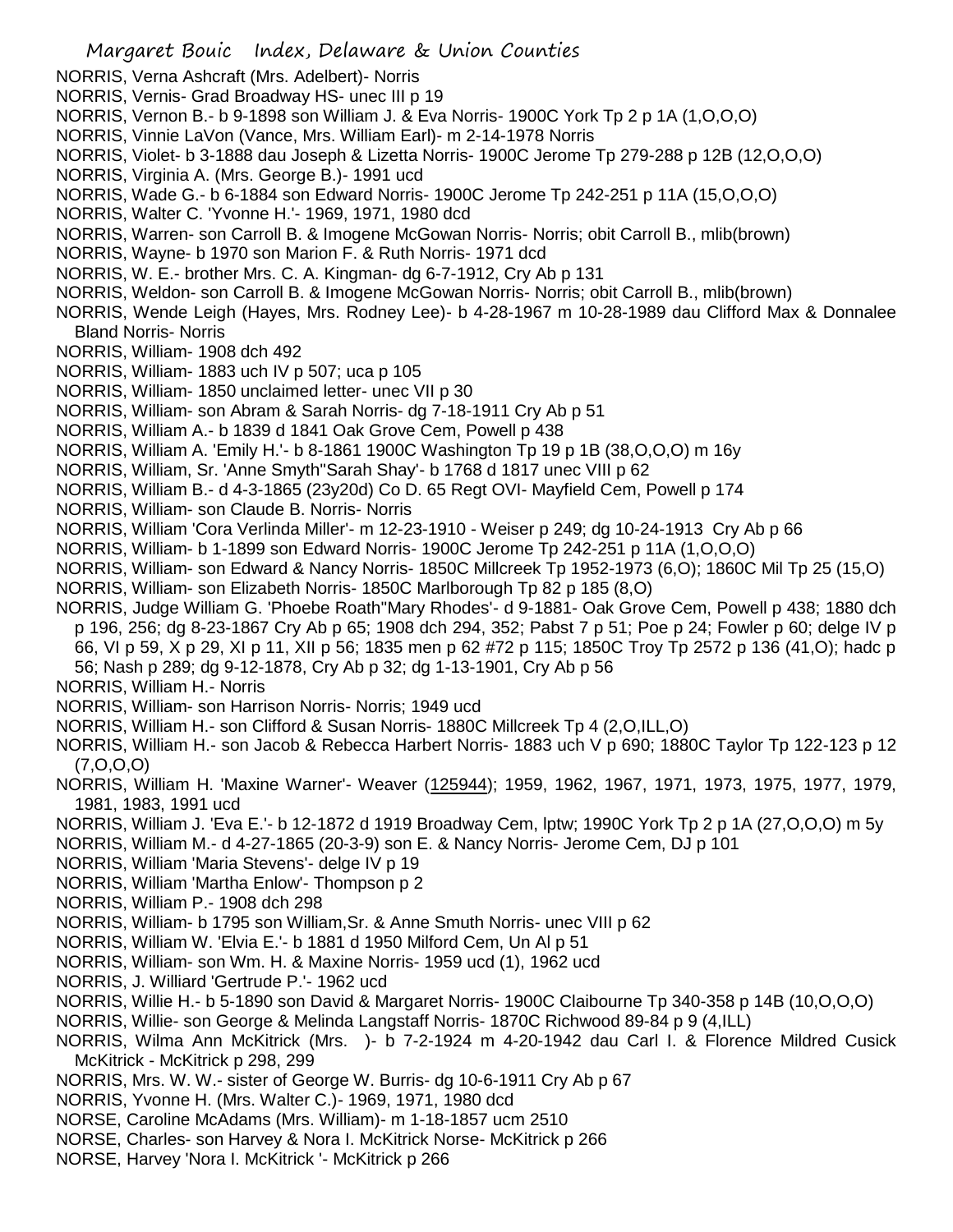NORRIS, Verna Ashcraft (Mrs. Adelbert)- Norris
NORRIS, Vernis- Grad Broadway HS- unec III p 19
NORRIS, Vernon B.- b 9-1898 son William J. & Eva Norris- 1900C York Tp 2 p 1A (1,O,O,O)
NORRIS, Vinnie LaVon (Vance, Mrs. William Earl)- m 2-14-1978 Norris
NORRIS, Violet- b 3-1888 dau Joseph & Lizetta Norris- 1900C Jerome Tp 279-288 p 12B (12,O,O,O)
NORRIS, Virginia A. (Mrs. George B.)- 1991 ucd
NORRIS, Wade G.- b 6-1884 son Edward Norris- 1900C Jerome Tp 242-251 p 11A (15,O,O,O)
NORRIS, Walter C. 'Yvonne H.'- 1969, 1971, 1980 dcd
NORRIS, Warren- son Carroll B. & Imogene McGowan Norris- Norris; obit Carroll B., mlib(brown)
NORRIS, Wayne- b 1970 son Marion F. & Ruth Norris- 1971 dcd
NORRIS, W. E.- brother Mrs. C. A. Kingman- dg 6-7-1912, Cry Ab p 131
NORRIS, Weldon- son Carroll B. & Imogene McGowan Norris- Norris; obit Carroll B., mlib(brown)
NORRIS, Wende Leigh (Hayes, Mrs. Rodney Lee)- b 4-28-1967 m 10-28-1989 dau Clifford Max & Donnalee Bland Norris- Norris
NORRIS, William- 1908 dch 492
NORRIS, William- 1883 uch IV p 507; uca p 105
NORRIS, William- 1850 unclaimed letter- unec VII p 30
NORRIS, William- son Abram & Sarah Norris- dg 7-18-1911 Cry Ab p 51
NORRIS, William A.- b 1839 d 1841 Oak Grove Cem, Powell p 438
NORRIS, William A. 'Emily H.'- b 8-1861 1900C Washington Tp 19 p 1B (38,O,O,O) m 16y
NORRIS, William, Sr. 'Anne Smyth''Sarah Shay'- b 1768 d 1817 unec VIII p 62
NORRIS, William B.- d 4-3-1865 (23y20d) Co D. 65 Regt OVI- Mayfield Cem, Powell p 174
NORRIS, William- son Claude B. Norris- Norris
NORRIS, William 'Cora Verlinda Miller'- m 12-23-1910 - Weiser p 249; dg 10-24-1913 Cry Ab p 66
NORRIS, William- b 1-1899 son Edward Norris- 1900C Jerome Tp 242-251 p 11A (1,O,O,O)
NORRIS, William- son Edward & Nancy Norris- 1850C Millcreek Tp 1952-1973 (6,O); 1860C Mil Tp 25 (15,O)
NORRIS, William- son Elizabeth Norris- 1850C Marlborough Tp 82 p 185 (8,O)
NORRIS, Judge William G. 'Phoebe Roath''Mary Rhodes'- d 9-1881- Oak Grove Cem, Powell p 438; 1880 dch p 196, 256; dg 8-23-1867 Cry Ab p 65; 1908 dch 294, 352; Pabst 7 p 51; Poe p 24; Fowler p 60; delge IV p 66, VI p 59, X p 29, XI p 11, XII p 56; 1835 men p 62 #72 p 115; 1850C Troy Tp 2572 p 136 (41,O); hadc p 56; Nash p 289; dg 9-12-1878, Cry Ab p 32; dg 1-13-1901, Cry Ab p 56
NORRIS, William H.- Norris
NORRIS, William- son Harrison Norris- Norris; 1949 ucd
NORRIS, William H.- son Clifford & Susan Norris- 1880C Millcreek Tp 4 (2,O,ILL,O)
NORRIS, William H.- son Jacob & Rebecca Harbert Norris- 1883 uch V p 690; 1880C Taylor Tp 122-123 p 12 (7,O,O,O)
NORRIS, William H. 'Maxine Warner'- Weaver (125944); 1959, 1962, 1967, 1971, 1973, 1975, 1977, 1979, 1981, 1983, 1991 ucd
NORRIS, William J. 'Eva E.'- b 12-1872 d 1919 Broadway Cem, lptw; 1990C York Tp 2 p 1A (27,O,O,O) m 5y
NORRIS, William M.- d 4-27-1865 (20-3-9) son E. & Nancy Norris- Jerome Cem, DJ p 101
NORRIS, William 'Maria Stevens'- delge IV p 19
NORRIS, William 'Martha Enlow'- Thompson p 2
NORRIS, William P.- 1908 dch 298
NORRIS, William- b 1795 son William,Sr. & Anne Smuth Norris- unec VIII p 62
NORRIS, William W. 'Elvia E.'- b 1881 d 1950 Milford Cem, Un Al p 51
NORRIS, William- son Wm. H. & Maxine Norris- 1959 ucd (1), 1962 ucd
NORRIS, J. Williard 'Gertrude P.'- 1962 ucd
NORRIS, Willie H.- b 5-1890 son David & Margaret Norris- 1900C Claibourne Tp 340-358 p 14B (10,O,O,O)
NORRIS, Willie- son George & Melinda Langstaff Norris- 1870C Richwood 89-84 p 9 (4,ILL)
NORRIS, Wilma Ann McKitrick (Mrs. )- b 7-2-1924 m 4-20-1942 dau Carl I. & Florence Mildred Cusick McKitrick - McKitrick p 298, 299
NORRIS, Mrs. W. W.- sister of George W. Burris- dg 10-6-1911 Cry Ab p 67
NORRIS, Yvonne H. (Mrs. Walter C.)- 1969, 1971, 1980 dcd
NORSE, Caroline McAdams (Mrs. William)- m 1-18-1857 ucm 2510
NORSE, Charles- son Harvey & Nora I. McKitrick Norse- McKitrick p 266
NORSE, Harvey 'Nora I. McKitrick '- McKitrick p 266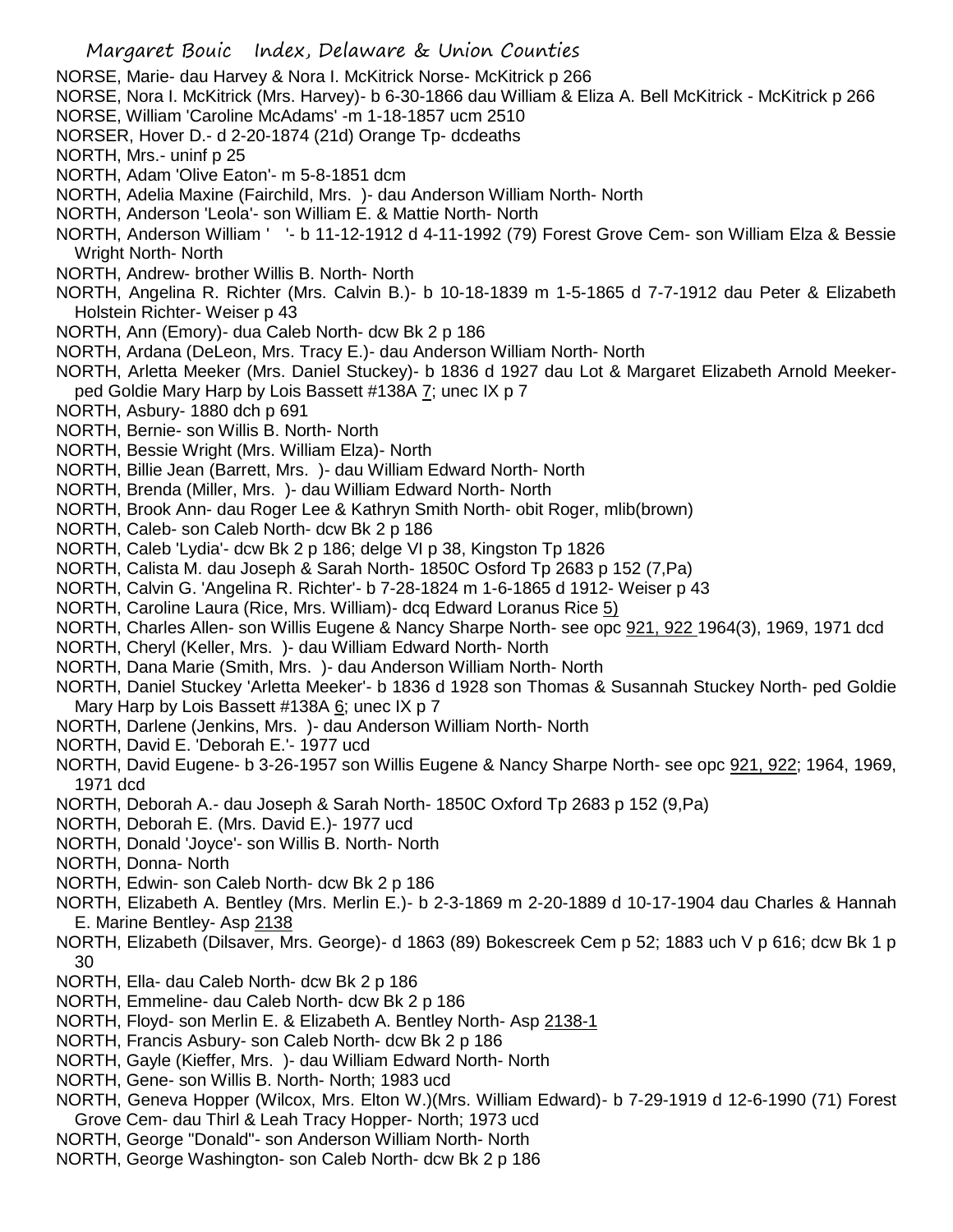NORSE, Marie- dau Harvey & Nora I. McKitrick Norse- McKitrick p 266

NORSE, Nora I. McKitrick (Mrs. Harvey)- b 6-30-1866 dau William & Eliza A. Bell McKitrick - McKitrick p 266

NORSE, William 'Caroline McAdams' -m 1-18-1857 ucm 2510

NORSER, Hover D.- d 2-20-1874 (21d) Orange Tp- dcdeaths

NORTH, Mrs.- uninf p 25

NORTH, Adam 'Olive Eaton'- m 5-8-1851 dcm

NORTH, Adelia Maxine (Fairchild, Mrs. )- dau Anderson William North- North

NORTH, Anderson 'Leola'- son William E. & Mattie North- North

NORTH, Anderson William ' '- b 11-12-1912 d 4-11-1992 (79) Forest Grove Cem- son William Elza & Bessie Wright North- North

NORTH, Andrew- brother Willis B. North- North

NORTH, Angelina R. Richter (Mrs. Calvin B.)- b 10-18-1839 m 1-5-1865 d 7-7-1912 dau Peter & Elizabeth Holstein Richter- Weiser p 43

NORTH, Ann (Emory)- dua Caleb North- dcw Bk 2 p 186

NORTH, Ardana (DeLeon, Mrs. Tracy E.)- dau Anderson William North- North

NORTH, Arletta Meeker (Mrs. Daniel Stuckey)- b 1836 d 1927 dau Lot & Margaret Elizabeth Arnold Meeker- ped Goldie Mary Harp by Lois Bassett #138A 7; unec IX p 7

NORTH, Asbury- 1880 dch p 691

NORTH, Bernie- son Willis B. North- North

NORTH, Bessie Wright (Mrs. William Elza)- North

NORTH, Billie Jean (Barrett, Mrs. )- dau William Edward North- North

NORTH, Brenda (Miller, Mrs. )- dau William Edward North- North

NORTH, Brook Ann- dau Roger Lee & Kathryn Smith North- obit Roger, mlib(brown)

NORTH, Caleb- son Caleb North- dcw Bk 2 p 186

NORTH, Caleb 'Lydia'- dcw Bk 2 p 186; delge VI p 38, Kingston Tp 1826

NORTH, Calista M. dau Joseph & Sarah North- 1850C Osford Tp 2683 p 152 (7,Pa)

NORTH, Calvin G. 'Angelina R. Richter'- b 7-28-1824 m 1-6-1865 d 1912- Weiser p 43

NORTH, Caroline Laura (Rice, Mrs. William)- dcq Edward Loranus Rice 5)

NORTH, Charles Allen- son Willis Eugene & Nancy Sharpe North- see opc 921, 922 1964(3), 1969, 1971 dcd

NORTH, Cheryl (Keller, Mrs. )- dau William Edward North- North

NORTH, Dana Marie (Smith, Mrs. )- dau Anderson William North- North

NORTH, Daniel Stuckey 'Arletta Meeker'- b 1836 d 1928 son Thomas & Susannah Stuckey North- ped Goldie Mary Harp by Lois Bassett #138A 6; unec IX p 7

NORTH, Darlene (Jenkins, Mrs. )- dau Anderson William North- North

NORTH, David E. 'Deborah E.'- 1977 ucd

NORTH, David Eugene- b 3-26-1957 son Willis Eugene & Nancy Sharpe North- see opc 921, 922; 1964, 1969, 1971 dcd

NORTH, Deborah A.- dau Joseph & Sarah North- 1850C Oxford Tp 2683 p 152 (9,Pa)

NORTH, Deborah E. (Mrs. David E.)- 1977 ucd

NORTH, Donald 'Joyce'- son Willis B. North- North

NORTH, Donna- North

NORTH, Edwin- son Caleb North- dcw Bk 2 p 186

NORTH, Elizabeth A. Bentley (Mrs. Merlin E.)- b 2-3-1869 m 2-20-1889 d 10-17-1904 dau Charles & Hannah E. Marine Bentley- Asp 2138

NORTH, Elizabeth (Dilsaver, Mrs. George)- d 1863 (89) Bokescreek Cem p 52; 1883 uch V p 616; dcw Bk 1 p 30

NORTH, Ella- dau Caleb North- dcw Bk 2 p 186

NORTH, Emmeline- dau Caleb North- dcw Bk 2 p 186

NORTH, Floyd- son Merlin E. & Elizabeth A. Bentley North- Asp 2138-1

NORTH, Francis Asbury- son Caleb North- dcw Bk 2 p 186

NORTH, Gayle (Kieffer, Mrs. )- dau William Edward North- North

NORTH, Gene- son Willis B. North- North; 1983 ucd

NORTH, Geneva Hopper (Wilcox, Mrs. Elton W.)(Mrs. William Edward)- b 7-29-1919 d 12-6-1990 (71) Forest Grove Cem- dau Thirl & Leah Tracy Hopper- North; 1973 ucd

NORTH, George "Donald"- son Anderson William North- North

NORTH, George Washington- son Caleb North- dcw Bk 2 p 186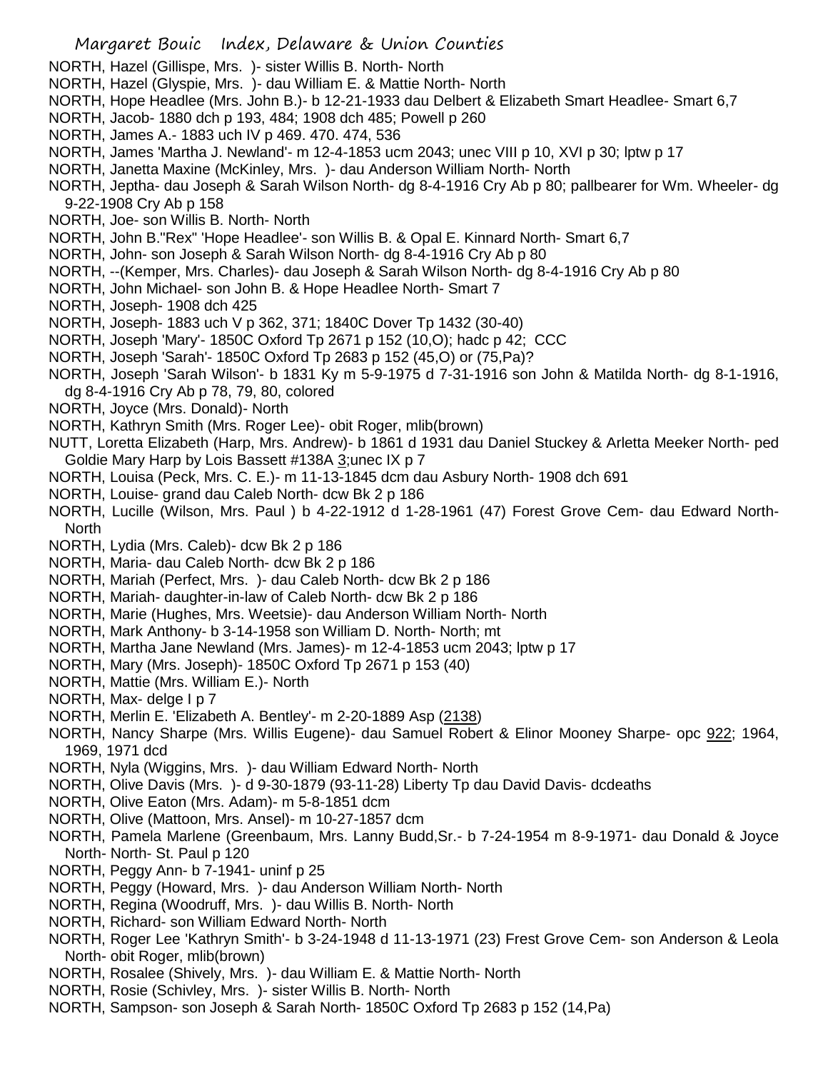NORTH, Hazel (Gillispe, Mrs. )- sister Willis B. North- North
NORTH, Hazel (Glyspie, Mrs. )- dau William E. & Mattie North- North
NORTH, Hope Headlee (Mrs. John B.)- b 12-21-1933 dau Delbert & Elizabeth Smart Headlee- Smart 6,7
NORTH, Jacob- 1880 dch p 193, 484; 1908 dch 485; Powell p 260
NORTH, James A.- 1883 uch IV p 469. 470. 474, 536
NORTH, James 'Martha J. Newland'- m 12-4-1853 ucm 2043; unec VIII p 10, XVI p 30; lptw p 17
NORTH, Janetta Maxine (McKinley, Mrs. )- dau Anderson William North- North
NORTH, Jeptha- dau Joseph & Sarah Wilson North- dg 8-4-1916 Cry Ab p 80; pallbearer for Wm. Wheeler- dg 9-22-1908 Cry Ab p 158
NORTH, Joe- son Willis B. North- North
NORTH, John B."Rex" 'Hope Headlee'- son Willis B. & Opal E. Kinnard North- Smart 6,7
NORTH, John- son Joseph & Sarah Wilson North- dg 8-4-1916 Cry Ab p 80
NORTH, --(Kemper, Mrs. Charles)- dau Joseph & Sarah Wilson North- dg 8-4-1916 Cry Ab p 80
NORTH, John Michael- son John B. & Hope Headlee North- Smart 7
NORTH, Joseph- 1908 dch 425
NORTH, Joseph- 1883 uch V p 362, 371; 1840C Dover Tp 1432 (30-40)
NORTH, Joseph 'Mary'- 1850C Oxford Tp 2671 p 152 (10,O); hadc p 42; CCC
NORTH, Joseph 'Sarah'- 1850C Oxford Tp 2683 p 152 (45,O) or (75,Pa)?
NORTH, Joseph 'Sarah Wilson'- b 1831 Ky m 5-9-1975 d 7-31-1916 son John & Matilda North- dg 8-1-1916, dg 8-4-1916 Cry Ab p 78, 79, 80, colored
NORTH, Joyce (Mrs. Donald)- North
NORTH, Kathryn Smith (Mrs. Roger Lee)- obit Roger, mlib(brown)
NUTT, Loretta Elizabeth (Harp, Mrs. Andrew)- b 1861 d 1931 dau Daniel Stuckey & Arletta Meeker North- ped Goldie Mary Harp by Lois Bassett #138A 3;unec IX p 7
NORTH, Louisa (Peck, Mrs. C. E.)- m 11-13-1845 dcm dau Asbury North- 1908 dch 691
NORTH, Louise- grand dau Caleb North- dcw Bk 2 p 186
NORTH, Lucille (Wilson, Mrs. Paul ) b 4-22-1912 d 1-28-1961 (47) Forest Grove Cem- dau Edward North- North
NORTH, Lydia (Mrs. Caleb)- dcw Bk 2 p 186
NORTH, Maria- dau Caleb North- dcw Bk 2 p 186
NORTH, Mariah (Perfect, Mrs. )- dau Caleb North- dcw Bk 2 p 186
NORTH, Mariah- daughter-in-law of Caleb North- dcw Bk 2 p 186
NORTH, Marie (Hughes, Mrs. Weetsie)- dau Anderson William North- North
NORTH, Mark Anthony- b 3-14-1958 son William D. North- North; mt
NORTH, Martha Jane Newland (Mrs. James)- m 12-4-1853 ucm 2043; lptw p 17
NORTH, Mary (Mrs. Joseph)- 1850C Oxford Tp 2671 p 153 (40)
NORTH, Mattie (Mrs. William E.)- North
NORTH, Max- delge I p 7
NORTH, Merlin E. 'Elizabeth A. Bentley'- m 2-20-1889 Asp (2138)
NORTH, Nancy Sharpe (Mrs. Willis Eugene)- dau Samuel Robert & Elinor Mooney Sharpe- opc 922; 1964, 1969, 1971 dcd
NORTH, Nyla (Wiggins, Mrs. )- dau William Edward North- North
NORTH, Olive Davis (Mrs. )- d 9-30-1879 (93-11-28) Liberty Tp dau David Davis- dcdeaths
NORTH, Olive Eaton (Mrs. Adam)- m 5-8-1851 dcm
NORTH, Olive (Mattoon, Mrs. Ansel)- m 10-27-1857 dcm
NORTH, Pamela Marlene (Greenbaum, Mrs. Lanny Budd,Sr.- b 7-24-1954 m 8-9-1971- dau Donald & Joyce North- North- St. Paul p 120
NORTH, Peggy Ann- b 7-1941- uninf p 25
NORTH, Peggy (Howard, Mrs. )- dau Anderson William North- North
NORTH, Regina (Woodruff, Mrs. )- dau Willis B. North- North
NORTH, Richard- son William Edward North- North
NORTH, Roger Lee 'Kathryn Smith'- b 3-24-1948 d 11-13-1971 (23) Frest Grove Cem- son Anderson & Leola North- obit Roger, mlib(brown)
NORTH, Rosalee (Shively, Mrs. )- dau William E. & Mattie North- North
NORTH, Rosie (Schivley, Mrs. )- sister Willis B. North- North
NORTH, Sampson- son Joseph & Sarah North- 1850C Oxford Tp 2683 p 152 (14,Pa)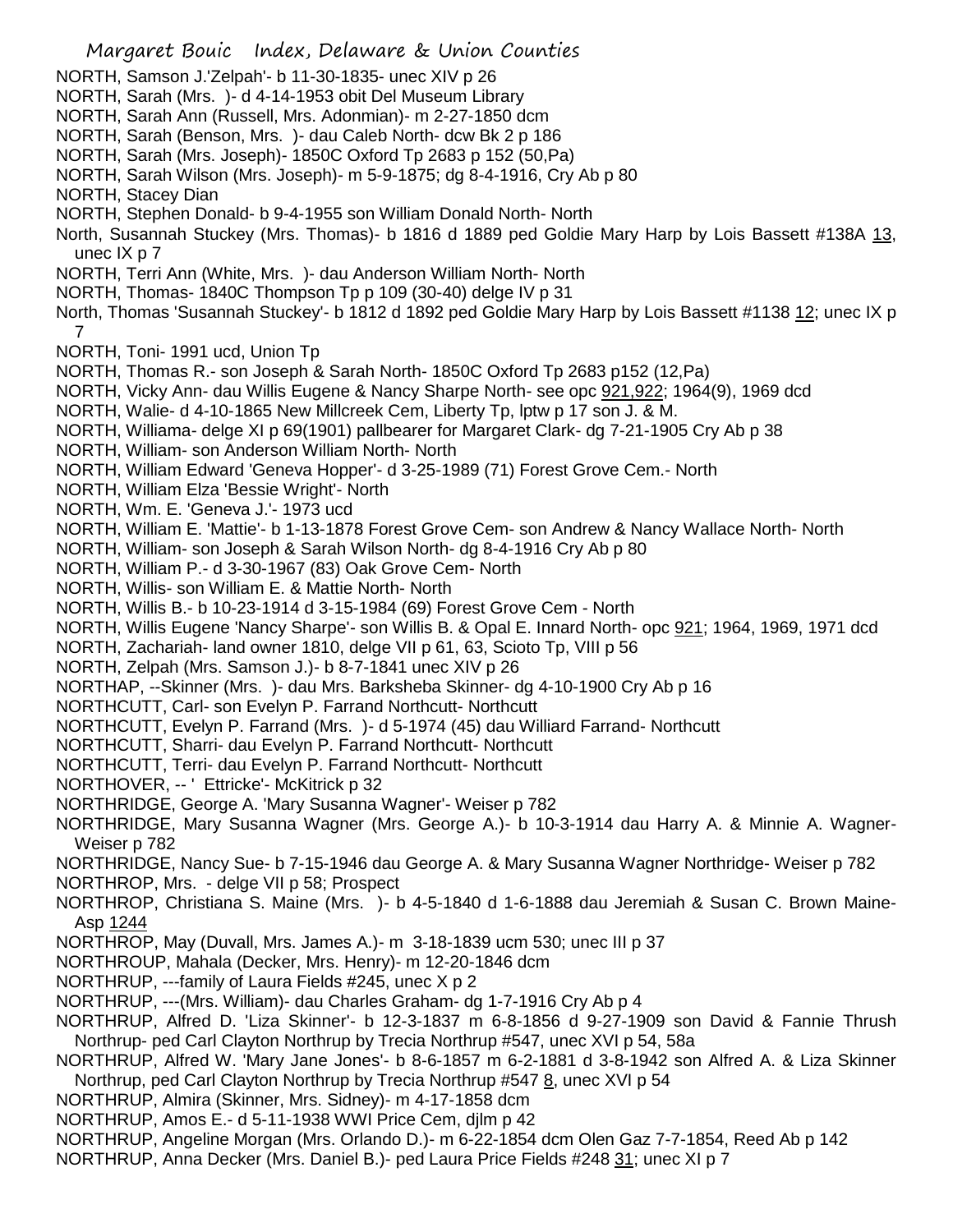NORTH, Samson J.'Zelpah'- b 11-30-1835- unec XIV p 26
NORTH, Sarah (Mrs. )- d 4-14-1953 obit Del Museum Library
NORTH, Sarah Ann (Russell, Mrs. Adonmian)- m 2-27-1850 dcm
NORTH, Sarah (Benson, Mrs. )- dau Caleb North- dcw Bk 2 p 186
NORTH, Sarah (Mrs. Joseph)- 1850C Oxford Tp 2683 p 152 (50,Pa)
NORTH, Sarah Wilson (Mrs. Joseph)- m 5-9-1875; dg 8-4-1916, Cry Ab p 80
NORTH, Stacey Dian
NORTH, Stephen Donald- b 9-4-1955 son William Donald North- North
North, Susannah Stuckey (Mrs. Thomas)- b 1816 d 1889 ped Goldie Mary Harp by Lois Bassett #138A 13, unec IX p 7
NORTH, Terri Ann (White, Mrs. )- dau Anderson William North- North
NORTH, Thomas- 1840C Thompson Tp p 109 (30-40) delge IV p 31
North, Thomas 'Susannah Stuckey'- b 1812 d 1892 ped Goldie Mary Harp by Lois Bassett #1138 12; unec IX p 7
NORTH, Toni- 1991 ucd, Union Tp
NORTH, Thomas R.- son Joseph & Sarah North- 1850C Oxford Tp 2683 p152 (12,Pa)
NORTH, Vicky Ann- dau Willis Eugene & Nancy Sharpe North- see opc 921,922; 1964(9), 1969 dcd
NORTH, Walie- d 4-10-1865 New Millcreek Cem, Liberty Tp, lptw p 17 son J. & M.
NORTH, Williama- delge XI p 69(1901) pallbearer for Margaret Clark- dg 7-21-1905 Cry Ab p 38
NORTH, William- son Anderson William North- North
NORTH, William Edward 'Geneva Hopper'- d 3-25-1989 (71) Forest Grove Cem.- North
NORTH, William Elza 'Bessie Wright'- North
NORTH, Wm. E. 'Geneva J.'- 1973 ucd
NORTH, William E. 'Mattie'- b 1-13-1878 Forest Grove Cem- son Andrew & Nancy Wallace North- North
NORTH, William- son Joseph & Sarah Wilson North- dg 8-4-1916 Cry Ab p 80
NORTH, William P.- d 3-30-1967 (83) Oak Grove Cem- North
NORTH, Willis- son William E. & Mattie North- North
NORTH, Willis B.- b 10-23-1914 d 3-15-1984 (69) Forest Grove Cem - North
NORTH, Willis Eugene 'Nancy Sharpe'- son Willis B. & Opal E. Innard North- opc 921; 1964, 1969, 1971 dcd
NORTH, Zachariah- land owner 1810, delge VII p 61, 63, Scioto Tp, VIII p 56
NORTH, Zelpah (Mrs. Samson J.)- b 8-7-1841 unec XIV p 26
NORTHAP, --Skinner (Mrs. )- dau Mrs. Barksheba Skinner- dg 4-10-1900 Cry Ab p 16
NORTHCUTT, Carl- son Evelyn P. Farrand Northcutt- Northcutt
NORTHCUTT, Evelyn P. Farrand (Mrs. )- d 5-1974 (45) dau Williard Farrand- Northcutt
NORTHCUTT, Sharri- dau Evelyn P. Farrand Northcutt- Northcutt
NORTHCUTT, Terri- dau Evelyn P. Farrand Northcutt- Northcutt
NORTHOVER, -- ' Ettricke'- McKitrick p 32
NORTHRIDGE, George A. 'Mary Susanna Wagner'- Weiser p 782
NORTHRIDGE, Mary Susanna Wagner (Mrs. George A.)- b 10-3-1914 dau Harry A. & Minnie A. Wagner- Weiser p 782
NORTHRIDGE, Nancy Sue- b 7-15-1946 dau George A. & Mary Susanna Wagner Northridge- Weiser p 782
NORTHROP, Mrs. - delge VII p 58; Prospect
NORTHROP, Christiana S. Maine (Mrs. )- b 4-5-1840 d 1-6-1888 dau Jeremiah & Susan C. Brown Maine- Asp 1244
NORTHROP, May (Duvall, Mrs. James A.)- m 3-18-1839 ucm 530; unec III p 37
NORTHROUP, Mahala (Decker, Mrs. Henry)- m 12-20-1846 dcm
NORTHRUP, ---family of Laura Fields #245, unec X p 2
NORTHRUP, ---(Mrs. William)- dau Charles Graham- dg 1-7-1916 Cry Ab p 4
NORTHRUP, Alfred D. 'Liza Skinner'- b 12-3-1837 m 6-8-1856 d 9-27-1909 son David & Fannie Thrush Northrup- ped Carl Clayton Northrup by Trecia Northrup #547, unec XVI p 54, 58a
NORTHRUP, Alfred W. 'Mary Jane Jones'- b 8-6-1857 m 6-2-1881 d 3-8-1942 son Alfred A. & Liza Skinner Northrup, ped Carl Clayton Northrup by Trecia Northrup #547 8, unec XVI p 54
NORTHRUP, Almira (Skinner, Mrs. Sidney)- m 4-17-1858 dcm
NORTHRUP, Amos E.- d 5-11-1938 WWI Price Cem, djlm p 42
NORTHRUP, Angeline Morgan (Mrs. Orlando D.)- m 6-22-1854 dcm Olen Gaz 7-7-1854, Reed Ab p 142
NORTHRUP, Anna Decker (Mrs. Daniel B.)- ped Laura Price Fields #248 31; unec XI p 7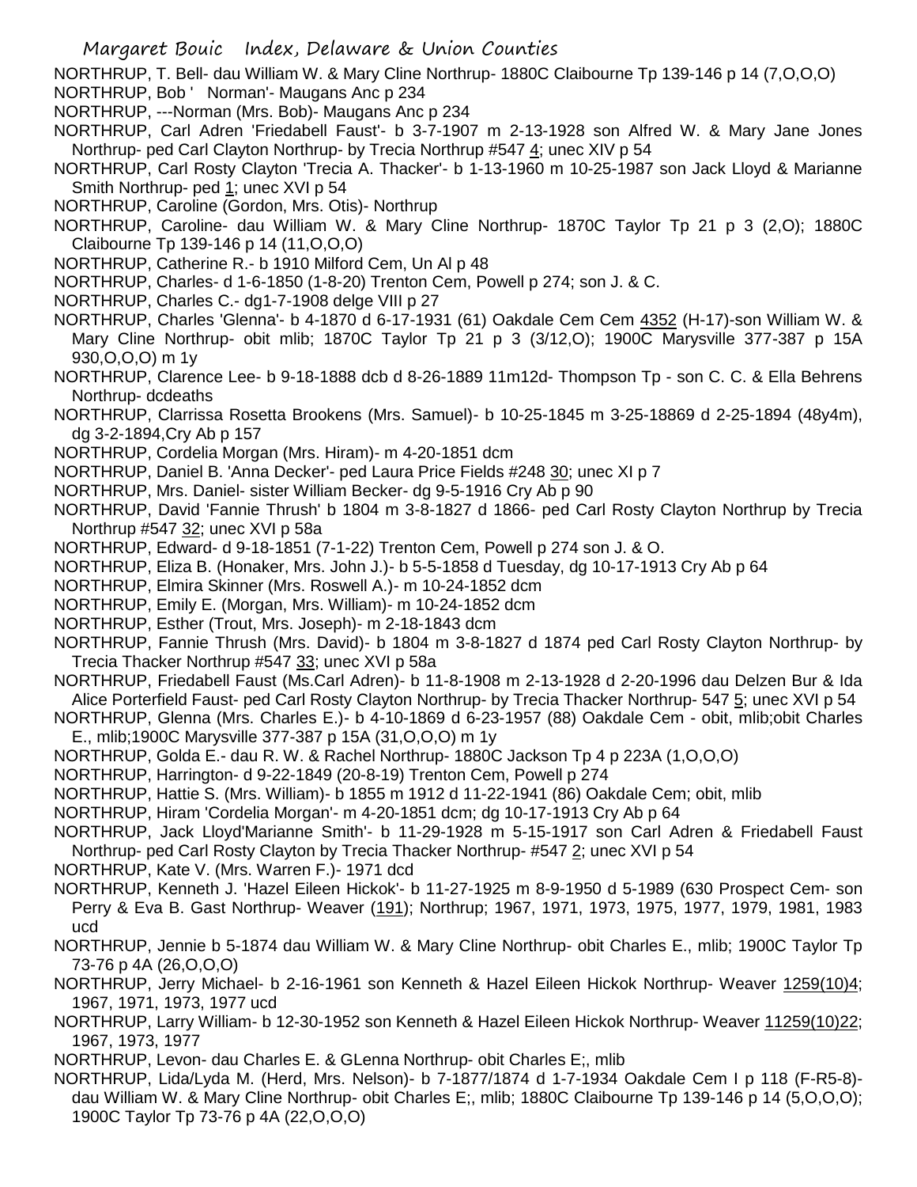NORTHRUP, T. Bell- dau William W. & Mary Cline Northrup- 1880C Claibourne Tp 139-146 p 14 (7,O,O,O)

NORTHRUP, Bob ' Norman'- Maugans Anc p 234

NORTHRUP, ---Norman (Mrs. Bob)- Maugans Anc p 234

NORTHRUP, Carl Adren 'Friedabell Faust'- b 3-7-1907 m 2-13-1928 son Alfred W. & Mary Jane Jones Northrup- ped Carl Clayton Northrup- by Trecia Northrup #547 4; unec XIV p 54

NORTHRUP, Carl Rosty Clayton 'Trecia A. Thacker'- b 1-13-1960 m 10-25-1987 son Jack Lloyd & Marianne Smith Northrup- ped 1; unec XVI p 54

NORTHRUP, Caroline (Gordon, Mrs. Otis)- Northrup

NORTHRUP, Caroline- dau William W. & Mary Cline Northrup- 1870C Taylor Tp 21 p 3 (2,O); 1880C Claibourne Tp 139-146 p 14 (11,O,O,O)

NORTHRUP, Catherine R.- b 1910 Milford Cem, Un Al p 48

NORTHRUP, Charles- d 1-6-1850 (1-8-20) Trenton Cem, Powell p 274; son J. & C.

NORTHRUP, Charles C.- dg1-7-1908 delge VIII p 27

NORTHRUP, Charles 'Glenna'- b 4-1870 d 6-17-1931 (61) Oakdale Cem Cem 4352 (H-17)-son William W. & Mary Cline Northrup- obit mlib; 1870C Taylor Tp 21 p 3 (3/12,O); 1900C Marysville 377-387 p 15A 930,O,O,O) m 1y

NORTHRUP, Clarence Lee- b 9-18-1888 dcb d 8-26-1889 11m12d- Thompson Tp - son C. C. & Ella Behrens Northrup- dcdeaths

NORTHRUP, Clarrissa Rosetta Brookens (Mrs. Samuel)- b 10-25-1845 m 3-25-18869 d 2-25-1894 (48y4m), dg 3-2-1894,Cry Ab p 157

NORTHRUP, Cordelia Morgan (Mrs. Hiram)- m 4-20-1851 dcm

NORTHRUP, Daniel B. 'Anna Decker'- ped Laura Price Fields #248 30; unec XI p 7

NORTHRUP, Mrs. Daniel- sister William Becker- dg 9-5-1916 Cry Ab p 90

NORTHRUP, David 'Fannie Thrush' b 1804 m 3-8-1827 d 1866- ped Carl Rosty Clayton Northrup by Trecia Northrup #547 32; unec XVI p 58a

NORTHRUP, Edward- d 9-18-1851 (7-1-22) Trenton Cem, Powell p 274 son J. & O.

NORTHRUP, Eliza B. (Honaker, Mrs. John J.)- b 5-5-1858 d Tuesday, dg 10-17-1913 Cry Ab p 64

NORTHRUP, Elmira Skinner (Mrs. Roswell A.)- m 10-24-1852 dcm

NORTHRUP, Emily E. (Morgan, Mrs. William)- m 10-24-1852 dcm

NORTHRUP, Esther (Trout, Mrs. Joseph)- m 2-18-1843 dcm

NORTHRUP, Fannie Thrush (Mrs. David)- b 1804 m 3-8-1827 d 1874 ped Carl Rosty Clayton Northrup- by Trecia Thacker Northrup #547 33; unec XVI p 58a

NORTHRUP, Friedabell Faust (Ms.Carl Adren)- b 11-8-1908 m 2-13-1928 d 2-20-1996 dau Delzen Bur & Ida Alice Porterfield Faust- ped Carl Rosty Clayton Northrup- by Trecia Thacker Northrup- 547 5; unec XVI p 54

NORTHRUP, Glenna (Mrs. Charles E.)- b 4-10-1869 d 6-23-1957 (88) Oakdale Cem - obit, mlib;obit Charles E., mlib;1900C Marysville 377-387 p 15A (31,O,O,O) m 1y

NORTHRUP, Golda E.- dau R. W. & Rachel Northrup- 1880C Jackson Tp 4 p 223A (1,O,O,O)

NORTHRUP, Harrington- d 9-22-1849 (20-8-19) Trenton Cem, Powell p 274

NORTHRUP, Hattie S. (Mrs. William)- b 1855 m 1912 d 11-22-1941 (86) Oakdale Cem; obit, mlib

NORTHRUP, Hiram 'Cordelia Morgan'- m 4-20-1851 dcm; dg 10-17-1913 Cry Ab p 64

NORTHRUP, Jack Lloyd'Marianne Smith'- b 11-29-1928 m 5-15-1917 son Carl Adren & Friedabell Faust Northrup- ped Carl Rosty Clayton by Trecia Thacker Northrup- #547 2; unec XVI p 54

NORTHRUP, Kate V. (Mrs. Warren F.)- 1971 dcd

NORTHRUP, Kenneth J. 'Hazel Eileen Hickok'- b 11-27-1925 m 8-9-1950 d 5-1989 (630 Prospect Cem- son Perry & Eva B. Gast Northrup- Weaver (191); Northrup; 1967, 1971, 1973, 1975, 1977, 1979, 1981, 1983 ucd

NORTHRUP, Jennie b 5-1874 dau William W. & Mary Cline Northrup- obit Charles E., mlib; 1900C Taylor Tp 73-76 p 4A (26,O,O,O)

NORTHRUP, Jerry Michael- b 2-16-1961 son Kenneth & Hazel Eileen Hickok Northrup- Weaver 1259(10)4; 1967, 1971, 1973, 1977 ucd

NORTHRUP, Larry William- b 12-30-1952 son Kenneth & Hazel Eileen Hickok Northrup- Weaver 11259(10)22; 1967, 1973, 1977

NORTHRUP, Levon- dau Charles E. & GLenna Northrup- obit Charles E;, mlib

NORTHRUP, Lida/Lyda M. (Herd, Mrs. Nelson)- b 7-1877/1874 d 1-7-1934 Oakdale Cem I p 118 (F-R5-8)- dau William W. & Mary Cline Northrup- obit Charles E;, mlib; 1880C Claibourne Tp 139-146 p 14 (5,O,O,O); 1900C Taylor Tp 73-76 p 4A (22,O,O,O)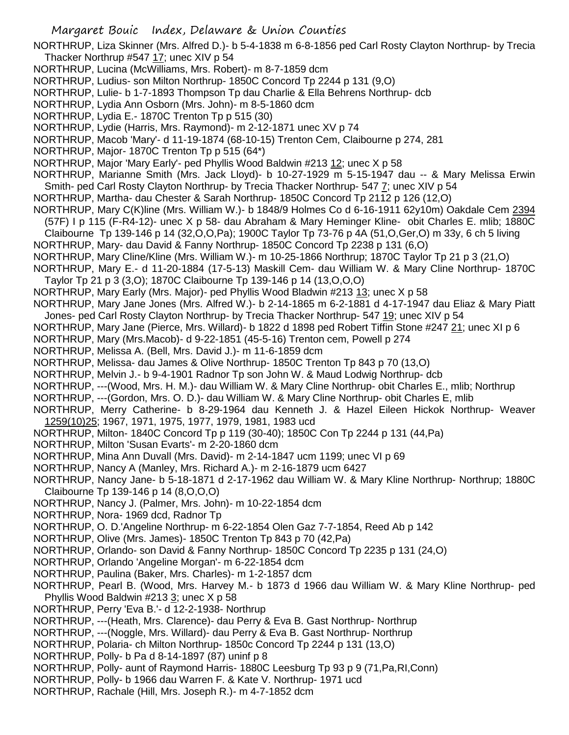NORTHRUP, Liza Skinner (Mrs. Alfred D.)- b 5-4-1838 m 6-8-1856 ped Carl Rosty Clayton Northrup- by Trecia Thacker Northrup #547 17; unec XIV p 54

NORTHRUP, Lucina (McWilliams, Mrs. Robert)- m 8-7-1859 dcm

NORTHRUP, Ludius- son Milton Northrup- 1850C Concord Tp 2244 p 131 (9,O)

NORTHRUP, Lulie- b 1-7-1893 Thompson Tp dau Charlie & Ella Behrens Northrup- dcb

NORTHRUP, Lydia Ann Osborn (Mrs. John)- m 8-5-1860 dcm

NORTHRUP, Lydia E.- 1870C Trenton Tp p 515 (30)

NORTHRUP, Lydie (Harris, Mrs. Raymond)- m 2-12-1871 unec XV p 74

NORTHRUP, Macob 'Mary'- d 11-19-1874 (68-10-15) Trenton Cem, Claibourne p 274, 281

NORTHRUP, Major- 1870C Trenton Tp p 515 (64*)

NORTHRUP, Major 'Mary Early'- ped Phyllis Wood Baldwin #213 12; unec X p 58

NORTHRUP, Marianne Smith (Mrs. Jack Lloyd)- b 10-27-1929 m 5-15-1947 dau -- & Mary Melissa Erwin Smith- ped Carl Rosty Clayton Northrup- by Trecia Thacker Northrup- 547 7; unec XIV p 54

NORTHRUP, Martha- dau Chester & Sarah Northrup- 1850C Concord Tp 2112 p 126 (12,O)

NORTHRUP, Mary C(K)line (Mrs. William W.)- b 1848/9 Holmes Co d 6-16-1911 62y10m) Oakdale Cem 2394 (57F) I p 115 (F-R4-12)- unec X p 58- dau Abraham & Mary Heminger Kline- obit Charles E. mlib; 1880C Claibourne Tp 139-146 p 14 (32,O,O,Pa); 1900C Taylor Tp 73-76 p 4A (51,O,Ger,O) m 33y, 6 ch 5 living

NORTHRUP, Mary- dau David & Fanny Northrup- 1850C Concord Tp 2238 p 131 (6,O)

NORTHRUP, Mary Cline/Kline (Mrs. William W.)- m 10-25-1866 Northrup; 1870C Taylor Tp 21 p 3 (21,O)

NORTHRUP, Mary E.- d 11-20-1884 (17-5-13) Maskill Cem- dau William W. & Mary Cline Northrup- 1870C Taylor Tp 21 p 3 (3,O); 1870C Claibourne Tp 139-146 p 14 (13,O,O,O)

NORTHRUP, Mary Early (Mrs. Major)- ped Phyllis Wood Bladwin #213 13; unec X p 58

NORTHRUP, Mary Jane Jones (Mrs. Alfred W.)- b 2-14-1865 m 6-2-1881 d 4-17-1947 dau Eliaz & Mary Piatt Jones- ped Carl Rosty Clayton Northrup- by Trecia Thacker Northrup- 547 19; unec XIV p 54

NORTHRUP, Mary Jane (Pierce, Mrs. Willard)- b 1822 d 1898 ped Robert Tiffin Stone #247 21; unec XI p 6

NORTHRUP, Mary (Mrs.Macob)- d 9-22-1851 (45-5-16) Trenton cem, Powell p 274

NORTHRUP, Melissa A. (Bell, Mrs. David J.)- m 11-6-1859 dcm

NORTHRUP, Melissa- dau James & Olive Northrup- 1850C Trenton Tp 843 p 70 (13,O)

NORTHRUP, Melvin J.- b 9-4-1901 Radnor Tp son John W. & Maud Lodwig Northrup- dcb

NORTHRUP, ---(Wood, Mrs. H. M.)- dau William W. & Mary Cline Northrup- obit Charles E., mlib; Northrup

NORTHRUP, ---(Gordon, Mrs. O. D.)- dau William W. & Mary Cline Northrup- obit Charles E, mlib

NORTHRUP, Merry Catherine- b 8-29-1964 dau Kenneth J. & Hazel Eileen Hickok Northrup- Weaver 1259(10)25; 1967, 1971, 1975, 1977, 1979, 1981, 1983 ucd

NORTHRUP, Milton- 1840C Concord Tp p 119 (30-40); 1850C Con Tp 2244 p 131 (44,Pa)

NORTHRUP, Milton 'Susan Evarts'- m 2-20-1860 dcm

NORTHRUP, Mina Ann Duvall (Mrs. David)- m 2-14-1847 ucm 1199; unec VI p 69

NORTHRUP, Nancy A (Manley, Mrs. Richard A.)- m 2-16-1879 ucm 6427

NORTHRUP, Nancy Jane- b 5-18-1871 d 2-17-1962 dau William W. & Mary Kline Northrup- Northrup; 1880C Claibourne Tp 139-146 p 14 (8,O,O,O)

NORTHRUP, Nancy J. (Palmer, Mrs. John)- m 10-22-1854 dcm

NORTHRUP, Nora- 1969 dcd, Radnor Tp

NORTHRUP, O. D.'Angeline Northrup- m 6-22-1854 Olen Gaz 7-7-1854, Reed Ab p 142

NORTHRUP, Olive (Mrs. James)- 1850C Trenton Tp 843 p 70 (42,Pa)

NORTHRUP, Orlando- son David & Fanny Northrup- 1850C Concord Tp 2235 p 131 (24,O)

NORTHRUP, Orlando 'Angeline Morgan'- m 6-22-1854 dcm

NORTHRUP, Paulina (Baker, Mrs. Charles)- m 1-2-1857 dcm

NORTHRUP, Pearl B. (Wood, Mrs. Harvey M.- b 1873 d 1966 dau William W. & Mary Kline Northrup- ped Phyllis Wood Baldwin #213 3; unec X p 58

NORTHRUP, Perry 'Eva B.'- d 12-2-1938- Northrup

NORTHRUP, ---(Heath, Mrs. Clarence)- dau Perry & Eva B. Gast Northrup- Northrup

NORTHRUP, ---(Noggle, Mrs. Willard)- dau Perry & Eva B. Gast Northrup- Northrup

NORTHRUP, Polaria- ch Milton Northrup- 1850c Concord Tp 2244 p 131 (13,O)

NORTHRUP, Polly- b Pa d 8-14-1897 (87) uninf p 8

NORTHRUP, Polly- aunt of Raymond Harris- 1880C Leesburg Tp 93 p 9 (71,Pa,RI,Conn)

NORTHRUP, Polly- b 1966 dau Warren F. & Kate V. Northrup- 1971 ucd

NORTHRUP, Rachale (Hill, Mrs. Joseph R.)- m 4-7-1852 dcm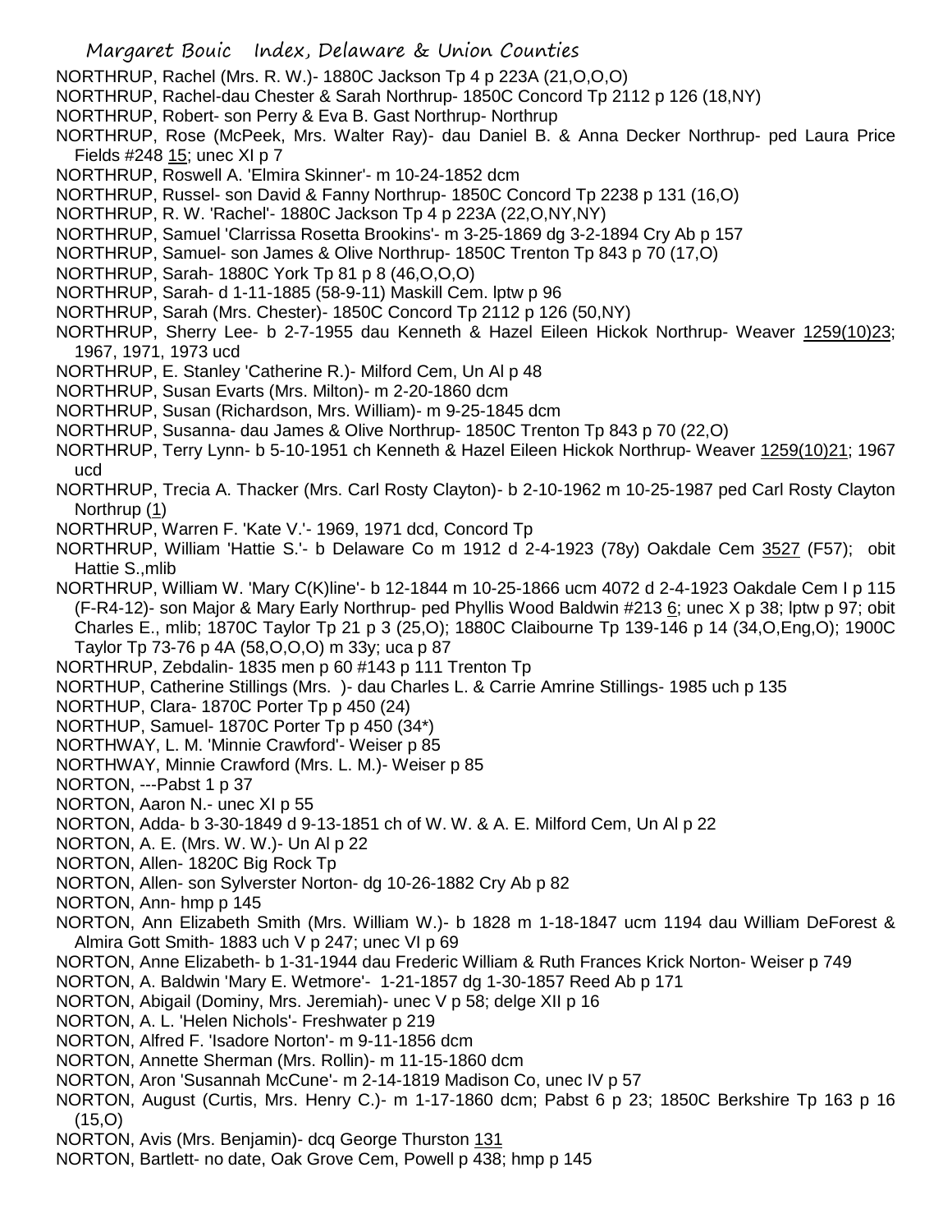NORTHRUP, Rachel (Mrs. R. W.)- 1880C Jackson Tp 4 p 223A (21,O,O,O)

NORTHRUP, Rachel-dau Chester & Sarah Northrup- 1850C Concord Tp 2112 p 126 (18,NY)

NORTHRUP, Robert- son Perry & Eva B. Gast Northrup- Northrup

NORTHRUP, Rose (McPeek, Mrs. Walter Ray)- dau Daniel B. & Anna Decker Northrup- ped Laura Price Fields #248 15; unec XI p 7

NORTHRUP, Roswell A. 'Elmira Skinner'- m 10-24-1852 dcm

NORTHRUP, Russel- son David & Fanny Northrup- 1850C Concord Tp 2238 p 131 (16,O)

NORTHRUP, R. W. 'Rachel'- 1880C Jackson Tp 4 p 223A (22,O,NY,NY)

NORTHRUP, Samuel 'Clarrissa Rosetta Brookins'- m 3-25-1869 dg 3-2-1894 Cry Ab p 157

NORTHRUP, Samuel- son James & Olive Northrup- 1850C Trenton Tp 843 p 70 (17,O)

NORTHRUP, Sarah- 1880C York Tp 81 p 8 (46,O,O,O)

NORTHRUP, Sarah- d 1-11-1885 (58-9-11) Maskill Cem. lptw p 96

NORTHRUP, Sarah (Mrs. Chester)- 1850C Concord Tp 2112 p 126 (50,NY)

NORTHRUP, Sherry Lee- b 2-7-1955 dau Kenneth & Hazel Eileen Hickok Northrup- Weaver 1259(10)23; 1967, 1971, 1973 ucd

NORTHRUP, E. Stanley 'Catherine R.)- Milford Cem, Un Al p 48

NORTHRUP, Susan Evarts (Mrs. Milton)- m 2-20-1860 dcm

NORTHRUP, Susan (Richardson, Mrs. William)- m 9-25-1845 dcm

NORTHRUP, Susanna- dau James & Olive Northrup- 1850C Trenton Tp 843 p 70 (22,O)

NORTHRUP, Terry Lynn- b 5-10-1951 ch Kenneth & Hazel Eileen Hickok Northrup- Weaver 1259(10)21; 1967 ucd

NORTHRUP, Trecia A. Thacker (Mrs. Carl Rosty Clayton)- b 2-10-1962 m 10-25-1987 ped Carl Rosty Clayton Northrup (1)

NORTHRUP, Warren F. 'Kate V.'- 1969, 1971 dcd, Concord Tp

NORTHRUP, William 'Hattie S.'- b Delaware Co m 1912 d 2-4-1923 (78y) Oakdale Cem 3527 (F57); obit Hattie S.,mlib

NORTHRUP, William W. 'Mary C(K)line'- b 12-1844 m 10-25-1866 ucm 4072 d 2-4-1923 Oakdale Cem I p 115 (F-R4-12)- son Major & Mary Early Northrup- ped Phyllis Wood Baldwin #213 6; unec X p 38; lptw p 97; obit Charles E., mlib; 1870C Taylor Tp 21 p 3 (25,O); 1880C Claibourne Tp 139-146 p 14 (34,O,Eng,O); 1900C Taylor Tp 73-76 p 4A (58,O,O,O) m 33y; uca p 87

NORTHRUP, Zebdalin- 1835 men p 60 #143 p 111 Trenton Tp

NORTHUP, Catherine Stillings (Mrs. )- dau Charles L. & Carrie Amrine Stillings- 1985 uch p 135

NORTHUP, Clara- 1870C Porter Tp p 450 (24)

NORTHUP, Samuel- 1870C Porter Tp p 450 (34*)

NORTHWAY, L. M. 'Minnie Crawford'- Weiser p 85

NORTHWAY, Minnie Crawford (Mrs. L. M.)- Weiser p 85

NORTON, ---Pabst 1 p 37

NORTON, Aaron N.- unec XI p 55

NORTON, Adda- b 3-30-1849 d 9-13-1851 ch of W. W. & A. E. Milford Cem, Un Al p 22

NORTON, A. E. (Mrs. W. W.)- Un Al p 22

NORTON, Allen- 1820C Big Rock Tp

NORTON, Allen- son Sylverster Norton- dg 10-26-1882 Cry Ab p 82

NORTON, Ann- hmp p 145

NORTON, Ann Elizabeth Smith (Mrs. William W.)- b 1828 m 1-18-1847 ucm 1194 dau William DeForest & Almira Gott Smith- 1883 uch V p 247; unec VI p 69

NORTON, Anne Elizabeth- b 1-31-1944 dau Frederic William & Ruth Frances Krick Norton- Weiser p 749

NORTON, A. Baldwin 'Mary E. Wetmore'- 1-21-1857 dg 1-30-1857 Reed Ab p 171

NORTON, Abigail (Dominy, Mrs. Jeremiah)- unec V p 58; delge XII p 16

NORTON, A. L. 'Helen Nichols'- Freshwater p 219

NORTON, Alfred F. 'Isadore Norton'- m 9-11-1856 dcm

NORTON, Annette Sherman (Mrs. Rollin)- m 11-15-1860 dcm

NORTON, Aron 'Susannah McCune'- m 2-14-1819 Madison Co, unec IV p 57

NORTON, August (Curtis, Mrs. Henry C.)- m 1-17-1860 dcm; Pabst 6 p 23; 1850C Berkshire Tp 163 p 16 (15,O)

NORTON, Avis (Mrs. Benjamin)- dcq George Thurston 131

NORTON, Bartlett- no date, Oak Grove Cem, Powell p 438; hmp p 145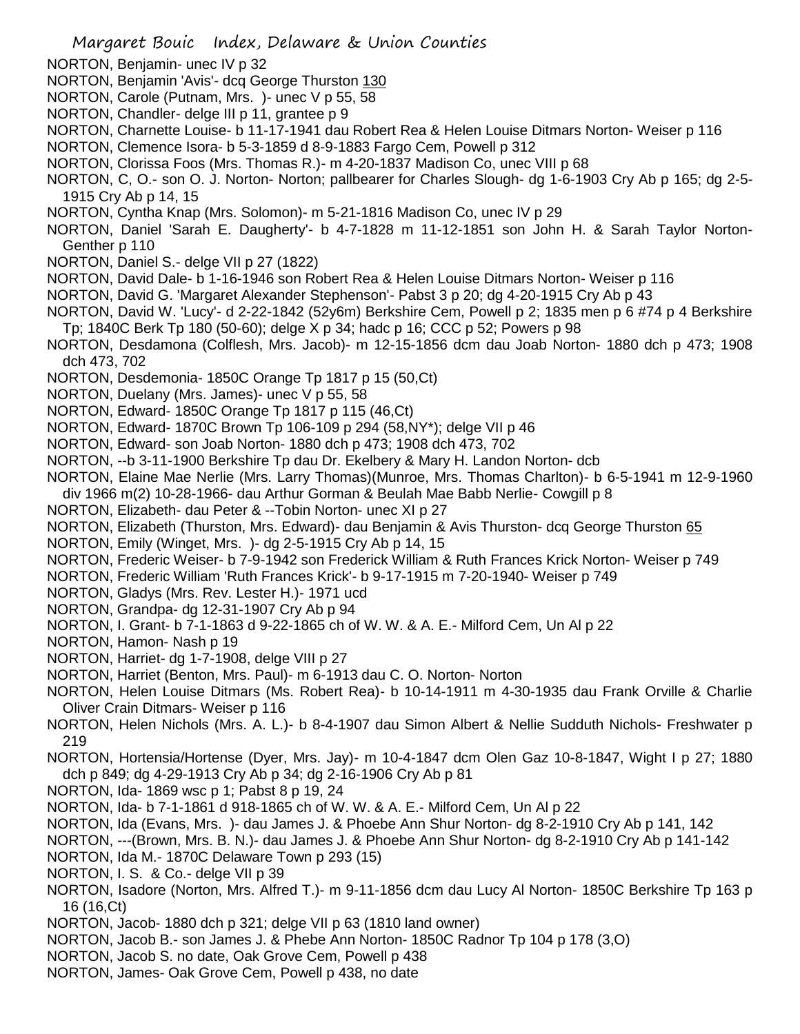NORTON, Benjamin- unec IV p 32

NORTON, Benjamin 'Avis'- dcq George Thurston 130

NORTON, Carole (Putnam, Mrs. )- unec V p 55, 58

NORTON, Chandler- delge III p 11, grantee p 9

NORTON, Charnette Louise- b 11-17-1941 dau Robert Rea & Helen Louise Ditmars Norton- Weiser p 116

NORTON, Clemence Isora- b 5-3-1859 d 8-9-1883 Fargo Cem, Powell p 312

NORTON, Clorissa Foos (Mrs. Thomas R.)- m 4-20-1837 Madison Co, unec VIII p 68

NORTON, C, O.- son O. J. Norton- Norton; pallbearer for Charles Slough- dg 1-6-1903 Cry Ab p 165; dg 2-5-1915 Cry Ab p 14, 15

NORTON, Cyntha Knap (Mrs. Solomon)- m 5-21-1816 Madison Co, unec IV p 29

NORTON, Daniel 'Sarah E. Daugherty'- b 4-7-1828 m 11-12-1851 son John H. & Sarah Taylor Norton- Genther p 110

NORTON, Daniel S.- delge VII p 27 (1822)

NORTON, David Dale- b 1-16-1946 son Robert Rea & Helen Louise Ditmars Norton- Weiser p 116

NORTON, David G. 'Margaret Alexander Stephenson'- Pabst 3 p 20; dg 4-20-1915 Cry Ab p 43

NORTON, David W. 'Lucy'- d 2-22-1842 (52y6m) Berkshire Cem, Powell p 2; 1835 men p 6 #74 p 4 Berkshire Tp; 1840C Berk Tp 180 (50-60); delge X p 34; hadc p 16; CCC p 52; Powers p 98

NORTON, Desdamona (Colflesh, Mrs. Jacob)- m 12-15-1856 dcm dau Joab Norton- 1880 dch p 473; 1908 dch 473, 702

NORTON, Desdemonia- 1850C Orange Tp 1817 p 15 (50,Ct)

NORTON, Duelany (Mrs. James)- unec V p 55, 58

NORTON, Edward- 1850C Orange Tp 1817 p 115 (46,Ct)

NORTON, Edward- 1870C Brown Tp 106-109 p 294 (58,NY*); delge VII p 46

NORTON, Edward- son Joab Norton- 1880 dch p 473; 1908 dch 473, 702

NORTON, --b 3-11-1900 Berkshire Tp dau Dr. Ekelbery & Mary H. Landon Norton- dcb

NORTON, Elaine Mae Nerlie (Mrs. Larry Thomas)(Munroe, Mrs. Thomas Charlton)- b 6-5-1941 m 12-9-1960 div 1966 m(2) 10-28-1966- dau Arthur Gorman & Beulah Mae Babb Nerlie- Cowgill p 8

NORTON, Elizabeth- dau Peter & --Tobin Norton- unec XI p 27

NORTON, Elizabeth (Thurston, Mrs. Edward)- dau Benjamin & Avis Thurston- dcq George Thurston 65

NORTON, Emily (Winget, Mrs. )- dg 2-5-1915 Cry Ab p 14, 15

NORTON, Frederic Weiser- b 7-9-1942 son Frederick William & Ruth Frances Krick Norton- Weiser p 749

NORTON, Frederic William 'Ruth Frances Krick'- b 9-17-1915 m 7-20-1940- Weiser p 749

NORTON, Gladys (Mrs. Rev. Lester H.)- 1971 ucd

NORTON, Grandpa- dg 12-31-1907 Cry Ab p 94

NORTON, I. Grant- b 7-1-1863 d 9-22-1865 ch of W. W. & A. E.- Milford Cem, Un Al p 22

NORTON, Hamon- Nash p 19

NORTON, Harriet- dg 1-7-1908, delge VIII p 27

NORTON, Harriet (Benton, Mrs. Paul)- m 6-1913 dau C. O. Norton- Norton

NORTON, Helen Louise Ditmars (Ms. Robert Rea)- b 10-14-1911 m 4-30-1935 dau Frank Orville & Charlie Oliver Crain Ditmars- Weiser p 116

NORTON, Helen Nichols (Mrs. A. L.)- b 8-4-1907 dau Simon Albert & Nellie Sudduth Nichols- Freshwater p 219

NORTON, Hortensia/Hortense (Dyer, Mrs. Jay)- m 10-4-1847 dcm Olen Gaz 10-8-1847, Wight I p 27; 1880 dch p 849; dg 4-29-1913 Cry Ab p 34; dg 2-16-1906 Cry Ab p 81

NORTON, Ida- 1869 wsc p 1; Pabst 8 p 19, 24

NORTON, Ida- b 7-1-1861 d 918-1865 ch of W. W. & A. E.- Milford Cem, Un Al p 22

NORTON, Ida (Evans, Mrs. )- dau James J. & Phoebe Ann Shur Norton- dg 8-2-1910 Cry Ab p 141, 142

NORTON, ---(Brown, Mrs. B. N.)- dau James J. & Phoebe Ann Shur Norton- dg 8-2-1910 Cry Ab p 141-142

NORTON, Ida M.- 1870C Delaware Town p 293 (15)

NORTON, I. S. & Co.- delge VII p 39

NORTON, Isadore (Norton, Mrs. Alfred T.)- m 9-11-1856 dcm dau Lucy Al Norton- 1850C Berkshire Tp 163 p 16 (16,Ct)

NORTON, Jacob- 1880 dch p 321; delge VII p 63 (1810 land owner)

NORTON, Jacob B.- son James J. & Phebe Ann Norton- 1850C Radnor Tp 104 p 178 (3,O)

NORTON, Jacob S. no date, Oak Grove Cem, Powell p 438

NORTON, James- Oak Grove Cem, Powell p 438, no date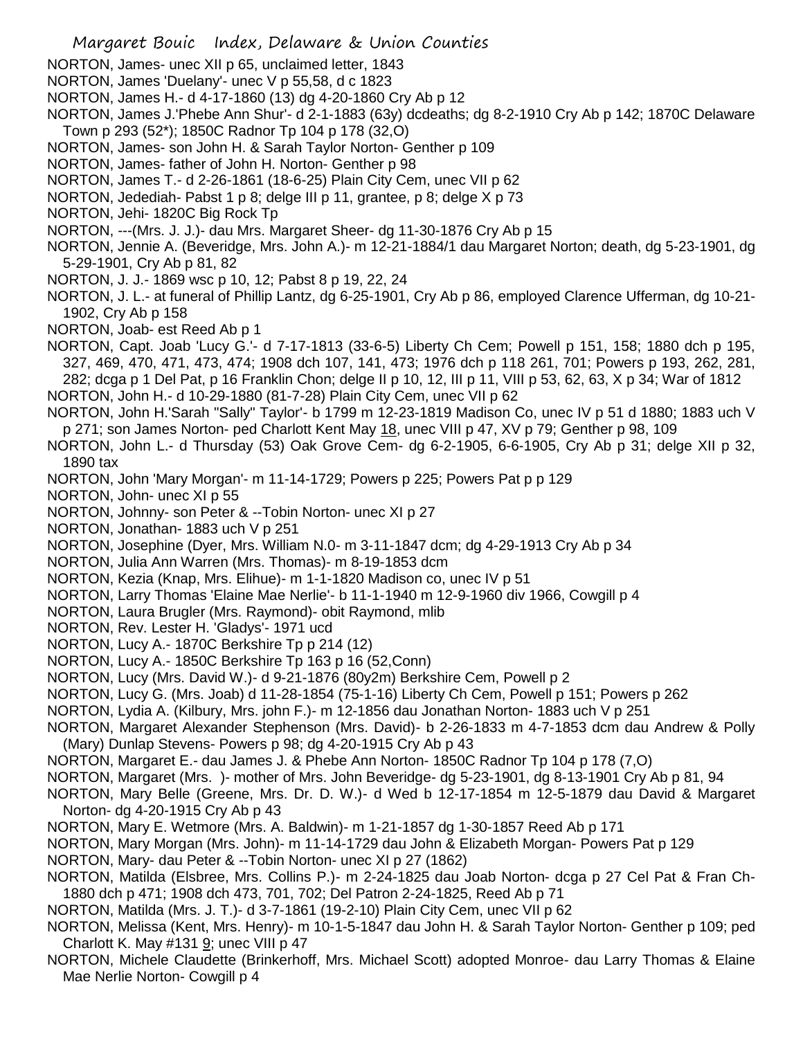NORTON, James- unec XII p 65, unclaimed letter, 1843

NORTON, James 'Duelany'- unec V p 55,58, d c 1823

NORTON, James H.- d 4-17-1860 (13) dg 4-20-1860 Cry Ab p 12

NORTON, James J.'Phebe Ann Shur'- d 2-1-1883 (63y) dcdeaths; dg 8-2-1910 Cry Ab p 142; 1870C Delaware Town p 293 (52*); 1850C Radnor Tp 104 p 178 (32,O)

NORTON, James- son John H. & Sarah Taylor Norton- Genther p 109

NORTON, James- father of John H. Norton- Genther p 98

NORTON, James T.- d 2-26-1861 (18-6-25) Plain City Cem, unec VII p 62

NORTON, Jedediah- Pabst 1 p 8; delge III p 11, grantee, p 8; delge X p 73

NORTON, Jehi- 1820C Big Rock Tp

NORTON, ---(Mrs. J. J.)- dau Mrs. Margaret Sheer- dg 11-30-1876 Cry Ab p 15

NORTON, Jennie A. (Beveridge, Mrs. John A.)- m 12-21-1884/1 dau Margaret Norton; death, dg 5-23-1901, dg 5-29-1901, Cry Ab p 81, 82

NORTON, J. J.- 1869 wsc p 10, 12; Pabst 8 p 19, 22, 24

NORTON, J. L.- at funeral of Phillip Lantz, dg 6-25-1901, Cry Ab p 86, employed Clarence Ufferman, dg 10-21-1902, Cry Ab p 158

NORTON, Joab- est Reed Ab p 1

NORTON, Capt. Joab 'Lucy G.'- d 7-17-1813 (33-6-5) Liberty Ch Cem; Powell p 151, 158; 1880 dch p 195, 327, 469, 470, 471, 473, 474; 1908 dch 107, 141, 473; 1976 dch p 118 261, 701; Powers p 193, 262, 281, 282; dcga p 1 Del Pat, p 16 Franklin Chon; delge II p 10, 12, III p 11, VIII p 53, 62, 63, X p 34; War of 1812

NORTON, John H.- d 10-29-1880 (81-7-28) Plain City Cem, unec VII p 62

NORTON, John H.'Sarah "Sally" Taylor'- b 1799 m 12-23-1819 Madison Co, unec IV p 51 d 1880; 1883 uch V p 271; son James Norton- ped Charlott Kent May 18, unec VIII p 47, XV p 79; Genther p 98, 109

NORTON, John L.- d Thursday (53) Oak Grove Cem- dg 6-2-1905, 6-6-1905, Cry Ab p 31; delge XII p 32, 1890 tax

NORTON, John 'Mary Morgan'- m 11-14-1729; Powers p 225; Powers Pat p p 129

NORTON, John- unec XI p 55

NORTON, Johnny- son Peter & --Tobin Norton- unec XI p 27

NORTON, Jonathan- 1883 uch V p 251

NORTON, Josephine (Dyer, Mrs. William N.0- m 3-11-1847 dcm; dg 4-29-1913 Cry Ab p 34

NORTON, Julia Ann Warren (Mrs. Thomas)- m 8-19-1853 dcm

NORTON, Kezia (Knap, Mrs. Elihue)- m 1-1-1820 Madison co, unec IV p 51

NORTON, Larry Thomas 'Elaine Mae Nerlie'- b 11-1-1940 m 12-9-1960 div 1966, Cowgill p 4

NORTON, Laura Brugler (Mrs. Raymond)- obit Raymond, mlib

NORTON, Rev. Lester H. 'Gladys'- 1971 ucd

NORTON, Lucy A.- 1870C Berkshire Tp p 214 (12)

NORTON, Lucy A.- 1850C Berkshire Tp 163 p 16 (52,Conn)

NORTON, Lucy (Mrs. David W.)- d 9-21-1876 (80y2m) Berkshire Cem, Powell p 2

NORTON, Lucy G. (Mrs. Joab) d 11-28-1854 (75-1-16) Liberty Ch Cem, Powell p 151; Powers p 262

NORTON, Lydia A. (Kilbury, Mrs. john F.)- m 12-1856 dau Jonathan Norton- 1883 uch V p 251

NORTON, Margaret Alexander Stephenson (Mrs. David)- b 2-26-1833 m 4-7-1853 dcm dau Andrew & Polly (Mary) Dunlap Stevens- Powers p 98; dg 4-20-1915 Cry Ab p 43

NORTON, Margaret E.- dau James J. & Phebe Ann Norton- 1850C Radnor Tp 104 p 178 (7,O)

NORTON, Margaret (Mrs. )- mother of Mrs. John Beveridge- dg 5-23-1901, dg 8-13-1901 Cry Ab p 81, 94

NORTON, Mary Belle (Greene, Mrs. Dr. D. W.)- d Wed b 12-17-1854 m 12-5-1879 dau David & Margaret Norton- dg 4-20-1915 Cry Ab p 43

NORTON, Mary E. Wetmore (Mrs. A. Baldwin)- m 1-21-1857 dg 1-30-1857 Reed Ab p 171

NORTON, Mary Morgan (Mrs. John)- m 11-14-1729 dau John & Elizabeth Morgan- Powers Pat p 129

NORTON, Mary- dau Peter & --Tobin Norton- unec XI p 27 (1862)

NORTON, Matilda (Elsbree, Mrs. Collins P.)- m 2-24-1825 dau Joab Norton- dcga p 27 Cel Pat & Fran Ch- 1880 dch p 471; 1908 dch 473, 701, 702; Del Patron 2-24-1825, Reed Ab p 71

NORTON, Matilda (Mrs. J. T.)- d 3-7-1861 (19-2-10) Plain City Cem, unec VII p 62

NORTON, Melissa (Kent, Mrs. Henry)- m 10-1-5-1847 dau John H. & Sarah Taylor Norton- Genther p 109; ped Charlott K. May #131 9; unec VIII p 47

NORTON, Michele Claudette (Brinkerhoff, Mrs. Michael Scott) adopted Monroe- dau Larry Thomas & Elaine Mae Nerlie Norton- Cowgill p 4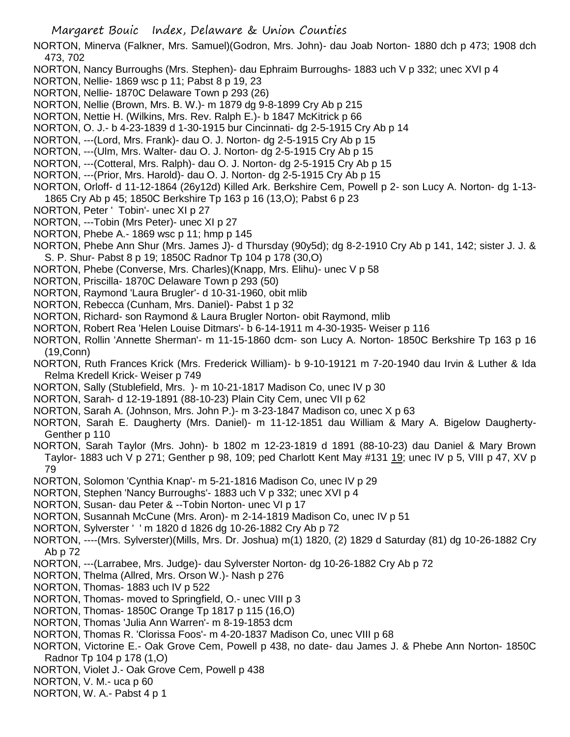NORTON, Minerva (Falkner, Mrs. Samuel)(Godron, Mrs. John)- dau Joab Norton- 1880 dch p 473; 1908 dch 473, 702

NORTON, Nancy Burroughs (Mrs. Stephen)- dau Ephraim Burroughs- 1883 uch V p 332; unec XVI p 4

NORTON, Nellie- 1869 wsc p 11; Pabst 8 p 19, 23

NORTON, Nellie- 1870C Delaware Town p 293 (26)

NORTON, Nellie (Brown, Mrs. B. W.)- m 1879 dg 9-8-1899 Cry Ab p 215

NORTON, Nettie H. (Wilkins, Mrs. Rev. Ralph E.)- b 1847 McKitrick p 66

NORTON, O. J.- b 4-23-1839 d 1-30-1915 bur Cincinnati- dg 2-5-1915 Cry Ab p 14

NORTON, ---(Lord, Mrs. Frank)- dau O. J. Norton- dg 2-5-1915 Cry Ab p 15

NORTON, ---(Ulm, Mrs. Walter- dau O. J. Norton- dg 2-5-1915 Cry Ab p 15

NORTON, ---(Cotteral, Mrs. Ralph)- dau O. J. Norton- dg 2-5-1915 Cry Ab p 15

NORTON, ---(Prior, Mrs. Harold)- dau O. J. Norton- dg 2-5-1915 Cry Ab p 15

NORTON, Orloff- d 11-12-1864 (26y12d) Killed Ark. Berkshire Cem, Powell p 2- son Lucy A. Norton- dg 1-13-1865 Cry Ab p 45; 1850C Berkshire Tp 163 p 16 (13,O); Pabst 6 p 23

NORTON, Peter ' Tobin'- unec XI p 27

NORTON, ---Tobin (Mrs Peter)- unec XI p 27

NORTON, Phebe A.- 1869 wsc p 11; hmp p 145

NORTON, Phebe Ann Shur (Mrs. James J)- d Thursday (90y5d); dg 8-2-1910 Cry Ab p 141, 142; sister J. J. & S. P. Shur- Pabst 8 p 19; 1850C Radnor Tp 104 p 178 (30,O)

NORTON, Phebe (Converse, Mrs. Charles)(Knapp, Mrs. Elihu)- unec V p 58

NORTON, Priscilla- 1870C Delaware Town p 293 (50)

NORTON, Raymond 'Laura Brugler'- d 10-31-1960, obit mlib

NORTON, Rebecca (Cunham, Mrs. Daniel)- Pabst 1 p 32

NORTON, Richard- son Raymond & Laura Brugler Norton- obit Raymond, mlib

NORTON, Robert Rea 'Helen Louise Ditmars'- b 6-14-1911 m 4-30-1935- Weiser p 116

NORTON, Rollin 'Annette Sherman'- m 11-15-1860 dcm- son Lucy A. Norton- 1850C Berkshire Tp 163 p 16 (19,Conn)

NORTON, Ruth Frances Krick (Mrs. Frederick William)- b 9-10-19121 m 7-20-1940 dau Irvin & Luther & Ida Relma Kredell Krick- Weiser p 749

NORTON, Sally (Stublefield, Mrs. )- m 10-21-1817 Madison Co, unec IV p 30

NORTON, Sarah- d 12-19-1891 (88-10-23) Plain City Cem, unec VII p 62

NORTON, Sarah A. (Johnson, Mrs. John P.)- m 3-23-1847 Madison co, unec X p 63

NORTON, Sarah E. Daugherty (Mrs. Daniel)- m 11-12-1851 dau William & Mary A. Bigelow Daugherty- Genther p 110

NORTON, Sarah Taylor (Mrs. John)- b 1802 m 12-23-1819 d 1891 (88-10-23) dau Daniel & Mary Brown Taylor- 1883 uch V p 271; Genther p 98, 109; ped Charlott Kent May #131 19; unec IV p 5, VIII p 47, XV p 79

NORTON, Solomon 'Cynthia Knap'- m 5-21-1816 Madison Co, unec IV p 29

NORTON, Stephen 'Nancy Burroughs'- 1883 uch V p 332; unec XVI p 4

NORTON, Susan- dau Peter & --Tobin Norton- unec VI p 17

NORTON, Susannah McCune (Mrs. Aron)- m 2-14-1819 Madison Co, unec IV p 51

NORTON, Sylverster ' ' m 1820 d 1826 dg 10-26-1882 Cry Ab p 72

NORTON, ----(Mrs. Sylverster)(Mills, Mrs. Dr. Joshua) m(1) 1820, (2) 1829 d Saturday (81) dg 10-26-1882 Cry Ab p 72

NORTON, ---(Larrabee, Mrs. Judge)- dau Sylverster Norton- dg 10-26-1882 Cry Ab p 72

NORTON, Thelma (Allred, Mrs. Orson W.)- Nash p 276

NORTON, Thomas- 1883 uch IV p 522

NORTON, Thomas- moved to Springfield, O.- unec VIII p 3

NORTON, Thomas- 1850C Orange Tp 1817 p 115 (16,O)

NORTON, Thomas 'Julia Ann Warren'- m 8-19-1853 dcm

NORTON, Thomas R. 'Clorissa Foos'- m 4-20-1837 Madison Co, unec VIII p 68

NORTON, Victorine E.- Oak Grove Cem, Powell p 438, no date- dau James J. & Phebe Ann Norton- 1850C Radnor Tp 104 p 178 (1,O)

NORTON, Violet J.- Oak Grove Cem, Powell p 438

NORTON, V. M.- uca p 60

NORTON, W. A.- Pabst 4 p 1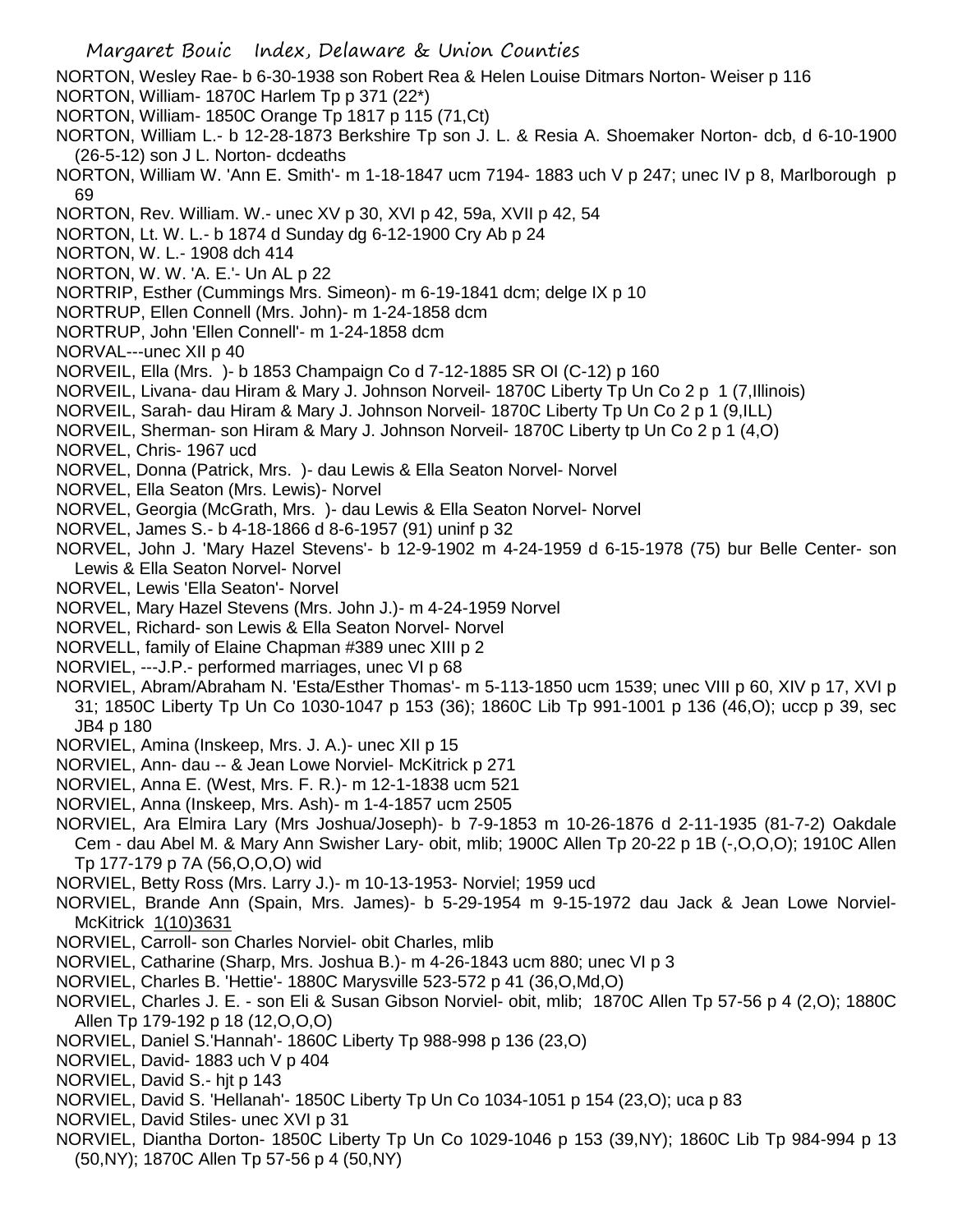NORTON, Wesley Rae- b 6-30-1938 son Robert Rea & Helen Louise Ditmars Norton- Weiser p 116
NORTON, William- 1870C Harlem Tp p 371 (22*)
NORTON, William- 1850C Orange Tp 1817 p 115 (71,Ct)
NORTON, William L.- b 12-28-1873 Berkshire Tp son J. L. & Resia A. Shoemaker Norton- dcb, d 6-10-1900 (26-5-12) son J L. Norton- dcdeaths
NORTON, William W. 'Ann E. Smith'- m 1-18-1847 ucm 7194- 1883 uch V p 247; unec IV p 8, Marlborough p 69
NORTON, Rev. William. W.- unec XV p 30, XVI p 42, 59a, XVII p 42, 54
NORTON, Lt. W. L.- b 1874 d Sunday dg 6-12-1900 Cry Ab p 24
NORTON, W. L.- 1908 dch 414
NORTON, W. W. 'A. E.'- Un AL p 22
NORTRIP, Esther (Cummings Mrs. Simeon)- m 6-19-1841 dcm; delge IX p 10
NORTRUP, Ellen Connell (Mrs. John)- m 1-24-1858 dcm
NORTRUP, John 'Ellen Connell'- m 1-24-1858 dcm
NORVAL---unec XII p 40
NORVEIL, Ella (Mrs. )- b 1853 Champaign Co d 7-12-1885 SR OI (C-12) p 160
NORVEIL, Livana- dau Hiram & Mary J. Johnson Norveil- 1870C Liberty Tp Un Co 2 p 1 (7,Illinois)
NORVEIL, Sarah- dau Hiram & Mary J. Johnson Norveil- 1870C Liberty Tp Un Co 2 p 1 (9,ILL)
NORVEIL, Sherman- son Hiram & Mary J. Johnson Norveil- 1870C Liberty tp Un Co 2 p 1 (4,O)
NORVEL, Chris- 1967 ucd
NORVEL, Donna (Patrick, Mrs. )- dau Lewis & Ella Seaton Norvel- Norvel
NORVEL, Ella Seaton (Mrs. Lewis)- Norvel
NORVEL, Georgia (McGrath, Mrs. )- dau Lewis & Ella Seaton Norvel- Norvel
NORVEL, James S.- b 4-18-1866 d 8-6-1957 (91) uninf p 32
NORVEL, John J. 'Mary Hazel Stevens'- b 12-9-1902 m 4-24-1959 d 6-15-1978 (75) bur Belle Center- son Lewis & Ella Seaton Norvel- Norvel
NORVEL, Lewis 'Ella Seaton'- Norvel
NORVEL, Mary Hazel Stevens (Mrs. John J.)- m 4-24-1959 Norvel
NORVEL, Richard- son Lewis & Ella Seaton Norvel- Norvel
NORVELL, family of Elaine Chapman #389 unec XIII p 2
NORVIEL, ---J.P.- performed marriages, unec VI p 68
NORVIEL, Abram/Abraham N. 'Esta/Esther Thomas'- m 5-113-1850 ucm 1539; unec VIII p 60, XIV p 17, XVI p 31; 1850C Liberty Tp Un Co 1030-1047 p 153 (36); 1860C Lib Tp 991-1001 p 136 (46,O); uccp p 39, sec JB4 p 180
NORVIEL, Amina (Inskeep, Mrs. J. A.)- unec XII p 15
NORVIEL, Ann- dau -- & Jean Lowe Norviel- McKitrick p 271
NORVIEL, Anna E. (West, Mrs. F. R.)- m 12-1-1838 ucm 521
NORVIEL, Anna (Inskeep, Mrs. Ash)- m 1-4-1857 ucm 2505
NORVIEL, Ara Elmira Lary (Mrs Joshua/Joseph)- b 7-9-1853 m 10-26-1876 d 2-11-1935 (81-7-2) Oakdale Cem - dau Abel M. & Mary Ann Swisher Lary- obit, mlib; 1900C Allen Tp 20-22 p 1B (-,O,O,O); 1910C Allen Tp 177-179 p 7A (56,O,O,O) wid
NORVIEL, Betty Ross (Mrs. Larry J.)- m 10-13-1953- Norviel; 1959 ucd
NORVIEL, Brande Ann (Spain, Mrs. James)- b 5-29-1954 m 9-15-1972 dau Jack & Jean Lowe Norviel- McKitrick 1(10)3631
NORVIEL, Carroll- son Charles Norviel- obit Charles, mlib
NORVIEL, Catharine (Sharp, Mrs. Joshua B.)- m 4-26-1843 ucm 880; unec VI p 3
NORVIEL, Charles B. 'Hettie'- 1880C Marysville 523-572 p 41 (36,O,Md,O)
NORVIEL, Charles J. E. - son Eli & Susan Gibson Norviel- obit, mlib; 1870C Allen Tp 57-56 p 4 (2,O); 1880C Allen Tp 179-192 p 18 (12,O,O,O)
NORVIEL, Daniel S.'Hannah'- 1860C Liberty Tp 988-998 p 136 (23,O)
NORVIEL, David- 1883 uch V p 404
NORVIEL, David S.- hjt p 143
NORVIEL, David S. 'Hellanah'- 1850C Liberty Tp Un Co 1034-1051 p 154 (23,O); uca p 83
NORVIEL, David Stiles- unec XVI p 31
NORVIEL, Diantha Dorton- 1850C Liberty Tp Un Co 1029-1046 p 153 (39,NY); 1860C Lib Tp 984-994 p 13 (50,NY); 1870C Allen Tp 57-56 p 4 (50,NY)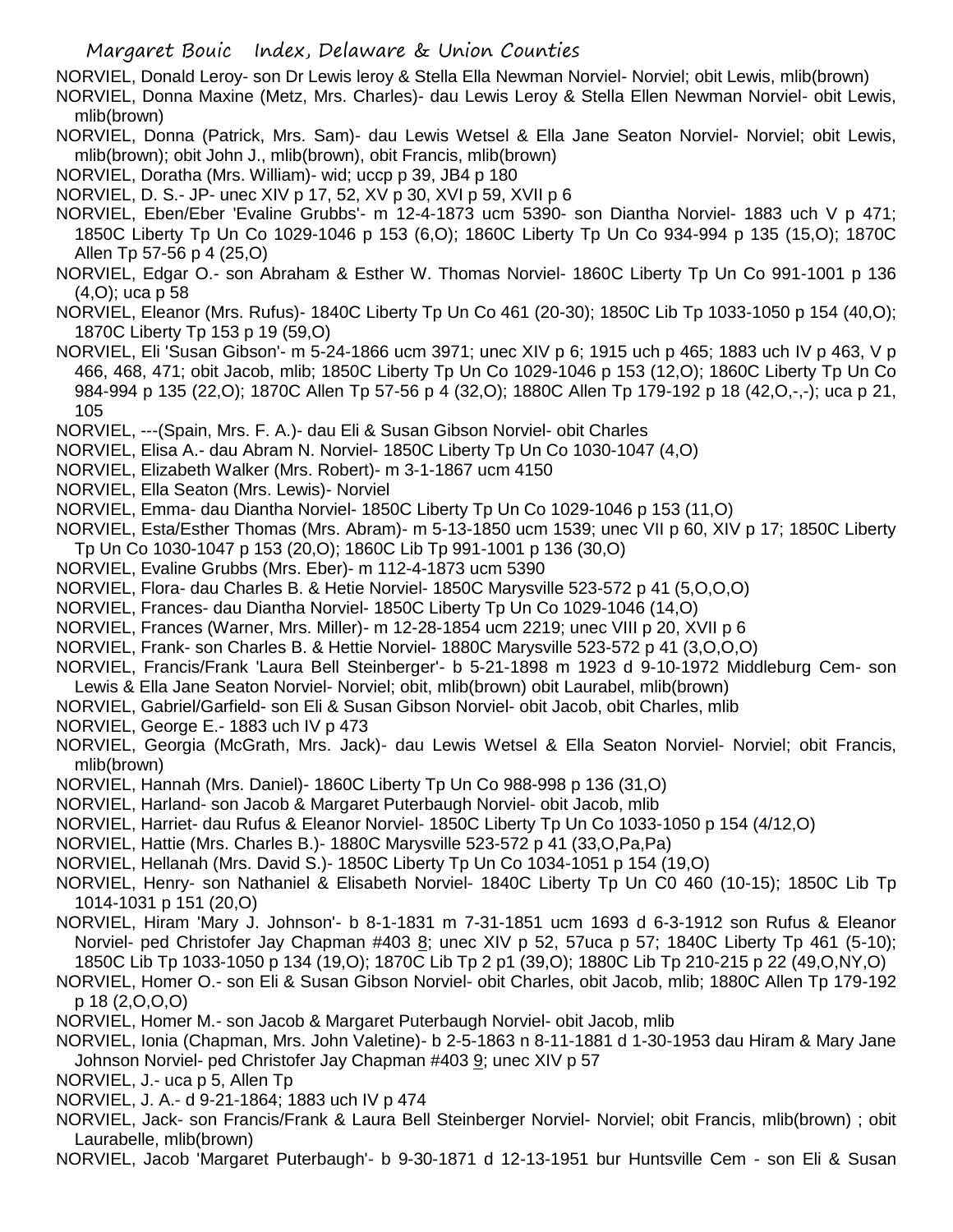NORVIEL, Donald Leroy- son Dr Lewis leroy & Stella Ella Newman Norviel- Norviel; obit Lewis, mlib(brown)

NORVIEL, Donna Maxine (Metz, Mrs. Charles)- dau Lewis Leroy & Stella Ellen Newman Norviel- obit Lewis, mlib(brown)

NORVIEL, Donna (Patrick, Mrs. Sam)- dau Lewis Wetsel & Ella Jane Seaton Norviel- Norviel; obit Lewis, mlib(brown); obit John J., mlib(brown), obit Francis, mlib(brown)

NORVIEL, Doratha (Mrs. William)- wid; uccp p 39, JB4 p 180

NORVIEL, D. S.- JP- unec XIV p 17, 52, XV p 30, XVI p 59, XVII p 6

NORVIEL, Eben/Eber 'Evaline Grubbs'- m 12-4-1873 ucm 5390- son Diantha Norviel- 1883 uch V p 471; 1850C Liberty Tp Un Co 1029-1046 p 153 (6,O); 1860C Liberty Tp Un Co 934-994 p 135 (15,O); 1870C Allen Tp 57-56 p 4 (25,O)

NORVIEL, Edgar O.- son Abraham & Esther W. Thomas Norviel- 1860C Liberty Tp Un Co 991-1001 p 136 (4,O); uca p 58

NORVIEL, Eleanor (Mrs. Rufus)- 1840C Liberty Tp Un Co 461 (20-30); 1850C Lib Tp 1033-1050 p 154 (40,O); 1870C Liberty Tp 153 p 19 (59,O)

NORVIEL, Eli 'Susan Gibson'- m 5-24-1866 ucm 3971; unec XIV p 6; 1915 uch p 465; 1883 uch IV p 463, V p 466, 468, 471; obit Jacob, mlib; 1850C Liberty Tp Un Co 1029-1046 p 153 (12,O); 1860C Liberty Tp Un Co 984-994 p 135 (22,O); 1870C Allen Tp 57-56 p 4 (32,O); 1880C Allen Tp 179-192 p 18 (42,O,-,-); uca p 21, 105

NORVIEL, ---(Spain, Mrs. F. A.)- dau Eli & Susan Gibson Norviel- obit Charles

NORVIEL, Elisa A.- dau Abram N. Norviel- 1850C Liberty Tp Un Co 1030-1047 (4,O)

NORVIEL, Elizabeth Walker (Mrs. Robert)- m 3-1-1867 ucm 4150

NORVIEL, Ella Seaton (Mrs. Lewis)- Norviel

NORVIEL, Emma- dau Diantha Norviel- 1850C Liberty Tp Un Co 1029-1046 p 153 (11,O)

NORVIEL, Esta/Esther Thomas (Mrs. Abram)- m 5-13-1850 ucm 1539; unec VII p 60, XIV p 17; 1850C Liberty Tp Un Co 1030-1047 p 153 (20,O); 1860C Lib Tp 991-1001 p 136 (30,O)

NORVIEL, Evaline Grubbs (Mrs. Eber)- m 112-4-1873 ucm 5390

NORVIEL, Flora- dau Charles B. & Hetie Norviel- 1850C Marysville 523-572 p 41 (5,O,O,O)

NORVIEL, Frances- dau Diantha Norviel- 1850C Liberty Tp Un Co 1029-1046 (14,O)

NORVIEL, Frances (Warner, Mrs. Miller)- m 12-28-1854 ucm 2219; unec VIII p 20, XVII p 6

NORVIEL, Frank- son Charles B. & Hettie Norviel- 1880C Marysville 523-572 p 41 (3,O,O,O)

NORVIEL, Francis/Frank 'Laura Bell Steinberger'- b 5-21-1898 m 1923 d 9-10-1972 Middleburg Cem- son Lewis & Ella Jane Seaton Norviel- Norviel; obit, mlib(brown) obit Laurabel, mlib(brown)

NORVIEL, Gabriel/Garfield- son Eli & Susan Gibson Norviel- obit Jacob, obit Charles, mlib

NORVIEL, George E.- 1883 uch IV p 473

NORVIEL, Georgia (McGrath, Mrs. Jack)- dau Lewis Wetsel & Ella Seaton Norviel- Norviel; obit Francis, mlib(brown)

NORVIEL, Hannah (Mrs. Daniel)- 1860C Liberty Tp Un Co 988-998 p 136 (31,O)

NORVIEL, Harland- son Jacob & Margaret Puterbaugh Norviel- obit Jacob, mlib

NORVIEL, Harriet- dau Rufus & Eleanor Norviel- 1850C Liberty Tp Un Co 1033-1050 p 154 (4/12,O)

NORVIEL, Hattie (Mrs. Charles B.)- 1880C Marysville 523-572 p 41 (33,O,Pa,Pa)

NORVIEL, Hellanah (Mrs. David S.)- 1850C Liberty Tp Un Co 1034-1051 p 154 (19,O)

NORVIEL, Henry- son Nathaniel & Elisabeth Norviel- 1840C Liberty Tp Un C0 460 (10-15); 1850C Lib Tp 1014-1031 p 151 (20,O)

NORVIEL, Hiram 'Mary J. Johnson'- b 8-1-1831 m 7-31-1851 ucm 1693 d 6-3-1912 son Rufus & Eleanor Norviel- ped Christofer Jay Chapman #403 8; unec XIV p 52, 57uca p 57; 1840C Liberty Tp 461 (5-10); 1850C Lib Tp 1033-1050 p 134 (19,O); 1870C Lib Tp 2 p1 (39,O); 1880C Lib Tp 210-215 p 22 (49,O,NY,O)

NORVIEL, Homer O.- son Eli & Susan Gibson Norviel- obit Charles, obit Jacob, mlib; 1880C Allen Tp 179-192 p 18 (2,O,O,O)

NORVIEL, Homer M.- son Jacob & Margaret Puterbaugh Norviel- obit Jacob, mlib

NORVIEL, Ionia (Chapman, Mrs. John Valetine)- b 2-5-1863 n 8-11-1881 d 1-30-1953 dau Hiram & Mary Jane Johnson Norviel- ped Christofer Jay Chapman #403 9; unec XIV p 57

NORVIEL, J.- uca p 5, Allen Tp

NORVIEL, J. A.- d 9-21-1864; 1883 uch IV p 474

NORVIEL, Jack- son Francis/Frank & Laura Bell Steinberger Norviel- Norviel; obit Francis, mlib(brown) ; obit Laurabelle, mlib(brown)

NORVIEL, Jacob 'Margaret Puterbaugh'- b 9-30-1871 d 12-13-1951 bur Huntsville Cem - son Eli & Susan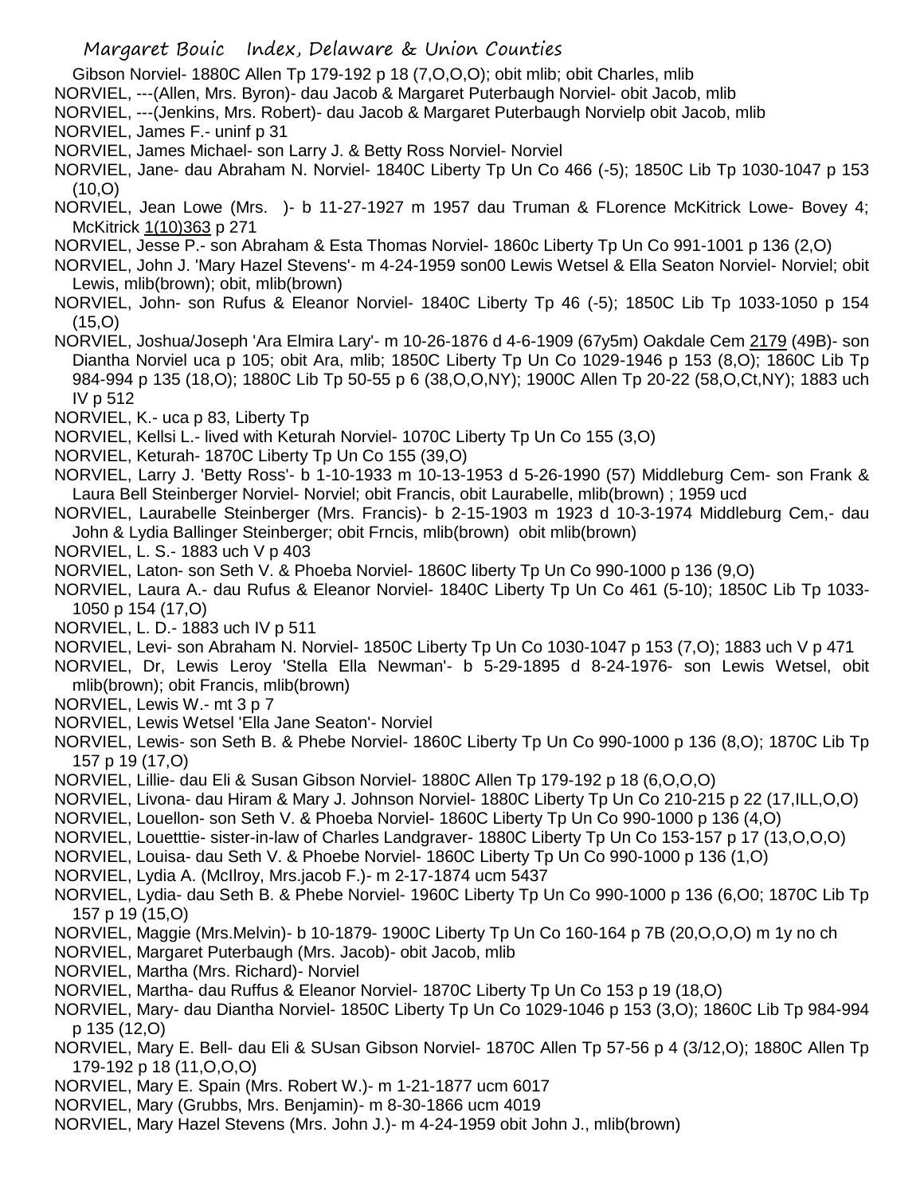Gibson Norviel- 1880C Allen Tp 179-192 p 18 (7,O,O,O); obit mlib; obit Charles, mlib

NORVIEL, ---(Allen, Mrs. Byron)- dau Jacob & Margaret Puterbaugh Norviel- obit Jacob, mlib

NORVIEL, ---(Jenkins, Mrs. Robert)- dau Jacob & Margaret Puterbaugh Norvielp obit Jacob, mlib

NORVIEL, James F.- uninf p 31

NORVIEL, James Michael- son Larry J. & Betty Ross Norviel- Norviel

NORVIEL, Jane- dau Abraham N. Norviel- 1840C Liberty Tp Un Co 466 (-5); 1850C Lib Tp 1030-1047 p 153 (10,O)

NORVIEL, Jean Lowe (Mrs. )- b 11-27-1927 m 1957 dau Truman & FLorence McKitrick Lowe- Bovey 4; McKitrick 1(10)363 p 271

NORVIEL, Jesse P.- son Abraham & Esta Thomas Norviel- 1860c Liberty Tp Un Co 991-1001 p 136 (2,O)

NORVIEL, John J. 'Mary Hazel Stevens'- m 4-24-1959 son00 Lewis Wetsel & Ella Seaton Norviel- Norviel; obit Lewis, mlib(brown); obit, mlib(brown)

NORVIEL, John- son Rufus & Eleanor Norviel- 1840C Liberty Tp 46 (-5); 1850C Lib Tp 1033-1050 p 154 (15,O)

NORVIEL, Joshua/Joseph 'Ara Elmira Lary'- m 10-26-1876 d 4-6-1909 (67y5m) Oakdale Cem 2179 (49B)- son Diantha Norviel uca p 105; obit Ara, mlib; 1850C Liberty Tp Un Co 1029-1946 p 153 (8,O); 1860C Lib Tp 984-994 p 135 (18,O); 1880C Lib Tp 50-55 p 6 (38,O,O,NY); 1900C Allen Tp 20-22 (58,O,Ct,NY); 1883 uch IV p 512

NORVIEL, K.- uca p 83, Liberty Tp

NORVIEL, Kellsi L.- lived with Keturah Norviel- 1070C Liberty Tp Un Co 155 (3,O)

NORVIEL, Keturah- 1870C Liberty Tp Un Co 155 (39,O)

NORVIEL, Larry J. 'Betty Ross'- b 1-10-1933 m 10-13-1953 d 5-26-1990 (57) Middleburg Cem- son Frank & Laura Bell Steinberger Norviel- Norviel; obit Francis, obit Laurabelle, mlib(brown) ; 1959 ucd

NORVIEL, Laurabelle Steinberger (Mrs. Francis)- b 2-15-1903 m 1923 d 10-3-1974 Middleburg Cem,- dau John & Lydia Ballinger Steinberger; obit Frncis, mlib(brown) obit mlib(brown)

NORVIEL, L. S.- 1883 uch V p 403

NORVIEL, Laton- son Seth V. & Phoeba Norviel- 1860C liberty Tp Un Co 990-1000 p 136 (9,O)

NORVIEL, Laura A.- dau Rufus & Eleanor Norviel- 1840C Liberty Tp Un Co 461 (5-10); 1850C Lib Tp 1033-1050 p 154 (17,O)

NORVIEL, L. D.- 1883 uch IV p 511

NORVIEL, Levi- son Abraham N. Norviel- 1850C Liberty Tp Un Co 1030-1047 p 153 (7,O); 1883 uch V p 471

NORVIEL, Dr, Lewis Leroy 'Stella Ella Newman'- b 5-29-1895 d 8-24-1976- son Lewis Wetsel, obit mlib(brown); obit Francis, mlib(brown)

NORVIEL, Lewis W.- mt 3 p 7

NORVIEL, Lewis Wetsel 'Ella Jane Seaton'- Norviel

NORVIEL, Lewis- son Seth B. & Phebe Norviel- 1860C Liberty Tp Un Co 990-1000 p 136 (8,O); 1870C Lib Tp 157 p 19 (17,O)

NORVIEL, Lillie- dau Eli & Susan Gibson Norviel- 1880C Allen Tp 179-192 p 18 (6,O,O,O)

NORVIEL, Livona- dau Hiram & Mary J. Johnson Norviel- 1880C Liberty Tp Un Co 210-215 p 22 (17,ILL,O,O)

NORVIEL, Louellon- son Seth V. & Phoeba Norviel- 1860C Liberty Tp Un Co 990-1000 p 136 (4,O)

NORVIEL, Louetttie- sister-in-law of Charles Landgraver- 1880C Liberty Tp Un Co 153-157 p 17 (13,O,O,O)

NORVIEL, Louisa- dau Seth V. & Phoebe Norviel- 1860C Liberty Tp Un Co 990-1000 p 136 (1,O)

NORVIEL, Lydia A. (McIlroy, Mrs.jacob F.)- m 2-17-1874 ucm 5437

NORVIEL, Lydia- dau Seth B. & Phebe Norviel- 1960C Liberty Tp Un Co 990-1000 p 136 (6,O0; 1870C Lib Tp 157 p 19 (15,O)

NORVIEL, Maggie (Mrs.Melvin)- b 10-1879- 1900C Liberty Tp Un Co 160-164 p 7B (20,O,O,O) m 1y no ch

NORVIEL, Margaret Puterbaugh (Mrs. Jacob)- obit Jacob, mlib

NORVIEL, Martha (Mrs. Richard)- Norviel

NORVIEL, Martha- dau Ruffus & Eleanor Norviel- 1870C Liberty Tp Un Co 153 p 19 (18,O)

NORVIEL, Mary- dau Diantha Norviel- 1850C Liberty Tp Un Co 1029-1046 p 153 (3,O); 1860C Lib Tp 984-994 p 135 (12,O)

NORVIEL, Mary E. Bell- dau Eli & SUsan Gibson Norviel- 1870C Allen Tp 57-56 p 4 (3/12,O); 1880C Allen Tp 179-192 p 18 (11,O,O,O)

NORVIEL, Mary E. Spain (Mrs. Robert W.)- m 1-21-1877 ucm 6017

NORVIEL, Mary (Grubbs, Mrs. Benjamin)- m 8-30-1866 ucm 4019

NORVIEL, Mary Hazel Stevens (Mrs. John J.)- m 4-24-1959 obit John J., mlib(brown)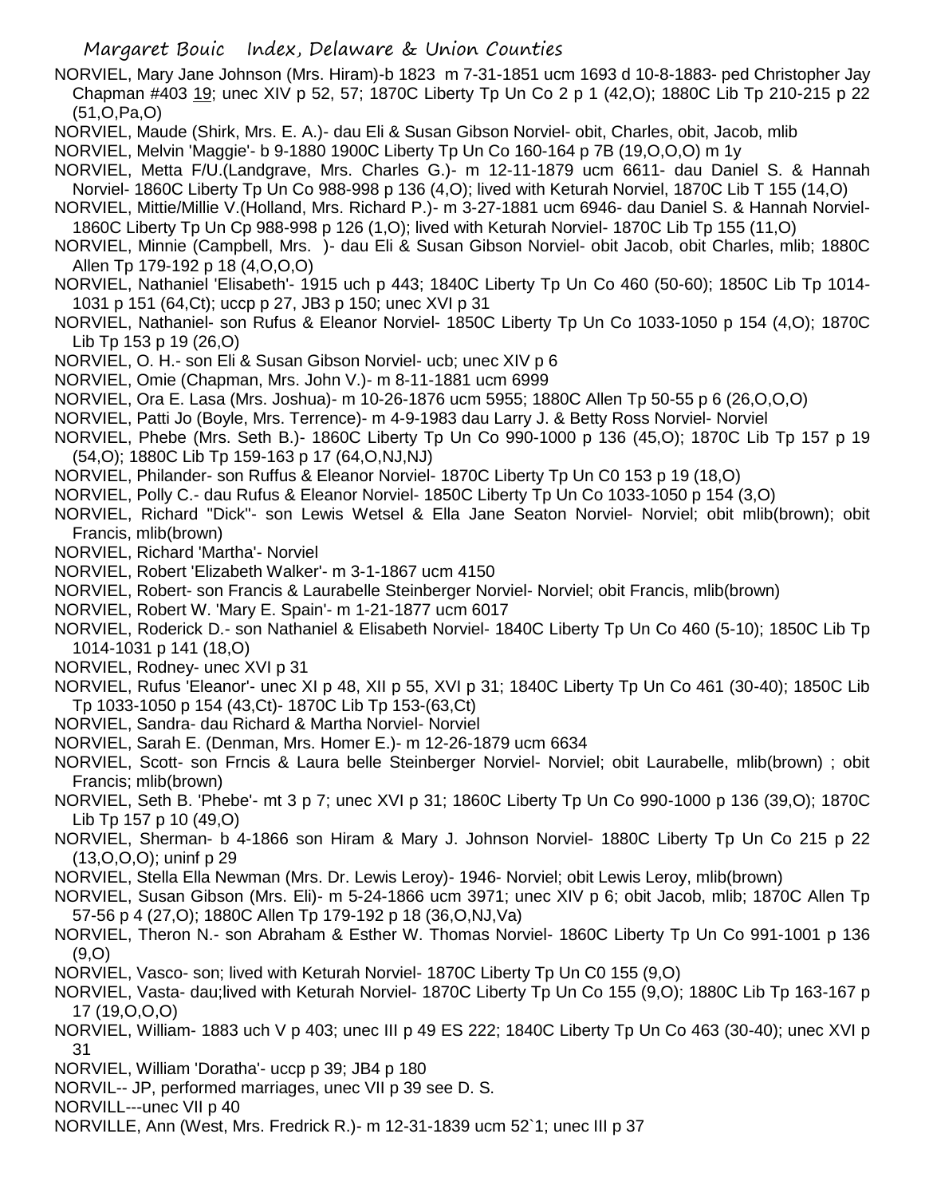NORVIEL, Mary Jane Johnson (Mrs. Hiram)-b 1823 m 7-31-1851 ucm 1693 d 10-8-1883- ped Christopher Jay Chapman #403 19; unec XIV p 52, 57; 1870C Liberty Tp Un Co 2 p 1 (42,O); 1880C Lib Tp 210-215 p 22 (51,O,Pa,O)

NORVIEL, Maude (Shirk, Mrs. E. A.)- dau Eli & Susan Gibson Norviel- obit, Charles, obit, Jacob, mlib

NORVIEL, Melvin 'Maggie'- b 9-1880 1900C Liberty Tp Un Co 160-164 p 7B (19,O,O,O) m 1y

NORVIEL, Metta F/U.(Landgrave, Mrs. Charles G.)- m 12-11-1879 ucm 6611- dau Daniel S. & Hannah Norviel- 1860C Liberty Tp Un Co 988-998 p 136 (4,O); lived with Keturah Norviel, 1870C Lib T 155 (14,O)

NORVIEL, Mittie/Millie V.(Holland, Mrs. Richard P.)- m 3-27-1881 ucm 6946- dau Daniel S. & Hannah Norviel- 1860C Liberty Tp Un Cp 988-998 p 126 (1,O); lived with Keturah Norviel- 1870C Lib Tp 155 (11,O)

NORVIEL, Minnie (Campbell, Mrs. )- dau Eli & Susan Gibson Norviel- obit Jacob, obit Charles, mlib; 1880C Allen Tp 179-192 p 18 (4,O,O,O)

NORVIEL, Nathaniel 'Elisabeth'- 1915 uch p 443; 1840C Liberty Tp Un Co 460 (50-60); 1850C Lib Tp 1014-1031 p 151 (64,Ct); uccp p 27, JB3 p 150; unec XVI p 31

NORVIEL, Nathaniel- son Rufus & Eleanor Norviel- 1850C Liberty Tp Un Co 1033-1050 p 154 (4,O); 1870C Lib Tp 153 p 19 (26,O)

NORVIEL, O. H.- son Eli & Susan Gibson Norviel- ucb; unec XIV p 6

NORVIEL, Omie (Chapman, Mrs. John V.)- m 8-11-1881 ucm 6999

NORVIEL, Ora E. Lasa (Mrs. Joshua)- m 10-26-1876 ucm 5955; 1880C Allen Tp 50-55 p 6 (26,O,O,O)

NORVIEL, Patti Jo (Boyle, Mrs. Terrence)- m 4-9-1983 dau Larry J. & Betty Ross Norviel- Norviel

NORVIEL, Phebe (Mrs. Seth B.)- 1860C Liberty Tp Un Co 990-1000 p 136 (45,O); 1870C Lib Tp 157 p 19 (54,O); 1880C Lib Tp 159-163 p 17 (64,O,NJ,NJ)

NORVIEL, Philander- son Ruffus & Eleanor Norviel- 1870C Liberty Tp Un C0 153 p 19 (18,O)

NORVIEL, Polly C.- dau Rufus & Eleanor Norviel- 1850C Liberty Tp Un Co 1033-1050 p 154 (3,O)

NORVIEL, Richard "Dick"- son Lewis Wetsel & Ella Jane Seaton Norviel- Norviel; obit mlib(brown); obit Francis, mlib(brown)

NORVIEL, Richard 'Martha'- Norviel

NORVIEL, Robert 'Elizabeth Walker'- m 3-1-1867 ucm 4150

NORVIEL, Robert- son Francis & Laurabelle Steinberger Norviel- Norviel; obit Francis, mlib(brown)

NORVIEL, Robert W. 'Mary E. Spain'- m 1-21-1877 ucm 6017

NORVIEL, Roderick D.- son Nathaniel & Elisabeth Norviel- 1840C Liberty Tp Un Co 460 (5-10); 1850C Lib Tp 1014-1031 p 141 (18,O)

NORVIEL, Rodney- unec XVI p 31

NORVIEL, Rufus 'Eleanor'- unec XI p 48, XII p 55, XVI p 31; 1840C Liberty Tp Un Co 461 (30-40); 1850C Lib Tp 1033-1050 p 154 (43,Ct)- 1870C Lib Tp 153-(63,Ct)

NORVIEL, Sandra- dau Richard & Martha Norviel- Norviel

NORVIEL, Sarah E. (Denman, Mrs. Homer E.)- m 12-26-1879 ucm 6634

NORVIEL, Scott- son Frncis & Laura belle Steinberger Norviel- Norviel; obit Laurabelle, mlib(brown) ; obit Francis; mlib(brown)

NORVIEL, Seth B. 'Phebe'- mt 3 p 7; unec XVI p 31; 1860C Liberty Tp Un Co 990-1000 p 136 (39,O); 1870C Lib Tp 157 p 10 (49,O)

NORVIEL, Sherman- b 4-1866 son Hiram & Mary J. Johnson Norviel- 1880C Liberty Tp Un Co 215 p 22 (13,O,O,O); uninf p 29

NORVIEL, Stella Ella Newman (Mrs. Dr. Lewis Leroy)- 1946- Norviel; obit Lewis Leroy, mlib(brown)

NORVIEL, Susan Gibson (Mrs. Eli)- m 5-24-1866 ucm 3971; unec XIV p 6; obit Jacob, mlib; 1870C Allen Tp 57-56 p 4 (27,O); 1880C Allen Tp 179-192 p 18 (36,O,NJ,Va)

NORVIEL, Theron N.- son Abraham & Esther W. Thomas Norviel- 1860C Liberty Tp Un Co 991-1001 p 136 (9,O)

NORVIEL, Vasco- son; lived with Keturah Norviel- 1870C Liberty Tp Un C0 155 (9,O)

NORVIEL, Vasta- dau;lived with Keturah Norviel- 1870C Liberty Tp Un Co 155 (9,O); 1880C Lib Tp 163-167 p 17 (19,O,O,O)

NORVIEL, William- 1883 uch V p 403; unec III p 49 ES 222; 1840C Liberty Tp Un Co 463 (30-40); unec XVI p 31

NORVIEL, William 'Doratha'- uccp p 39; JB4 p 180

NORVIL-- JP, performed marriages, unec VII p 39 see D. S.

NORVILL---unec VII p 40

NORVILLE, Ann (West, Mrs. Fredrick R.)- m 12-31-1839 ucm 52`1; unec III p 37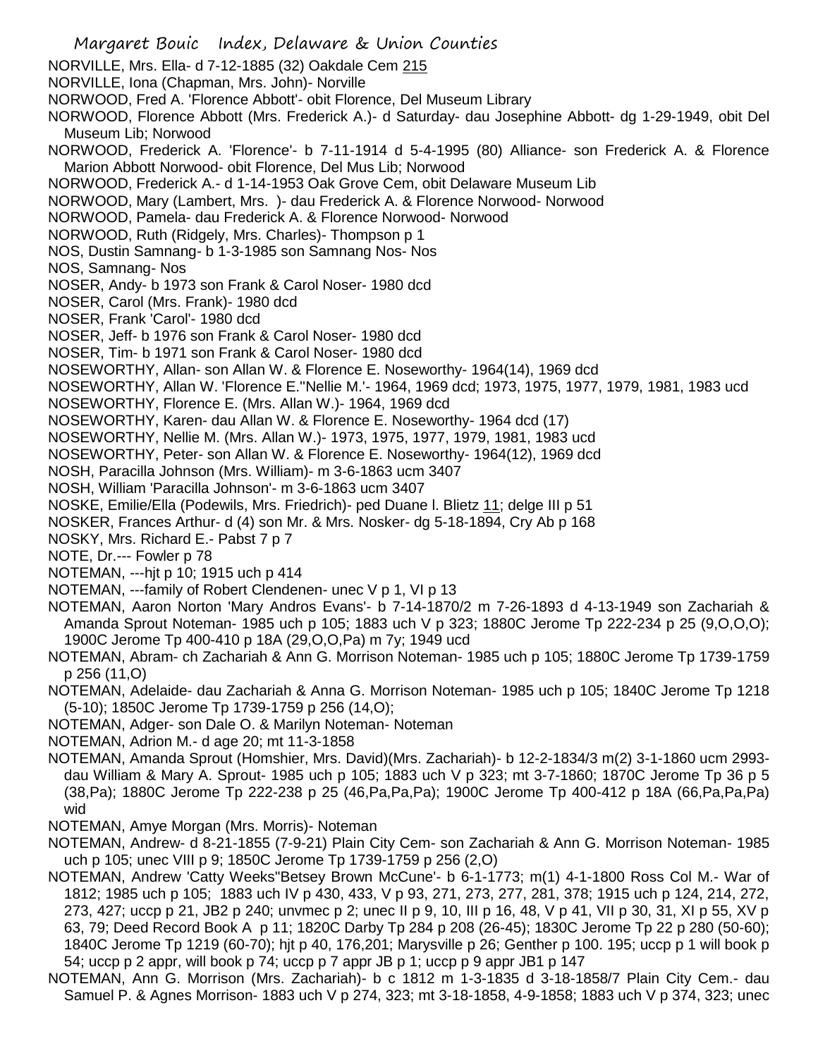NORVILLE, Mrs. Ella- d 7-12-1885 (32) Oakdale Cem 215

NORVILLE, Iona (Chapman, Mrs. John)- Norville

NORWOOD, Fred A. 'Florence Abbott'- obit Florence, Del Museum Library

NORWOOD, Florence Abbott (Mrs. Frederick A.)- d Saturday- dau Josephine Abbott- dg 1-29-1949, obit Del Museum Lib; Norwood

NORWOOD, Frederick A. 'Florence'- b 7-11-1914 d 5-4-1995 (80) Alliance- son Frederick A. & Florence Marion Abbott Norwood- obit Florence, Del Mus Lib; Norwood

NORWOOD, Frederick A.- d 1-14-1953 Oak Grove Cem, obit Delaware Museum Lib

NORWOOD, Mary (Lambert, Mrs. )- dau Frederick A. & Florence Norwood- Norwood

NORWOOD, Pamela- dau Frederick A. & Florence Norwood- Norwood

NORWOOD, Ruth (Ridgely, Mrs. Charles)- Thompson p 1

NOS, Dustin Samnang- b 1-3-1985 son Samnang Nos- Nos

NOS, Samnang- Nos

NOSER, Andy- b 1973 son Frank & Carol Noser- 1980 dcd

NOSER, Carol (Mrs. Frank)- 1980 dcd

NOSER, Frank 'Carol'- 1980 dcd

NOSER, Jeff- b 1976 son Frank & Carol Noser- 1980 dcd

NOSER, Tim- b 1971 son Frank & Carol Noser- 1980 dcd

NOSEWORTHY, Allan- son Allan W. & Florence E. Noseworthy- 1964(14), 1969 dcd

NOSEWORTHY, Allan W. 'Florence E.''Nellie M.'- 1964, 1969 dcd; 1973, 1975, 1977, 1979, 1981, 1983 ucd

NOSEWORTHY, Florence E. (Mrs. Allan W.)- 1964, 1969 dcd

NOSEWORTHY, Karen- dau Allan W. & Florence E. Noseworthy- 1964 dcd (17)

NOSEWORTHY, Nellie M. (Mrs. Allan W.)- 1973, 1975, 1977, 1979, 1981, 1983 ucd

NOSEWORTHY, Peter- son Allan W. & Florence E. Noseworthy- 1964(12), 1969 dcd

NOSH, Paracilla Johnson (Mrs. William)- m 3-6-1863 ucm 3407

NOSH, William 'Paracilla Johnson'- m 3-6-1863 ucm 3407

NOSKE, Emilie/Ella (Podewils, Mrs. Friedrich)- ped Duane I. Blietz 11; delge III p 51

NOSKER, Frances Arthur- d (4) son Mr. & Mrs. Nosker- dg 5-18-1894, Cry Ab p 168

NOSKY, Mrs. Richard E.- Pabst 7 p 7

NOTE, Dr.--- Fowler p 78

NOTEMAN, ---hjt p 10; 1915 uch p 414

NOTEMAN, ---family of Robert Clendenen- unec V p 1, VI p 13

NOTEMAN, Aaron Norton 'Mary Andros Evans'- b 7-14-1870/2 m 7-26-1893 d 4-13-1949 son Zachariah & Amanda Sprout Noteman- 1985 uch p 105; 1883 uch V p 323; 1880C Jerome Tp 222-234 p 25 (9,O,O,O); 1900C Jerome Tp 400-410 p 18A (29,O,O,Pa) m 7y; 1949 ucd

NOTEMAN, Abram- ch Zachariah & Ann G. Morrison Noteman- 1985 uch p 105; 1880C Jerome Tp 1739-1759 p 256 (11,O)

NOTEMAN, Adelaide- dau Zachariah & Anna G. Morrison Noteman- 1985 uch p 105; 1840C Jerome Tp 1218 (5-10); 1850C Jerome Tp 1739-1759 p 256 (14,O);

NOTEMAN, Adger- son Dale O. & Marilyn Noteman- Noteman

NOTEMAN, Adrion M.- d age 20; mt 11-3-1858

NOTEMAN, Amanda Sprout (Homshier, Mrs. David)(Mrs. Zachariah)- b 12-2-1834/3 m(2) 3-1-1860 ucm 2993- dau William & Mary A. Sprout- 1985 uch p 105; 1883 uch V p 323; mt 3-7-1860; 1870C Jerome Tp 36 p 5 (38,Pa); 1880C Jerome Tp 222-238 p 25 (46,Pa,Pa,Pa); 1900C Jerome Tp 400-412 p 18A (66,Pa,Pa,Pa) wid

NOTEMAN, Amye Morgan (Mrs. Morris)- Noteman

NOTEMAN, Andrew- d 8-21-1855 (7-9-21) Plain City Cem- son Zachariah & Ann G. Morrison Noteman- 1985 uch p 105; unec VIII p 9; 1850C Jerome Tp 1739-1759 p 256 (2,O)

NOTEMAN, Andrew 'Catty Weeks''Betsey Brown McCune'- b 6-1-1773; m(1) 4-1-1800 Ross Col M.- War of 1812; 1985 uch p 105; 1883 uch IV p 430, 433, V p 93, 271, 273, 277, 281, 378; 1915 uch p 124, 214, 272, 273, 427; uccp p 21, JB2 p 240; unvmec p 2; unec II p 9, 10, III p 16, 48, V p 41, VII p 30, 31, XI p 55, XV p 63, 79; Deed Record Book A p 11; 1820C Darby Tp 284 p 208 (26-45); 1830C Jerome Tp 22 p 280 (50-60); 1840C Jerome Tp 1219 (60-70); hjt p 40, 176,201; Marysville p 26; Genther p 100. 195; uccp p 1 will book p 54; uccp p 2 appr, will book p 74; uccp p 7 appr JB p 1; uccp p 9 appr JB1 p 147

NOTEMAN, Ann G. Morrison (Mrs. Zachariah)- b c 1812 m 1-3-1835 d 3-18-1858/7 Plain City Cem.- dau Samuel P. & Agnes Morrison- 1883 uch V p 274, 323; mt 3-18-1858, 4-9-1858; 1883 uch V p 374, 323; unec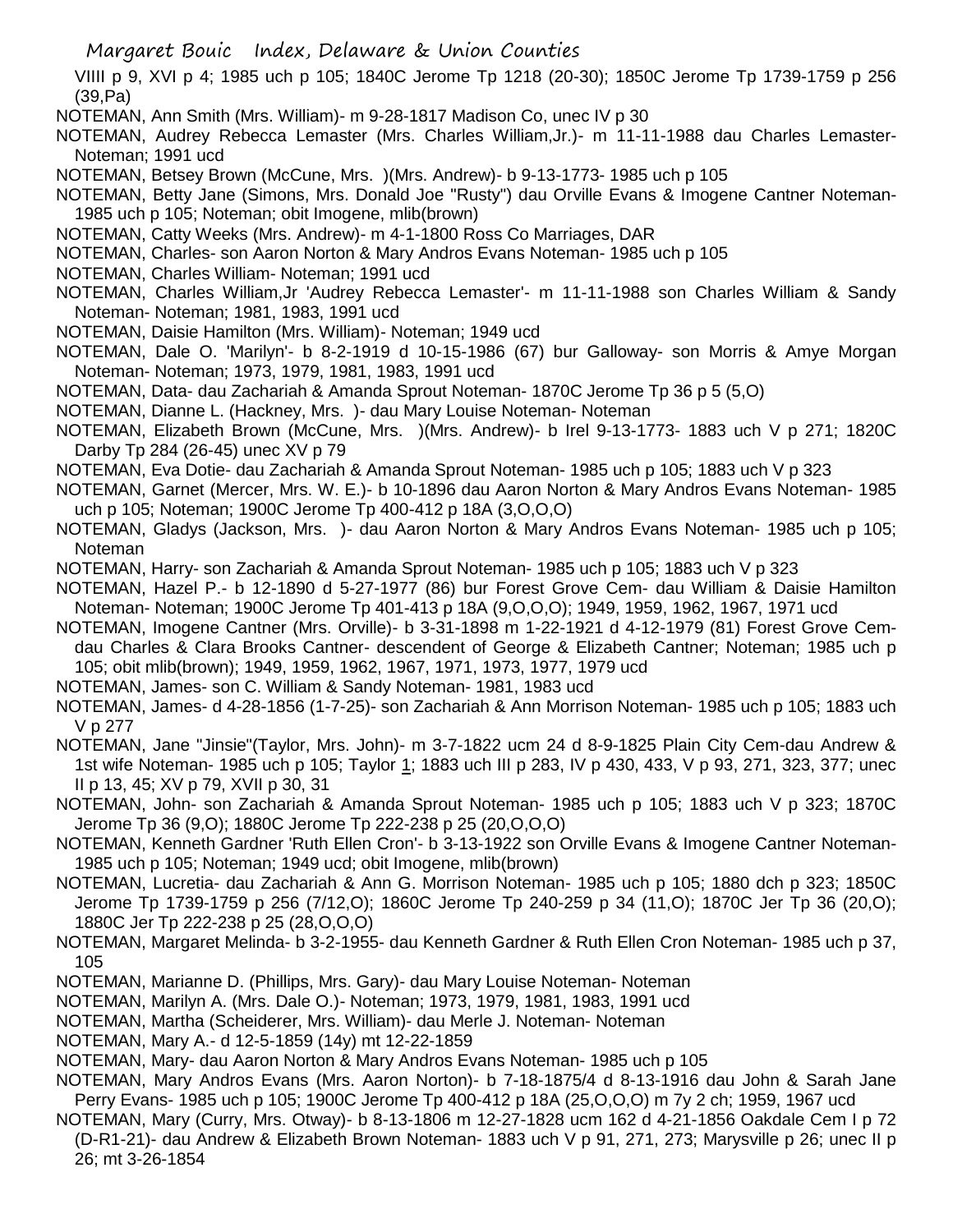VIIII p 9, XVI p 4; 1985 uch p 105; 1840C Jerome Tp 1218 (20-30); 1850C Jerome Tp 1739-1759 p 256 (39,Pa)

NOTEMAN, Ann Smith (Mrs. William)- m 9-28-1817 Madison Co, unec IV p 30

NOTEMAN, Audrey Rebecca Lemaster (Mrs. Charles William,Jr.)- m 11-11-1988 dau Charles Lemaster- Noteman; 1991 ucd

NOTEMAN, Betsey Brown (McCune, Mrs. )(Mrs. Andrew)- b 9-13-1773- 1985 uch p 105

NOTEMAN, Betty Jane (Simons, Mrs. Donald Joe "Rusty") dau Orville Evans & Imogene Cantner Noteman- 1985 uch p 105; Noteman; obit Imogene, mlib(brown)

NOTEMAN, Catty Weeks (Mrs. Andrew)- m 4-1-1800 Ross Co Marriages, DAR

NOTEMAN, Charles- son Aaron Norton & Mary Andros Evans Noteman- 1985 uch p 105

NOTEMAN, Charles William- Noteman; 1991 ucd

NOTEMAN, Charles William,Jr 'Audrey Rebecca Lemaster'- m 11-11-1988 son Charles William & Sandy Noteman- Noteman; 1981, 1983, 1991 ucd

NOTEMAN, Daisie Hamilton (Mrs. William)- Noteman; 1949 ucd

NOTEMAN, Dale O. 'Marilyn'- b 8-2-1919 d 10-15-1986 (67) bur Galloway- son Morris & Amye Morgan Noteman- Noteman; 1973, 1979, 1981, 1983, 1991 ucd

NOTEMAN, Data- dau Zachariah & Amanda Sprout Noteman- 1870C Jerome Tp 36 p 5 (5,O)

NOTEMAN, Dianne L. (Hackney, Mrs. )- dau Mary Louise Noteman- Noteman

NOTEMAN, Elizabeth Brown (McCune, Mrs. )(Mrs. Andrew)- b Irel 9-13-1773- 1883 uch V p 271; 1820C Darby Tp 284 (26-45) unec XV p 79

NOTEMAN, Eva Dotie- dau Zachariah & Amanda Sprout Noteman- 1985 uch p 105; 1883 uch V p 323

NOTEMAN, Garnet (Mercer, Mrs. W. E.)- b 10-1896 dau Aaron Norton & Mary Andros Evans Noteman- 1985 uch p 105; Noteman; 1900C Jerome Tp 400-412 p 18A (3,O,O,O)

NOTEMAN, Gladys (Jackson, Mrs. )- dau Aaron Norton & Mary Andros Evans Noteman- 1985 uch p 105; Noteman

NOTEMAN, Harry- son Zachariah & Amanda Sprout Noteman- 1985 uch p 105; 1883 uch V p 323

NOTEMAN, Hazel P.- b 12-1890 d 5-27-1977 (86) bur Forest Grove Cem- dau William & Daisie Hamilton Noteman- Noteman; 1900C Jerome Tp 401-413 p 18A (9,O,O,O); 1949, 1959, 1962, 1967, 1971 ucd

NOTEMAN, Imogene Cantner (Mrs. Orville)- b 3-31-1898 m 1-22-1921 d 4-12-1979 (81) Forest Grove Cem- dau Charles & Clara Brooks Cantner- descendent of George & Elizabeth Cantner; Noteman; 1985 uch p 105; obit mlib(brown); 1949, 1959, 1962, 1967, 1971, 1973, 1977, 1979 ucd

NOTEMAN, James- son C. William & Sandy Noteman- 1981, 1983 ucd

NOTEMAN, James- d 4-28-1856 (1-7-25)- son Zachariah & Ann Morrison Noteman- 1985 uch p 105; 1883 uch V p 277

NOTEMAN, Jane "Jinsie"(Taylor, Mrs. John)- m 3-7-1822 ucm 24 d 8-9-1825 Plain City Cem-dau Andrew & 1st wife Noteman- 1985 uch p 105; Taylor 1; 1883 uch III p 283, IV p 430, 433, V p 93, 271, 323, 377; unec II p 13, 45; XV p 79, XVII p 30, 31

NOTEMAN, John- son Zachariah & Amanda Sprout Noteman- 1985 uch p 105; 1883 uch V p 323; 1870C Jerome Tp 36 (9,O); 1880C Jerome Tp 222-238 p 25 (20,O,O,O)

NOTEMAN, Kenneth Gardner 'Ruth Ellen Cron'- b 3-13-1922 son Orville Evans & Imogene Cantner Noteman- 1985 uch p 105; Noteman; 1949 ucd; obit Imogene, mlib(brown)

NOTEMAN, Lucretia- dau Zachariah & Ann G. Morrison Noteman- 1985 uch p 105; 1880 dch p 323; 1850C Jerome Tp 1739-1759 p 256 (7/12,O); 1860C Jerome Tp 240-259 p 34 (11,O); 1870C Jer Tp 36 (20,O); 1880C Jer Tp 222-238 p 25 (28,O,O,O)

NOTEMAN, Margaret Melinda- b 3-2-1955- dau Kenneth Gardner & Ruth Ellen Cron Noteman- 1985 uch p 37, 105

NOTEMAN, Marianne D. (Phillips, Mrs. Gary)- dau Mary Louise Noteman- Noteman

NOTEMAN, Marilyn A. (Mrs. Dale O.)- Noteman; 1973, 1979, 1981, 1983, 1991 ucd

NOTEMAN, Martha (Scheiderer, Mrs. William)- dau Merle J. Noteman- Noteman

NOTEMAN, Mary A.- d 12-5-1859 (14y) mt 12-22-1859

NOTEMAN, Mary- dau Aaron Norton & Mary Andros Evans Noteman- 1985 uch p 105

NOTEMAN, Mary Andros Evans (Mrs. Aaron Norton)- b 7-18-1875/4 d 8-13-1916 dau John & Sarah Jane Perry Evans- 1985 uch p 105; 1900C Jerome Tp 400-412 p 18A (25,O,O,O) m 7y 2 ch; 1959, 1967 ucd

NOTEMAN, Mary (Curry, Mrs. Otway)- b 8-13-1806 m 12-27-1828 ucm 162 d 4-21-1856 Oakdale Cem I p 72 (D-R1-21)- dau Andrew & Elizabeth Brown Noteman- 1883 uch V p 91, 271, 273; Marysville p 26; unec II p 26; mt 3-26-1854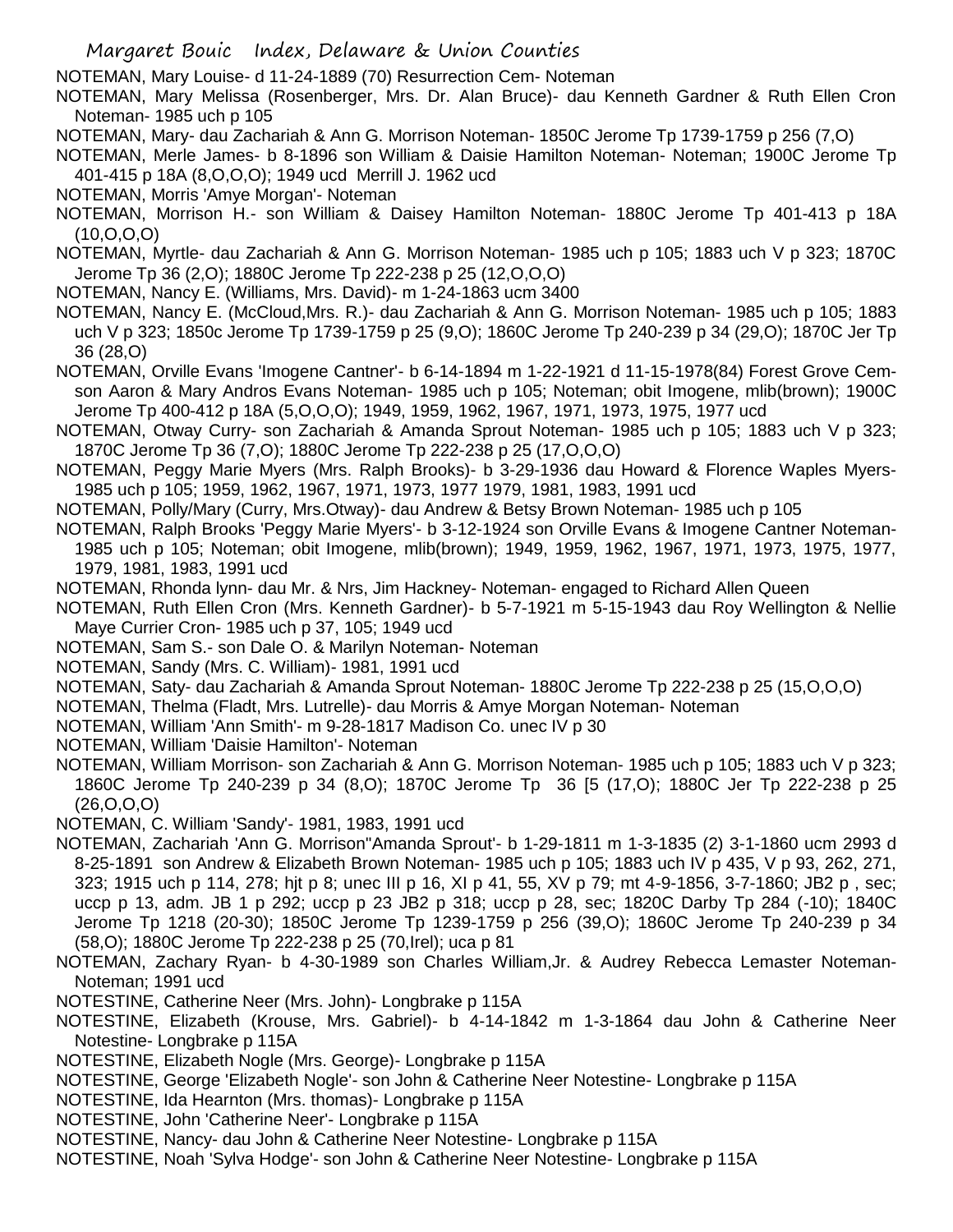NOTEMAN, Mary Louise- d 11-24-1889 (70) Resurrection Cem- Noteman

NOTEMAN, Mary Melissa (Rosenberger, Mrs. Dr. Alan Bruce)- dau Kenneth Gardner & Ruth Ellen Cron Noteman- 1985 uch p 105

NOTEMAN, Mary- dau Zachariah & Ann G. Morrison Noteman- 1850C Jerome Tp 1739-1759 p 256 (7,O)

NOTEMAN, Merle James- b 8-1896 son William & Daisie Hamilton Noteman- Noteman; 1900C Jerome Tp 401-415 p 18A (8,O,O,O); 1949 ucd Merrill J. 1962 ucd

NOTEMAN, Morris 'Amye Morgan'- Noteman

NOTEMAN, Morrison H.- son William & Daisey Hamilton Noteman- 1880C Jerome Tp 401-413 p 18A (10,O,O,O)

NOTEMAN, Myrtle- dau Zachariah & Ann G. Morrison Noteman- 1985 uch p 105; 1883 uch V p 323; 1870C Jerome Tp 36 (2,O); 1880C Jerome Tp 222-238 p 25 (12,O,O,O)

NOTEMAN, Nancy E. (Williams, Mrs. David)- m 1-24-1863 ucm 3400

NOTEMAN, Nancy E. (McCloud,Mrs. R.)- dau Zachariah & Ann G. Morrison Noteman- 1985 uch p 105; 1883 uch V p 323; 1850c Jerome Tp 1739-1759 p 25 (9,O); 1860C Jerome Tp 240-239 p 34 (29,O); 1870C Jer Tp 36 (28,O)

NOTEMAN, Orville Evans 'Imogene Cantner'- b 6-14-1894 m 1-22-1921 d 11-15-1978(84) Forest Grove Cem- son Aaron & Mary Andros Evans Noteman- 1985 uch p 105; Noteman; obit Imogene, mlib(brown); 1900C Jerome Tp 400-412 p 18A (5,O,O,O); 1949, 1959, 1962, 1967, 1971, 1973, 1975, 1977 ucd

NOTEMAN, Otway Curry- son Zachariah & Amanda Sprout Noteman- 1985 uch p 105; 1883 uch V p 323; 1870C Jerome Tp 36 (7,O); 1880C Jerome Tp 222-238 p 25 (17,O,O,O)

NOTEMAN, Peggy Marie Myers (Mrs. Ralph Brooks)- b 3-29-1936 dau Howard & Florence Waples Myers- 1985 uch p 105; 1959, 1962, 1967, 1971, 1973, 1977 1979, 1981, 1983, 1991 ucd

NOTEMAN, Polly/Mary (Curry, Mrs.Otway)- dau Andrew & Betsy Brown Noteman- 1985 uch p 105

NOTEMAN, Ralph Brooks 'Peggy Marie Myers'- b 3-12-1924 son Orville Evans & Imogene Cantner Noteman- 1985 uch p 105; Noteman; obit Imogene, mlib(brown); 1949, 1959, 1962, 1967, 1971, 1973, 1975, 1977, 1979, 1981, 1983, 1991 ucd

NOTEMAN, Rhonda lynn- dau Mr. & Nrs, Jim Hackney- Noteman- engaged to Richard Allen Queen

NOTEMAN, Ruth Ellen Cron (Mrs. Kenneth Gardner)- b 5-7-1921 m 5-15-1943 dau Roy Wellington & Nellie Maye Currier Cron- 1985 uch p 37, 105; 1949 ucd

NOTEMAN, Sam S.- son Dale O. & Marilyn Noteman- Noteman

NOTEMAN, Sandy (Mrs. C. William)- 1981, 1991 ucd

NOTEMAN, Saty- dau Zachariah & Amanda Sprout Noteman- 1880C Jerome Tp 222-238 p 25 (15,O,O,O)

NOTEMAN, Thelma (Fladt, Mrs. Lutrelle)- dau Morris & Amye Morgan Noteman- Noteman

NOTEMAN, William 'Ann Smith'- m 9-28-1817 Madison Co. unec IV p 30

NOTEMAN, William 'Daisie Hamilton'- Noteman

NOTEMAN, William Morrison- son Zachariah & Ann G. Morrison Noteman- 1985 uch p 105; 1883 uch V p 323; 1860C Jerome Tp 240-239 p 34 (8,O); 1870C Jerome Tp 36 [5 (17,O); 1880C Jer Tp 222-238 p 25 (26,O,O,O)

NOTEMAN, C. William 'Sandy'- 1981, 1983, 1991 ucd

NOTEMAN, Zachariah 'Ann G. Morrison''Amanda Sprout'- b 1-29-1811 m 1-3-1835 (2) 3-1-1860 ucm 2993 d 8-25-1891 son Andrew & Elizabeth Brown Noteman- 1985 uch p 105; 1883 uch IV p 435, V p 93, 262, 271, 323; 1915 uch p 114, 278; hjt p 8; unec III p 16, XI p 41, 55, XV p 79; mt 4-9-1856, 3-7-1860; JB2 p , sec; uccp p 13, adm. JB 1 p 292; uccp p 23 JB2 p 318; uccp p 28, sec; 1820C Darby Tp 284 (-10); 1840C Jerome Tp 1218 (20-30); 1850C Jerome Tp 1239-1759 p 256 (39,O); 1860C Jerome Tp 240-239 p 34 (58,O); 1880C Jerome Tp 222-238 p 25 (70,Irel); uca p 81

NOTEMAN, Zachary Ryan- b 4-30-1989 son Charles William,Jr. & Audrey Rebecca Lemaster Noteman- Noteman; 1991 ucd

NOTESTINE, Catherine Neer (Mrs. John)- Longbrake p 115A

NOTESTINE, Elizabeth (Krouse, Mrs. Gabriel)- b 4-14-1842 m 1-3-1864 dau John & Catherine Neer Notestine- Longbrake p 115A

NOTESTINE, Elizabeth Nogle (Mrs. George)- Longbrake p 115A

NOTESTINE, George 'Elizabeth Nogle'- son John & Catherine Neer Notestine- Longbrake p 115A

NOTESTINE, Ida Hearnton (Mrs. thomas)- Longbrake p 115A

NOTESTINE, John 'Catherine Neer'- Longbrake p 115A

NOTESTINE, Nancy- dau John & Catherine Neer Notestine- Longbrake p 115A

NOTESTINE, Noah 'Sylva Hodge'- son John & Catherine Neer Notestine- Longbrake p 115A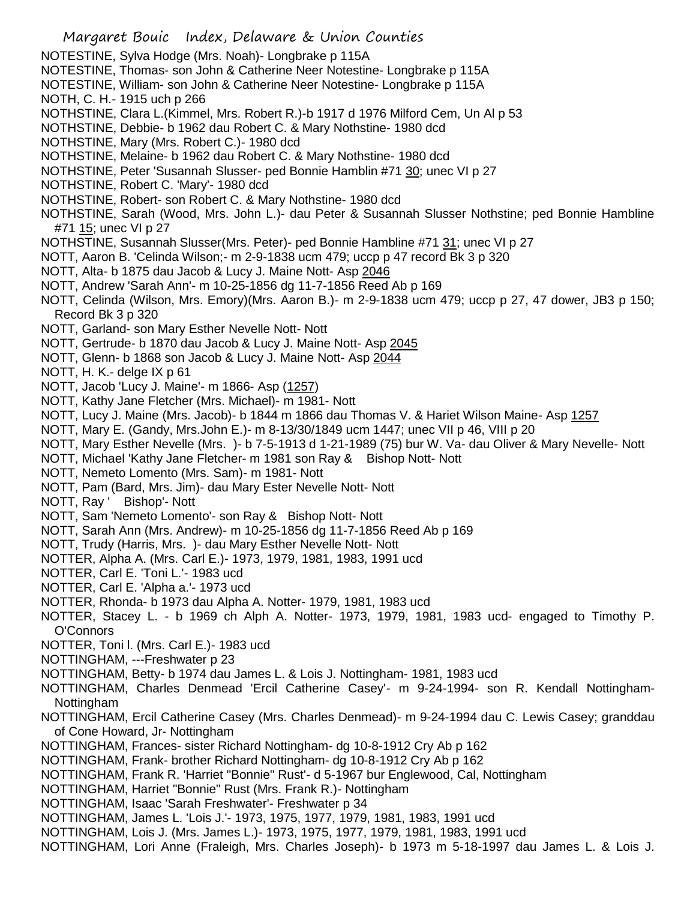NOTESTINE, Sylva Hodge (Mrs. Noah)- Longbrake p 115A
NOTESTINE, Thomas- son John & Catherine Neer Notestine- Longbrake p 115A
NOTESTINE, William- son John & Catherine Neer Notestine- Longbrake p 115A
NOTH, C. H.- 1915 uch p 266
NOTHSTINE, Clara L.(Kimmel, Mrs. Robert R.)-b 1917 d 1976 Milford Cem, Un Al p 53
NOTHSTINE, Debbie- b 1962 dau Robert C. & Mary Nothstine- 1980 dcd
NOTHSTINE, Mary (Mrs. Robert C.)- 1980 dcd
NOTHSTINE, Melaine- b 1962 dau Robert C. & Mary Nothstine- 1980 dcd
NOTHSTINE, Peter 'Susannah Slusser- ped Bonnie Hamblin #71 30; unec VI p 27
NOTHSTINE, Robert C. 'Mary'- 1980 dcd
NOTHSTINE, Robert- son Robert C. & Mary Nothstine- 1980 dcd
NOTHSTINE, Sarah (Wood, Mrs. John L.)- dau Peter & Susannah Slusser Nothstine; ped Bonnie Hambline #71 15; unec VI p 27
NOTHSTINE, Susannah Slusser(Mrs. Peter)- ped Bonnie Hambline #71 31; unec VI p 27
NOTT, Aaron B. 'Celinda Wilson;- m 2-9-1838 ucm 479; uccp p 47 record Bk 3 p 320
NOTT, Alta- b 1875 dau Jacob & Lucy J. Maine Nott- Asp 2046
NOTT, Andrew 'Sarah Ann'- m 10-25-1856 dg 11-7-1856 Reed Ab p 169
NOTT, Celinda (Wilson, Mrs. Emory)(Mrs. Aaron B.)- m 2-9-1838 ucm 479; uccp p 27, 47 dower, JB3 p 150; Record Bk 3 p 320
NOTT, Garland- son Mary Esther Nevelle Nott- Nott
NOTT, Gertrude- b 1870 dau Jacob & Lucy J. Maine Nott- Asp 2045
NOTT, Glenn- b 1868 son Jacob & Lucy J. Maine Nott- Asp 2044
NOTT, H. K.- delge IX p 61
NOTT, Jacob 'Lucy J. Maine'- m 1866- Asp (1257)
NOTT, Kathy Jane Fletcher (Mrs. Michael)- m 1981- Nott
NOTT, Lucy J. Maine (Mrs. Jacob)- b 1844 m 1866 dau Thomas V. & Hariet Wilson Maine- Asp 1257
NOTT, Mary E. (Gandy, Mrs.John E.)- m 8-13/30/1849 ucm 1447; unec VII p 46, VIII p 20
NOTT, Mary Esther Nevelle (Mrs. )- b 7-5-1913 d 1-21-1989 (75) bur W. Va- dau Oliver & Mary Nevelle- Nott
NOTT, Michael 'Kathy Jane Fletcher- m 1981 son Ray & Bishop Nott- Nott
NOTT, Nemeto Lomento (Mrs. Sam)- m 1981- Nott
NOTT, Pam (Bard, Mrs. Jim)- dau Mary Ester Nevelle Nott- Nott
NOTT, Ray ' Bishop'- Nott
NOTT, Sam 'Nemeto Lomento'- son Ray & Bishop Nott- Nott
NOTT, Sarah Ann (Mrs. Andrew)- m 10-25-1856 dg 11-7-1856 Reed Ab p 169
NOTT, Trudy (Harris, Mrs. )- dau Mary Esther Nevelle Nott- Nott
NOTTER, Alpha A. (Mrs. Carl E.)- 1973, 1979, 1981, 1983, 1991 ucd
NOTTER, Carl E. 'Toni L.'- 1983 ucd
NOTTER, Carl E. 'Alpha a.'- 1973 ucd
NOTTER, Rhonda- b 1973 dau Alpha A. Notter- 1979, 1981, 1983 ucd
NOTTER, Stacey L. - b 1969 ch Alph A. Notter- 1973, 1979, 1981, 1983 ucd- engaged to Timothy P. O'Connors
NOTTER, Toni l. (Mrs. Carl E.)- 1983 ucd
NOTTINGHAM, ---Freshwater p 23
NOTTINGHAM, Betty- b 1974 dau James L. & Lois J. Nottingham- 1981, 1983 ucd
NOTTINGHAM, Charles Denmead 'Ercil Catherine Casey'- m 9-24-1994- son R. Kendall Nottingham- Nottingham
NOTTINGHAM, Ercil Catherine Casey (Mrs. Charles Denmead)- m 9-24-1994 dau C. Lewis Casey; granddau of Cone Howard, Jr- Nottingham
NOTTINGHAM, Frances- sister Richard Nottingham- dg 10-8-1912 Cry Ab p 162
NOTTINGHAM, Frank- brother Richard Nottingham- dg 10-8-1912 Cry Ab p 162
NOTTINGHAM, Frank R. 'Harriet "Bonnie" Rust'- d 5-1967 bur Englewood, Cal, Nottingham
NOTTINGHAM, Harriet "Bonnie" Rust (Mrs. Frank R.)- Nottingham
NOTTINGHAM, Isaac 'Sarah Freshwater'- Freshwater p 34
NOTTINGHAM, James L. 'Lois J.'- 1973, 1975, 1977, 1979, 1981, 1983, 1991 ucd
NOTTINGHAM, Lois J. (Mrs. James L.)- 1973, 1975, 1977, 1979, 1981, 1983, 1991 ucd
NOTTINGHAM, Lori Anne (Fraleigh, Mrs. Charles Joseph)- b 1973 m 5-18-1997 dau James L. & Lois J.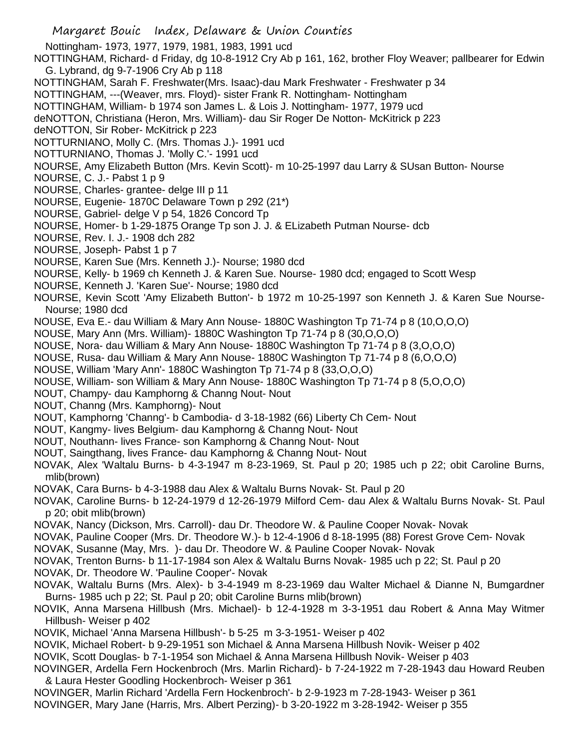Nottingham- 1973, 1977, 1979, 1981, 1983, 1991 ucd

NOTTINGHAM, Richard- d Friday, dg 10-8-1912 Cry Ab p 161, 162, brother Floy Weaver; pallbearer for Edwin G. Lybrand, dg 9-7-1906 Cry Ab p 118

NOTTINGHAM, Sarah F. Freshwater(Mrs. Isaac)-dau Mark Freshwater - Freshwater p 34

NOTTINGHAM, ---(Weaver, mrs. Floyd)- sister Frank R. Nottingham- Nottingham

NOTTINGHAM, William- b 1974 son James L. & Lois J. Nottingham- 1977, 1979 ucd

deNOTTON, Christiana (Heron, Mrs. William)- dau Sir Roger De Notton- McKitrick p 223

deNOTTON, Sir Rober- McKitrick p 223

NOTTURNIANO, Molly C. (Mrs. Thomas J.)- 1991 ucd

NOTTURNIANO, Thomas J. 'Molly C.'- 1991 ucd

NOURSE, Amy Elizabeth Button (Mrs. Kevin Scott)- m 10-25-1997 dau Larry & SUsan Button- Nourse

NOURSE, C. J.- Pabst 1 p 9

NOURSE, Charles- grantee- delge III p 11

NOURSE, Eugenie- 1870C Delaware Town p 292 (21*)

NOURSE, Gabriel- delge V p 54, 1826 Concord Tp

NOURSE, Homer- b 1-29-1875 Orange Tp son J. J. & ELizabeth Putman Nourse- dcb

NOURSE, Rev. I. J.- 1908 dch 282

NOURSE, Joseph- Pabst 1 p 7

NOURSE, Karen Sue (Mrs. Kenneth J.)- Nourse; 1980 dcd

NOURSE, Kelly- b 1969 ch Kenneth J. & Karen Sue. Nourse- 1980 dcd; engaged to Scott Wesp

NOURSE, Kenneth J. 'Karen Sue'- Nourse; 1980 dcd

NOURSE, Kevin Scott 'Amy Elizabeth Button'- b 1972 m 10-25-1997 son Kenneth J. & Karen Sue Nourse- Nourse; 1980 dcd

NOUSE, Eva E.- dau William & Mary Ann Nouse- 1880C Washington Tp 71-74 p 8 (10,O,O,O)

NOUSE, Mary Ann (Mrs. William)- 1880C Washington Tp 71-74 p 8 (30,O,O,O)

NOUSE, Nora- dau William & Mary Ann Nouse- 1880C Washington Tp 71-74 p 8 (3,O,O,O)

NOUSE, Rusa- dau William & Mary Ann Nouse- 1880C Washington Tp 71-74 p 8 (6,O,O,O)

NOUSE, William 'Mary Ann'- 1880C Washington Tp 71-74 p 8 (33,O,O,O)

NOUSE, William- son William & Mary Ann Nouse- 1880C Washington Tp 71-74 p 8 (5,O,O,O)

NOUT, Champy- dau Kamphorng & Channg Nout- Nout

NOUT, Channg (Mrs. Kamphorng)- Nout

NOUT, Kamphorng 'Channg'- b Cambodia- d 3-18-1982 (66) Liberty Ch Cem- Nout

NOUT, Kangmy- lives Belgium- dau Kamphorng & Channg Nout- Nout

NOUT, Nouthann- lives France- son Kamphorng & Channg Nout- Nout

NOUT, Saingthang, lives France- dau Kamphorng & Channg Nout- Nout

NOVAK, Alex 'Waltalu Burns- b 4-3-1947 m 8-23-1969, St. Paul p 20; 1985 uch p 22; obit Caroline Burns, mlib(brown)

NOVAK, Cara Burns- b 4-3-1988 dau Alex & Waltalu Burns Novak- St. Paul p 20

NOVAK, Caroline Burns- b 12-24-1979 d 12-26-1979 Milford Cem- dau Alex & Waltalu Burns Novak- St. Paul p 20; obit mlib(brown)

NOVAK, Nancy (Dickson, Mrs. Carroll)- dau Dr. Theodore W. & Pauline Cooper Novak- Novak

NOVAK, Pauline Cooper (Mrs. Dr. Theodore W.)- b 12-4-1906 d 8-18-1995 (88) Forest Grove Cem- Novak

NOVAK, Susanne (May, Mrs. )- dau Dr. Theodore W. & Pauline Cooper Novak- Novak

NOVAK, Trenton Burns- b 11-17-1984 son Alex & Waltalu Burns Novak- 1985 uch p 22; St. Paul p 20

NOVAK, Dr. Theodore W. 'Pauline Cooper'- Novak

NOVAK, Waltalu Burns (Mrs. Alex)- b 3-4-1949 m 8-23-1969 dau Walter Michael & Dianne N, Bumgardner Burns- 1985 uch p 22; St. Paul p 20; obit Caroline Burns mlib(brown)

NOVIK, Anna Marsena Hillbush (Mrs. Michael)- b 12-4-1928 m 3-3-1951 dau Robert & Anna May Witmer Hillbush- Weiser p 402

NOVIK, Michael 'Anna Marsena Hillbush'- b 5-25 m 3-3-1951- Weiser p 402

NOVIK, Michael Robert- b 9-29-1951 son Michael & Anna Marsena Hillbush Novik- Weiser p 402

NOVIK, Scott Douglas- b 7-1-1954 son Michael & Anna Marsena Hillbush Novik- Weiser p 403

NOVINGER, Ardella Fern Hockenbroch (Mrs. Marlin Richard)- b 7-24-1922 m 7-28-1943 dau Howard Reuben & Laura Hester Goodling Hockenbroch- Weiser p 361

NOVINGER, Marlin Richard 'Ardella Fern Hockenbroch'- b 2-9-1923 m 7-28-1943- Weiser p 361

NOVINGER, Mary Jane (Harris, Mrs. Albert Perzing)- b 3-20-1922 m 3-28-1942- Weiser p 355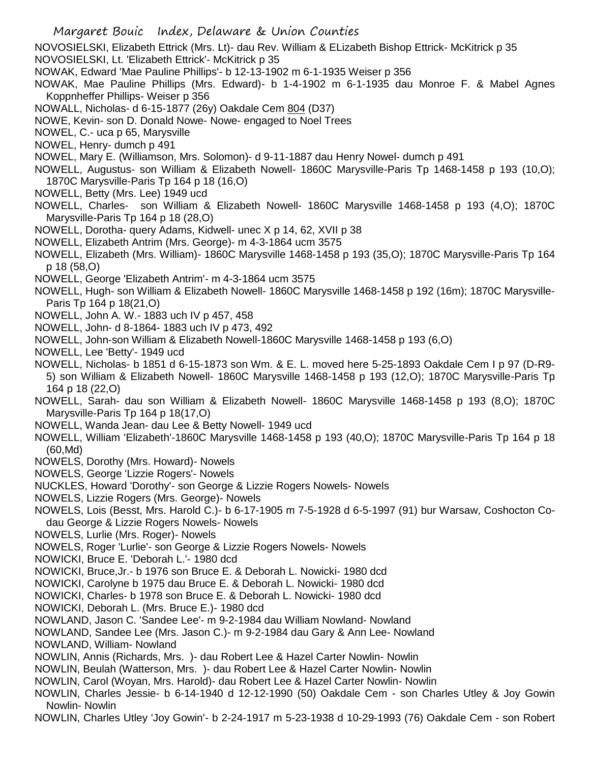NOVOSIELSKI, Elizabeth Ettrick (Mrs. Lt)- dau Rev. William & ELizabeth Bishop Ettrick- McKitrick p 35

NOVOSIELSKI, Lt. 'Elizabeth Ettrick'- McKitrick p 35

NOWAK, Edward 'Mae Pauline Phillips'- b 12-13-1902 m 6-1-1935 Weiser p 356

NOWAK, Mae Pauline Phillips (Mrs. Edward)- b 1-4-1902 m 6-1-1935 dau Monroe F. & Mabel Agnes Koppnheffer Phillips- Weiser p 356

NOWALL, Nicholas- d 6-15-1877 (26y) Oakdale Cem 804 (D37)

NOWE, Kevin- son D. Donald Nowe- Nowe- engaged to Noel Trees

NOWEL, C.- uca p 65, Marysville

NOWEL, Henry- dumch p 491

NOWEL, Mary E. (Williamson, Mrs. Solomon)- d 9-11-1887 dau Henry Nowel- dumch p 491

NOWELL, Augustus- son William & Elizabeth Nowell- 1860C Marysville-Paris Tp 1468-1458 p 193 (10,O); 1870C Marysville-Paris Tp 164 p 18 (16,O)

NOWELL, Betty (Mrs. Lee) 1949 ucd

NOWELL, Charles- son William & Elizabeth Nowell- 1860C Marysville 1468-1458 p 193 (4,O); 1870C Marysville-Paris Tp 164 p 18 (28,O)

NOWELL, Dorotha- query Adams, Kidwell- unec X p 14, 62, XVII p 38

NOWELL, Elizabeth Antrim (Mrs. George)- m 4-3-1864 ucm 3575

NOWELL, Elizabeth (Mrs. William)- 1860C Marysville 1468-1458 p 193 (35,O); 1870C Marysville-Paris Tp 164 p 18 (58,O)

NOWELL, George 'Elizabeth Antrim'- m 4-3-1864 ucm 3575

NOWELL, Hugh- son William & Elizabeth Nowell- 1860C Marysville 1468-1458 p 192 (16m); 1870C Marysville-Paris Tp 164 p 18(21,O)

NOWELL, John A. W.- 1883 uch IV p 457, 458

NOWELL, John- d 8-1864- 1883 uch IV p 473, 492

NOWELL, John-son William & Elizabeth Nowell-1860C Marysville 1468-1458 p 193 (6,O)

NOWELL, Lee 'Betty'- 1949 ucd

NOWELL, Nicholas- b 1851 d 6-15-1873 son Wm. & E. L. moved here 5-25-1893 Oakdale Cem I p 97 (D-R9-5) son William & Elizabeth Nowell- 1860C Marysville 1468-1458 p 193 (12,O); 1870C Marysville-Paris Tp 164 p 18 (22,O)

NOWELL, Sarah- dau son William & Elizabeth Nowell- 1860C Marysville 1468-1458 p 193 (8,O); 1870C Marysville-Paris Tp 164 p 18(17,O)

NOWELL, Wanda Jean- dau Lee & Betty Nowell- 1949 ucd

NOWELL, William 'Elizabeth'-1860C Marysville 1468-1458 p 193 (40,O); 1870C Marysville-Paris Tp 164 p 18 (60,Md)

NOWELS, Dorothy (Mrs. Howard)- Nowels

NOWELS, George 'Lizzie Rogers'- Nowels

NUCKLES, Howard 'Dorothy'- son George & Lizzie Rogers Nowels- Nowels

NOWELS, Lizzie Rogers (Mrs. George)- Nowels

NOWELS, Lois (Besst, Mrs. Harold C.)- b 6-17-1905 m 7-5-1928 d 6-5-1997 (91) bur Warsaw, Coshocton Co- dau George & Lizzie Rogers Nowels- Nowels

NOWELS, Lurlie (Mrs. Roger)- Nowels

NOWELS, Roger 'Lurlie'- son George & Lizzie Rogers Nowels- Nowels

NOWICKI, Bruce E. 'Deborah L.'- 1980 dcd

NOWICKI, Bruce,Jr.- b 1976 son Bruce E. & Deborah L. Nowicki- 1980 dcd

NOWICKI, Carolyne b 1975 dau Bruce E. & Deborah L. Nowicki- 1980 dcd

NOWICKI, Charles- b 1978 son Bruce E. & Deborah L. Nowicki- 1980 dcd

NOWICKI, Deborah L. (Mrs. Bruce E.)- 1980 dcd

NOWLAND, Jason C. 'Sandee Lee'- m 9-2-1984 dau William Nowland- Nowland

NOWLAND, Sandee Lee (Mrs. Jason C.)- m 9-2-1984 dau Gary & Ann Lee- Nowland

NOWLAND, William- Nowland

NOWLIN, Annis (Richards, Mrs. )- dau Robert Lee & Hazel Carter Nowlin- Nowlin

NOWLIN, Beulah (Watterson, Mrs. )- dau Robert Lee & Hazel Carter Nowlin- Nowlin

NOWLIN, Carol (Woyan, Mrs. Harold)- dau Robert Lee & Hazel Carter Nowlin- Nowlin

NOWLIN, Charles Jessie- b 6-14-1940 d 12-12-1990 (50) Oakdale Cem - son Charles Utley & Joy Gowin Nowlin- Nowlin

NOWLIN, Charles Utley 'Joy Gowin'- b 2-24-1917 m 5-23-1938 d 10-29-1993 (76) Oakdale Cem - son Robert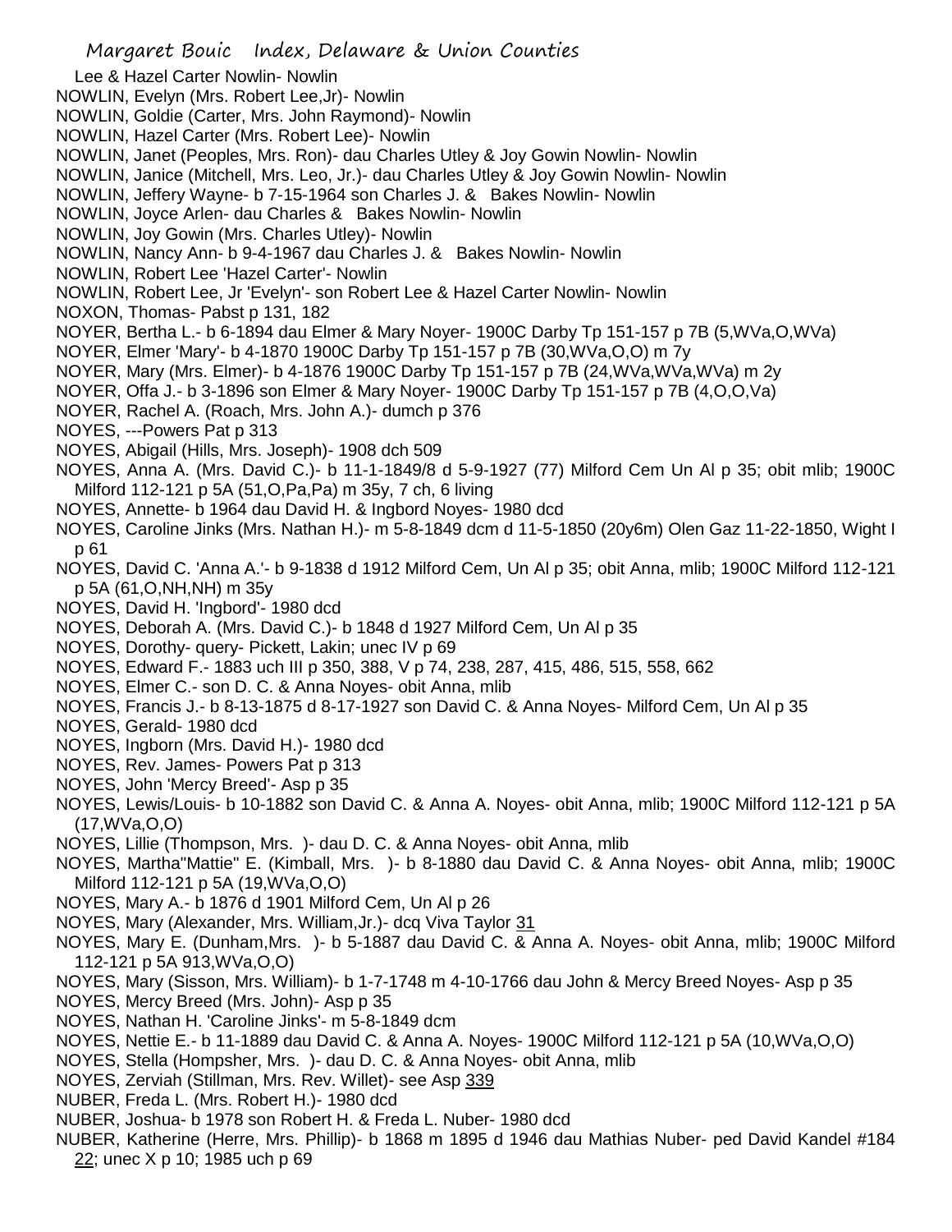Lee & Hazel Carter Nowlin- Nowlin

NOWLIN, Evelyn (Mrs. Robert Lee,Jr)- Nowlin

NOWLIN, Goldie (Carter, Mrs. John Raymond)- Nowlin

NOWLIN, Hazel Carter (Mrs. Robert Lee)- Nowlin

NOWLIN, Janet (Peoples, Mrs. Ron)- dau Charles Utley & Joy Gowin Nowlin- Nowlin

NOWLIN, Janice (Mitchell, Mrs. Leo, Jr.)- dau Charles Utley & Joy Gowin Nowlin- Nowlin

NOWLIN, Jeffery Wayne- b 7-15-1964 son Charles J. & Bakes Nowlin- Nowlin

NOWLIN, Joyce Arlen- dau Charles & Bakes Nowlin- Nowlin

NOWLIN, Joy Gowin (Mrs. Charles Utley)- Nowlin

NOWLIN, Nancy Ann- b 9-4-1967 dau Charles J. & Bakes Nowlin- Nowlin

NOWLIN, Robert Lee 'Hazel Carter'- Nowlin

NOWLIN, Robert Lee, Jr 'Evelyn'- son Robert Lee & Hazel Carter Nowlin- Nowlin

NOXON, Thomas- Pabst p 131, 182

NOYER, Bertha L.- b 6-1894 dau Elmer & Mary Noyer- 1900C Darby Tp 151-157 p 7B (5,WVa,O,WVa)

NOYER, Elmer 'Mary'- b 4-1870 1900C Darby Tp 151-157 p 7B (30,WVa,O,O) m 7y

NOYER, Mary (Mrs. Elmer)- b 4-1876 1900C Darby Tp 151-157 p 7B (24,WVa,WVa,WVa) m 2y

NOYER, Offa J.- b 3-1896 son Elmer & Mary Noyer- 1900C Darby Tp 151-157 p 7B (4,O,O,Va)

NOYER, Rachel A. (Roach, Mrs. John A.)- dumch p 376

NOYES, ---Powers Pat p 313

NOYES, Abigail (Hills, Mrs. Joseph)- 1908 dch 509

NOYES, Anna A. (Mrs. David C.)- b 11-1-1849/8 d 5-9-1927 (77) Milford Cem Un Al p 35; obit mlib; 1900C Milford 112-121 p 5A (51,O,Pa,Pa) m 35y, 7 ch, 6 living

NOYES, Annette- b 1964 dau David H. & Ingbord Noyes- 1980 dcd

NOYES, Caroline Jinks (Mrs. Nathan H.)- m 5-8-1849 dcm d 11-5-1850 (20y6m) Olen Gaz 11-22-1850, Wight I p 61

NOYES, David C. 'Anna A.'- b 9-1838 d 1912 Milford Cem, Un Al p 35; obit Anna, mlib; 1900C Milford 112-121 p 5A (61,O,NH,NH) m 35y

NOYES, David H. 'Ingbord'- 1980 dcd

NOYES, Deborah A. (Mrs. David C.)- b 1848 d 1927 Milford Cem, Un Al p 35

NOYES, Dorothy- query- Pickett, Lakin; unec IV p 69

NOYES, Edward F.- 1883 uch III p 350, 388, V p 74, 238, 287, 415, 486, 515, 558, 662

NOYES, Elmer C.- son D. C. & Anna Noyes- obit Anna, mlib

NOYES, Francis J.- b 8-13-1875 d 8-17-1927 son David C. & Anna Noyes- Milford Cem, Un Al p 35

NOYES, Gerald- 1980 dcd

NOYES, Ingborn (Mrs. David H.)- 1980 dcd

NOYES, Rev. James- Powers Pat p 313

NOYES, John 'Mercy Breed'- Asp p 35

NOYES, Lewis/Louis- b 10-1882 son David C. & Anna A. Noyes- obit Anna, mlib; 1900C Milford 112-121 p 5A (17,WVa,O,O)

NOYES, Lillie (Thompson, Mrs. )- dau D. C. & Anna Noyes- obit Anna, mlib

NOYES, Martha"Mattie" E. (Kimball, Mrs. )- b 8-1880 dau David C. & Anna Noyes- obit Anna, mlib; 1900C Milford 112-121 p 5A (19,WVa,O,O)

NOYES, Mary A.- b 1876 d 1901 Milford Cem, Un Al p 26

NOYES, Mary (Alexander, Mrs. William,Jr.)- dcq Viva Taylor 31

NOYES, Mary E. (Dunham,Mrs. )- b 5-1887 dau David C. & Anna A. Noyes- obit Anna, mlib; 1900C Milford 112-121 p 5A 913,WVa,O,O)

NOYES, Mary (Sisson, Mrs. William)- b 1-7-1748 m 4-10-1766 dau John & Mercy Breed Noyes- Asp p 35

NOYES, Mercy Breed (Mrs. John)- Asp p 35

NOYES, Nathan H. 'Caroline Jinks'- m 5-8-1849 dcm

NOYES, Nettie E.- b 11-1889 dau David C. & Anna A. Noyes- 1900C Milford 112-121 p 5A (10,WVa,O,O)

NOYES, Stella (Hompsher, Mrs. )- dau D. C. & Anna Noyes- obit Anna, mlib

NOYES, Zerviah (Stillman, Mrs. Rev. Willet)- see Asp 339

NUBER, Freda L. (Mrs. Robert H.)- 1980 dcd

NUBER, Joshua- b 1978 son Robert H. & Freda L. Nuber- 1980 dcd

NUBER, Katherine (Herre, Mrs. Phillip)- b 1868 m 1895 d 1946 dau Mathias Nuber- ped David Kandel #184 22; unec X p 10; 1985 uch p 69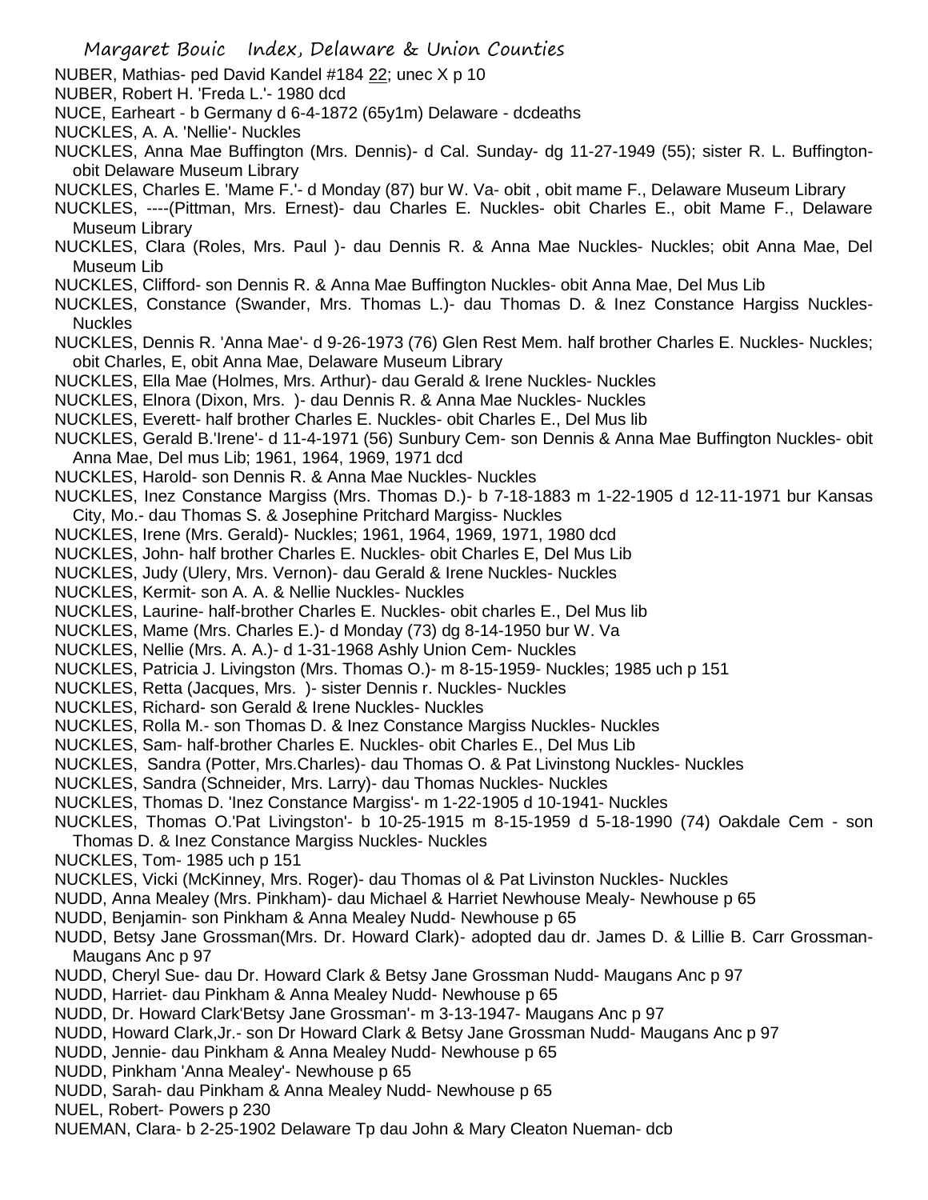NUBER, Mathias- ped David Kandel #184 22; unec X p 10

NUBER, Robert H. 'Freda L.'- 1980 dcd

NUCE, Earheart - b Germany d 6-4-1872 (65y1m) Delaware - dcdeaths

NUCKLES, A. A. 'Nellie'- Nuckles

NUCKLES, Anna Mae Buffington (Mrs. Dennis)- d Cal. Sunday- dg 11-27-1949 (55); sister R. L. Buffington- obit Delaware Museum Library

NUCKLES, Charles E. 'Mame F.'- d Monday (87) bur W. Va- obit , obit mame F., Delaware Museum Library

NUCKLES, ----(Pittman, Mrs. Ernest)- dau Charles E. Nuckles- obit Charles E., obit Mame F., Delaware Museum Library

NUCKLES, Clara (Roles, Mrs. Paul )- dau Dennis R. & Anna Mae Nuckles- Nuckles; obit Anna Mae, Del Museum Lib

NUCKLES, Clifford- son Dennis R. & Anna Mae Buffington Nuckles- obit Anna Mae, Del Mus Lib

NUCKLES, Constance (Swander, Mrs. Thomas L.)- dau Thomas D. & Inez Constance Hargiss Nuckles- Nuckles

NUCKLES, Dennis R. 'Anna Mae'- d 9-26-1973 (76) Glen Rest Mem. half brother Charles E. Nuckles- Nuckles; obit Charles, E, obit Anna Mae, Delaware Museum Library

NUCKLES, Ella Mae (Holmes, Mrs. Arthur)- dau Gerald & Irene Nuckles- Nuckles

NUCKLES, Elnora (Dixon, Mrs. )- dau Dennis R. & Anna Mae Nuckles- Nuckles

NUCKLES, Everett- half brother Charles E. Nuckles- obit Charles E., Del Mus lib

NUCKLES, Gerald B.'Irene'- d 11-4-1971 (56) Sunbury Cem- son Dennis & Anna Mae Buffington Nuckles- obit Anna Mae, Del mus Lib; 1961, 1964, 1969, 1971 dcd

NUCKLES, Harold- son Dennis R. & Anna Mae Nuckles- Nuckles

NUCKLES, Inez Constance Margiss (Mrs. Thomas D.)- b 7-18-1883 m 1-22-1905 d 12-11-1971 bur Kansas City, Mo.- dau Thomas S. & Josephine Pritchard Margiss- Nuckles

NUCKLES, Irene (Mrs. Gerald)- Nuckles; 1961, 1964, 1969, 1971, 1980 dcd

NUCKLES, John- half brother Charles E. Nuckles- obit Charles E, Del Mus Lib

NUCKLES, Judy (Ulery, Mrs. Vernon)- dau Gerald & Irene Nuckles- Nuckles

NUCKLES, Kermit- son A. A. & Nellie Nuckles- Nuckles

NUCKLES, Laurine- half-brother Charles E. Nuckles- obit charles E., Del Mus lib

NUCKLES, Mame (Mrs. Charles E.)- d Monday (73) dg 8-14-1950 bur W. Va

NUCKLES, Nellie (Mrs. A. A.)- d 1-31-1968 Ashly Union Cem- Nuckles

NUCKLES, Patricia J. Livingston (Mrs. Thomas O.)- m 8-15-1959- Nuckles; 1985 uch p 151

NUCKLES, Retta (Jacques, Mrs. )- sister Dennis r. Nuckles- Nuckles

NUCKLES, Richard- son Gerald & Irene Nuckles- Nuckles

NUCKLES, Rolla M.- son Thomas D. & Inez Constance Margiss Nuckles- Nuckles

NUCKLES, Sam- half-brother Charles E. Nuckles- obit Charles E., Del Mus Lib

NUCKLES, Sandra (Potter, Mrs.Charles)- dau Thomas O. & Pat Livinstong Nuckles- Nuckles

NUCKLES, Sandra (Schneider, Mrs. Larry)- dau Thomas Nuckles- Nuckles

NUCKLES, Thomas D. 'Inez Constance Margiss'- m 1-22-1905 d 10-1941- Nuckles

NUCKLES, Thomas O.'Pat Livingston'- b 10-25-1915 m 8-15-1959 d 5-18-1990 (74) Oakdale Cem - son Thomas D. & Inez Constance Margiss Nuckles- Nuckles

NUCKLES, Tom- 1985 uch p 151

NUCKLES, Vicki (McKinney, Mrs. Roger)- dau Thomas ol & Pat Livinston Nuckles- Nuckles

NUDD, Anna Mealey (Mrs. Pinkham)- dau Michael & Harriet Newhouse Mealy- Newhouse p 65

NUDD, Benjamin- son Pinkham & Anna Mealey Nudd- Newhouse p 65

NUDD, Betsy Jane Grossman(Mrs. Dr. Howard Clark)- adopted dau dr. James D. & Lillie B. Carr Grossman- Maugans Anc p 97

NUDD, Cheryl Sue- dau Dr. Howard Clark & Betsy Jane Grossman Nudd- Maugans Anc p 97

NUDD, Harriet- dau Pinkham & Anna Mealey Nudd- Newhouse p 65

NUDD, Dr. Howard Clark'Betsy Jane Grossman'- m 3-13-1947- Maugans Anc p 97

NUDD, Howard Clark,Jr.- son Dr Howard Clark & Betsy Jane Grossman Nudd- Maugans Anc p 97

NUDD, Jennie- dau Pinkham & Anna Mealey Nudd- Newhouse p 65

NUDD, Pinkham 'Anna Mealey'- Newhouse p 65

NUDD, Sarah- dau Pinkham & Anna Mealey Nudd- Newhouse p 65

NUEL, Robert- Powers p 230

NUEMAN, Clara- b 2-25-1902 Delaware Tp dau John & Mary Cleaton Nueman- dcb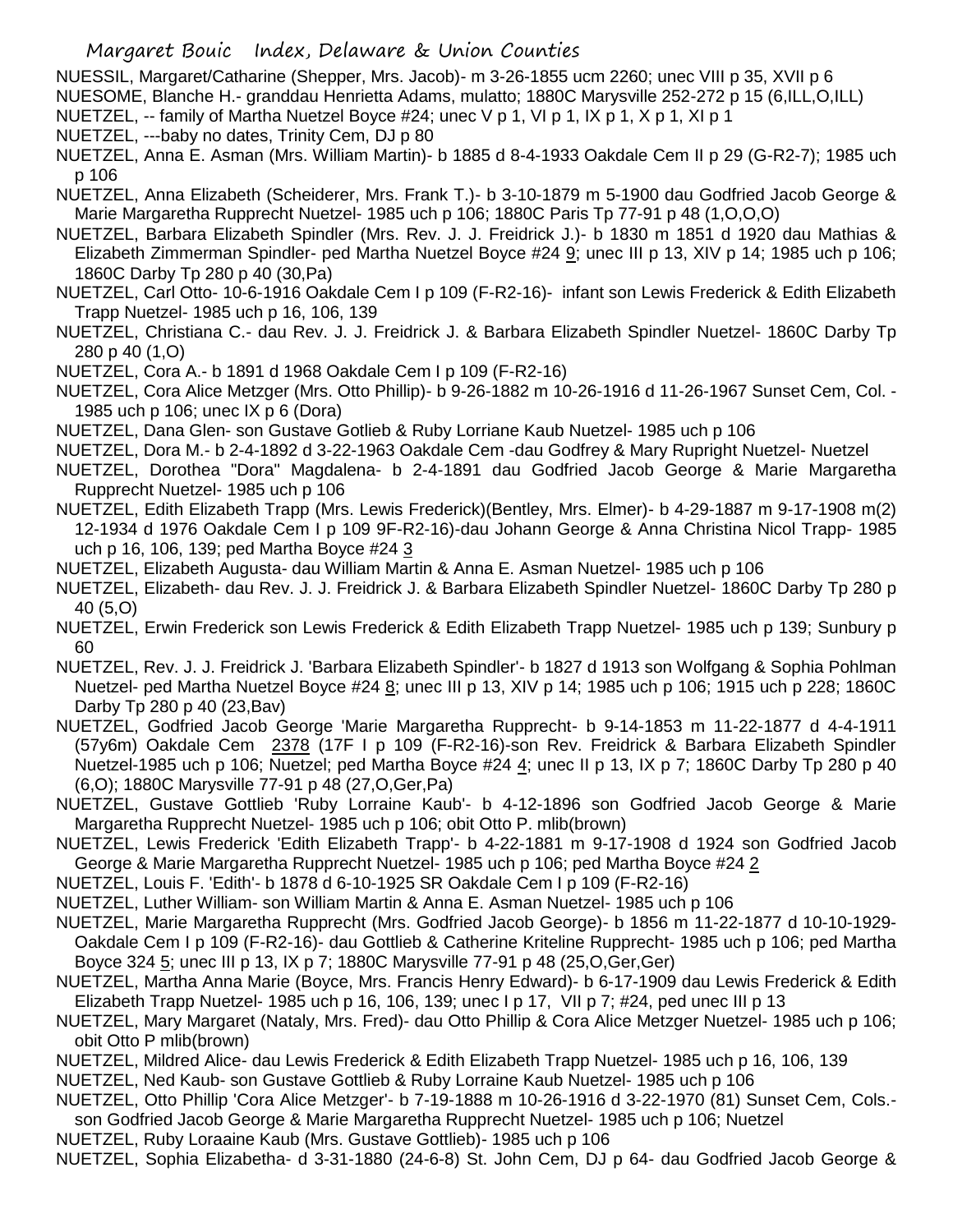NUESSIL, Margaret/Catharine (Shepper, Mrs. Jacob)- m 3-26-1855 ucm 2260; unec VIII p 35, XVII p 6

NUESOME, Blanche H.- granddau Henrietta Adams, mulatto; 1880C Marysville 252-272 p 15 (6,ILL,O,ILL)

NUETZEL, -- family of Martha Nuetzel Boyce #24; unec V p 1, VI p 1, IX p 1, X p 1, XI p 1

NUETZEL, ---baby no dates, Trinity Cem, DJ p 80

NUETZEL, Anna E. Asman (Mrs. William Martin)- b 1885 d 8-4-1933 Oakdale Cem II p 29 (G-R2-7); 1985 uch p 106

NUETZEL, Anna Elizabeth (Scheiderer, Mrs. Frank T.)- b 3-10-1879 m 5-1900 dau Godfried Jacob George & Marie Margaretha Rupprecht Nuetzel- 1985 uch p 106; 1880C Paris Tp 77-91 p 48 (1,O,O,O)

NUETZEL, Barbara Elizabeth Spindler (Mrs. Rev. J. J. Freidrick J.)- b 1830 m 1851 d 1920 dau Mathias & Elizabeth Zimmerman Spindler- ped Martha Nuetzel Boyce #24 9; unec III p 13, XIV p 14; 1985 uch p 106; 1860C Darby Tp 280 p 40 (30,Pa)

NUETZEL, Carl Otto- 10-6-1916 Oakdale Cem I p 109 (F-R2-16)- infant son Lewis Frederick & Edith Elizabeth Trapp Nuetzel- 1985 uch p 16, 106, 139

NUETZEL, Christiana C.- dau Rev. J. J. Freidrick J. & Barbara Elizabeth Spindler Nuetzel- 1860C Darby Tp 280 p 40 (1,O)

NUETZEL, Cora A.- b 1891 d 1968 Oakdale Cem I p 109 (F-R2-16)

NUETZEL, Cora Alice Metzger (Mrs. Otto Phillip)- b 9-26-1882 m 10-26-1916 d 11-26-1967 Sunset Cem, Col. - 1985 uch p 106; unec IX p 6 (Dora)

NUETZEL, Dana Glen- son Gustave Gotlieb & Ruby Lorriane Kaub Nuetzel- 1985 uch p 106

NUETZEL, Dora M.- b 2-4-1892 d 3-22-1963 Oakdale Cem -dau Godfrey & Mary Rupright Nuetzel- Nuetzel

NUETZEL, Dorothea "Dora" Magdalena- b 2-4-1891 dau Godfried Jacob George & Marie Margaretha Rupprecht Nuetzel- 1985 uch p 106

NUETZEL, Edith Elizabeth Trapp (Mrs. Lewis Frederick)(Bentley, Mrs. Elmer)- b 4-29-1887 m 9-17-1908 m(2) 12-1934 d 1976 Oakdale Cem I p 109 9F-R2-16)-dau Johann George & Anna Christina Nicol Trapp- 1985 uch p 16, 106, 139; ped Martha Boyce #24 3

NUETZEL, Elizabeth Augusta- dau William Martin & Anna E. Asman Nuetzel- 1985 uch p 106

NUETZEL, Elizabeth- dau Rev. J. J. Freidrick J. & Barbara Elizabeth Spindler Nuetzel- 1860C Darby Tp 280 p 40 (5,O)

NUETZEL, Erwin Frederick son Lewis Frederick & Edith Elizabeth Trapp Nuetzel- 1985 uch p 139; Sunbury p 60

NUETZEL, Rev. J. J. Freidrick J. 'Barbara Elizabeth Spindler'- b 1827 d 1913 son Wolfgang & Sophia Pohlman Nuetzel- ped Martha Nuetzel Boyce #24 8; unec III p 13, XIV p 14; 1985 uch p 106; 1915 uch p 228; 1860C Darby Tp 280 p 40 (23,Bav)

NUETZEL, Godfried Jacob George 'Marie Margaretha Rupprecht- b 9-14-1853 m 11-22-1877 d 4-4-1911 (57y6m) Oakdale Cem 2378 (17F I p 109 (F-R2-16)-son Rev. Freidrick & Barbara Elizabeth Spindler Nuetzel-1985 uch p 106; Nuetzel; ped Martha Boyce #24 4; unec II p 13, IX p 7; 1860C Darby Tp 280 p 40 (6,O); 1880C Marysville 77-91 p 48 (27,O,Ger,Pa)

NUETZEL, Gustave Gottlieb 'Ruby Lorraine Kaub'- b 4-12-1896 son Godfried Jacob George & Marie Margaretha Rupprecht Nuetzel- 1985 uch p 106; obit Otto P. mlib(brown)

NUETZEL, Lewis Frederick 'Edith Elizabeth Trapp'- b 4-22-1881 m 9-17-1908 d 1924 son Godfried Jacob George & Marie Margaretha Rupprecht Nuetzel- 1985 uch p 106; ped Martha Boyce #24 2

NUETZEL, Louis F. 'Edith'- b 1878 d 6-10-1925 SR Oakdale Cem I p 109 (F-R2-16)

NUETZEL, Luther William- son William Martin & Anna E. Asman Nuetzel- 1985 uch p 106

NUETZEL, Marie Margaretha Rupprecht (Mrs. Godfried Jacob George)- b 1856 m 11-22-1877 d 10-10-1929- Oakdale Cem I p 109 (F-R2-16)- dau Gottlieb & Catherine Kriteline Rupprecht- 1985 uch p 106; ped Martha Boyce 324 5; unec III p 13, IX p 7; 1880C Marysville 77-91 p 48 (25,O,Ger,Ger)

NUETZEL, Martha Anna Marie (Boyce, Mrs. Francis Henry Edward)- b 6-17-1909 dau Lewis Frederick & Edith Elizabeth Trapp Nuetzel- 1985 uch p 16, 106, 139; unec I p 17, VII p 7; #24, ped unec III p 13

NUETZEL, Mary Margaret (Nataly, Mrs. Fred)- dau Otto Phillip & Cora Alice Metzger Nuetzel- 1985 uch p 106; obit Otto P mlib(brown)

NUETZEL, Mildred Alice- dau Lewis Frederick & Edith Elizabeth Trapp Nuetzel- 1985 uch p 16, 106, 139

NUETZEL, Ned Kaub- son Gustave Gottlieb & Ruby Lorraine Kaub Nuetzel- 1985 uch p 106

NUETZEL, Otto Phillip 'Cora Alice Metzger'- b 7-19-1888 m 10-26-1916 d 3-22-1970 (81) Sunset Cem, Cols.- son Godfried Jacob George & Marie Margaretha Rupprecht Nuetzel- 1985 uch p 106; Nuetzel

NUETZEL, Ruby Loraaine Kaub (Mrs. Gustave Gottlieb)- 1985 uch p 106

NUETZEL, Sophia Elizabetha- d 3-31-1880 (24-6-8) St. John Cem, DJ p 64- dau Godfried Jacob George &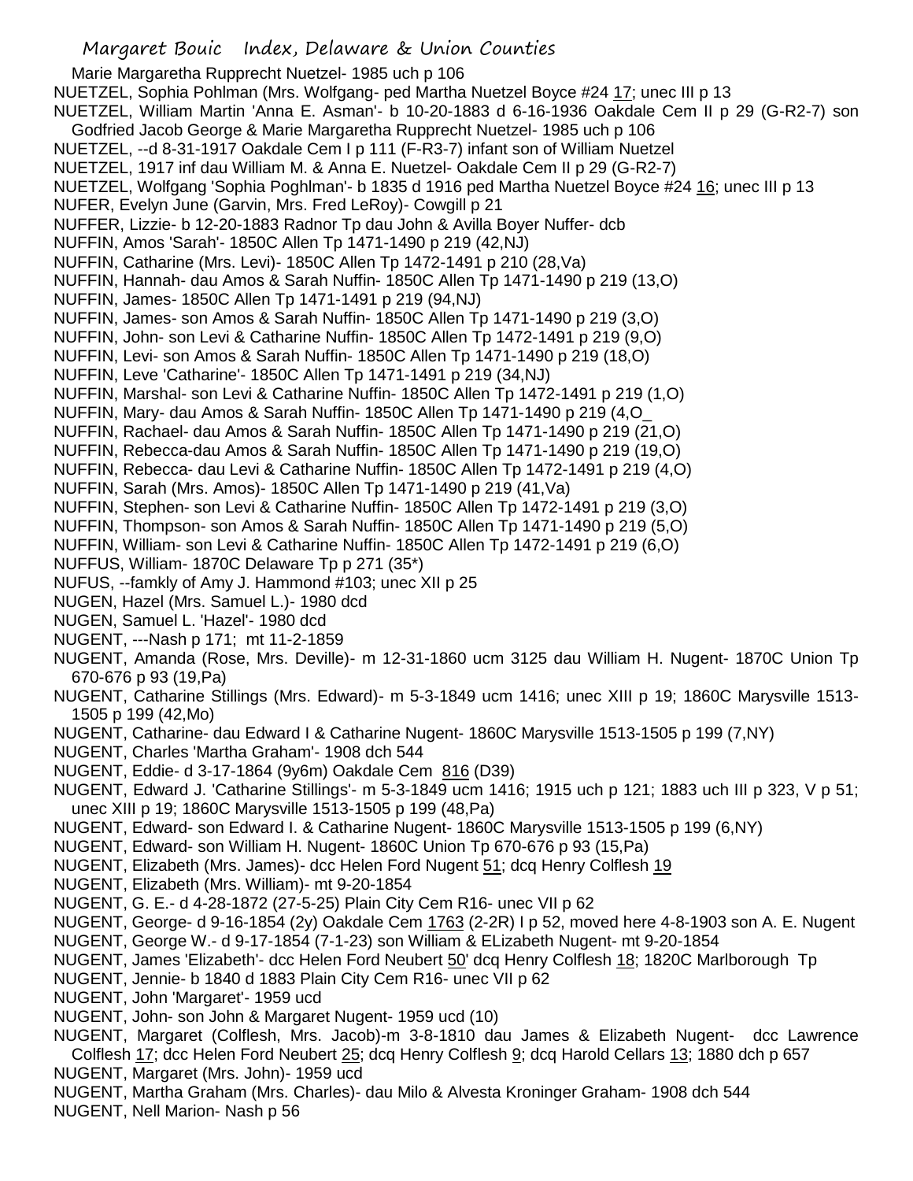Marie Margaretha Rupprecht Nuetzel- 1985 uch p 106

NUETZEL, Sophia Pohlman (Mrs. Wolfgang- ped Martha Nuetzel Boyce #24 17; unec III p 13

NUETZEL, William Martin 'Anna E. Asman'- b 10-20-1883 d 6-16-1936 Oakdale Cem II p 29 (G-R2-7) son Godfried Jacob George & Marie Margaretha Rupprecht Nuetzel- 1985 uch p 106

NUETZEL, --d 8-31-1917 Oakdale Cem I p 111 (F-R3-7) infant son of William Nuetzel

NUETZEL, 1917 inf dau William M. & Anna E. Nuetzel- Oakdale Cem II p 29 (G-R2-7)

NUETZEL, Wolfgang 'Sophia Poghlman'- b 1835 d 1916 ped Martha Nuetzel Boyce #24 16; unec III p 13

NUFER, Evelyn June (Garvin, Mrs. Fred LeRoy)- Cowgill p 21

NUFFER, Lizzie- b 12-20-1883 Radnor Tp dau John & Avilla Boyer Nuffer- dcb

NUFFIN, Amos 'Sarah'- 1850C Allen Tp 1471-1490 p 219 (42,NJ)

NUFFIN, Catharine (Mrs. Levi)- 1850C Allen Tp 1472-1491 p 210 (28,Va)

NUFFIN, Hannah- dau Amos & Sarah Nuffin- 1850C Allen Tp 1471-1490 p 219 (13,O)

NUFFIN, James- 1850C Allen Tp 1471-1491 p 219 (94,NJ)

NUFFIN, James- son Amos & Sarah Nuffin- 1850C Allen Tp 1471-1490 p 219 (3,O)

NUFFIN, John- son Levi & Catharine Nuffin- 1850C Allen Tp 1472-1491 p 219 (9,O)

NUFFIN, Levi- son Amos & Sarah Nuffin- 1850C Allen Tp 1471-1490 p 219 (18,O)

NUFFIN, Leve 'Catharine'- 1850C Allen Tp 1471-1491 p 219 (34,NJ)

NUFFIN, Marshal- son Levi & Catharine Nuffin- 1850C Allen Tp 1472-1491 p 219 (1,O)

NUFFIN, Mary- dau Amos & Sarah Nuffin- 1850C Allen Tp 1471-1490 p 219 (4,O_

NUFFIN, Rachael- dau Amos & Sarah Nuffin- 1850C Allen Tp 1471-1490 p 219 (21,O)

NUFFIN, Rebecca-dau Amos & Sarah Nuffin- 1850C Allen Tp 1471-1490 p 219 (19,O)

NUFFIN, Rebecca- dau Levi & Catharine Nuffin- 1850C Allen Tp 1472-1491 p 219 (4,O)

NUFFIN, Sarah (Mrs. Amos)- 1850C Allen Tp 1471-1490 p 219 (41,Va)

NUFFIN, Stephen- son Levi & Catharine Nuffin- 1850C Allen Tp 1472-1491 p 219 (3,O)

NUFFIN, Thompson- son Amos & Sarah Nuffin- 1850C Allen Tp 1471-1490 p 219 (5,O)

NUFFIN, William- son Levi & Catharine Nuffin- 1850C Allen Tp 1472-1491 p 219 (6,O)

NUFFUS, William- 1870C Delaware Tp p 271 (35*)

NUFUS, --famkly of Amy J. Hammond #103; unec XII p 25

NUGEN, Hazel (Mrs. Samuel L.)- 1980 dcd

NUGEN, Samuel L. 'Hazel'- 1980 dcd

NUGENT, ---Nash p 171; mt 11-2-1859

NUGENT, Amanda (Rose, Mrs. Deville)- m 12-31-1860 ucm 3125 dau William H. Nugent- 1870C Union Tp 670-676 p 93 (19,Pa)

NUGENT, Catharine Stillings (Mrs. Edward)- m 5-3-1849 ucm 1416; unec XIII p 19; 1860C Marysville 1513-1505 p 199 (42,Mo)

NUGENT, Catharine- dau Edward I & Catharine Nugent- 1860C Marysville 1513-1505 p 199 (7,NY)

NUGENT, Charles 'Martha Graham'- 1908 dch 544

NUGENT, Eddie- d 3-17-1864 (9y6m) Oakdale Cem 816 (D39)

NUGENT, Edward J. 'Catharine Stillings'- m 5-3-1849 ucm 1416; 1915 uch p 121; 1883 uch III p 323, V p 51; unec XIII p 19; 1860C Marysville 1513-1505 p 199 (48,Pa)

NUGENT, Edward- son Edward I. & Catharine Nugent- 1860C Marysville 1513-1505 p 199 (6,NY)

NUGENT, Edward- son William H. Nugent- 1860C Union Tp 670-676 p 93 (15,Pa)

NUGENT, Elizabeth (Mrs. James)- dcc Helen Ford Nugent 51; dcq Henry Colflesh 19

NUGENT, Elizabeth (Mrs. William)- mt 9-20-1854

NUGENT, G. E.- d 4-28-1872 (27-5-25) Plain City Cem R16- unec VII p 62

NUGENT, George- d 9-16-1854 (2y) Oakdale Cem 1763 (2-2R) I p 52, moved here 4-8-1903 son A. E. Nugent

NUGENT, George W.- d 9-17-1854 (7-1-23) son William & ELizabeth Nugent- mt 9-20-1854

NUGENT, James 'Elizabeth'- dcc Helen Ford Neubert 50' dcq Henry Colflesh 18; 1820C Marlborough Tp

NUGENT, Jennie- b 1840 d 1883 Plain City Cem R16- unec VII p 62

NUGENT, John 'Margaret'- 1959 ucd

NUGENT, John- son John & Margaret Nugent- 1959 ucd (10)

NUGENT, Margaret (Colflesh, Mrs. Jacob)-m 3-8-1810 dau James & Elizabeth Nugent- dcc Lawrence Colflesh 17; dcc Helen Ford Neubert 25; dcq Henry Colflesh 9; dcq Harold Cellars 13; 1880 dch p 657

NUGENT, Margaret (Mrs. John)- 1959 ucd

NUGENT, Martha Graham (Mrs. Charles)- dau Milo & Alvesta Kroninger Graham- 1908 dch 544

NUGENT, Nell Marion- Nash p 56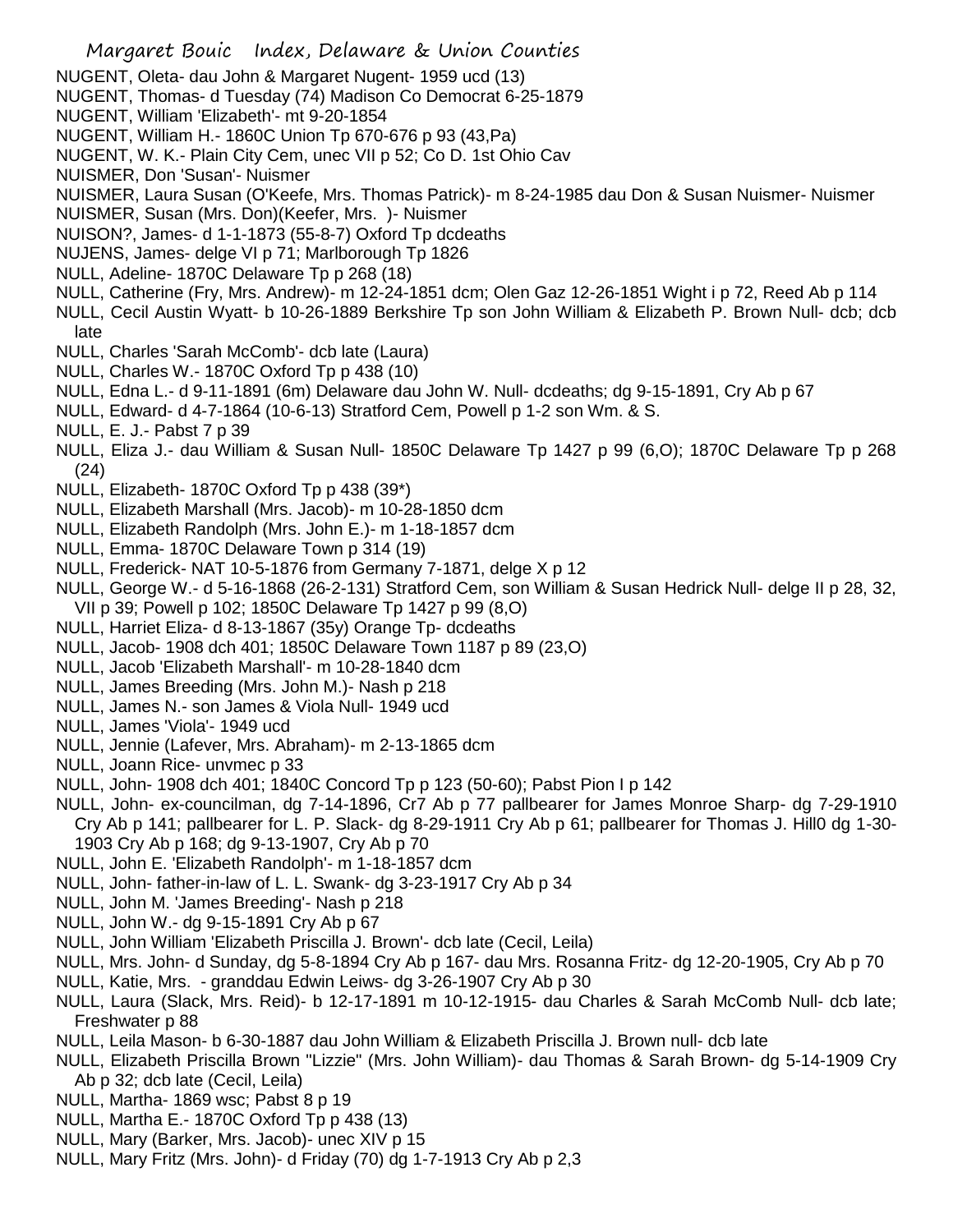NUGENT, Oleta- dau John & Margaret Nugent- 1959 ucd (13)
NUGENT, Thomas- d Tuesday (74) Madison Co Democrat 6-25-1879
NUGENT, William 'Elizabeth'- mt 9-20-1854
NUGENT, William H.- 1860C Union Tp 670-676 p 93 (43,Pa)
NUGENT, W. K.- Plain City Cem, unec VII p 52; Co D. 1st Ohio Cav
NUISMER, Don 'Susan'- Nuismer
NUISMER, Laura Susan (O'Keefe, Mrs. Thomas Patrick)- m 8-24-1985 dau Don & Susan Nuismer- Nuismer
NUISMER, Susan (Mrs. Don)(Keefer, Mrs. )- Nuismer
NUISON?, James- d 1-1-1873 (55-8-7) Oxford Tp dcdeaths
NUJENS, James- delge VI p 71; Marlborough Tp 1826
NULL, Adeline- 1870C Delaware Tp p 268 (18)
NULL, Catherine (Fry, Mrs. Andrew)- m 12-24-1851 dcm; Olen Gaz 12-26-1851 Wight i p 72, Reed Ab p 114
NULL, Cecil Austin Wyatt- b 10-26-1889 Berkshire Tp son John William & Elizabeth P. Brown Null- dcb; dcb late
NULL, Charles 'Sarah McComb'- dcb late (Laura)
NULL, Charles W.- 1870C Oxford Tp p 438 (10)
NULL, Edna L.- d 9-11-1891 (6m) Delaware dau John W. Null- dcdeaths; dg 9-15-1891, Cry Ab p 67
NULL, Edward- d 4-7-1864 (10-6-13) Stratford Cem, Powell p 1-2 son Wm. & S.
NULL, E. J.- Pabst 7 p 39
NULL, Eliza J.- dau William & Susan Null- 1850C Delaware Tp 1427 p 99 (6,O); 1870C Delaware Tp p 268 (24)
NULL, Elizabeth- 1870C Oxford Tp p 438 (39*)
NULL, Elizabeth Marshall (Mrs. Jacob)- m 10-28-1850 dcm
NULL, Elizabeth Randolph (Mrs. John E.)- m 1-18-1857 dcm
NULL, Emma- 1870C Delaware Town p 314 (19)
NULL, Frederick- NAT 10-5-1876 from Germany 7-1871, delge X p 12
NULL, George W.- d 5-16-1868 (26-2-131) Stratford Cem, son William & Susan Hedrick Null- delge II p 28, 32, VII p 39; Powell p 102; 1850C Delaware Tp 1427 p 99 (8,O)
NULL, Harriet Eliza- d 8-13-1867 (35y) Orange Tp- dcdeaths
NULL, Jacob- 1908 dch 401; 1850C Delaware Town 1187 p 89 (23,O)
NULL, Jacob 'Elizabeth Marshall'- m 10-28-1840 dcm
NULL, James Breeding (Mrs. John M.)- Nash p 218
NULL, James N.- son James & Viola Null- 1949 ucd
NULL, James 'Viola'- 1949 ucd
NULL, Jennie (Lafever, Mrs. Abraham)- m 2-13-1865 dcm
NULL, Joann Rice- unvmec p 33
NULL, John- 1908 dch 401; 1840C Concord Tp p 123 (50-60); Pabst Pion I p 142
NULL, John- ex-councilman, dg 7-14-1896, Cr7 Ab p 77 pallbearer for James Monroe Sharp- dg 7-29-1910 Cry Ab p 141; pallbearer for L. P. Slack- dg 8-29-1911 Cry Ab p 61; pallbearer for Thomas J. Hill0 dg 1-30-1903 Cry Ab p 168; dg 9-13-1907, Cry Ab p 70
NULL, John E. 'Elizabeth Randolph'- m 1-18-1857 dcm
NULL, John- father-in-law of L. L. Swank- dg 3-23-1917 Cry Ab p 34
NULL, John M. 'James Breeding'- Nash p 218
NULL, John W.- dg 9-15-1891 Cry Ab p 67
NULL, John William 'Elizabeth Priscilla J. Brown'- dcb late (Cecil, Leila)
NULL, Mrs. John- d Sunday, dg 5-8-1894 Cry Ab p 167- dau Mrs. Rosanna Fritz- dg 12-20-1905, Cry Ab p 70
NULL, Katie, Mrs. - granddau Edwin Leiws- dg 3-26-1907 Cry Ab p 30
NULL, Laura (Slack, Mrs. Reid)- b 12-17-1891 m 10-12-1915- dau Charles & Sarah McComb Null- dcb late; Freshwater p 88
NULL, Leila Mason- b 6-30-1887 dau John William & Elizabeth Priscilla J. Brown null- dcb late
NULL, Elizabeth Priscilla Brown "Lizzie" (Mrs. John William)- dau Thomas & Sarah Brown- dg 5-14-1909 Cry Ab p 32; dcb late (Cecil, Leila)
NULL, Martha- 1869 wsc; Pabst 8 p 19
NULL, Martha E.- 1870C Oxford Tp p 438 (13)
NULL, Mary (Barker, Mrs. Jacob)- unec XIV p 15
NULL, Mary Fritz (Mrs. John)- d Friday (70) dg 1-7-1913 Cry Ab p 2,3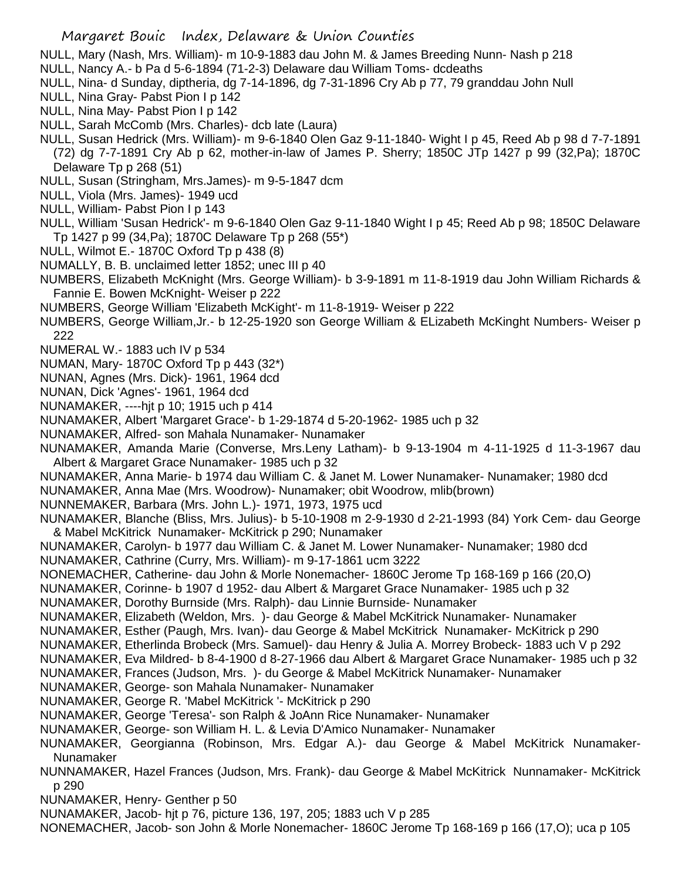NULL, Mary (Nash, Mrs. William)- m 10-9-1883 dau John M. & James Breeding Nunn- Nash p 218
NULL, Nancy A.- b Pa d 5-6-1894 (71-2-3) Delaware dau William Toms- dcdeaths
NULL, Nina- d Sunday, diptheria, dg 7-14-1896, dg 7-31-1896 Cry Ab p 77, 79 granddau John Null
NULL, Nina Gray- Pabst Pion I p 142
NULL, Nina May- Pabst Pion I p 142
NULL, Sarah McComb (Mrs. Charles)- dcb late (Laura)
NULL, Susan Hedrick (Mrs. William)- m 9-6-1840 Olen Gaz 9-11-1840- Wight I p 45, Reed Ab p 98 d 7-7-1891 (72) dg 7-7-1891 Cry Ab p 62, mother-in-law of James P. Sherry; 1850C JTp 1427 p 99 (32,Pa); 1870C Delaware Tp p 268 (51)
NULL, Susan (Stringham, Mrs.James)- m 9-5-1847 dcm
NULL, Viola (Mrs. James)- 1949 ucd
NULL, William- Pabst Pion I p 143
NULL, William 'Susan Hedrick'- m 9-6-1840 Olen Gaz 9-11-1840 Wight I p 45; Reed Ab p 98; 1850C Delaware Tp 1427 p 99 (34,Pa); 1870C Delaware Tp p 268 (55*)
NULL, Wilmot E.- 1870C Oxford Tp p 438 (8)
NUMALLY, B. B. unclaimed letter 1852; unec III p 40
NUMBERS, Elizabeth McKnight (Mrs. George William)- b 3-9-1891 m 11-8-1919 dau John William Richards & Fannie E. Bowen McKnight- Weiser p 222
NUMBERS, George William 'Elizabeth McKight'- m 11-8-1919- Weiser p 222
NUMBERS, George William,Jr.- b 12-25-1920 son George William & ELizabeth McKinght Numbers- Weiser p 222
NUMERAL W.- 1883 uch IV p 534
NUMAN, Mary- 1870C Oxford Tp p 443 (32*)
NUNAN, Agnes (Mrs. Dick)- 1961, 1964 dcd
NUNAN, Dick 'Agnes'- 1961, 1964 dcd
NUNAMAKER, ----hjt p 10; 1915 uch p 414
NUNAMAKER, Albert 'Margaret Grace'- b 1-29-1874 d 5-20-1962- 1985 uch p 32
NUNAMAKER, Alfred- son Mahala Nunamaker- Nunamaker
NUNAMAKER, Amanda Marie (Converse, Mrs.Leny Latham)- b 9-13-1904 m 4-11-1925 d 11-3-1967 dau Albert & Margaret Grace Nunamaker- 1985 uch p 32
NUNAMAKER, Anna Marie- b 1974 dau William C. & Janet M. Lower Nunamaker- Nunamaker; 1980 dcd
NUNAMAKER, Anna Mae (Mrs. Woodrow)- Nunamaker; obit Woodrow, mlib(brown)
NUNNEMAKER, Barbara (Mrs. John L.)- 1971, 1973, 1975 ucd
NUNAMAKER, Blanche (Bliss, Mrs. Julius)- b 5-10-1908 m 2-9-1930 d 2-21-1993 (84) York Cem- dau George & Mabel McKitrick Nunamaker- McKitrick p 290; Nunamaker
NUNAMAKER, Carolyn- b 1977 dau William C. & Janet M. Lower Nunamaker- Nunamaker; 1980 dcd
NUNAMAKER, Cathrine (Curry, Mrs. William)- m 9-17-1861 ucm 3222
NONEMACHER, Catherine- dau John & Morle Nonemacher- 1860C Jerome Tp 168-169 p 166 (20,O)
NUNAMAKER, Corinne- b 1907 d 1952- dau Albert & Margaret Grace Nunamaker- 1985 uch p 32
NUNAMAKER, Dorothy Burnside (Mrs. Ralph)- dau Linnie Burnside- Nunamaker
NUNAMAKER, Elizabeth (Weldon, Mrs. )- dau George & Mabel McKitrick Nunamaker- Nunamaker
NUNAMAKER, Esther (Paugh, Mrs. Ivan)- dau George & Mabel McKitrick Nunamaker- McKitrick p 290
NUNAMAKER, Etherlinda Brobeck (Mrs. Samuel)- dau Henry & Julia A. Morrey Brobeck- 1883 uch V p 292
NUNAMAKER, Eva Mildred- b 8-4-1900 d 8-27-1966 dau Albert & Margaret Grace Nunamaker- 1985 uch p 32
NUNAMAKER, Frances (Judson, Mrs. )- du George & Mabel McKitrick Nunamaker- Nunamaker
NUNAMAKER, George- son Mahala Nunamaker- Nunamaker
NUNAMAKER, George R. 'Mabel McKitrick '- McKitrick p 290
NUNAMAKER, George 'Teresa'- son Ralph & JoAnn Rice Nunamaker- Nunamaker
NUNAMAKER, George- son William H. L. & Levia D'Amico Nunamaker- Nunamaker
NUNAMAKER, Georgianna (Robinson, Mrs. Edgar A.)- dau George & Mabel McKitrick Nunamaker- Nunamaker
NUNNAMAKER, Hazel Frances (Judson, Mrs. Frank)- dau George & Mabel McKitrick Nunnamaker- McKitrick p 290
NUNAMAKER, Henry- Genther p 50
NUNAMAKER, Jacob- hjt p 76, picture 136, 197, 205; 1883 uch V p 285
NONEMACHER, Jacob- son John & Morle Nonemacher- 1860C Jerome Tp 168-169 p 166 (17,O); uca p 105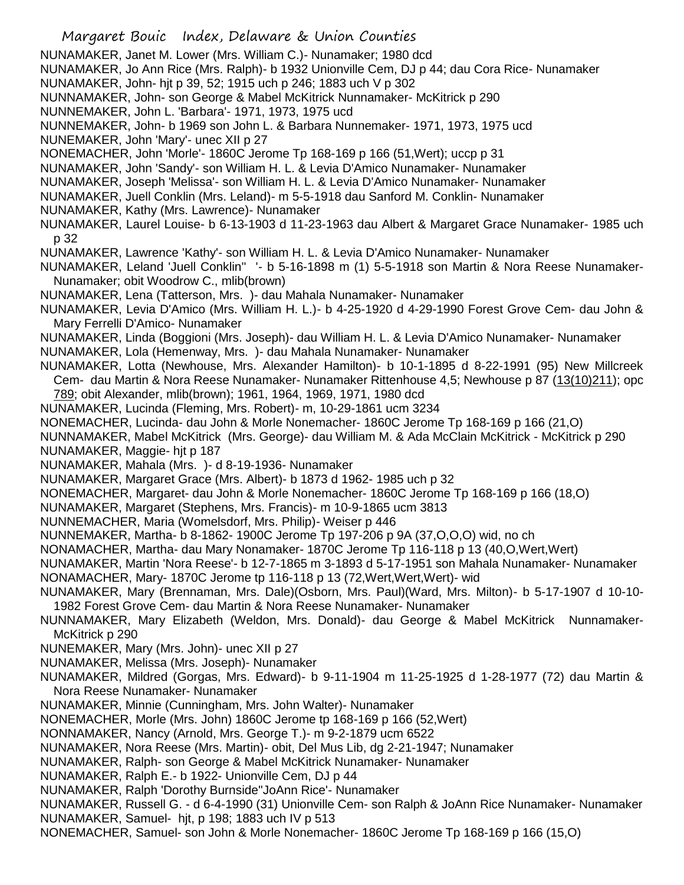NUNAMAKER, Janet M. Lower (Mrs. William C.)- Nunamaker; 1980 dcd

NUNAMAKER, Jo Ann Rice (Mrs. Ralph)- b 1932 Unionville Cem, DJ p 44; dau Cora Rice- Nunamaker

NUNAMAKER, John- hjt p 39, 52; 1915 uch p 246; 1883 uch V p 302

NUNNAMAKER, John- son George & Mabel McKitrick Nunnamaker- McKitrick p 290

NUNNEMAKER, John L. 'Barbara'- 1971, 1973, 1975 ucd

NUNNEMAKER, John- b 1969 son John L. & Barbara Nunnemaker- 1971, 1973, 1975 ucd

NUNEMAKER, John 'Mary'- unec XII p 27

NONEMACHER, John 'Morle'- 1860C Jerome Tp 168-169 p 166 (51,Wert); uccp p 31

NUNAMAKER, John 'Sandy'- son William H. L. & Levia D'Amico Nunamaker- Nunamaker

NUNAMAKER, Joseph 'Melissa'- son William H. L. & Levia D'Amico Nunamaker- Nunamaker

NUNAMAKER, Juell Conklin (Mrs. Leland)- m 5-5-1918 dau Sanford M. Conklin- Nunamaker

NUNAMAKER, Kathy (Mrs. Lawrence)- Nunamaker

NUNAMAKER, Laurel Louise- b 6-13-1903 d 11-23-1963 dau Albert & Margaret Grace Nunamaker- 1985 uch p 32

NUNAMAKER, Lawrence 'Kathy'- son William H. L. & Levia D'Amico Nunamaker- Nunamaker

NUNAMAKER, Leland 'Juell Conklin'' '- b 5-16-1898 m (1) 5-5-1918 son Martin & Nora Reese Nunamaker- Nunamaker; obit Woodrow C., mlib(brown)

NUNAMAKER, Lena (Tatterson, Mrs. )- dau Mahala Nunamaker- Nunamaker

NUNAMAKER, Levia D'Amico (Mrs. William H. L.)- b 4-25-1920 d 4-29-1990 Forest Grove Cem- dau John & Mary Ferrelli D'Amico- Nunamaker

NUNAMAKER, Linda (Boggioni (Mrs. Joseph)- dau William H. L. & Levia D'Amico Nunamaker- Nunamaker

NUNAMAKER, Lola (Hemenway, Mrs. )- dau Mahala Nunamaker- Nunamaker

NUNAMAKER, Lotta (Newhouse, Mrs. Alexander Hamilton)- b 10-1-1895 d 8-22-1991 (95) New Millcreek Cem- dau Martin & Nora Reese Nunamaker- Nunamaker Rittenhouse 4,5; Newhouse p 87 (13(10)211); opc 789; obit Alexander, mlib(brown); 1961, 1964, 1969, 1971, 1980 dcd

NUNAMAKER, Lucinda (Fleming, Mrs. Robert)- m, 10-29-1861 ucm 3234

NONEMACHER, Lucinda- dau John & Morle Nonemacher- 1860C Jerome Tp 168-169 p 166 (21,O)

NUNNAMAKER, Mabel McKitrick (Mrs. George)- dau William M. & Ada McClain McKitrick - McKitrick p 290

NUNAMAKER, Maggie- hjt p 187

NUNAMAKER, Mahala (Mrs. )- d 8-19-1936- Nunamaker

NUNAMAKER, Margaret Grace (Mrs. Albert)- b 1873 d 1962- 1985 uch p 32

NONEMACHER, Margaret- dau John & Morle Nonemacher- 1860C Jerome Tp 168-169 p 166 (18,O)

NUNAMAKER, Margaret (Stephens, Mrs. Francis)- m 10-9-1865 ucm 3813

NUNNEMACHER, Maria (Womelsdorf, Mrs. Philip)- Weiser p 446

NUNNEMAKER, Martha- b 8-1862- 1900C Jerome Tp 197-206 p 9A (37,O,O,O) wid, no ch

NONAMACHER, Martha- dau Mary Nonamaker- 1870C Jerome Tp 116-118 p 13 (40,O,Wert,Wert)

NUNAMAKER, Martin 'Nora Reese'- b 12-7-1865 m 3-1893 d 5-17-1951 son Mahala Nunamaker- Nunamaker

NONAMACHER, Mary- 1870C Jerome tp 116-118 p 13 (72,Wert,Wert,Wert)- wid

NUNAMAKER, Mary (Brennaman, Mrs. Dale)(Osborn, Mrs. Paul)(Ward, Mrs. Milton)- b 5-17-1907 d 10-10-1982 Forest Grove Cem- dau Martin & Nora Reese Nunamaker- Nunamaker

NUNNAMAKER, Mary Elizabeth (Weldon, Mrs. Donald)- dau George & Mabel McKitrick Nunnamaker- McKitrick p 290

NUNEMAKER, Mary (Mrs. John)- unec XII p 27

NUNAMAKER, Melissa (Mrs. Joseph)- Nunamaker

NUNAMAKER, Mildred (Gorgas, Mrs. Edward)- b 9-11-1904 m 11-25-1925 d 1-28-1977 (72) dau Martin & Nora Reese Nunamaker- Nunamaker

NUNAMAKER, Minnie (Cunningham, Mrs. John Walter)- Nunamaker

NONEMACHER, Morle (Mrs. John) 1860C Jerome tp 168-169 p 166 (52,Wert)

NONNAMAKER, Nancy (Arnold, Mrs. George T.)- m 9-2-1879 ucm 6522

NUNAMAKER, Nora Reese (Mrs. Martin)- obit, Del Mus Lib, dg 2-21-1947; Nunamaker

NUNAMAKER, Ralph- son George & Mabel McKitrick Nunamaker- Nunamaker

NUNAMAKER, Ralph E.- b 1922- Unionville Cem, DJ p 44

NUNAMAKER, Ralph 'Dorothy Burnside''JoAnn Rice'- Nunamaker

NUNAMAKER, Russell G. - d 6-4-1990 (31) Unionville Cem- son Ralph & JoAnn Rice Nunamaker- Nunamaker

NUNAMAKER, Samuel- hjt, p 198; 1883 uch IV p 513

NONEMACHER, Samuel- son John & Morle Nonemacher- 1860C Jerome Tp 168-169 p 166 (15,O)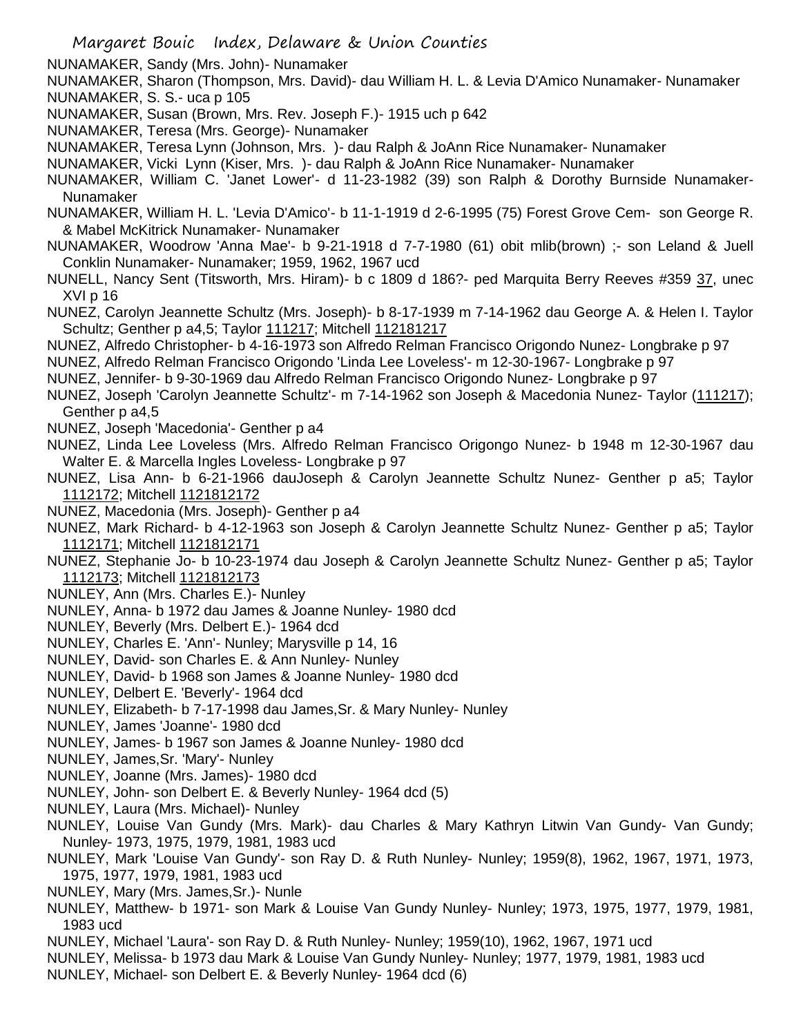NUNAMAKER, Sandy (Mrs. John)- Nunamaker
NUNAMAKER, Sharon (Thompson, Mrs. David)- dau William H. L. & Levia D'Amico Nunamaker- Nunamaker
NUNAMAKER, S. S.- uca p 105
NUNAMAKER, Susan (Brown, Mrs. Rev. Joseph F.)- 1915 uch p 642
NUNAMAKER, Teresa (Mrs. George)- Nunamaker
NUNAMAKER, Teresa Lynn (Johnson, Mrs. )- dau Ralph & JoAnn Rice Nunamaker- Nunamaker
NUNAMAKER, Vicki Lynn (Kiser, Mrs. )- dau Ralph & JoAnn Rice Nunamaker- Nunamaker
NUNAMAKER, William C. 'Janet Lower'- d 11-23-1982 (39) son Ralph & Dorothy Burnside Nunamaker- Nunamaker
NUNAMAKER, William H. L. 'Levia D'Amico'- b 11-1-1919 d 2-6-1995 (75) Forest Grove Cem- son George R. & Mabel McKitrick Nunamaker- Nunamaker
NUNAMAKER, Woodrow 'Anna Mae'- b 9-21-1918 d 7-7-1980 (61) obit mlib(brown) ;- son Leland & Juell Conklin Nunamaker- Nunamaker; 1959, 1962, 1967 ucd
NUNELL, Nancy Sent (Titsworth, Mrs. Hiram)- b c 1809 d 186?- ped Marquita Berry Reeves #359 37, unec XVI p 16
NUNEZ, Carolyn Jeannette Schultz (Mrs. Joseph)- b 8-17-1939 m 7-14-1962 dau George A. & Helen I. Taylor Schultz; Genther p a4,5; Taylor 111217; Mitchell 112181217
NUNEZ, Alfredo Christopher- b 4-16-1973 son Alfredo Relman Francisco Origondo Nunez- Longbrake p 97
NUNEZ, Alfredo Relman Francisco Origondo 'Linda Lee Loveless'- m 12-30-1967- Longbrake p 97
NUNEZ, Jennifer- b 9-30-1969 dau Alfredo Relman Francisco Origondo Nunez- Longbrake p 97
NUNEZ, Joseph 'Carolyn Jeannette Schultz'- m 7-14-1962 son Joseph & Macedonia Nunez- Taylor (111217); Genther p a4,5
NUNEZ, Joseph 'Macedonia'- Genther p a4
NUNEZ, Linda Lee Loveless (Mrs. Alfredo Relman Francisco Origongo Nunez- b 1948 m 12-30-1967 dau Walter E. & Marcella Ingles Loveless- Longbrake p 97
NUNEZ, Lisa Ann- b 6-21-1966 dauJoseph & Carolyn Jeannette Schultz Nunez- Genther p a5; Taylor 1112172; Mitchell 1121812172
NUNEZ, Macedonia (Mrs. Joseph)- Genther p a4
NUNEZ, Mark Richard- b 4-12-1963 son Joseph & Carolyn Jeannette Schultz Nunez- Genther p a5; Taylor 1112171; Mitchell 1121812171
NUNEZ, Stephanie Jo- b 10-23-1974 dau Joseph & Carolyn Jeannette Schultz Nunez- Genther p a5; Taylor 1112173; Mitchell 1121812173
NUNLEY, Ann (Mrs. Charles E.)- Nunley
NUNLEY, Anna- b 1972 dau James & Joanne Nunley- 1980 dcd
NUNLEY, Beverly (Mrs. Delbert E.)- 1964 dcd
NUNLEY, Charles E. 'Ann'- Nunley; Marysville p 14, 16
NUNLEY, David- son Charles E. & Ann Nunley- Nunley
NUNLEY, David- b 1968 son James & Joanne Nunley- 1980 dcd
NUNLEY, Delbert E. 'Beverly'- 1964 dcd
NUNLEY, Elizabeth- b 7-17-1998 dau James,Sr. & Mary Nunley- Nunley
NUNLEY, James 'Joanne'- 1980 dcd
NUNLEY, James- b 1967 son James & Joanne Nunley- 1980 dcd
NUNLEY, James,Sr. 'Mary'- Nunley
NUNLEY, Joanne (Mrs. James)- 1980 dcd
NUNLEY, John- son Delbert E. & Beverly Nunley- 1964 dcd (5)
NUNLEY, Laura (Mrs. Michael)- Nunley
NUNLEY, Louise Van Gundy (Mrs. Mark)- dau Charles & Mary Kathryn Litwin Van Gundy- Van Gundy; Nunley- 1973, 1975, 1979, 1981, 1983 ucd
NUNLEY, Mark 'Louise Van Gundy'- son Ray D. & Ruth Nunley- Nunley; 1959(8), 1962, 1967, 1971, 1973, 1975, 1977, 1979, 1981, 1983 ucd
NUNLEY, Mary (Mrs. James,Sr.)- Nunle
NUNLEY, Matthew- b 1971- son Mark & Louise Van Gundy Nunley- Nunley; 1973, 1975, 1977, 1979, 1981, 1983 ucd
NUNLEY, Michael 'Laura'- son Ray D. & Ruth Nunley- Nunley; 1959(10), 1962, 1967, 1971 ucd
NUNLEY, Melissa- b 1973 dau Mark & Louise Van Gundy Nunley- Nunley; 1977, 1979, 1981, 1983 ucd
NUNLEY, Michael- son Delbert E. & Beverly Nunley- 1964 dcd (6)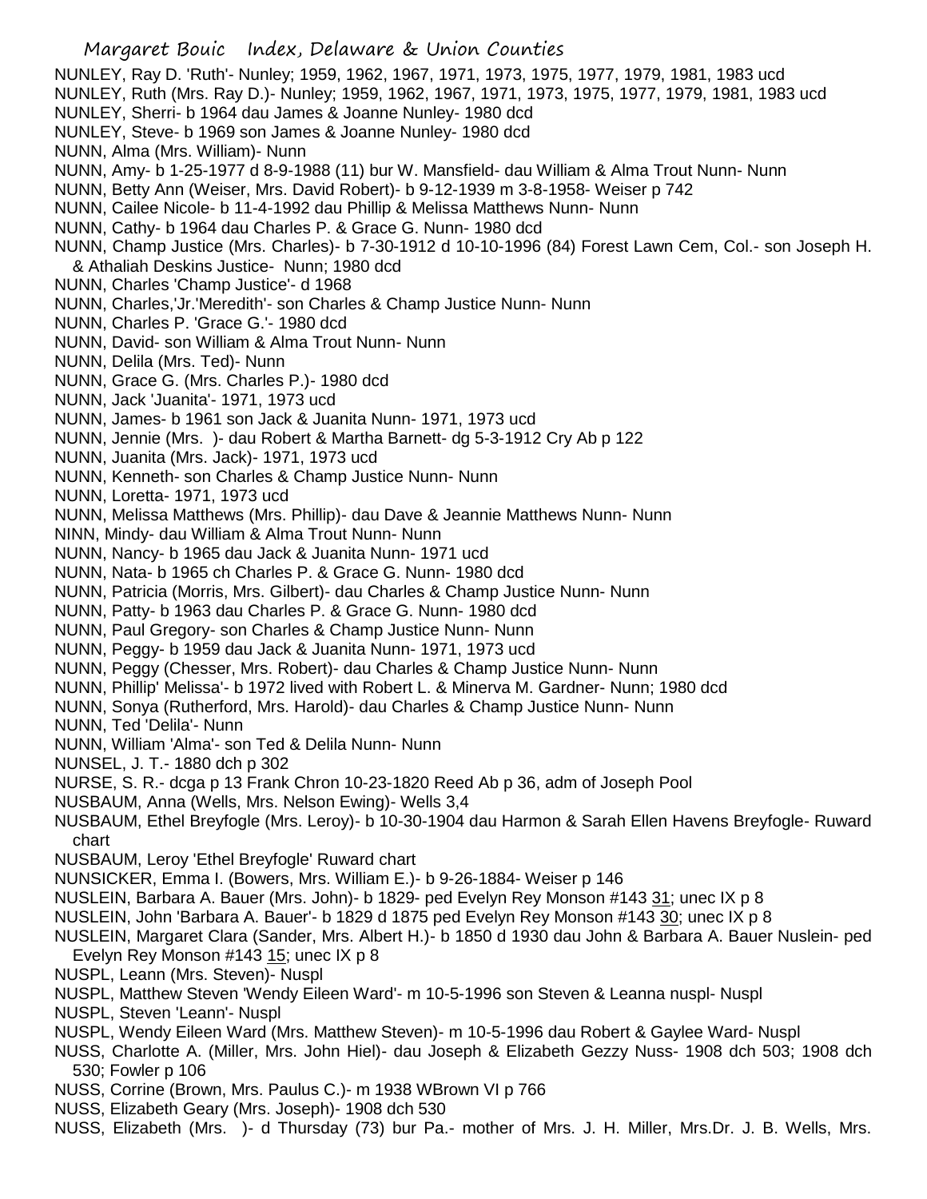NUNLEY, Ray D. 'Ruth'- Nunley; 1959, 1962, 1967, 1971, 1973, 1975, 1977, 1979, 1981, 1983 ucd
NUNLEY, Ruth (Mrs. Ray D.)- Nunley; 1959, 1962, 1967, 1971, 1973, 1975, 1977, 1979, 1981, 1983 ucd
NUNLEY, Sherri- b 1964 dau James & Joanne Nunley- 1980 dcd
NUNLEY, Steve- b 1969 son James & Joanne Nunley- 1980 dcd
NUNN, Alma (Mrs. William)- Nunn
NUNN, Amy- b 1-25-1977 d 8-9-1988 (11) bur W. Mansfield- dau William & Alma Trout Nunn- Nunn
NUNN, Betty Ann (Weiser, Mrs. David Robert)- b 9-12-1939 m 3-8-1958- Weiser p 742
NUNN, Cailee Nicole- b 11-4-1992 dau Phillip & Melissa Matthews Nunn- Nunn
NUNN, Cathy- b 1964 dau Charles P. & Grace G. Nunn- 1980 dcd
NUNN, Champ Justice (Mrs. Charles)- b 7-30-1912 d 10-10-1996 (84) Forest Lawn Cem, Col.- son Joseph H. & Athaliah Deskins Justice- Nunn; 1980 dcd
NUNN, Charles 'Champ Justice'- d 1968
NUNN, Charles,'Jr.'Meredith'- son Charles & Champ Justice Nunn- Nunn
NUNN, Charles P. 'Grace G.'- 1980 dcd
NUNN, David- son William & Alma Trout Nunn- Nunn
NUNN, Delila (Mrs. Ted)- Nunn
NUNN, Grace G. (Mrs. Charles P.)- 1980 dcd
NUNN, Jack 'Juanita'- 1971, 1973 ucd
NUNN, James- b 1961 son Jack & Juanita Nunn- 1971, 1973 ucd
NUNN, Jennie (Mrs. )- dau Robert & Martha Barnett- dg 5-3-1912 Cry Ab p 122
NUNN, Juanita (Mrs. Jack)- 1971, 1973 ucd
NUNN, Kenneth- son Charles & Champ Justice Nunn- Nunn
NUNN, Loretta- 1971, 1973 ucd
NUNN, Melissa Matthews (Mrs. Phillip)- dau Dave & Jeannie Matthews Nunn- Nunn
NINN, Mindy- dau William & Alma Trout Nunn- Nunn
NUNN, Nancy- b 1965 dau Jack & Juanita Nunn- 1971 ucd
NUNN, Nata- b 1965 ch Charles P. & Grace G. Nunn- 1980 dcd
NUNN, Patricia (Morris, Mrs. Gilbert)- dau Charles & Champ Justice Nunn- Nunn
NUNN, Patty- b 1963 dau Charles P. & Grace G. Nunn- 1980 dcd
NUNN, Paul Gregory- son Charles & Champ Justice Nunn- Nunn
NUNN, Peggy- b 1959 dau Jack & Juanita Nunn- 1971, 1973 ucd
NUNN, Peggy (Chesser, Mrs. Robert)- dau Charles & Champ Justice Nunn- Nunn
NUNN, Phillip' Melissa'- b 1972 lived with Robert L. & Minerva M. Gardner- Nunn; 1980 dcd
NUNN, Sonya (Rutherford, Mrs. Harold)- dau Charles & Champ Justice Nunn- Nunn
NUNN, Ted 'Delila'- Nunn
NUNN, William 'Alma'- son Ted & Delila Nunn- Nunn
NUNSEL, J. T.- 1880 dch p 302
NURSE, S. R.- dcga p 13 Frank Chron 10-23-1820 Reed Ab p 36, adm of Joseph Pool
NUSBAUM, Anna (Wells, Mrs. Nelson Ewing)- Wells 3,4
NUSBAUM, Ethel Breyfogle (Mrs. Leroy)- b 10-30-1904 dau Harmon & Sarah Ellen Havens Breyfogle- Ruward chart
NUSBAUM, Leroy 'Ethel Breyfogle' Ruward chart
NUNSICKER, Emma I. (Bowers, Mrs. William E.)- b 9-26-1884- Weiser p 146
NUSLEIN, Barbara A. Bauer (Mrs. John)- b 1829- ped Evelyn Rey Monson #143 31; unec IX p 8
NUSLEIN, John 'Barbara A. Bauer'- b 1829 d 1875 ped Evelyn Rey Monson #143 30; unec IX p 8
NUSLEIN, Margaret Clara (Sander, Mrs. Albert H.)- b 1850 d 1930 dau John & Barbara A. Bauer Nuslein- ped Evelyn Rey Monson #143 15; unec IX p 8
NUSPL, Leann (Mrs. Steven)- Nuspl
NUSPL, Matthew Steven 'Wendy Eileen Ward'- m 10-5-1996 son Steven & Leanna nuspl- Nuspl
NUSPL, Steven 'Leann'- Nuspl
NUSPL, Wendy Eileen Ward (Mrs. Matthew Steven)- m 10-5-1996 dau Robert & Gaylee Ward- Nuspl
NUSS, Charlotte A. (Miller, Mrs. John Hiel)- dau Joseph & Elizabeth Gezzy Nuss- 1908 dch 503; 1908 dch 530; Fowler p 106
NUSS, Corrine (Brown, Mrs. Paulus C.)- m 1938 WBrown VI p 766
NUSS, Elizabeth Geary (Mrs. Joseph)- 1908 dch 530
NUSS, Elizabeth (Mrs. )- d Thursday (73) bur Pa.- mother of Mrs. J. H. Miller, Mrs.Dr. J. B. Wells, Mrs.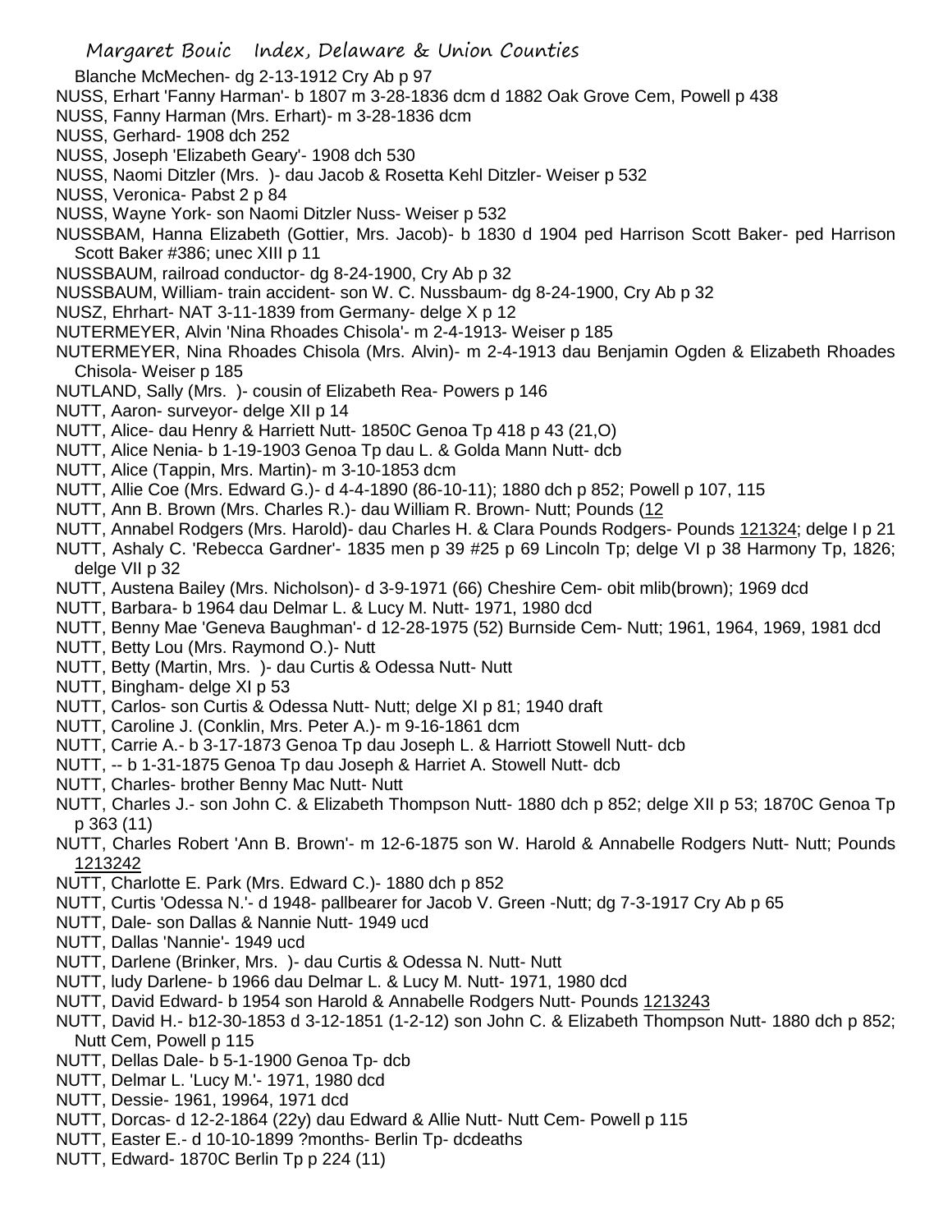Blanche McMechen- dg 2-13-1912 Cry Ab p 97

NUSS, Erhart 'Fanny Harman'- b 1807 m 3-28-1836 dcm d 1882 Oak Grove Cem, Powell p 438

NUSS, Fanny Harman (Mrs. Erhart)- m 3-28-1836 dcm

NUSS, Gerhard- 1908 dch 252

NUSS, Joseph 'Elizabeth Geary'- 1908 dch 530

NUSS, Naomi Ditzler (Mrs. )- dau Jacob & Rosetta Kehl Ditzler- Weiser p 532

NUSS, Veronica- Pabst 2 p 84

NUSS, Wayne York- son Naomi Ditzler Nuss- Weiser p 532

NUSSBAM, Hanna Elizabeth (Gottier, Mrs. Jacob)- b 1830 d 1904 ped Harrison Scott Baker- ped Harrison Scott Baker #386; unec XIII p 11

NUSSBAUM, railroad conductor- dg 8-24-1900, Cry Ab p 32

NUSSBAUM, William- train accident- son W. C. Nussbaum- dg 8-24-1900, Cry Ab p 32

NUSZ, Ehrhart- NAT 3-11-1839 from Germany- delge X p 12

NUTERMEYER, Alvin 'Nina Rhoades Chisola'- m 2-4-1913- Weiser p 185

NUTERMEYER, Nina Rhoades Chisola (Mrs. Alvin)- m 2-4-1913 dau Benjamin Ogden & Elizabeth Rhoades Chisola- Weiser p 185

NUTLAND, Sally (Mrs. )- cousin of Elizabeth Rea- Powers p 146

NUTT, Aaron- surveyor- delge XII p 14

NUTT, Alice- dau Henry & Harriett Nutt- 1850C Genoa Tp 418 p 43 (21,O)

NUTT, Alice Nenia- b 1-19-1903 Genoa Tp dau L. & Golda Mann Nutt- dcb

NUTT, Alice (Tappin, Mrs. Martin)- m 3-10-1853 dcm

NUTT, Allie Coe (Mrs. Edward G.)- d 4-4-1890 (86-10-11); 1880 dch p 852; Powell p 107, 115

NUTT, Ann B. Brown (Mrs. Charles R.)- dau William R. Brown- Nutt; Pounds (12

NUTT, Annabel Rodgers (Mrs. Harold)- dau Charles H. & Clara Pounds Rodgers- Pounds 121324; delge I p 21

NUTT, Ashaly C. 'Rebecca Gardner'- 1835 men p 39 #25 p 69 Lincoln Tp; delge VI p 38 Harmony Tp, 1826; delge VII p 32

NUTT, Austena Bailey (Mrs. Nicholson)- d 3-9-1971 (66) Cheshire Cem- obit mlib(brown); 1969 dcd

NUTT, Barbara- b 1964 dau Delmar L. & Lucy M. Nutt- 1971, 1980 dcd

NUTT, Benny Mae 'Geneva Baughman'- d 12-28-1975 (52) Burnside Cem- Nutt; 1961, 1964, 1969, 1981 dcd

NUTT, Betty Lou (Mrs. Raymond O.)- Nutt

NUTT, Betty (Martin, Mrs. )- dau Curtis & Odessa Nutt- Nutt

NUTT, Bingham- delge XI p 53

NUTT, Carlos- son Curtis & Odessa Nutt- Nutt; delge XI p 81; 1940 draft

NUTT, Caroline J. (Conklin, Mrs. Peter A.)- m 9-16-1861 dcm

NUTT, Carrie A.- b 3-17-1873 Genoa Tp dau Joseph L. & Harriott Stowell Nutt- dcb

NUTT, -- b 1-31-1875 Genoa Tp dau Joseph & Harriet A. Stowell Nutt- dcb

NUTT, Charles- brother Benny Mac Nutt- Nutt

NUTT, Charles J.- son John C. & Elizabeth Thompson Nutt- 1880 dch p 852; delge XII p 53; 1870C Genoa Tp p 363 (11)

NUTT, Charles Robert 'Ann B. Brown'- m 12-6-1875 son W. Harold & Annabelle Rodgers Nutt- Nutt; Pounds 1213242

NUTT, Charlotte E. Park (Mrs. Edward C.)- 1880 dch p 852

NUTT, Curtis 'Odessa N.'- d 1948- pallbearer for Jacob V. Green -Nutt; dg 7-3-1917 Cry Ab p 65

NUTT, Dale- son Dallas & Nannie Nutt- 1949 ucd

NUTT, Dallas 'Nannie'- 1949 ucd

NUTT, Darlene (Brinker, Mrs. )- dau Curtis & Odessa N. Nutt- Nutt

NUTT, ludy Darlene- b 1966 dau Delmar L. & Lucy M. Nutt- 1971, 1980 dcd

NUTT, David Edward- b 1954 son Harold & Annabelle Rodgers Nutt- Pounds 1213243

NUTT, David H.- b12-30-1853 d 3-12-1851 (1-2-12) son John C. & Elizabeth Thompson Nutt- 1880 dch p 852; Nutt Cem, Powell p 115

NUTT, Dellas Dale- b 5-1-1900 Genoa Tp- dcb

NUTT, Delmar L. 'Lucy M.'- 1971, 1980 dcd

NUTT, Dessie- 1961, 19964, 1971 dcd

NUTT, Dorcas- d 12-2-1864 (22y) dau Edward & Allie Nutt- Nutt Cem- Powell p 115

NUTT, Easter E.- d 10-10-1899 ?months- Berlin Tp- dcdeaths

NUTT, Edward- 1870C Berlin Tp p 224 (11)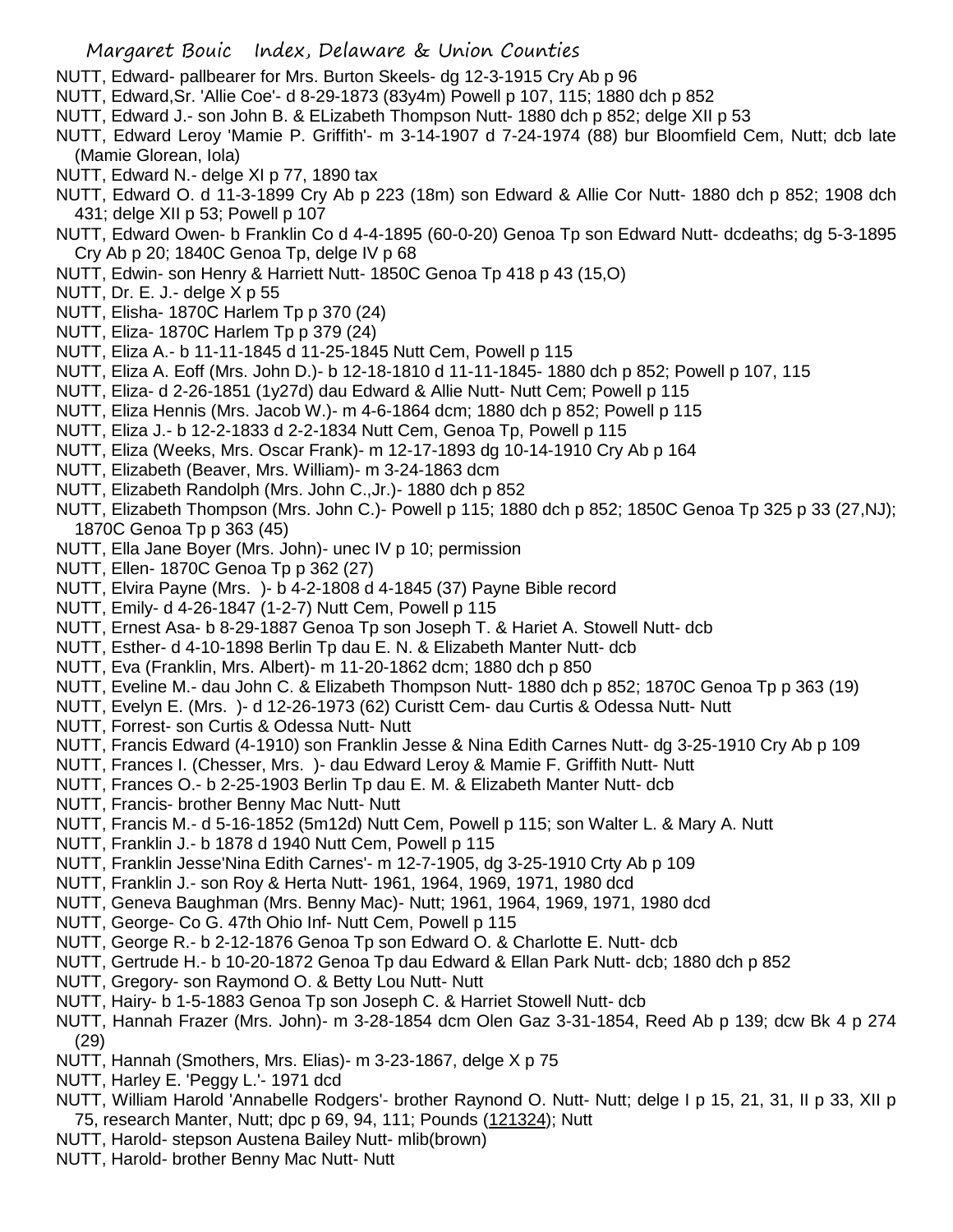NUTT, Edward- pallbearer for Mrs. Burton Skeels- dg 12-3-1915 Cry Ab p 96

NUTT, Edward,Sr. 'Allie Coe'- d 8-29-1873 (83y4m) Powell p 107, 115; 1880 dch p 852

NUTT, Edward J.- son John B. & ELizabeth Thompson Nutt- 1880 dch p 852; delge XII p 53

NUTT, Edward Leroy 'Mamie P. Griffith'- m 3-14-1907 d 7-24-1974 (88) bur Bloomfield Cem, Nutt; dcb late (Mamie Glorean, Iola)

NUTT, Edward N.- delge XI p 77, 1890 tax

NUTT, Edward O. d 11-3-1899 Cry Ab p 223 (18m) son Edward & Allie Cor Nutt- 1880 dch p 852; 1908 dch 431; delge XII p 53; Powell p 107

NUTT, Edward Owen- b Franklin Co d 4-4-1895 (60-0-20) Genoa Tp son Edward Nutt- dcdeaths; dg 5-3-1895 Cry Ab p 20; 1840C Genoa Tp, delge IV p 68

NUTT, Edwin- son Henry & Harriett Nutt- 1850C Genoa Tp 418 p 43 (15,O)

NUTT, Dr. E. J.- delge X p 55

NUTT, Elisha- 1870C Harlem Tp p 370 (24)

NUTT, Eliza- 1870C Harlem Tp p 379 (24)

NUTT, Eliza A.- b 11-11-1845 d 11-25-1845 Nutt Cem, Powell p 115

NUTT, Eliza A. Eoff (Mrs. John D.)- b 12-18-1810 d 11-11-1845- 1880 dch p 852; Powell p 107, 115

NUTT, Eliza- d 2-26-1851 (1y27d) dau Edward & Allie Nutt- Nutt Cem; Powell p 115

NUTT, Eliza Hennis (Mrs. Jacob W.)- m 4-6-1864 dcm; 1880 dch p 852; Powell p 115

NUTT, Eliza J.- b 12-2-1833 d 2-2-1834 Nutt Cem, Genoa Tp, Powell p 115

NUTT, Eliza (Weeks, Mrs. Oscar Frank)- m 12-17-1893 dg 10-14-1910 Cry Ab p 164

NUTT, Elizabeth (Beaver, Mrs. William)- m 3-24-1863 dcm

NUTT, Elizabeth Randolph (Mrs. John C.,Jr.)- 1880 dch p 852

NUTT, Elizabeth Thompson (Mrs. John C.)- Powell p 115; 1880 dch p 852; 1850C Genoa Tp 325 p 33 (27,NJ); 1870C Genoa Tp p 363 (45)

NUTT, Ella Jane Boyer (Mrs. John)- unec IV p 10; permission

NUTT, Ellen- 1870C Genoa Tp p 362 (27)

NUTT, Elvira Payne (Mrs. )- b 4-2-1808 d 4-1845 (37) Payne Bible record

NUTT, Emily- d 4-26-1847 (1-2-7) Nutt Cem, Powell p 115

NUTT, Ernest Asa- b 8-29-1887 Genoa Tp son Joseph T. & Hariet A. Stowell Nutt- dcb

NUTT, Esther- d 4-10-1898 Berlin Tp dau E. N. & Elizabeth Manter Nutt- dcb

NUTT, Eva (Franklin, Mrs. Albert)- m 11-20-1862 dcm; 1880 dch p 850

NUTT, Eveline M.- dau John C. & Elizabeth Thompson Nutt- 1880 dch p 852; 1870C Genoa Tp p 363 (19)

NUTT, Evelyn E. (Mrs. )- d 12-26-1973 (62) Curistt Cem- dau Curtis & Odessa Nutt- Nutt

NUTT, Forrest- son Curtis & Odessa Nutt- Nutt

NUTT, Francis Edward (4-1910) son Franklin Jesse & Nina Edith Carnes Nutt- dg 3-25-1910 Cry Ab p 109

NUTT, Frances I. (Chesser, Mrs. )- dau Edward Leroy & Mamie F. Griffith Nutt- Nutt

NUTT, Frances O.- b 2-25-1903 Berlin Tp dau E. M. & Elizabeth Manter Nutt- dcb

NUTT, Francis- brother Benny Mac Nutt- Nutt

NUTT, Francis M.- d 5-16-1852 (5m12d) Nutt Cem, Powell p 115; son Walter L. & Mary A. Nutt

NUTT, Franklin J.- b 1878 d 1940 Nutt Cem, Powell p 115

NUTT, Franklin Jesse'Nina Edith Carnes'- m 12-7-1905, dg 3-25-1910 Crty Ab p 109

NUTT, Franklin J.- son Roy & Herta Nutt- 1961, 1964, 1969, 1971, 1980 dcd

NUTT, Geneva Baughman (Mrs. Benny Mac)- Nutt; 1961, 1964, 1969, 1971, 1980 dcd

NUTT, George- Co G. 47th Ohio Inf- Nutt Cem, Powell p 115

NUTT, George R.- b 2-12-1876 Genoa Tp son Edward O. & Charlotte E. Nutt- dcb

NUTT, Gertrude H.- b 10-20-1872 Genoa Tp dau Edward & Ellan Park Nutt- dcb; 1880 dch p 852

NUTT, Gregory- son Raymond O. & Betty Lou Nutt- Nutt

NUTT, Hairy- b 1-5-1883 Genoa Tp son Joseph C. & Harriet Stowell Nutt- dcb

NUTT, Hannah Frazer (Mrs. John)- m 3-28-1854 dcm Olen Gaz 3-31-1854, Reed Ab p 139; dcw Bk 4 p 274 (29)

NUTT, Hannah (Smothers, Mrs. Elias)- m 3-23-1867, delge X p 75

NUTT, Harley E. 'Peggy L.'- 1971 dcd

NUTT, William Harold 'Annabelle Rodgers'- brother Raynond O. Nutt- Nutt; delge I p 15, 21, 31, II p 33, XII p 75, research Manter, Nutt; dpc p 69, 94, 111; Pounds (121324); Nutt

NUTT, Harold- stepson Austena Bailey Nutt- mlib(brown)

NUTT, Harold- brother Benny Mac Nutt- Nutt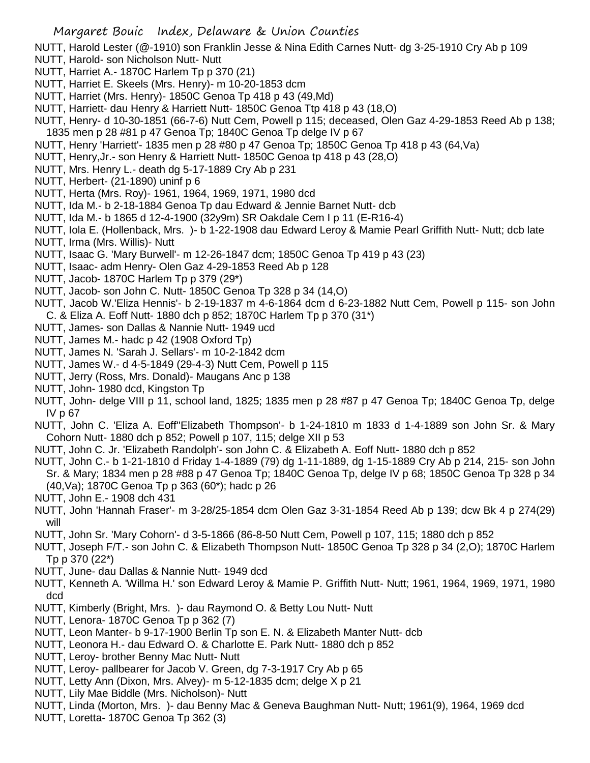NUTT, Harold Lester (@-1910) son Franklin Jesse & Nina Edith Carnes Nutt- dg 3-25-1910 Cry Ab p 109

NUTT, Harold- son Nicholson Nutt- Nutt

NUTT, Harriet A.- 1870C Harlem Tp p 370 (21)

NUTT, Harriet E. Skeels (Mrs. Henry)- m 10-20-1853 dcm

NUTT, Harriet (Mrs. Henry)- 1850C Genoa Tp 418 p 43 (49,Md)

NUTT, Harriett- dau Henry & Harriett Nutt- 1850C Genoa Ttp 418 p 43 (18,O)

NUTT, Henry- d 10-30-1851 (66-7-6) Nutt Cem, Powell p 115; deceased, Olen Gaz 4-29-1853 Reed Ab p 138; 1835 men p 28 #81 p 47 Genoa Tp; 1840C Genoa Tp delge IV p 67

NUTT, Henry 'Harriett'- 1835 men p 28 #80 p 47 Genoa Tp; 1850C Genoa Tp 418 p 43 (64,Va)

NUTT, Henry,Jr.- son Henry & Harriett Nutt- 1850C Genoa tp 418 p 43 (28,O)

NUTT, Mrs. Henry L.- death dg 5-17-1889 Cry Ab p 231

NUTT, Herbert- (21-1890) uninf p 6

NUTT, Herta (Mrs. Roy)- 1961, 1964, 1969, 1971, 1980 dcd

NUTT, Ida M.- b 2-18-1884 Genoa Tp dau Edward & Jennie Barnet Nutt- dcb

NUTT, Ida M.- b 1865 d 12-4-1900 (32y9m) SR Oakdale Cem I p 11 (E-R16-4)

NUTT, Iola E. (Hollenback, Mrs. )- b 1-22-1908 dau Edward Leroy & Mamie Pearl Griffith Nutt- Nutt; dcb late

NUTT, Irma (Mrs. Willis)- Nutt

NUTT, Isaac G. 'Mary Burwell'- m 12-26-1847 dcm; 1850C Genoa Tp 419 p 43 (23)

NUTT, Isaac- adm Henry- Olen Gaz 4-29-1853 Reed Ab p 128

NUTT, Jacob- 1870C Harlem Tp p 379 (29*)

NUTT, Jacob- son John C. Nutt- 1850C Genoa Tp 328 p 34 (14,O)

NUTT, Jacob W.'Eliza Hennis'- b 2-19-1837 m 4-6-1864 dcm d 6-23-1882 Nutt Cem, Powell p 115- son John C. & Eliza A. Eoff Nutt- 1880 dch p 852; 1870C Harlem Tp p 370 (31*)

NUTT, James- son Dallas & Nannie Nutt- 1949 ucd

NUTT, James M.- hadc p 42 (1908 Oxford Tp)

NUTT, James N. 'Sarah J. Sellars'- m 10-2-1842 dcm

NUTT, James W.- d 4-5-1849 (29-4-3) Nutt Cem, Powell p 115

NUTT, Jerry (Ross, Mrs. Donald)- Maugans Anc p 138

NUTT, John- 1980 dcd, Kingston Tp

NUTT, John- delge VIII p 11, school land, 1825; 1835 men p 28 #87 p 47 Genoa Tp; 1840C Genoa Tp, delge IV p 67

NUTT, John C. 'Eliza A. Eoff''Elizabeth Thompson'- b 1-24-1810 m 1833 d 1-4-1889 son John Sr. & Mary Cohorn Nutt- 1880 dch p 852; Powell p 107, 115; delge XII p 53

NUTT, John C. Jr. 'Elizabeth Randolph'- son John C. & Elizabeth A. Eoff Nutt- 1880 dch p 852

NUTT, John C.- b 1-21-1810 d Friday 1-4-1889 (79) dg 1-11-1889, dg 1-15-1889 Cry Ab p 214, 215- son John Sr. & Mary; 1834 men p 28 #88 p 47 Genoa Tp; 1840C Genoa Tp, delge IV p 68; 1850C Genoa Tp 328 p 34 (40,Va); 1870C Genoa Tp p 363 (60*); hadc p 26

NUTT, John E.- 1908 dch 431

NUTT, John 'Hannah Fraser'- m 3-28/25-1854 dcm Olen Gaz 3-31-1854 Reed Ab p 139; dcw Bk 4 p 274(29) will

NUTT, John Sr. 'Mary Cohorn'- d 3-5-1866 (86-8-50 Nutt Cem, Powell p 107, 115; 1880 dch p 852

NUTT, Joseph F/T.- son John C. & Elizabeth Thompson Nutt- 1850C Genoa Tp 328 p 34 (2,O); 1870C Harlem Tp p 370 (22*)

NUTT, June- dau Dallas & Nannie Nutt- 1949 dcd

NUTT, Kenneth A. 'Willma H.' son Edward Leroy & Mamie P. Griffith Nutt- Nutt; 1961, 1964, 1969, 1971, 1980 dcd

NUTT, Kimberly (Bright, Mrs. )- dau Raymond O. & Betty Lou Nutt- Nutt

NUTT, Lenora- 1870C Genoa Tp p 362 (7)

NUTT, Leon Manter- b 9-17-1900 Berlin Tp son E. N. & Elizabeth Manter Nutt- dcb

NUTT, Leonora H.- dau Edward O. & Charlotte E. Park Nutt- 1880 dch p 852

NUTT, Leroy- brother Benny Mac Nutt- Nutt

NUTT, Leroy- pallbearer for Jacob V. Green, dg 7-3-1917 Cry Ab p 65

NUTT, Letty Ann (Dixon, Mrs. Alvey)- m 5-12-1835 dcm; delge X p 21

NUTT, Lily Mae Biddle (Mrs. Nicholson)- Nutt

NUTT, Linda (Morton, Mrs. )- dau Benny Mac & Geneva Baughman Nutt- Nutt; 1961(9), 1964, 1969 dcd

NUTT, Loretta- 1870C Genoa Tp 362 (3)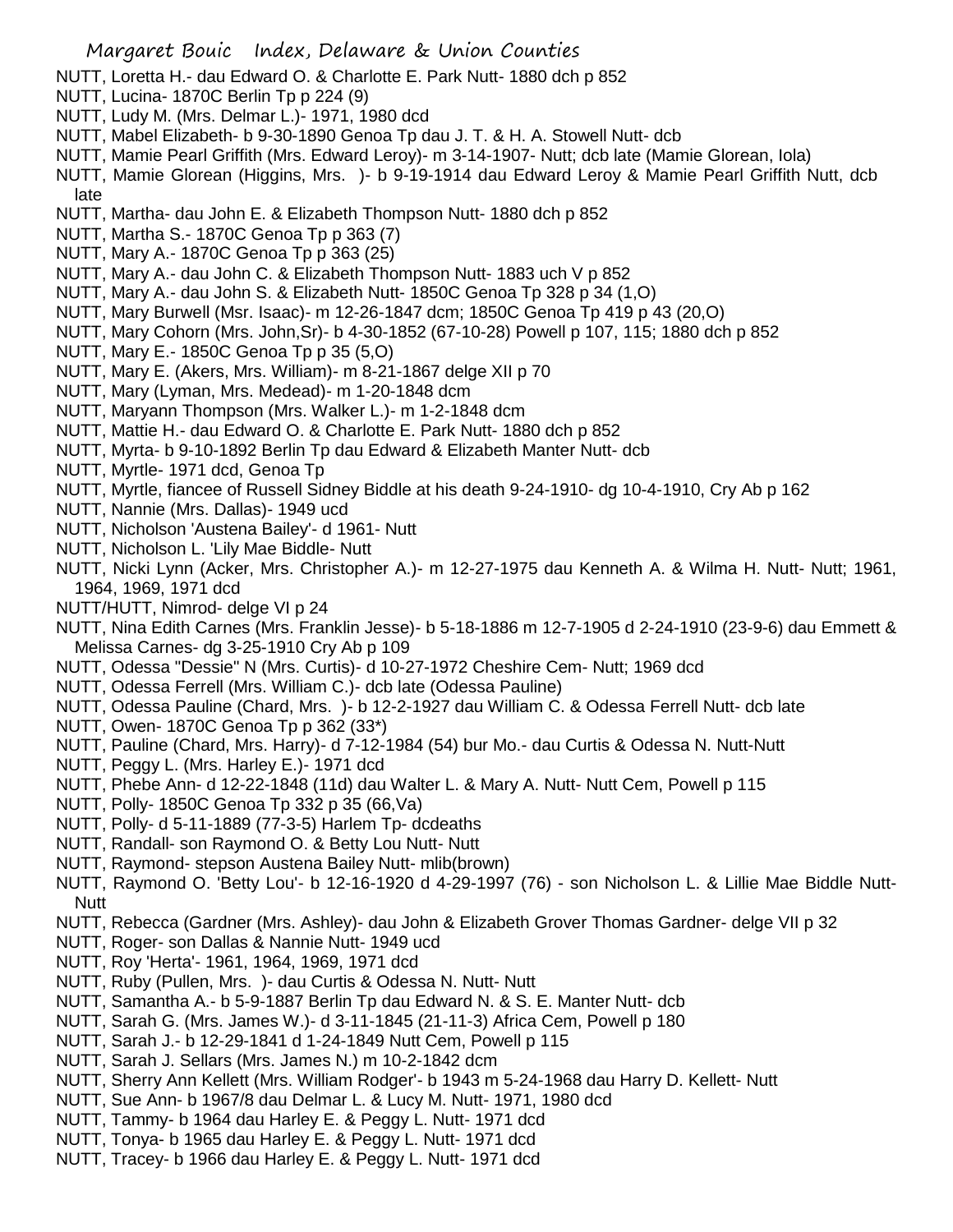NUTT, Loretta H.- dau Edward O. & Charlotte E. Park Nutt- 1880 dch p 852
NUTT, Lucina- 1870C Berlin Tp p 224 (9)
NUTT, Ludy M. (Mrs. Delmar L.)- 1971, 1980 dcd
NUTT, Mabel Elizabeth- b 9-30-1890 Genoa Tp dau J. T. & H. A. Stowell Nutt- dcb
NUTT, Mamie Pearl Griffith (Mrs. Edward Leroy)- m 3-14-1907- Nutt; dcb late (Mamie Glorean, Iola)
NUTT, Mamie Glorean (Higgins, Mrs. )- b 9-19-1914 dau Edward Leroy & Mamie Pearl Griffith Nutt, dcb late
NUTT, Martha- dau John E. & Elizabeth Thompson Nutt- 1880 dch p 852
NUTT, Martha S.- 1870C Genoa Tp p 363 (7)
NUTT, Mary A.- 1870C Genoa Tp p 363 (25)
NUTT, Mary A.- dau John C. & Elizabeth Thompson Nutt- 1883 uch V p 852
NUTT, Mary A.- dau John S. & Elizabeth Nutt- 1850C Genoa Tp 328 p 34 (1,O)
NUTT, Mary Burwell (Msr. Isaac)- m 12-26-1847 dcm; 1850C Genoa Tp 419 p 43 (20,O)
NUTT, Mary Cohorn (Mrs. John,Sr)- b 4-30-1852 (67-10-28) Powell p 107, 115; 1880 dch p 852
NUTT, Mary E.- 1850C Genoa Tp p 35 (5,O)
NUTT, Mary E. (Akers, Mrs. William)- m 8-21-1867 delge XII p 70
NUTT, Mary (Lyman, Mrs. Medead)- m 1-20-1848 dcm
NUTT, Maryann Thompson (Mrs. Walker L.)- m 1-2-1848 dcm
NUTT, Mattie H.- dau Edward O. & Charlotte E. Park Nutt- 1880 dch p 852
NUTT, Myrta- b 9-10-1892 Berlin Tp dau Edward & Elizabeth Manter Nutt- dcb
NUTT, Myrtle- 1971 dcd, Genoa Tp
NUTT, Myrtle, fiancee of Russell Sidney Biddle at his death 9-24-1910- dg 10-4-1910, Cry Ab p 162
NUTT, Nannie (Mrs. Dallas)- 1949 ucd
NUTT, Nicholson 'Austena Bailey'- d 1961- Nutt
NUTT, Nicholson L. 'Lily Mae Biddle- Nutt
NUTT, Nicki Lynn (Acker, Mrs. Christopher A.)- m 12-27-1975 dau Kenneth A. & Wilma H. Nutt- Nutt; 1961, 1964, 1969, 1971 dcd
NUTT/HUTT, Nimrod- delge VI p 24
NUTT, Nina Edith Carnes (Mrs. Franklin Jesse)- b 5-18-1886 m 12-7-1905 d 2-24-1910 (23-9-6) dau Emmett & Melissa Carnes- dg 3-25-1910 Cry Ab p 109
NUTT, Odessa "Dessie" N (Mrs. Curtis)- d 10-27-1972 Cheshire Cem- Nutt; 1969 dcd
NUTT, Odessa Ferrell (Mrs. William C.)- dcb late (Odessa Pauline)
NUTT, Odessa Pauline (Chard, Mrs. )- b 12-2-1927 dau William C. & Odessa Ferrell Nutt- dcb late
NUTT, Owen- 1870C Genoa Tp p 362 (33*)
NUTT, Pauline (Chard, Mrs. Harry)- d 7-12-1984 (54) bur Mo.- dau Curtis & Odessa N. Nutt-Nutt
NUTT, Peggy L. (Mrs. Harley E.)- 1971 dcd
NUTT, Phebe Ann- d 12-22-1848 (11d) dau Walter L. & Mary A. Nutt- Nutt Cem, Powell p 115
NUTT, Polly- 1850C Genoa Tp 332 p 35 (66,Va)
NUTT, Polly- d 5-11-1889 (77-3-5) Harlem Tp- dcdeaths
NUTT, Randall- son Raymond O. & Betty Lou Nutt- Nutt
NUTT, Raymond- stepson Austena Bailey Nutt- mlib(brown)
NUTT, Raymond O. 'Betty Lou'- b 12-16-1920 d 4-29-1997 (76) - son Nicholson L. & Lillie Mae Biddle Nutt- Nutt
NUTT, Rebecca (Gardner (Mrs. Ashley)- dau John & Elizabeth Grover Thomas Gardner- delge VII p 32
NUTT, Roger- son Dallas & Nannie Nutt- 1949 ucd
NUTT, Roy 'Herta'- 1961, 1964, 1969, 1971 dcd
NUTT, Ruby (Pullen, Mrs. )- dau Curtis & Odessa N. Nutt- Nutt
NUTT, Samantha A.- b 5-9-1887 Berlin Tp dau Edward N. & S. E. Manter Nutt- dcb
NUTT, Sarah G. (Mrs. James W.)- d 3-11-1845 (21-11-3) Africa Cem, Powell p 180
NUTT, Sarah J.- b 12-29-1841 d 1-24-1849 Nutt Cem, Powell p 115
NUTT, Sarah J. Sellars (Mrs. James N.) m 10-2-1842 dcm
NUTT, Sherry Ann Kellett (Mrs. William Rodger'- b 1943 m 5-24-1968 dau Harry D. Kellett- Nutt
NUTT, Sue Ann- b 1967/8 dau Delmar L. & Lucy M. Nutt- 1971, 1980 dcd
NUTT, Tammy- b 1964 dau Harley E. & Peggy L. Nutt- 1971 dcd
NUTT, Tonya- b 1965 dau Harley E. & Peggy L. Nutt- 1971 dcd
NUTT, Tracey- b 1966 dau Harley E. & Peggy L. Nutt- 1971 dcd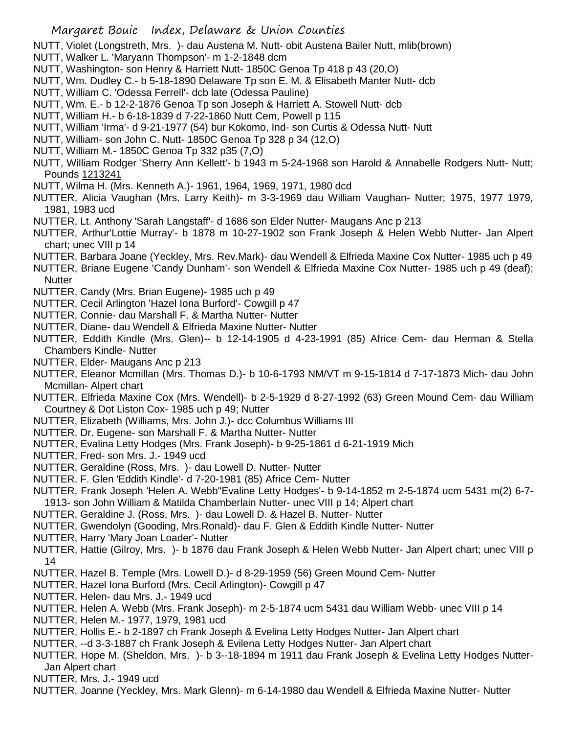NUTT, Violet (Longstreth, Mrs. )- dau Austena M. Nutt- obit Austena Bailer Nutt, mlib(brown)

NUTT, Walker L. 'Maryann Thompson'- m 1-2-1848 dcm

NUTT, Washington- son Henry & Harriett Nutt- 1850C Genoa Tp 418 p 43 (20,O)

NUTT, Wm. Dudley C.- b 5-18-1890 Delaware Tp son E. M. & Elisabeth Manter Nutt- dcb

NUTT, William C. 'Odessa Ferrell'- dcb late (Odessa Pauline)

NUTT, Wm. E.- b 12-2-1876 Genoa Tp son Joseph & Harriett A. Stowell Nutt- dcb

NUTT, William H.- b 6-18-1839 d 7-22-1860 Nutt Cem, Powell p 115

NUTT, William 'Irma'- d 9-21-1977 (54) bur Kokomo, Ind- son Curtis & Odessa Nutt- Nutt

NUTT, William- son John C. Nutt- 1850C Genoa Tp 328 p 34 (12,O)

NUTT, William M.- 1850C Genoa Tp 332 p35 (7,O)

NUTT, William Rodger 'Sherry Ann Kellett'- b 1943 m 5-24-1968 son Harold & Annabelle Rodgers Nutt- Nutt; Pounds 1213241

NUTT, Wilma H. (Mrs. Kenneth A.)- 1961, 1964, 1969, 1971, 1980 dcd

NUTTER, Alicia Vaughan (Mrs. Larry Keith)- m 3-3-1969 dau William Vaughan- Nutter; 1975, 1977 1979, 1981, 1983 ucd

NUTTER, Lt. Anthony 'Sarah Langstaff'- d 1686 son Elder Nutter- Maugans Anc p 213

NUTTER, Arthur'Lottie Murray'- b 1878 m 10-27-1902 son Frank Joseph & Helen Webb Nutter- Jan Alpert chart; unec VIII p 14

NUTTER, Barbara Joane (Yeckley, Mrs. Rev.Mark)- dau Wendell & Elfrieda Maxine Cox Nutter- 1985 uch p 49

NUTTER, Briane Eugene 'Candy Dunham'- son Wendell & Elfrieda Maxine Cox Nutter- 1985 uch p 49 (deaf); Nutter

NUTTER, Candy (Mrs. Brian Eugene)- 1985 uch p 49

NUTTER, Cecil Arlington 'Hazel Iona Burford'- Cowgill p 47

NUTTER, Connie- dau Marshall F. & Martha Nutter- Nutter

NUTTER, Diane- dau Wendell & Elfrieda Maxine Nutter- Nutter

NUTTER, Eddith Kindle (Mrs. Glen)-- b 12-14-1905 d 4-23-1991 (85) Africe Cem- dau Herman & Stella Chambers Kindle- Nutter

NUTTER, Elder- Maugans Anc p 213

NUTTER, Eleanor Mcmillan (Mrs. Thomas D.)- b 10-6-1793 NM/VT m 9-15-1814 d 7-17-1873 Mich- dau John Mcmillan- Alpert chart

NUTTER, Elfrieda Maxine Cox (Mrs. Wendell)- b 2-5-1929 d 8-27-1992 (63) Green Mound Cem- dau William Courtney & Dot Liston Cox- 1985 uch p 49; Nutter

NUTTER, Elizabeth (Williams, Mrs. John J.)- dcc Columbus Williams III

NUTTER, Dr. Eugene- son Marshall F. & Martha Nutter- Nutter

NUTTER, Evalina Letty Hodges (Mrs. Frank Joseph)- b 9-25-1861 d 6-21-1919 Mich

NUTTER, Fred- son Mrs. J.- 1949 ucd

NUTTER, Geraldine (Ross, Mrs. )- dau Lowell D. Nutter- Nutter

NUTTER, F. Glen 'Eddith Kindle'- d 7-20-1981 (85) Africe Cem- Nutter

NUTTER, Frank Joseph 'Helen A. Webb''Evaline Letty Hodges'- b 9-14-1852 m 2-5-1874 ucm 5431 m(2) 6-7-1913- son John William & Matilda Chamberlain Nutter- unec VIII p 14; Alpert chart

NUTTER, Geraldine J. (Ross, Mrs. )- dau Lowell D. & Hazel B. Nutter- Nutter

NUTTER, Gwendolyn (Gooding, Mrs.Ronald)- dau F. Glen & Eddith Kindle Nutter- Nutter

NUTTER, Harry 'Mary Joan Loader'- Nutter

NUTTER, Hattie (Gilroy, Mrs. )- b 1876 dau Frank Joseph & Helen Webb Nutter- Jan Alpert chart; unec VIII p 14

NUTTER, Hazel B. Temple (Mrs. Lowell D.)- d 8-29-1959 (56) Green Mound Cem- Nutter

NUTTER, Hazel Iona Burford (Mrs. Cecil Arlington)- Cowgill p 47

NUTTER, Helen- dau Mrs. J.- 1949 ucd

NUTTER, Helen A. Webb (Mrs. Frank Joseph)- m 2-5-1874 ucm 5431 dau William Webb- unec VIII p 14

NUTTER, Helen M.- 1977, 1979, 1981 ucd

NUTTER, Hollis E.- b 2-1897 ch Frank Joseph & Evelina Letty Hodges Nutter- Jan Alpert chart

NUTTER, --d 3-3-1887 ch Frank Joseph & Evilena Letty Hodges Nutter- Jan Alpert chart

NUTTER, Hope M. (Sheldon, Mrs. )- b 3--18-1894 m 1911 dau Frank Joseph & Evelina Letty Hodges Nutter- Jan Alpert chart

NUTTER, Mrs. J.- 1949 ucd

NUTTER, Joanne (Yeckley, Mrs. Mark Glenn)- m 6-14-1980 dau Wendell & Elfrieda Maxine Nutter- Nutter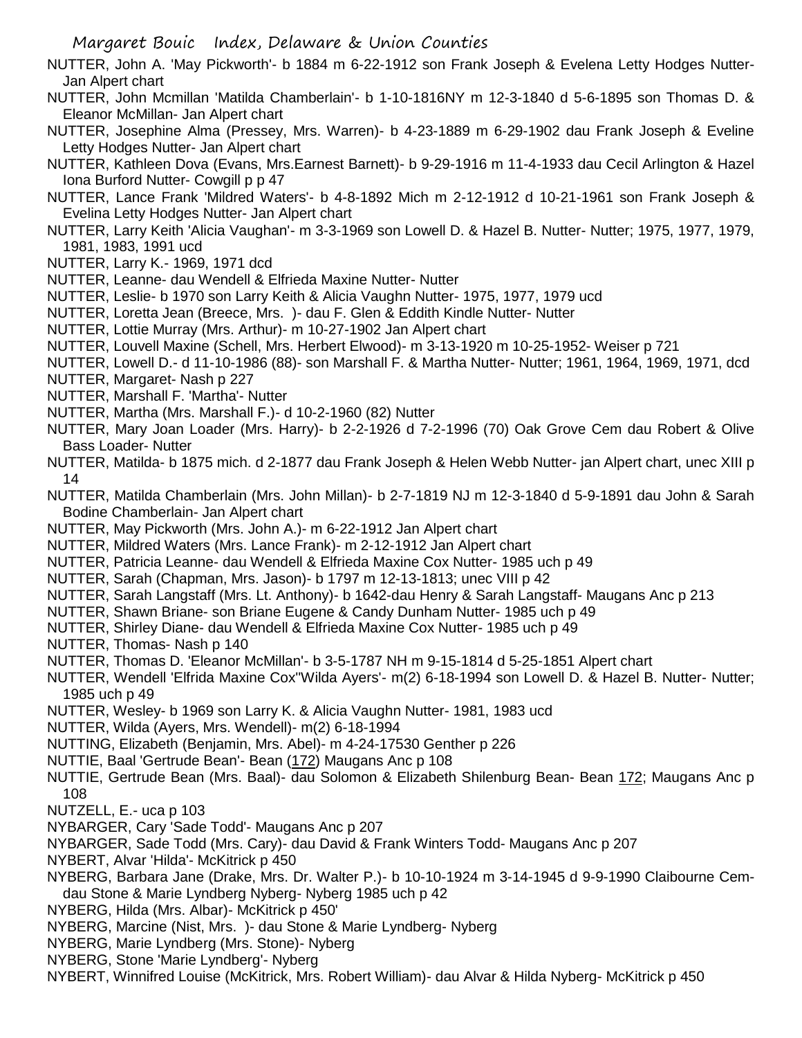NUTTER, John A. 'May Pickworth'- b 1884 m 6-22-1912 son Frank Joseph & Evelena Letty Hodges Nutter- Jan Alpert chart

NUTTER, John Mcmillan 'Matilda Chamberlain'- b 1-10-1816NY m 12-3-1840 d 5-6-1895 son Thomas D. & Eleanor McMillan- Jan Alpert chart

NUTTER, Josephine Alma (Pressey, Mrs. Warren)- b 4-23-1889 m 6-29-1902 dau Frank Joseph & Eveline Letty Hodges Nutter- Jan Alpert chart

NUTTER, Kathleen Dova (Evans, Mrs.Earnest Barnett)- b 9-29-1916 m 11-4-1933 dau Cecil Arlington & Hazel Iona Burford Nutter- Cowgill p p 47

NUTTER, Lance Frank 'Mildred Waters'- b 4-8-1892 Mich m 2-12-1912 d 10-21-1961 son Frank Joseph & Evelina Letty Hodges Nutter- Jan Alpert chart

NUTTER, Larry Keith 'Alicia Vaughan'- m 3-3-1969 son Lowell D. & Hazel B. Nutter- Nutter; 1975, 1977, 1979, 1981, 1983, 1991 ucd

NUTTER, Larry K.- 1969, 1971 dcd

NUTTER, Leanne- dau Wendell & Elfrieda Maxine Nutter- Nutter

NUTTER, Leslie- b 1970 son Larry Keith & Alicia Vaughn Nutter- 1975, 1977, 1979 ucd

NUTTER, Loretta Jean (Breece, Mrs. )- dau F. Glen & Eddith Kindle Nutter- Nutter

NUTTER, Lottie Murray (Mrs. Arthur)- m 10-27-1902 Jan Alpert chart

NUTTER, Louvell Maxine (Schell, Mrs. Herbert Elwood)- m 3-13-1920 m 10-25-1952- Weiser p 721

NUTTER, Lowell D.- d 11-10-1986 (88)- son Marshall F. & Martha Nutter- Nutter; 1961, 1964, 1969, 1971, dcd

NUTTER, Margaret- Nash p 227

NUTTER, Marshall F. 'Martha'- Nutter

NUTTER, Martha (Mrs. Marshall F.)- d 10-2-1960 (82) Nutter

NUTTER, Mary Joan Loader (Mrs. Harry)- b 2-2-1926 d 7-2-1996 (70) Oak Grove Cem dau Robert & Olive Bass Loader- Nutter

NUTTER, Matilda- b 1875 mich. d 2-1877 dau Frank Joseph & Helen Webb Nutter- jan Alpert chart, unec XIII p 14

NUTTER, Matilda Chamberlain (Mrs. John Millan)- b 2-7-1819 NJ m 12-3-1840 d 5-9-1891 dau John & Sarah Bodine Chamberlain- Jan Alpert chart

NUTTER, May Pickworth (Mrs. John A.)- m 6-22-1912 Jan Alpert chart

NUTTER, Mildred Waters (Mrs. Lance Frank)- m 2-12-1912 Jan Alpert chart

NUTTER, Patricia Leanne- dau Wendell & Elfrieda Maxine Cox Nutter- 1985 uch p 49

NUTTER, Sarah (Chapman, Mrs. Jason)- b 1797 m 12-13-1813; unec VIII p 42

NUTTER, Sarah Langstaff (Mrs. Lt. Anthony)- b 1642-dau Henry & Sarah Langstaff- Maugans Anc p 213

NUTTER, Shawn Briane- son Briane Eugene & Candy Dunham Nutter- 1985 uch p 49

NUTTER, Shirley Diane- dau Wendell & Elfrieda Maxine Cox Nutter- 1985 uch p 49

NUTTER, Thomas- Nash p 140

NUTTER, Thomas D. 'Eleanor McMillan'- b 3-5-1787 NH m 9-15-1814 d 5-25-1851 Alpert chart

NUTTER, Wendell 'Elfrida Maxine Cox''Wilda Ayers'- m(2) 6-18-1994 son Lowell D. & Hazel B. Nutter- Nutter; 1985 uch p 49

NUTTER, Wesley- b 1969 son Larry K. & Alicia Vaughn Nutter- 1981, 1983 ucd

NUTTER, Wilda (Ayers, Mrs. Wendell)- m(2) 6-18-1994

NUTTING, Elizabeth (Benjamin, Mrs. Abel)- m 4-24-17530 Genther p 226

NUTTIE, Baal 'Gertrude Bean'- Bean (172) Maugans Anc p 108

NUTTIE, Gertrude Bean (Mrs. Baal)- dau Solomon & Elizabeth Shilenburg Bean- Bean 172; Maugans Anc p 108

NUTZELL, E.- uca p 103

NYBARGER, Cary 'Sade Todd'- Maugans Anc p 207

NYBARGER, Sade Todd (Mrs. Cary)- dau David & Frank Winters Todd- Maugans Anc p 207

NYBERT, Alvar 'Hilda'- McKitrick p 450

NYBERG, Barbara Jane (Drake, Mrs. Dr. Walter P.)- b 10-10-1924 m 3-14-1945 d 9-9-1990 Claibourne Cem- dau Stone & Marie Lyndberg Nyberg- Nyberg 1985 uch p 42

NYBERG, Hilda (Mrs. Albar)- McKitrick p 450'

NYBERG, Marcine (Nist, Mrs. )- dau Stone & Marie Lyndberg- Nyberg

NYBERG, Marie Lyndberg (Mrs. Stone)- Nyberg

NYBERG, Stone 'Marie Lyndberg'- Nyberg

NYBERT, Winnifred Louise (McKitrick, Mrs. Robert William)- dau Alvar & Hilda Nyberg- McKitrick p 450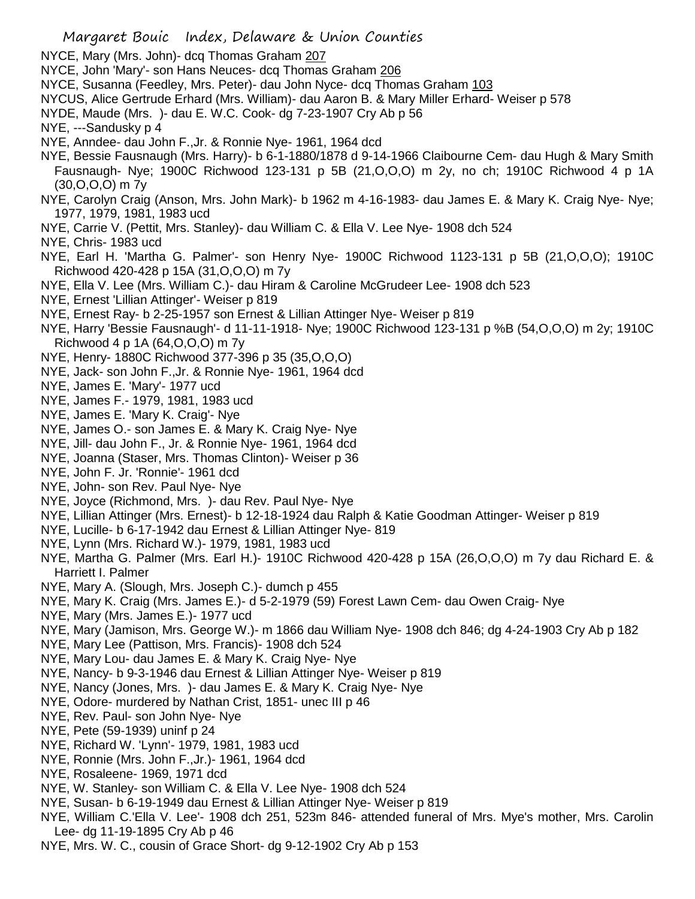NYCE, Mary (Mrs. John)- dcq Thomas Graham 207

NYCE, John 'Mary'- son Hans Neuces- dcq Thomas Graham 206

NYCE, Susanna (Feedley, Mrs. Peter)- dau John Nyce- dcq Thomas Graham 103

NYCUS, Alice Gertrude Erhard (Mrs. William)- dau Aaron B. & Mary Miller Erhard- Weiser p 578

NYDE, Maude (Mrs. )- dau E. W.C. Cook- dg 7-23-1907 Cry Ab p 56

NYE, ---Sandusky p 4

NYE, Anndee- dau John F.,Jr. & Ronnie Nye- 1961, 1964 dcd

NYE, Bessie Fausnaugh (Mrs. Harry)- b 6-1-1880/1878 d 9-14-1966 Claibourne Cem- dau Hugh & Mary Smith Fausnaugh- Nye; 1900C Richwood 123-131 p 5B (21,O,O,O) m 2y, no ch; 1910C Richwood 4 p 1A (30,O,O,O) m 7y

NYE, Carolyn Craig (Anson, Mrs. John Mark)- b 1962 m 4-16-1983- dau James E. & Mary K. Craig Nye- Nye; 1977, 1979, 1981, 1983 ucd

NYE, Carrie V. (Pettit, Mrs. Stanley)- dau William C. & Ella V. Lee Nye- 1908 dch 524

NYE, Chris- 1983 ucd

NYE, Earl H. 'Martha G. Palmer'- son Henry Nye- 1900C Richwood 1123-131 p 5B (21,O,O,O); 1910C Richwood 420-428 p 15A (31,O,O,O) m 7y

NYE, Ella V. Lee (Mrs. William C.)- dau Hiram & Caroline McGrudeer Lee- 1908 dch 523

NYE, Ernest 'Lillian Attinger'- Weiser p 819

NYE, Ernest Ray- b 2-25-1957 son Ernest & Lillian Attinger Nye- Weiser p 819

NYE, Harry 'Bessie Fausnaugh'- d 11-11-1918- Nye; 1900C Richwood 123-131 p %B (54,O,O,O) m 2y; 1910C Richwood 4 p 1A (64,O,O,O) m 7y

NYE, Henry- 1880C Richwood 377-396 p 35 (35,O,O,O)

NYE, Jack- son John F.,Jr. & Ronnie Nye- 1961, 1964 dcd

NYE, James E. 'Mary'- 1977 ucd

NYE, James F.- 1979, 1981, 1983 ucd

NYE, James E. 'Mary K. Craig'- Nye

NYE, James O.- son James E. & Mary K. Craig Nye- Nye

NYE, Jill- dau John F., Jr. & Ronnie Nye- 1961, 1964 dcd

NYE, Joanna (Staser, Mrs. Thomas Clinton)- Weiser p 36

NYE, John F. Jr. 'Ronnie'- 1961 dcd

NYE, John- son Rev. Paul Nye- Nye

NYE, Joyce (Richmond, Mrs. )- dau Rev. Paul Nye- Nye

NYE, Lillian Attinger (Mrs. Ernest)- b 12-18-1924 dau Ralph & Katie Goodman Attinger- Weiser p 819

NYE, Lucille- b 6-17-1942 dau Ernest & Lillian Attinger Nye- 819

NYE, Lynn (Mrs. Richard W.)- 1979, 1981, 1983 ucd

NYE, Martha G. Palmer (Mrs. Earl H.)- 1910C Richwood 420-428 p 15A (26,O,O,O) m 7y dau Richard E. & Harriett I. Palmer

NYE, Mary A. (Slough, Mrs. Joseph C.)- dumch p 455

NYE, Mary K. Craig (Mrs. James E.)- d 5-2-1979 (59) Forest Lawn Cem- dau Owen Craig- Nye

NYE, Mary (Mrs. James E.)- 1977 ucd

NYE, Mary (Jamison, Mrs. George W.)- m 1866 dau William Nye- 1908 dch 846; dg 4-24-1903 Cry Ab p 182

NYE, Mary Lee (Pattison, Mrs. Francis)- 1908 dch 524

NYE, Mary Lou- dau James E. & Mary K. Craig Nye- Nye

NYE, Nancy- b 9-3-1946 dau Ernest & Lillian Attinger Nye- Weiser p 819

NYE, Nancy (Jones, Mrs. )- dau James E. & Mary K. Craig Nye- Nye

NYE, Odore- murdered by Nathan Crist, 1851- unec III p 46

NYE, Rev. Paul- son John Nye- Nye

NYE, Pete (59-1939) uninf p 24

NYE, Richard W. 'Lynn'- 1979, 1981, 1983 ucd

NYE, Ronnie (Mrs. John F.,Jr.)- 1961, 1964 dcd

NYE, Rosaleene- 1969, 1971 dcd

NYE, W. Stanley- son William C. & Ella V. Lee Nye- 1908 dch 524

NYE, Susan- b 6-19-1949 dau Ernest & Lillian Attinger Nye- Weiser p 819

NYE, William C.'Ella V. Lee'- 1908 dch 251, 523m 846- attended funeral of Mrs. Mye's mother, Mrs. Carolin Lee- dg 11-19-1895 Cry Ab p 46

NYE, Mrs. W. C., cousin of Grace Short- dg 9-12-1902 Cry Ab p 153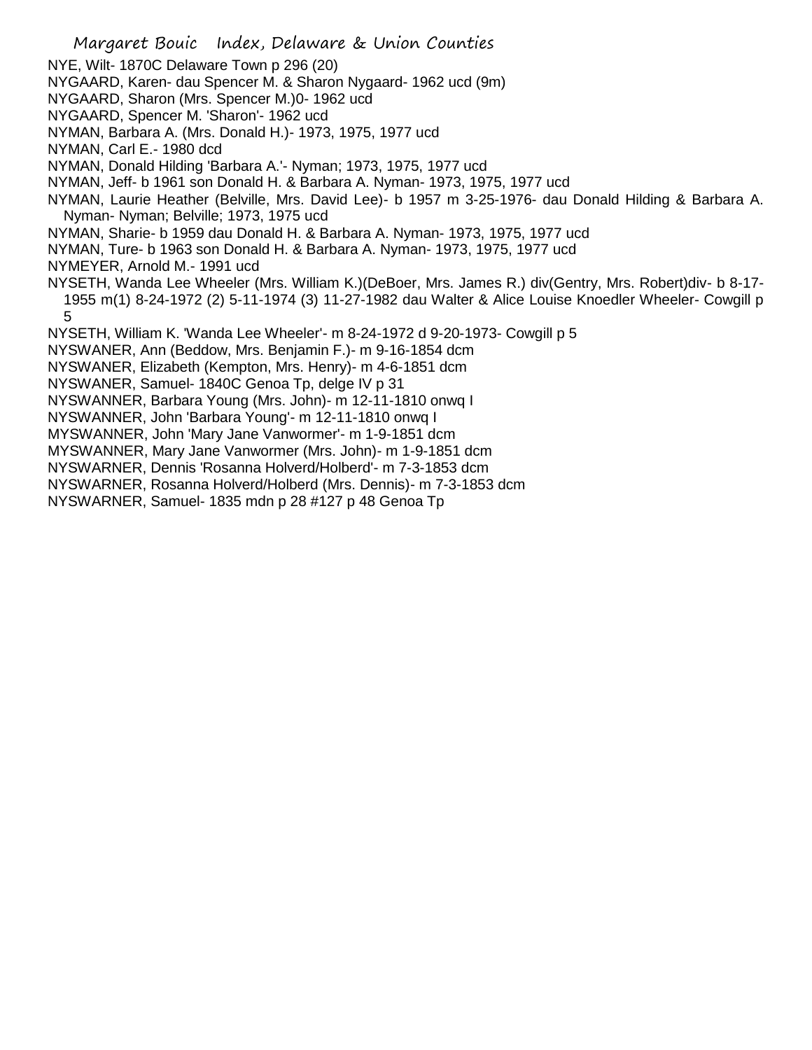NYE, Wilt- 1870C Delaware Town p 296 (20)
NYGAARD, Karen- dau Spencer M. & Sharon Nygaard- 1962 ucd (9m)
NYGAARD, Sharon (Mrs. Spencer M.)0- 1962 ucd
NYGAARD, Spencer M. 'Sharon'- 1962 ucd
NYMAN, Barbara A. (Mrs. Donald H.)- 1973, 1975, 1977 ucd
NYMAN, Carl E.- 1980 dcd
NYMAN, Donald Hilding 'Barbara A.'- Nyman; 1973, 1975, 1977 ucd
NYMAN, Jeff- b 1961 son Donald H. & Barbara A. Nyman- 1973, 1975, 1977 ucd
NYMAN, Laurie Heather (Belville, Mrs. David Lee)- b 1957 m 3-25-1976- dau Donald Hilding & Barbara A. Nyman- Nyman; Belville; 1973, 1975 ucd
NYMAN, Sharie- b 1959 dau Donald H. & Barbara A. Nyman- 1973, 1975, 1977 ucd
NYMAN, Ture- b 1963 son Donald H. & Barbara A. Nyman- 1973, 1975, 1977 ucd
NYMEYER, Arnold M.- 1991 ucd
NYSETH, Wanda Lee Wheeler (Mrs. William K.)(DeBoer, Mrs. James R.) div(Gentry, Mrs. Robert)div- b 8-17-1955 m(1) 8-24-1972 (2) 5-11-1974 (3) 11-27-1982 dau Walter & Alice Louise Knoedler Wheeler- Cowgill p 5
NYSETH, William K. 'Wanda Lee Wheeler'- m 8-24-1972 d 9-20-1973- Cowgill p 5
NYSWANER, Ann (Beddow, Mrs. Benjamin F.)- m 9-16-1854 dcm
NYSWANER, Elizabeth (Kempton, Mrs. Henry)- m 4-6-1851 dcm
NYSWANER, Samuel- 1840C Genoa Tp, delge IV p 31
NYSWANNER, Barbara Young (Mrs. John)- m 12-11-1810 onwq I
NYSWANNER, John 'Barbara Young'- m 12-11-1810 onwq I
MYSWANNER, John 'Mary Jane Vanwormer'- m 1-9-1851 dcm
MYSWANNER, Mary Jane Vanwormer (Mrs. John)- m 1-9-1851 dcm
NYSWARNER, Dennis 'Rosanna Holverd/Holberd'- m 7-3-1853 dcm
NYSWARNER, Rosanna Holverd/Holberd (Mrs. Dennis)- m 7-3-1853 dcm
NYSWARNER, Samuel- 1835 mdn p 28 #127 p 48 Genoa Tp